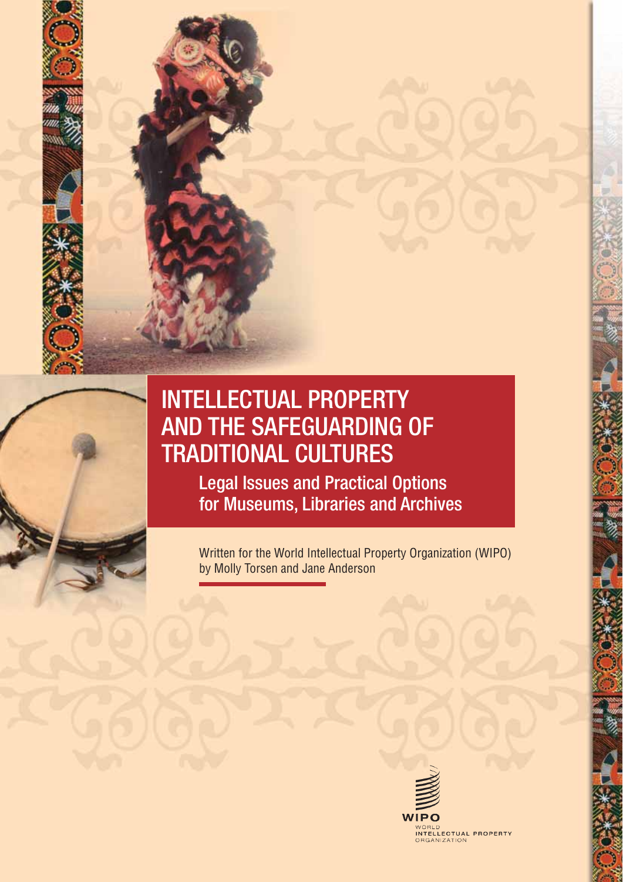# INTELLECTUAL PROPERTY AND THE SAFEGUARDING OF TRADITIONAL CULTURES

## Legal Issues and Practical Options for Museums, Libraries and Archives

Written for the World Intellectual Property Organization (WIPO) by Molly Torsen and Jane Anderson

WIPO
WORLD INTELLECTUAL PROPERTY ORGANIZATION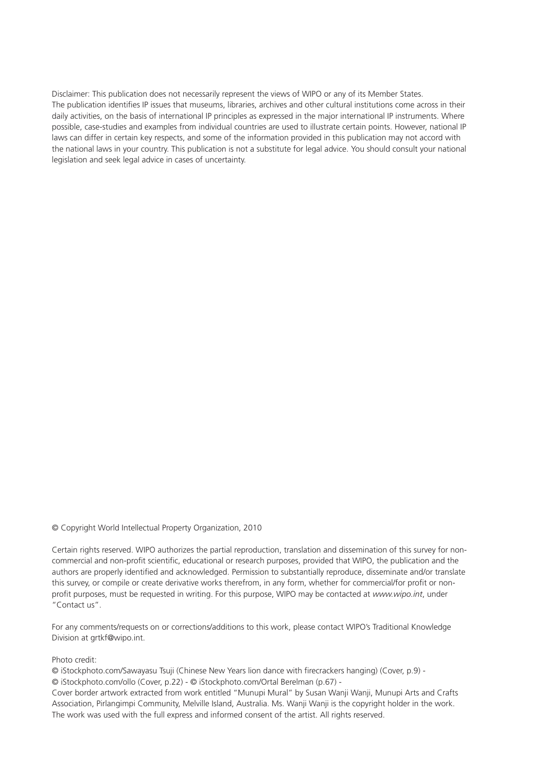Disclaimer: This publication does not necessarily represent the views of WIPO or any of its Member States. The publication identifies IP issues that museums, libraries, archives and other cultural institutions come across in their daily activities, on the basis of international IP principles as expressed in the major international IP instruments. Where possible, case-studies and examples from individual countries are used to illustrate certain points. However, national IP laws can differ in certain key respects, and some of the information provided in this publication may not accord with the national laws in your country. This publication is not a substitute for legal advice. You should consult your national legislation and seek legal advice in cases of uncertainty.

© Copyright World Intellectual Property Organization, 2010

Certain rights reserved. WIPO authorizes the partial reproduction, translation and dissemination of this survey for non-commercial and non-profit scientific, educational or research purposes, provided that WIPO, the publication and the authors are properly identified and acknowledged. Permission to substantially reproduce, disseminate and/or translate this survey, or compile or create derivative works therefrom, in any form, whether for commercial/for profit or non-profit purposes, must be requested in writing. For this purpose, WIPO may be contacted at *www.wipo.int*, under "Contact us".

For any comments/requests on or corrections/additions to this work, please contact WIPO's Traditional Knowledge Division at grtkf@wipo.int.

Photo credit:
© iStockphoto.com/Sawayasu Tsuji (Chinese New Years lion dance with firecrackers hanging) (Cover, p.9) -
© iStockphoto.com/ollo (Cover, p.22) - © iStockphoto.com/Ortal Berelman (p.67) -
Cover border artwork extracted from work entitled "Munupi Mural" by Susan Wanji Wanji, Munupi Arts and Crafts Association, Pirlangimpi Community, Melville Island, Australia. Ms. Wanji Wanji is the copyright holder in the work. The work was used with the full express and informed consent of the artist. All rights reserved.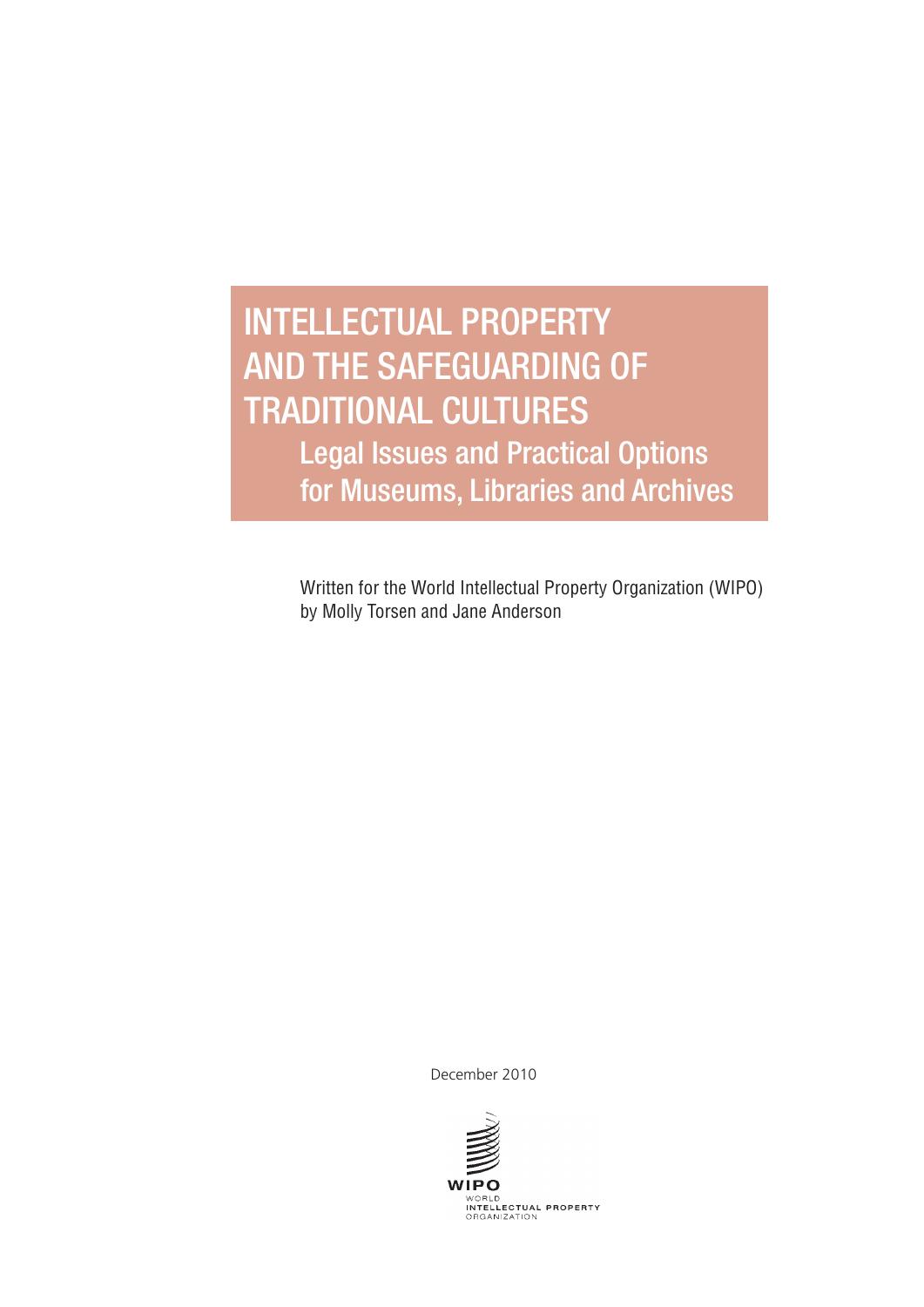# INTELLECTUAL PROPERTY AND THE SAFEGUARDING OF TRADITIONAL CULTURES

## Legal Issues and Practical Options for Museums, Libraries and Archives

Written for the World Intellectual Property Organization (WIPO) by Molly Torsen and Jane Anderson

December 2010

WIPO
WORLD
INTELLECTUAL PROPERTY
ORGANIZATION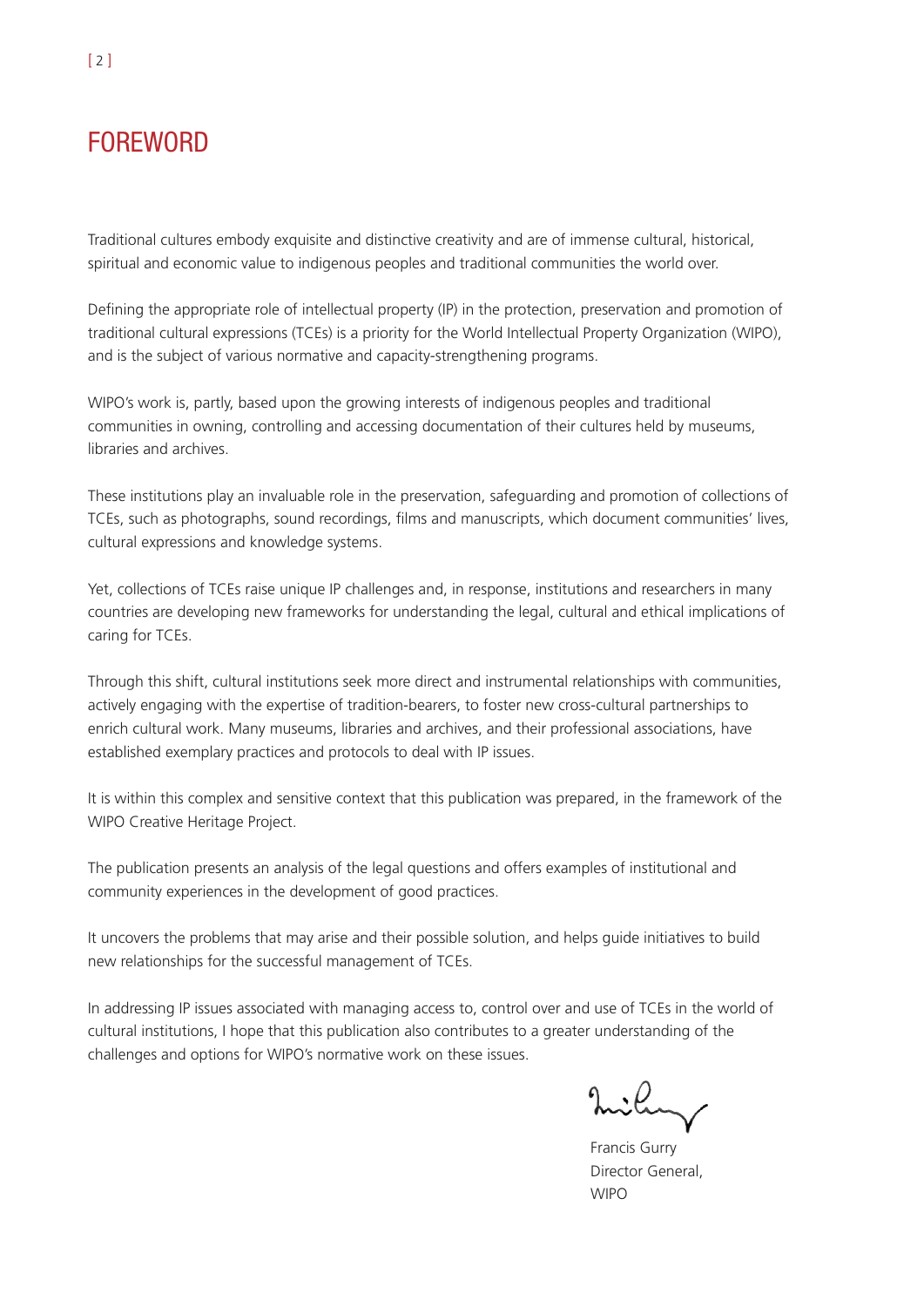# FOREWORD

Traditional cultures embody exquisite and distinctive creativity and are of immense cultural, historical, spiritual and economic value to indigenous peoples and traditional communities the world over.

Defining the appropriate role of intellectual property (IP) in the protection, preservation and promotion of traditional cultural expressions (TCEs) is a priority for the World Intellectual Property Organization (WIPO), and is the subject of various normative and capacity-strengthening programs.

WIPO's work is, partly, based upon the growing interests of indigenous peoples and traditional communities in owning, controlling and accessing documentation of their cultures held by museums, libraries and archives.

These institutions play an invaluable role in the preservation, safeguarding and promotion of collections of TCEs, such as photographs, sound recordings, films and manuscripts, which document communities' lives, cultural expressions and knowledge systems.

Yet, collections of TCEs raise unique IP challenges and, in response, institutions and researchers in many countries are developing new frameworks for understanding the legal, cultural and ethical implications of caring for TCEs.

Through this shift, cultural institutions seek more direct and instrumental relationships with communities, actively engaging with the expertise of tradition-bearers, to foster new cross-cultural partnerships to enrich cultural work. Many museums, libraries and archives, and their professional associations, have established exemplary practices and protocols to deal with IP issues.

It is within this complex and sensitive context that this publication was prepared, in the framework of the WIPO Creative Heritage Project.

The publication presents an analysis of the legal questions and offers examples of institutional and community experiences in the development of good practices.

It uncovers the problems that may arise and their possible solution, and helps guide initiatives to build new relationships for the successful management of TCEs.

In addressing IP issues associated with managing access to, control over and use of TCEs in the world of cultural institutions, I hope that this publication also contributes to a greater understanding of the challenges and options for WIPO's normative work on these issues.

Francis Gurry
Director General,
WIPO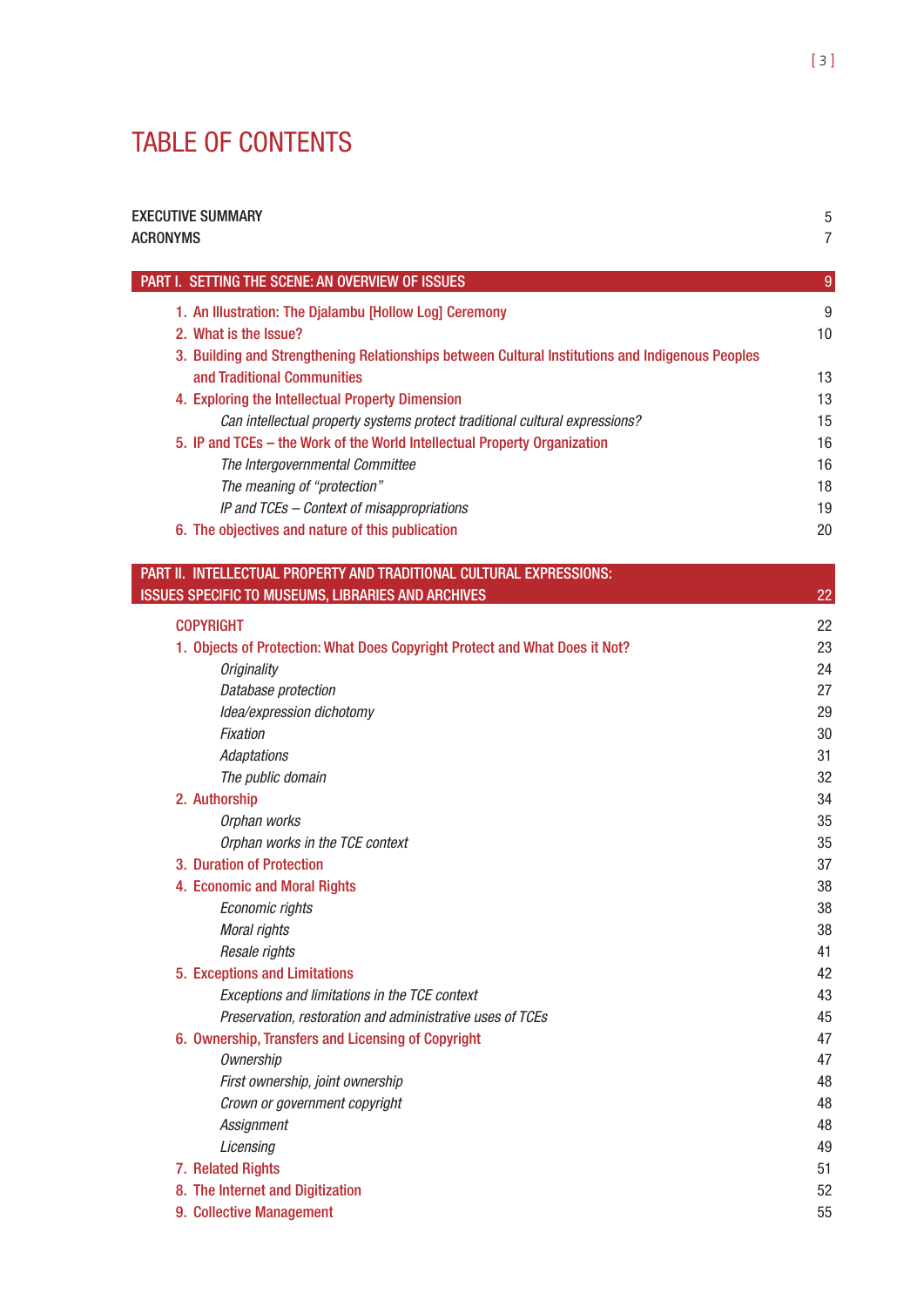# TABLE OF CONTENTS

| | |
|---|---|
| EXECUTIVE SUMMARY | 5 |
| ACRONYMS | 7 |
| **PART I. SETTING THE SCENE: AN OVERVIEW OF ISSUES** | **9** |
| 1. An Illustration: The Djalambu [Hollow Log] Ceremony | 9 |
| 2. What is the Issue? | 10 |
| 3. Building and Strengthening Relationships between Cultural Institutions and Indigenous Peoples and Traditional Communities | 13 |
| 4. Exploring the Intellectual Property Dimension | 13 |
| *Can intellectual property systems protect traditional cultural expressions?* | 15 |
| 5. IP and TCEs – the Work of the World Intellectual Property Organization | 16 |
| *The Intergovernmental Committee* | 16 |
| *The meaning of "protection"* | 18 |
| *IP and TCEs – Context of misappropriations* | 19 |
| 6. The objectives and nature of this publication | 20 |
| **PART II. INTELLECTUAL PROPERTY AND TRADITIONAL CULTURAL EXPRESSIONS: ISSUES SPECIFIC TO MUSEUMS, LIBRARIES AND ARCHIVES** | **22** |
| COPYRIGHT | 22 |
| 1. Objects of Protection: What Does Copyright Protect and What Does it Not? | 23 |
| *Originality* | 24 |
| *Database protection* | 27 |
| *Idea/expression dichotomy* | 29 |
| *Fixation* | 30 |
| *Adaptations* | 31 |
| *The public domain* | 32 |
| 2. Authorship | 34 |
| *Orphan works* | 35 |
| *Orphan works in the TCE context* | 35 |
| 3. Duration of Protection | 37 |
| 4. Economic and Moral Rights | 38 |
| *Economic rights* | 38 |
| *Moral rights* | 38 |
| *Resale rights* | 41 |
| 5. Exceptions and Limitations | 42 |
| *Exceptions and limitations in the TCE context* | 43 |
| *Preservation, restoration and administrative uses of TCEs* | 45 |
| 6. Ownership, Transfers and Licensing of Copyright | 47 |
| *Ownership* | 47 |
| *First ownership, joint ownership* | 48 |
| *Crown or government copyright* | 48 |
| *Assignment* | 48 |
| *Licensing* | 49 |
| 7. Related Rights | 51 |
| 8. The Internet and Digitization | 52 |
| 9. Collective Management | 55 |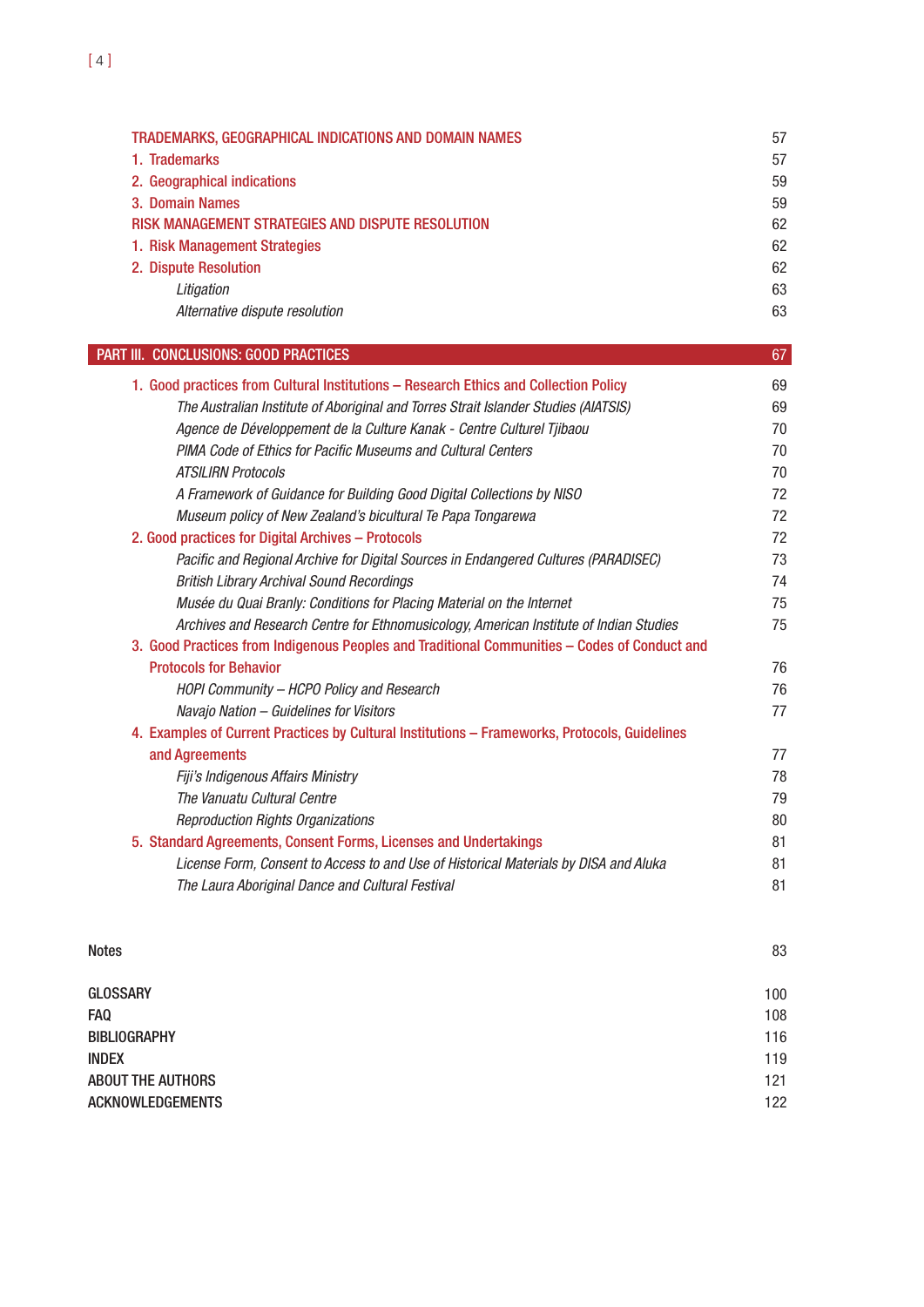| | |
|---|---|
| TRADEMARKS, GEOGRAPHICAL INDICATIONS AND DOMAIN NAMES | 57 |
| 1. Trademarks | 57 |
| 2. Geographical indications | 59 |
| 3. Domain Names | 59 |
| RISK MANAGEMENT STRATEGIES AND DISPUTE RESOLUTION | 62 |
| 1. Risk Management Strategies | 62 |
| 2. Dispute Resolution | 62 |
| *Litigation* | 63 |
| *Alternative dispute resolution* | 63 |
| **PART III. CONCLUSIONS: GOOD PRACTICES** | **67** |
| 1. Good practices from Cultural Institutions – Research Ethics and Collection Policy | 69 |
| *The Australian Institute of Aboriginal and Torres Strait Islander Studies (AIATSIS)* | 69 |
| *Agence de Développement de la Culture Kanak - Centre Culturel Tjibaou* | 70 |
| *PIMA Code of Ethics for Pacific Museums and Cultural Centers* | 70 |
| *ATSILIRN Protocols* | 70 |
| *A Framework of Guidance for Building Good Digital Collections by NISO* | 72 |
| *Museum policy of New Zealand's bicultural Te Papa Tongarewa* | 72 |
| 2. Good practices for Digital Archives – Protocols | 72 |
| *Pacific and Regional Archive for Digital Sources in Endangered Cultures (PARADISEC)* | 73 |
| *British Library Archival Sound Recordings* | 74 |
| *Musée du Quai Branly: Conditions for Placing Material on the Internet* | 75 |
| *Archives and Research Centre for Ethnomusicology, American Institute of Indian Studies* | 75 |
| 3. Good Practices from Indigenous Peoples and Traditional Communities – Codes of Conduct and Protocols for Behavior | 76 |
| *HOPI Community – HCPO Policy and Research* | 76 |
| *Navajo Nation – Guidelines for Visitors* | 77 |
| 4. Examples of Current Practices by Cultural Institutions – Frameworks, Protocols, Guidelines and Agreements | 77 |
| *Fiji's Indigenous Affairs Ministry* | 78 |
| *The Vanuatu Cultural Centre* | 79 |
| *Reproduction Rights Organizations* | 80 |
| 5. Standard Agreements, Consent Forms, Licenses and Undertakings | 81 |
| *License Form, Consent to Access to and Use of Historical Materials by DISA and Aluka* | 81 |
| *The Laura Aboriginal Dance and Cultural Festival* | 81 |
| Notes | 83 |
| GLOSSARY | 100 |
| FAQ | 108 |
| BIBLIOGRAPHY | 116 |
| INDEX | 119 |
| ABOUT THE AUTHORS | 121 |
| ACKNOWLEDGEMENTS | 122 |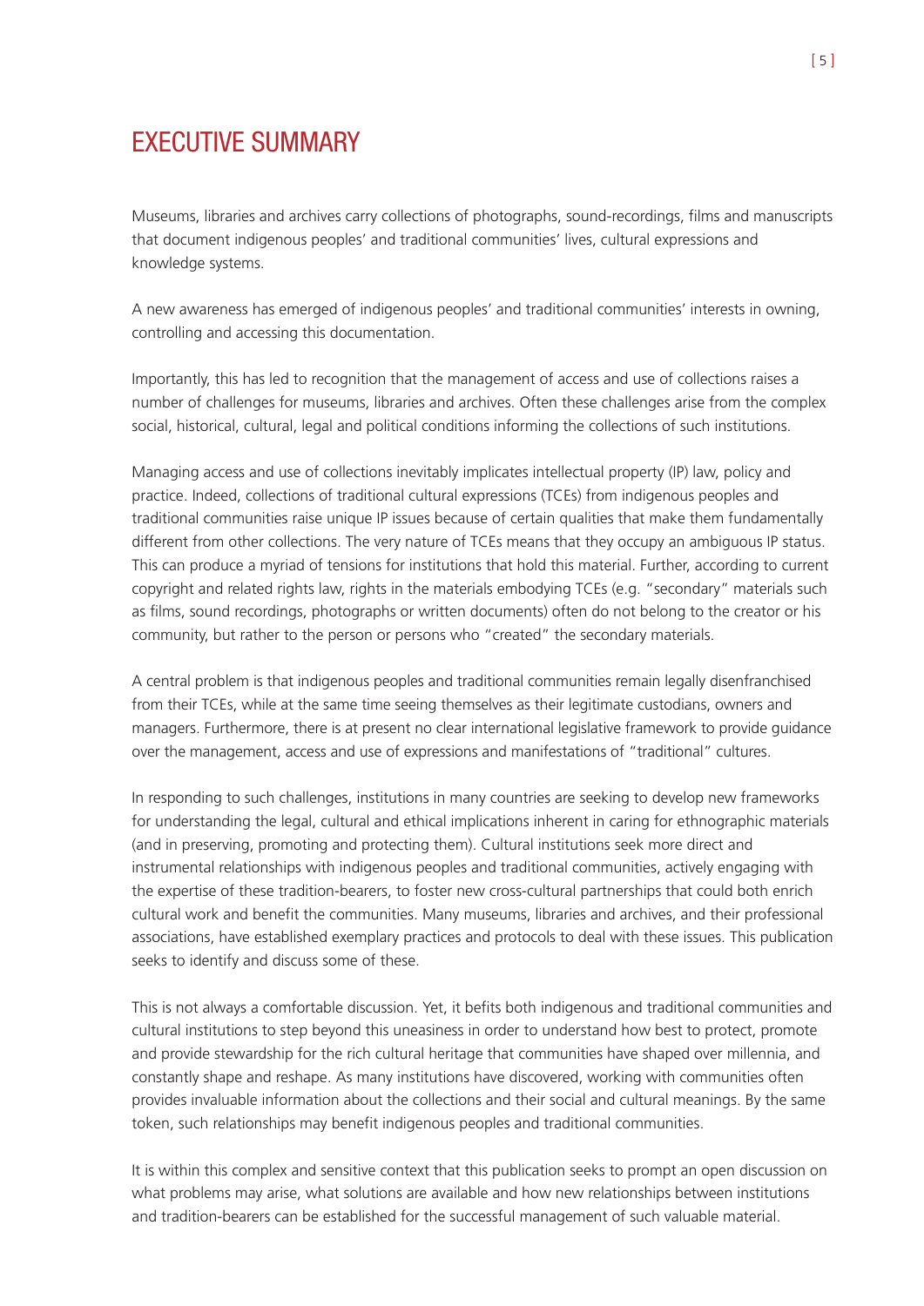# EXECUTIVE SUMMARY

Museums, libraries and archives carry collections of photographs, sound-recordings, films and manuscripts that document indigenous peoples' and traditional communities' lives, cultural expressions and knowledge systems.

A new awareness has emerged of indigenous peoples' and traditional communities' interests in owning, controlling and accessing this documentation.

Importantly, this has led to recognition that the management of access and use of collections raises a number of challenges for museums, libraries and archives. Often these challenges arise from the complex social, historical, cultural, legal and political conditions informing the collections of such institutions.

Managing access and use of collections inevitably implicates intellectual property (IP) law, policy and practice. Indeed, collections of traditional cultural expressions (TCEs) from indigenous peoples and traditional communities raise unique IP issues because of certain qualities that make them fundamentally different from other collections. The very nature of TCEs means that they occupy an ambiguous IP status. This can produce a myriad of tensions for institutions that hold this material. Further, according to current copyright and related rights law, rights in the materials embodying TCEs (e.g. "secondary" materials such as films, sound recordings, photographs or written documents) often do not belong to the creator or his community, but rather to the person or persons who "created" the secondary materials.

A central problem is that indigenous peoples and traditional communities remain legally disenfranchised from their TCEs, while at the same time seeing themselves as their legitimate custodians, owners and managers. Furthermore, there is at present no clear international legislative framework to provide guidance over the management, access and use of expressions and manifestations of "traditional" cultures.

In responding to such challenges, institutions in many countries are seeking to develop new frameworks for understanding the legal, cultural and ethical implications inherent in caring for ethnographic materials (and in preserving, promoting and protecting them). Cultural institutions seek more direct and instrumental relationships with indigenous peoples and traditional communities, actively engaging with the expertise of these tradition-bearers, to foster new cross-cultural partnerships that could both enrich cultural work and benefit the communities. Many museums, libraries and archives, and their professional associations, have established exemplary practices and protocols to deal with these issues. This publication seeks to identify and discuss some of these.

This is not always a comfortable discussion. Yet, it befits both indigenous and traditional communities and cultural institutions to step beyond this uneasiness in order to understand how best to protect, promote and provide stewardship for the rich cultural heritage that communities have shaped over millennia, and constantly shape and reshape. As many institutions have discovered, working with communities often provides invaluable information about the collections and their social and cultural meanings. By the same token, such relationships may benefit indigenous peoples and traditional communities.

It is within this complex and sensitive context that this publication seeks to prompt an open discussion on what problems may arise, what solutions are available and how new relationships between institutions and tradition-bearers can be established for the successful management of such valuable material.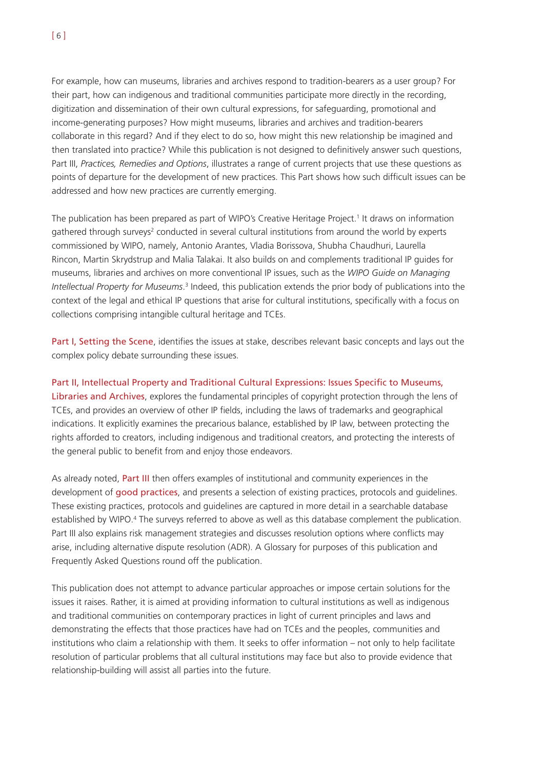For example, how can museums, libraries and archives respond to tradition-bearers as a user group? For their part, how can indigenous and traditional communities participate more directly in the recording, digitization and dissemination of their own cultural expressions, for safeguarding, promotional and income-generating purposes? How might museums, libraries and archives and tradition-bearers collaborate in this regard? And if they elect to do so, how might this new relationship be imagined and then translated into practice? While this publication is not designed to definitively answer such questions, Part III, *Practices, Remedies and Options*, illustrates a range of current projects that use these questions as points of departure for the development of new practices. This Part shows how such difficult issues can be addressed and how new practices are currently emerging.

The publication has been prepared as part of WIPO's Creative Heritage Project.[1] It draws on information gathered through surveys[2] conducted in several cultural institutions from around the world by experts commissioned by WIPO, namely, Antonio Arantes, Vladia Borissova, Shubha Chaudhuri, Laurella Rincon, Martin Skrydstrup and Malia Talakai. It also builds on and complements traditional IP guides for museums, libraries and archives on more conventional IP issues, such as the *WIPO Guide on Managing Intellectual Property for Museums*.[3] Indeed, this publication extends the prior body of publications into the context of the legal and ethical IP questions that arise for cultural institutions, specifically with a focus on collections comprising intangible cultural heritage and TCEs.

Part I, Setting the Scene, identifies the issues at stake, describes relevant basic concepts and lays out the complex policy debate surrounding these issues.

Part II, Intellectual Property and Traditional Cultural Expressions: Issues Specific to Museums, Libraries and Archives, explores the fundamental principles of copyright protection through the lens of TCEs, and provides an overview of other IP fields, including the laws of trademarks and geographical indications. It explicitly examines the precarious balance, established by IP law, between protecting the rights afforded to creators, including indigenous and traditional creators, and protecting the interests of the general public to benefit from and enjoy those endeavors.

As already noted, Part III then offers examples of institutional and community experiences in the development of good practices, and presents a selection of existing practices, protocols and guidelines. These existing practices, protocols and guidelines are captured in more detail in a searchable database established by WIPO.[4] The surveys referred to above as well as this database complement the publication. Part III also explains risk management strategies and discusses resolution options where conflicts may arise, including alternative dispute resolution (ADR). A Glossary for purposes of this publication and Frequently Asked Questions round off the publication.

This publication does not attempt to advance particular approaches or impose certain solutions for the issues it raises. Rather, it is aimed at providing information to cultural institutions as well as indigenous and traditional communities on contemporary practices in light of current principles and laws and demonstrating the effects that those practices have had on TCEs and the peoples, communities and institutions who claim a relationship with them. It seeks to offer information – not only to help facilitate resolution of particular problems that all cultural institutions may face but also to provide evidence that relationship-building will assist all parties into the future.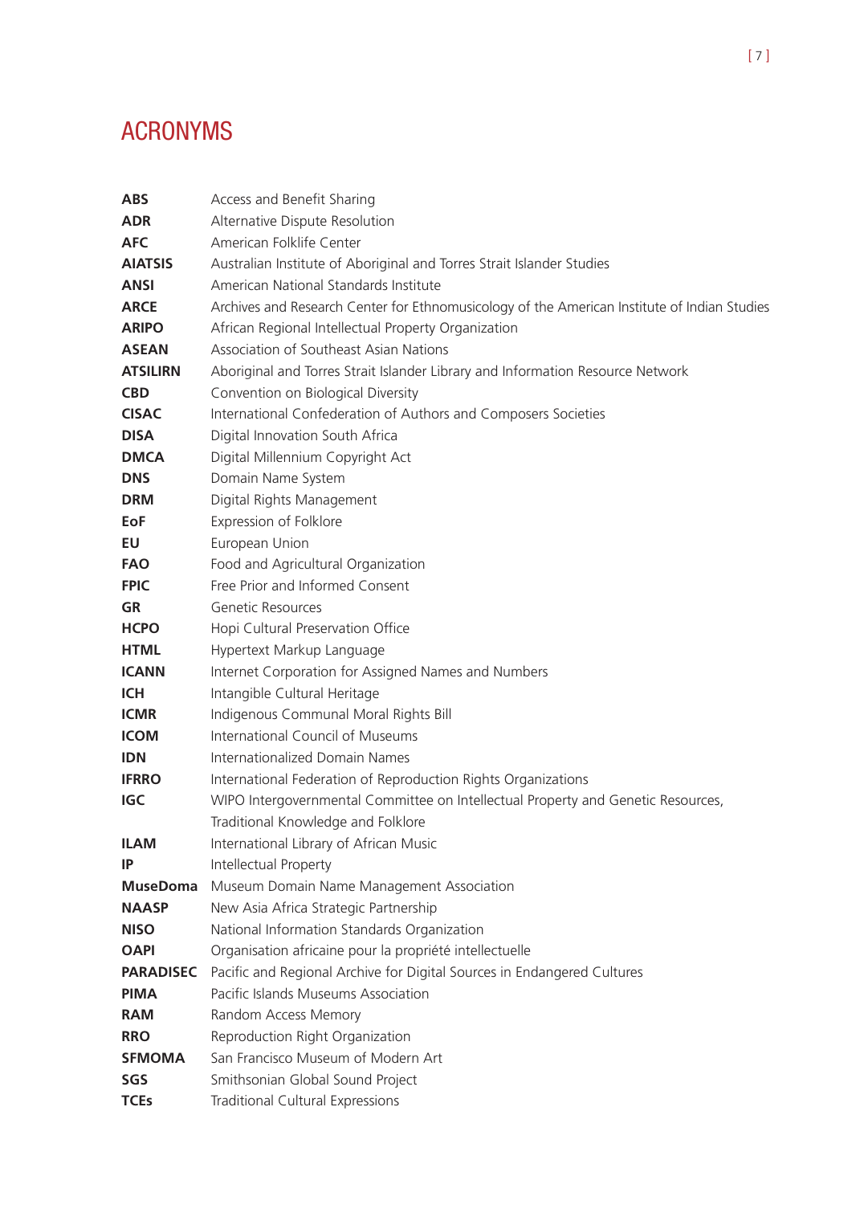# ACRONYMS

| | |
|---|---|
| **ABS** | Access and Benefit Sharing |
| **ADR** | Alternative Dispute Resolution |
| **AFC** | American Folklife Center |
| **AIATSIS** | Australian Institute of Aboriginal and Torres Strait Islander Studies |
| **ANSI** | American National Standards Institute |
| **ARCE** | Archives and Research Center for Ethnomusicology of the American Institute of Indian Studies |
| **ARIPO** | African Regional Intellectual Property Organization |
| **ASEAN** | Association of Southeast Asian Nations |
| **ATSILIRN** | Aboriginal and Torres Strait Islander Library and Information Resource Network |
| **CBD** | Convention on Biological Diversity |
| **CISAC** | International Confederation of Authors and Composers Societies |
| **DISA** | Digital Innovation South Africa |
| **DMCA** | Digital Millennium Copyright Act |
| **DNS** | Domain Name System |
| **DRM** | Digital Rights Management |
| **EoF** | Expression of Folklore |
| **EU** | European Union |
| **FAO** | Food and Agricultural Organization |
| **FPIC** | Free Prior and Informed Consent |
| **GR** | Genetic Resources |
| **HCPO** | Hopi Cultural Preservation Office |
| **HTML** | Hypertext Markup Language |
| **ICANN** | Internet Corporation for Assigned Names and Numbers |
| **ICH** | Intangible Cultural Heritage |
| **ICMR** | Indigenous Communal Moral Rights Bill |
| **ICOM** | International Council of Museums |
| **IDN** | Internationalized Domain Names |
| **IFRRO** | International Federation of Reproduction Rights Organizations |
| **IGC** | WIPO Intergovernmental Committee on Intellectual Property and Genetic Resources, Traditional Knowledge and Folklore |
| **ILAM** | International Library of African Music |
| **IP** | Intellectual Property |
| **MuseDoma** | Museum Domain Name Management Association |
| **NAASP** | New Asia Africa Strategic Partnership |
| **NISO** | National Information Standards Organization |
| **OAPI** | Organisation africaine pour la propriété intellectuelle |
| **PARADISEC** | Pacific and Regional Archive for Digital Sources in Endangered Cultures |
| **PIMA** | Pacific Islands Museums Association |
| **RAM** | Random Access Memory |
| **RRO** | Reproduction Right Organization |
| **SFMOMA** | San Francisco Museum of Modern Art |
| **SGS** | Smithsonian Global Sound Project |
| **TCEs** | Traditional Cultural Expressions |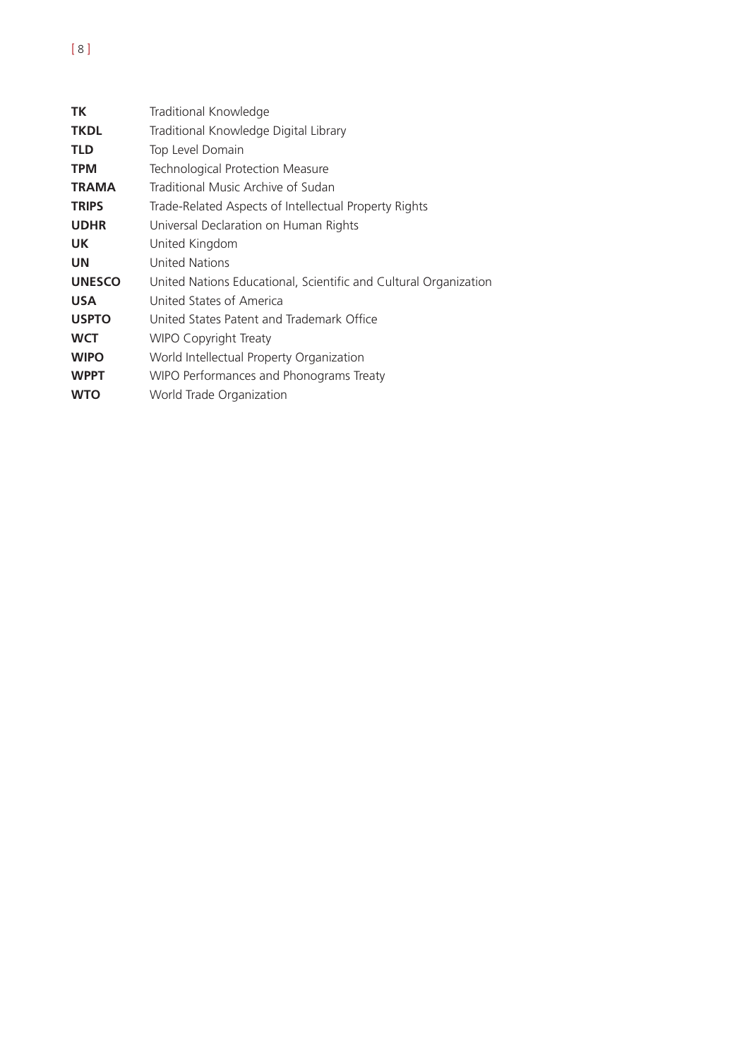| | |
|---|---|
| **TK** | Traditional Knowledge |
| **TKDL** | Traditional Knowledge Digital Library |
| **TLD** | Top Level Domain |
| **TPM** | Technological Protection Measure |
| **TRAMA** | Traditional Music Archive of Sudan |
| **TRIPS** | Trade-Related Aspects of Intellectual Property Rights |
| **UDHR** | Universal Declaration on Human Rights |
| **UK** | United Kingdom |
| **UN** | United Nations |
| **UNESCO** | United Nations Educational, Scientific and Cultural Organization |
| **USA** | United States of America |
| **USPTO** | United States Patent and Trademark Office |
| **WCT** | WIPO Copyright Treaty |
| **WIPO** | World Intellectual Property Organization |
| **WPPT** | WIPO Performances and Phonograms Treaty |
| **WTO** | World Trade Organization |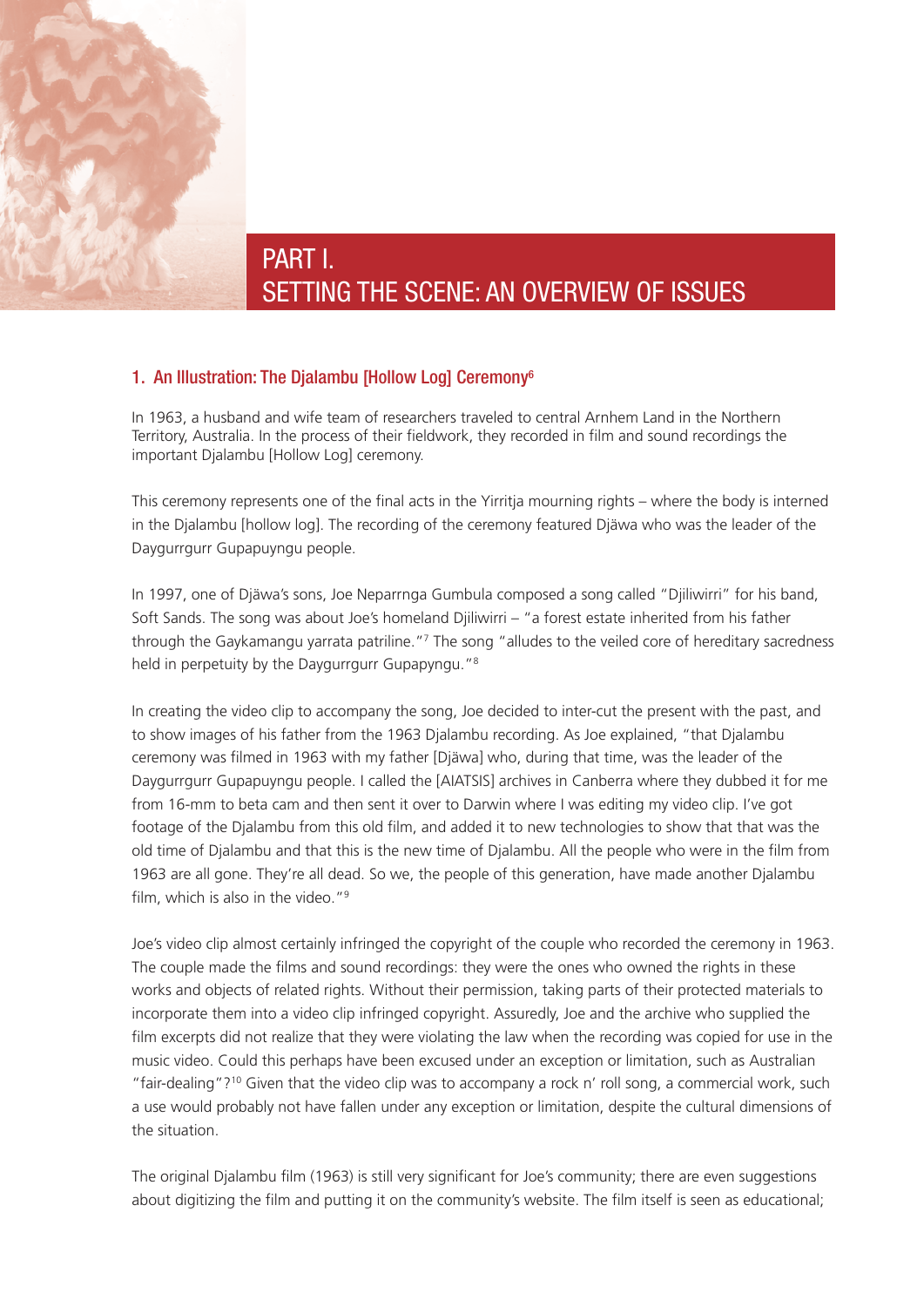# PART I. SETTING THE SCENE: AN OVERVIEW OF ISSUES

## 1. An Illustration: The Djalambu [Hollow Log] Ceremony[6]

In 1963, a husband and wife team of researchers traveled to central Arnhem Land in the Northern Territory, Australia. In the process of their fieldwork, they recorded in film and sound recordings the important Djalambu [Hollow Log] ceremony.

This ceremony represents one of the final acts in the Yirritja mourning rights – where the body is interned in the Djalambu [hollow log]. The recording of the ceremony featured Djäwa who was the leader of the Daygurrgurr Gupapuyngu people.

In 1997, one of Djäwa's sons, Joe Neparrnga Gumbula composed a song called "Djiliwirri" for his band, Soft Sands. The song was about Joe's homeland Djiliwirri – "a forest estate inherited from his father through the Gaykamangu yarrata patriline."[7] The song "alludes to the veiled core of hereditary sacredness held in perpetuity by the Daygurrgurr Gupapyngu."[8]

In creating the video clip to accompany the song, Joe decided to inter-cut the present with the past, and to show images of his father from the 1963 Djalambu recording. As Joe explained, "that Djalambu ceremony was filmed in 1963 with my father [Djäwa] who, during that time, was the leader of the Daygurrgurr Gupapuyngu people. I called the [AIATSIS] archives in Canberra where they dubbed it for me from 16-mm to beta cam and then sent it over to Darwin where I was editing my video clip. I've got footage of the Djalambu from this old film, and added it to new technologies to show that that was the old time of Djalambu and that this is the new time of Djalambu. All the people who were in the film from 1963 are all gone. They're all dead. So we, the people of this generation, have made another Djalambu film, which is also in the video."[9]

Joe's video clip almost certainly infringed the copyright of the couple who recorded the ceremony in 1963. The couple made the films and sound recordings: they were the ones who owned the rights in these works and objects of related rights. Without their permission, taking parts of their protected materials to incorporate them into a video clip infringed copyright. Assuredly, Joe and the archive who supplied the film excerpts did not realize that they were violating the law when the recording was copied for use in the music video. Could this perhaps have been excused under an exception or limitation, such as Australian "fair-dealing"?[10] Given that the video clip was to accompany a rock n' roll song, a commercial work, such a use would probably not have fallen under any exception or limitation, despite the cultural dimensions of the situation.

The original Djalambu film (1963) is still very significant for Joe's community; there are even suggestions about digitizing the film and putting it on the community's website. The film itself is seen as educational;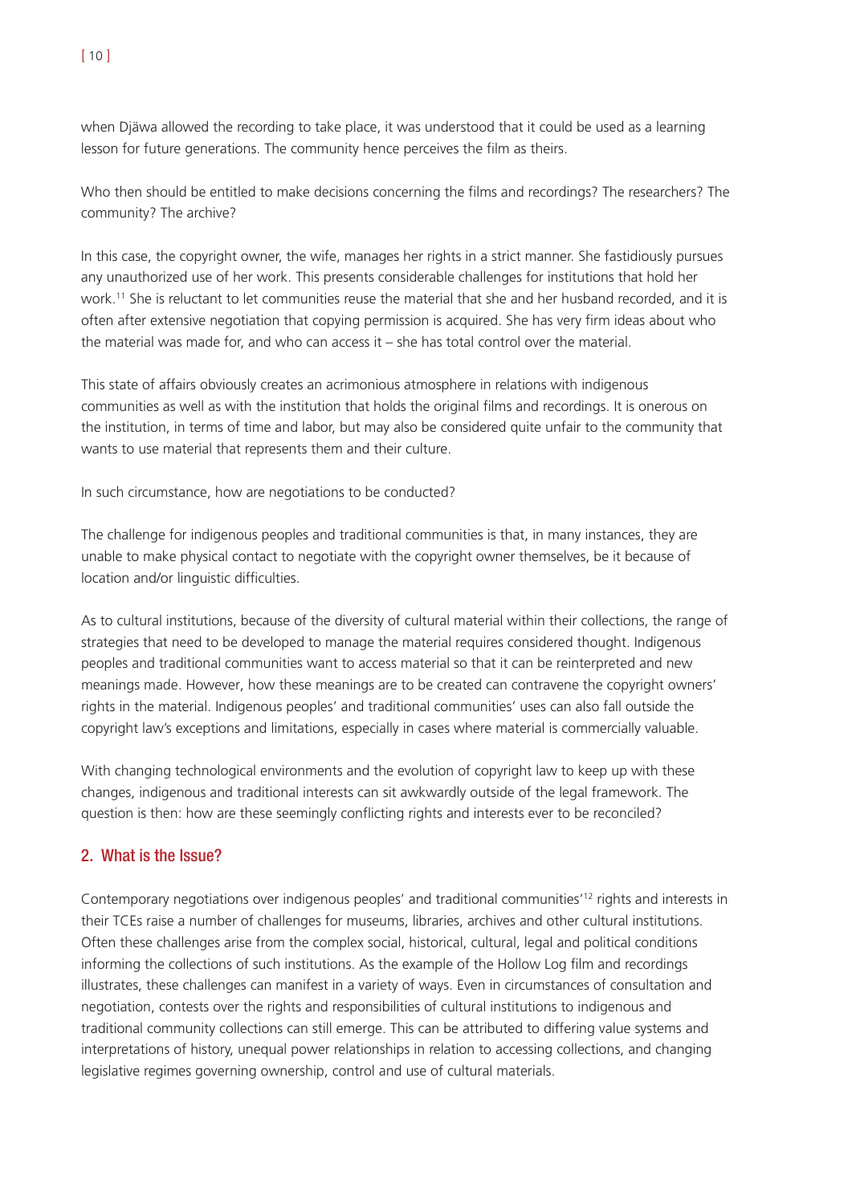when Djäwa allowed the recording to take place, it was understood that it could be used as a learning lesson for future generations. The community hence perceives the film as theirs.

Who then should be entitled to make decisions concerning the films and recordings? The researchers? The community? The archive?

In this case, the copyright owner, the wife, manages her rights in a strict manner. She fastidiously pursues any unauthorized use of her work. This presents considerable challenges for institutions that hold her work.[11] She is reluctant to let communities reuse the material that she and her husband recorded, and it is often after extensive negotiation that copying permission is acquired. She has very firm ideas about who the material was made for, and who can access it – she has total control over the material.

This state of affairs obviously creates an acrimonious atmosphere in relations with indigenous communities as well as with the institution that holds the original films and recordings. It is onerous on the institution, in terms of time and labor, but may also be considered quite unfair to the community that wants to use material that represents them and their culture.

In such circumstance, how are negotiations to be conducted?

The challenge for indigenous peoples and traditional communities is that, in many instances, they are unable to make physical contact to negotiate with the copyright owner themselves, be it because of location and/or linguistic difficulties.

As to cultural institutions, because of the diversity of cultural material within their collections, the range of strategies that need to be developed to manage the material requires considered thought. Indigenous peoples and traditional communities want to access material so that it can be reinterpreted and new meanings made. However, how these meanings are to be created can contravene the copyright owners' rights in the material. Indigenous peoples' and traditional communities' uses can also fall outside the copyright law's exceptions and limitations, especially in cases where material is commercially valuable.

With changing technological environments and the evolution of copyright law to keep up with these changes, indigenous and traditional interests can sit awkwardly outside of the legal framework. The question is then: how are these seemingly conflicting rights and interests ever to be reconciled?

## 2. What is the Issue?

Contemporary negotiations over indigenous peoples' and traditional communities'[12] rights and interests in their TCEs raise a number of challenges for museums, libraries, archives and other cultural institutions. Often these challenges arise from the complex social, historical, cultural, legal and political conditions informing the collections of such institutions. As the example of the Hollow Log film and recordings illustrates, these challenges can manifest in a variety of ways. Even in circumstances of consultation and negotiation, contests over the rights and responsibilities of cultural institutions to indigenous and traditional community collections can still emerge. This can be attributed to differing value systems and interpretations of history, unequal power relationships in relation to accessing collections, and changing legislative regimes governing ownership, control and use of cultural materials.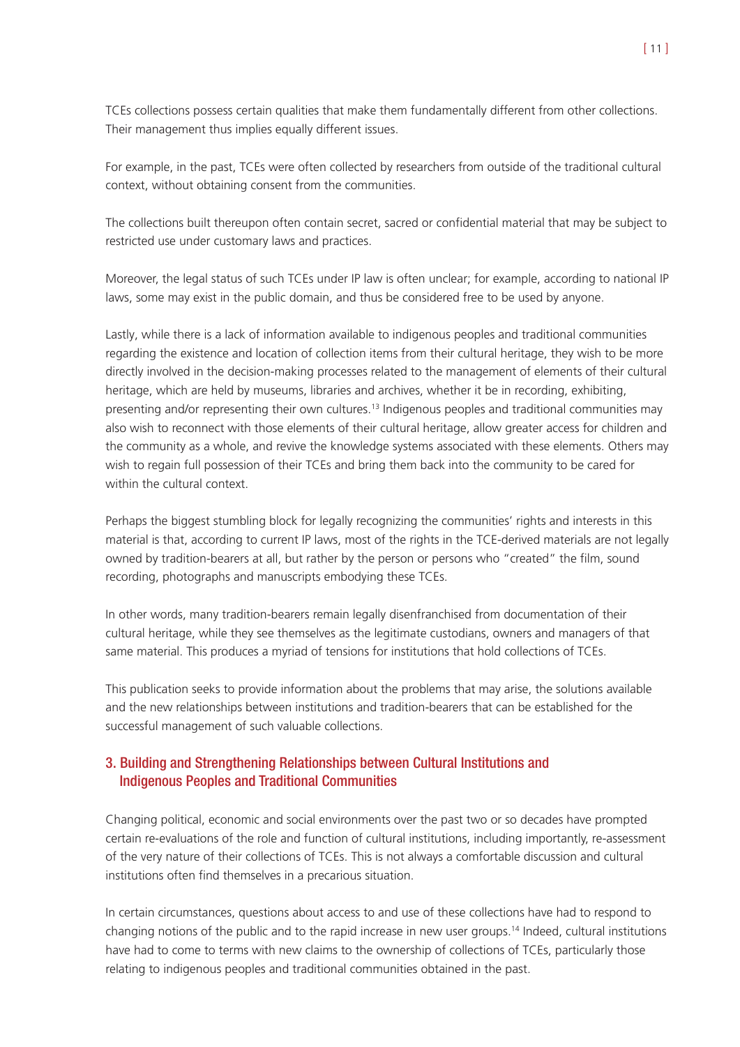TCEs collections possess certain qualities that make them fundamentally different from other collections. Their management thus implies equally different issues.

For example, in the past, TCEs were often collected by researchers from outside of the traditional cultural context, without obtaining consent from the communities.

The collections built thereupon often contain secret, sacred or confidential material that may be subject to restricted use under customary laws and practices.

Moreover, the legal status of such TCEs under IP law is often unclear; for example, according to national IP laws, some may exist in the public domain, and thus be considered free to be used by anyone.

Lastly, while there is a lack of information available to indigenous peoples and traditional communities regarding the existence and location of collection items from their cultural heritage, they wish to be more directly involved in the decision-making processes related to the management of elements of their cultural heritage, which are held by museums, libraries and archives, whether it be in recording, exhibiting, presenting and/or representing their own cultures.[13] Indigenous peoples and traditional communities may also wish to reconnect with those elements of their cultural heritage, allow greater access for children and the community as a whole, and revive the knowledge systems associated with these elements. Others may wish to regain full possession of their TCEs and bring them back into the community to be cared for within the cultural context.

Perhaps the biggest stumbling block for legally recognizing the communities' rights and interests in this material is that, according to current IP laws, most of the rights in the TCE-derived materials are not legally owned by tradition-bearers at all, but rather by the person or persons who "created" the film, sound recording, photographs and manuscripts embodying these TCEs.

In other words, many tradition-bearers remain legally disenfranchised from documentation of their cultural heritage, while they see themselves as the legitimate custodians, owners and managers of that same material. This produces a myriad of tensions for institutions that hold collections of TCEs.

This publication seeks to provide information about the problems that may arise, the solutions available and the new relationships between institutions and tradition-bearers that can be established for the successful management of such valuable collections.

## 3. Building and Strengthening Relationships between Cultural Institutions and Indigenous Peoples and Traditional Communities

Changing political, economic and social environments over the past two or so decades have prompted certain re-evaluations of the role and function of cultural institutions, including importantly, re-assessment of the very nature of their collections of TCEs. This is not always a comfortable discussion and cultural institutions often find themselves in a precarious situation.

In certain circumstances, questions about access to and use of these collections have had to respond to changing notions of the public and to the rapid increase in new user groups.[14] Indeed, cultural institutions have had to come to terms with new claims to the ownership of collections of TCEs, particularly those relating to indigenous peoples and traditional communities obtained in the past.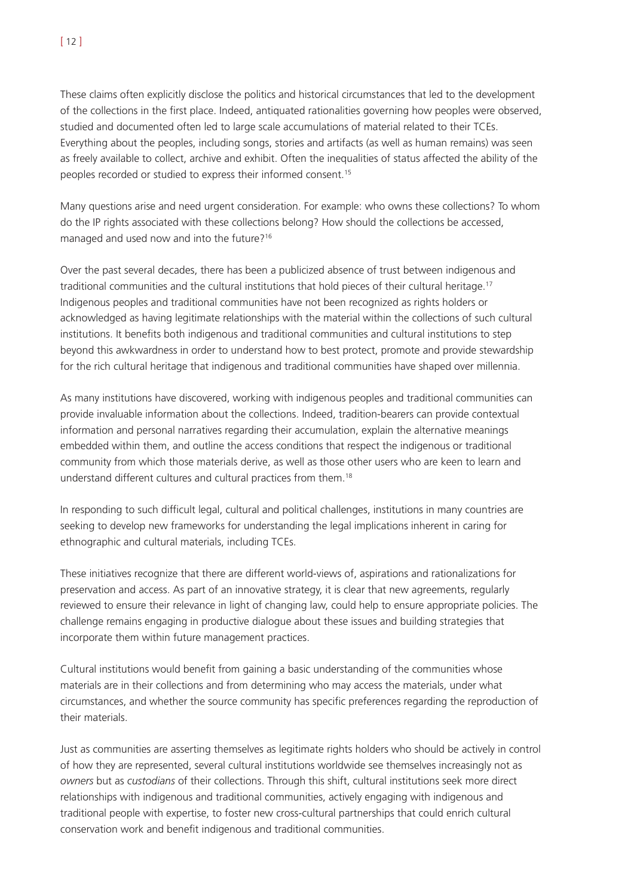These claims often explicitly disclose the politics and historical circumstances that led to the development of the collections in the first place. Indeed, antiquated rationalities governing how peoples were observed, studied and documented often led to large scale accumulations of material related to their TCEs. Everything about the peoples, including songs, stories and artifacts (as well as human remains) was seen as freely available to collect, archive and exhibit. Often the inequalities of status affected the ability of the peoples recorded or studied to express their informed consent.[15]

Many questions arise and need urgent consideration. For example: who owns these collections? To whom do the IP rights associated with these collections belong? How should the collections be accessed, managed and used now and into the future?[16]

Over the past several decades, there has been a publicized absence of trust between indigenous and traditional communities and the cultural institutions that hold pieces of their cultural heritage.[17] Indigenous peoples and traditional communities have not been recognized as rights holders or acknowledged as having legitimate relationships with the material within the collections of such cultural institutions. It benefits both indigenous and traditional communities and cultural institutions to step beyond this awkwardness in order to understand how to best protect, promote and provide stewardship for the rich cultural heritage that indigenous and traditional communities have shaped over millennia.

As many institutions have discovered, working with indigenous peoples and traditional communities can provide invaluable information about the collections. Indeed, tradition-bearers can provide contextual information and personal narratives regarding their accumulation, explain the alternative meanings embedded within them, and outline the access conditions that respect the indigenous or traditional community from which those materials derive, as well as those other users who are keen to learn and understand different cultures and cultural practices from them.[18]

In responding to such difficult legal, cultural and political challenges, institutions in many countries are seeking to develop new frameworks for understanding the legal implications inherent in caring for ethnographic and cultural materials, including TCEs.

These initiatives recognize that there are different world-views of, aspirations and rationalizations for preservation and access. As part of an innovative strategy, it is clear that new agreements, regularly reviewed to ensure their relevance in light of changing law, could help to ensure appropriate policies. The challenge remains engaging in productive dialogue about these issues and building strategies that incorporate them within future management practices.

Cultural institutions would benefit from gaining a basic understanding of the communities whose materials are in their collections and from determining who may access the materials, under what circumstances, and whether the source community has specific preferences regarding the reproduction of their materials.

Just as communities are asserting themselves as legitimate rights holders who should be actively in control of how they are represented, several cultural institutions worldwide see themselves increasingly not as *owners* but as *custodians* of their collections. Through this shift, cultural institutions seek more direct relationships with indigenous and traditional communities, actively engaging with indigenous and traditional people with expertise, to foster new cross-cultural partnerships that could enrich cultural conservation work and benefit indigenous and traditional communities.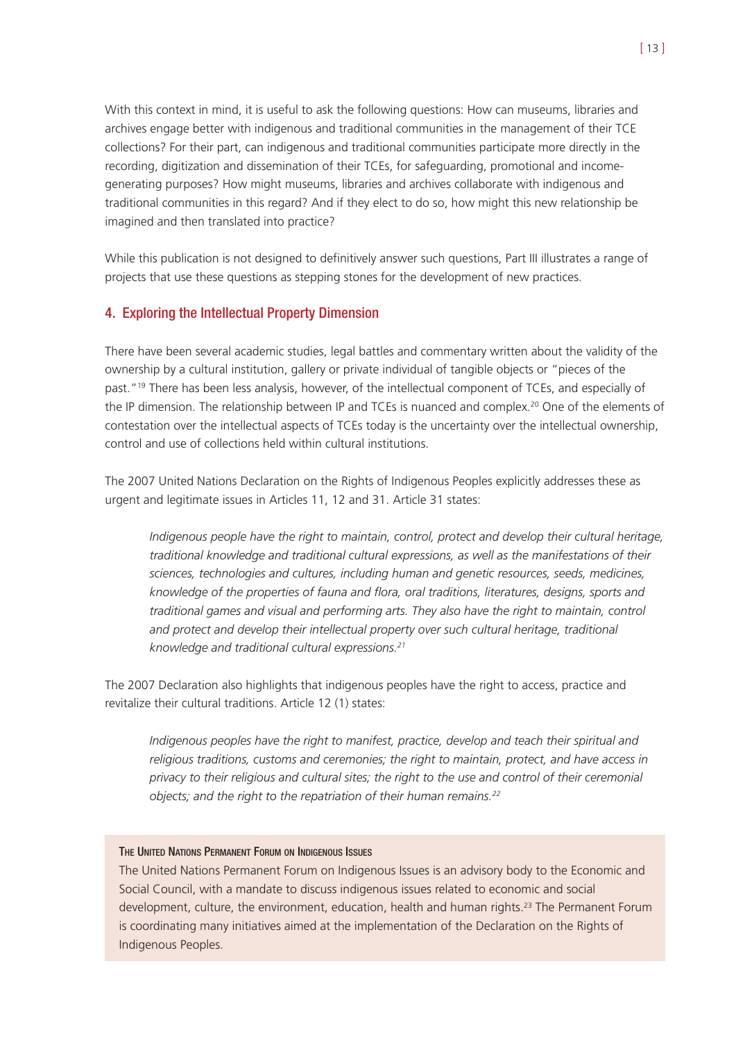With this context in mind, it is useful to ask the following questions: How can museums, libraries and archives engage better with indigenous and traditional communities in the management of their TCE collections? For their part, can indigenous and traditional communities participate more directly in the recording, digitization and dissemination of their TCEs, for safeguarding, promotional and income-generating purposes? How might museums, libraries and archives collaborate with indigenous and traditional communities in this regard? And if they elect to do so, how might this new relationship be imagined and then translated into practice?

While this publication is not designed to definitively answer such questions, Part III illustrates a range of projects that use these questions as stepping stones for the development of new practices.

## 4. Exploring the Intellectual Property Dimension

There have been several academic studies, legal battles and commentary written about the validity of the ownership by a cultural institution, gallery or private individual of tangible objects or "pieces of the past."[19] There has been less analysis, however, of the intellectual component of TCEs, and especially of the IP dimension. The relationship between IP and TCEs is nuanced and complex.[20] One of the elements of contestation over the intellectual aspects of TCEs today is the uncertainty over the intellectual ownership, control and use of collections held within cultural institutions.

The 2007 United Nations Declaration on the Rights of Indigenous Peoples explicitly addresses these as urgent and legitimate issues in Articles 11, 12 and 31. Article 31 states:

> *Indigenous people have the right to maintain, control, protect and develop their cultural heritage, traditional knowledge and traditional cultural expressions, as well as the manifestations of their sciences, technologies and cultures, including human and genetic resources, seeds, medicines, knowledge of the properties of fauna and flora, oral traditions, literatures, designs, sports and traditional games and visual and performing arts. They also have the right to maintain, control and protect and develop their intellectual property over such cultural heritage, traditional knowledge and traditional cultural expressions.*[21]

The 2007 Declaration also highlights that indigenous peoples have the right to access, practice and revitalize their cultural traditions. Article 12 (1) states:

> *Indigenous peoples have the right to manifest, practice, develop and teach their spiritual and religious traditions, customs and ceremonies; the right to maintain, protect, and have access in privacy to their religious and cultural sites; the right to the use and control of their ceremonial objects; and the right to the repatriation of their human remains.*[22]

**The United Nations Permanent Forum on Indigenous Issues**

The United Nations Permanent Forum on Indigenous Issues is an advisory body to the Economic and Social Council, with a mandate to discuss indigenous issues related to economic and social development, culture, the environment, education, health and human rights.[23] The Permanent Forum is coordinating many initiatives aimed at the implementation of the Declaration on the Rights of Indigenous Peoples.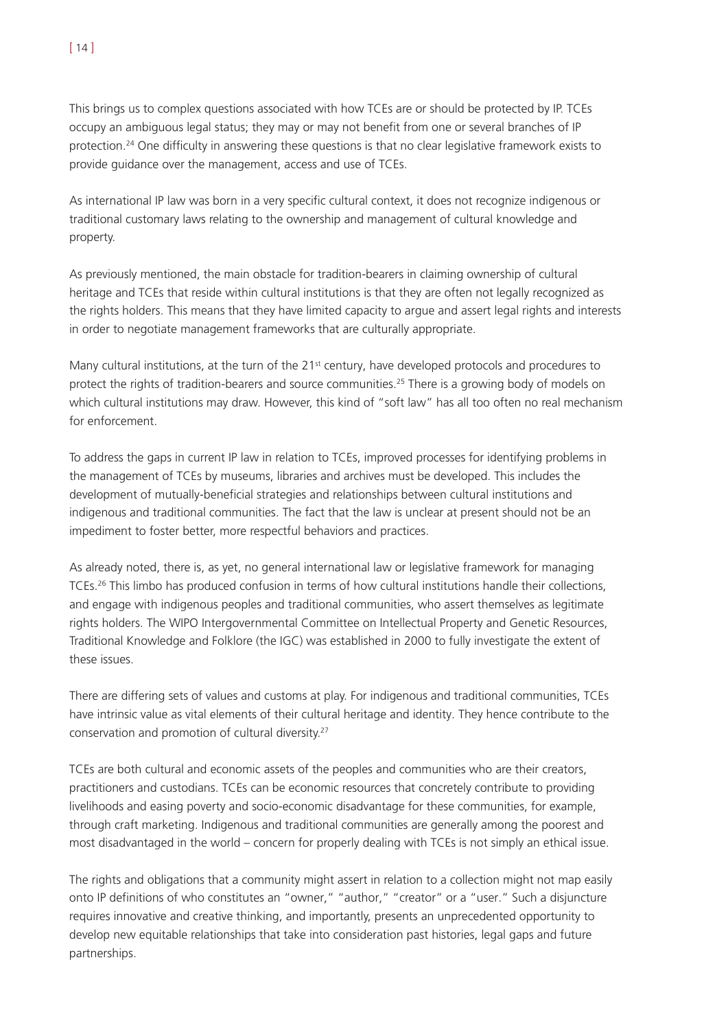This brings us to complex questions associated with how TCEs are or should be protected by IP. TCEs occupy an ambiguous legal status; they may or may not benefit from one or several branches of IP protection.[24] One difficulty in answering these questions is that no clear legislative framework exists to provide guidance over the management, access and use of TCEs.

As international IP law was born in a very specific cultural context, it does not recognize indigenous or traditional customary laws relating to the ownership and management of cultural knowledge and property.

As previously mentioned, the main obstacle for tradition-bearers in claiming ownership of cultural heritage and TCEs that reside within cultural institutions is that they are often not legally recognized as the rights holders. This means that they have limited capacity to argue and assert legal rights and interests in order to negotiate management frameworks that are culturally appropriate.

Many cultural institutions, at the turn of the 21st century, have developed protocols and procedures to protect the rights of tradition-bearers and source communities.[25] There is a growing body of models on which cultural institutions may draw. However, this kind of "soft law" has all too often no real mechanism for enforcement.

To address the gaps in current IP law in relation to TCEs, improved processes for identifying problems in the management of TCEs by museums, libraries and archives must be developed. This includes the development of mutually-beneficial strategies and relationships between cultural institutions and indigenous and traditional communities. The fact that the law is unclear at present should not be an impediment to foster better, more respectful behaviors and practices.

As already noted, there is, as yet, no general international law or legislative framework for managing TCEs.[26] This limbo has produced confusion in terms of how cultural institutions handle their collections, and engage with indigenous peoples and traditional communities, who assert themselves as legitimate rights holders. The WIPO Intergovernmental Committee on Intellectual Property and Genetic Resources, Traditional Knowledge and Folklore (the IGC) was established in 2000 to fully investigate the extent of these issues.

There are differing sets of values and customs at play. For indigenous and traditional communities, TCEs have intrinsic value as vital elements of their cultural heritage and identity. They hence contribute to the conservation and promotion of cultural diversity.[27]

TCEs are both cultural and economic assets of the peoples and communities who are their creators, practitioners and custodians. TCEs can be economic resources that concretely contribute to providing livelihoods and easing poverty and socio-economic disadvantage for these communities, for example, through craft marketing. Indigenous and traditional communities are generally among the poorest and most disadvantaged in the world – concern for properly dealing with TCEs is not simply an ethical issue.

The rights and obligations that a community might assert in relation to a collection might not map easily onto IP definitions of who constitutes an "owner," "author," "creator" or a "user." Such a disjuncture requires innovative and creative thinking, and importantly, presents an unprecedented opportunity to develop new equitable relationships that take into consideration past histories, legal gaps and future partnerships.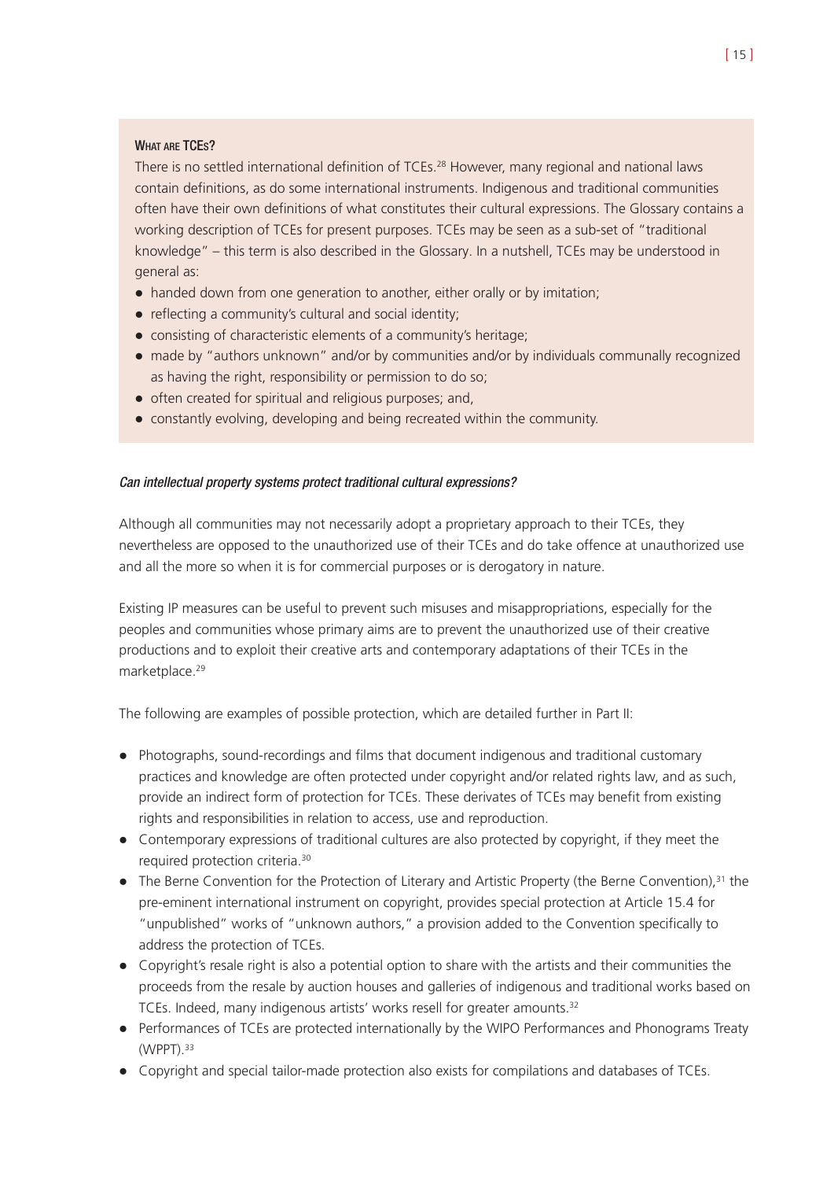### What are TCEs?

There is no settled international definition of TCEs.[28] However, many regional and national laws contain definitions, as do some international instruments. Indigenous and traditional communities often have their own definitions of what constitutes their cultural expressions. The Glossary contains a working description of TCEs for present purposes. TCEs may be seen as a sub-set of "traditional knowledge" – this term is also described in the Glossary. In a nutshell, TCEs may be understood in general as:

- handed down from one generation to another, either orally or by imitation;
- reflecting a community's cultural and social identity;
- consisting of characteristic elements of a community's heritage;
- made by "authors unknown" and/or by communities and/or by individuals communally recognized as having the right, responsibility or permission to do so;
- often created for spiritual and religious purposes; and,
- constantly evolving, developing and being recreated within the community.

*Can intellectual property systems protect traditional cultural expressions?*

Although all communities may not necessarily adopt a proprietary approach to their TCEs, they nevertheless are opposed to the unauthorized use of their TCEs and do take offence at unauthorized use and all the more so when it is for commercial purposes or is derogatory in nature.

Existing IP measures can be useful to prevent such misuses and misappropriations, especially for the peoples and communities whose primary aims are to prevent the unauthorized use of their creative productions and to exploit their creative arts and contemporary adaptations of their TCEs in the marketplace.[29]

The following are examples of possible protection, which are detailed further in Part II:

- Photographs, sound-recordings and films that document indigenous and traditional customary practices and knowledge are often protected under copyright and/or related rights law, and as such, provide an indirect form of protection for TCEs. These derivates of TCEs may benefit from existing rights and responsibilities in relation to access, use and reproduction.
- Contemporary expressions of traditional cultures are also protected by copyright, if they meet the required protection criteria.[30]
- The Berne Convention for the Protection of Literary and Artistic Property (the Berne Convention),[31] the pre-eminent international instrument on copyright, provides special protection at Article 15.4 for "unpublished" works of "unknown authors," a provision added to the Convention specifically to address the protection of TCEs.
- Copyright's resale right is also a potential option to share with the artists and their communities the proceeds from the resale by auction houses and galleries of indigenous and traditional works based on TCEs. Indeed, many indigenous artists' works resell for greater amounts.[32]
- Performances of TCEs are protected internationally by the WIPO Performances and Phonograms Treaty (WPPT).[33]
- Copyright and special tailor-made protection also exists for compilations and databases of TCEs.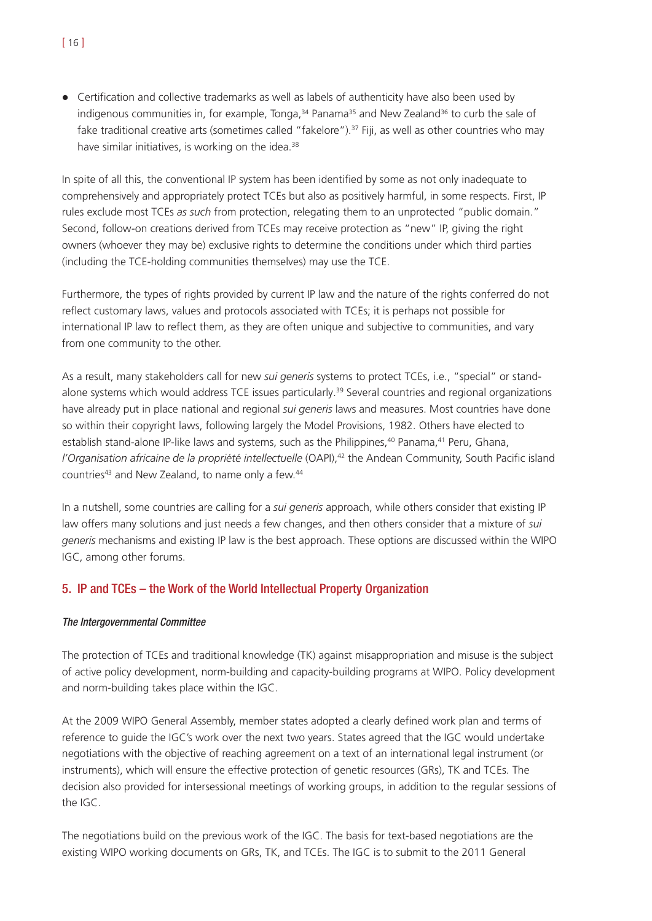- Certification and collective trademarks as well as labels of authenticity have also been used by indigenous communities in, for example, Tonga,[34] Panama[35] and New Zealand[36] to curb the sale of fake traditional creative arts (sometimes called "fakelore").[37] Fiji, as well as other countries who may have similar initiatives, is working on the idea.[38]

In spite of all this, the conventional IP system has been identified by some as not only inadequate to comprehensively and appropriately protect TCEs but also as positively harmful, in some respects. First, IP rules exclude most TCEs *as such* from protection, relegating them to an unprotected "public domain." Second, follow-on creations derived from TCEs may receive protection as "new" IP, giving the right owners (whoever they may be) exclusive rights to determine the conditions under which third parties (including the TCE-holding communities themselves) may use the TCE.

Furthermore, the types of rights provided by current IP law and the nature of the rights conferred do not reflect customary laws, values and protocols associated with TCEs; it is perhaps not possible for international IP law to reflect them, as they are often unique and subjective to communities, and vary from one community to the other.

As a result, many stakeholders call for new *sui generis* systems to protect TCEs, i.e., "special" or stand-alone systems which would address TCE issues particularly.[39] Several countries and regional organizations have already put in place national and regional *sui generis* laws and measures. Most countries have done so within their copyright laws, following largely the Model Provisions, 1982. Others have elected to establish stand-alone IP-like laws and systems, such as the Philippines,[40] Panama,[41] Peru, Ghana, *l'Organisation africaine de la propriété intellectuelle* (OAPI),[42] the Andean Community, South Pacific island countries[43] and New Zealand, to name only a few.[44]

In a nutshell, some countries are calling for a *sui generis* approach, while others consider that existing IP law offers many solutions and just needs a few changes, and then others consider that a mixture of *sui generis* mechanisms and existing IP law is the best approach. These options are discussed within the WIPO IGC, among other forums.

## 5. IP and TCEs – the Work of the World Intellectual Property Organization

### *The Intergovernmental Committee*

The protection of TCEs and traditional knowledge (TK) against misappropriation and misuse is the subject of active policy development, norm-building and capacity-building programs at WIPO. Policy development and norm-building takes place within the IGC.

At the 2009 WIPO General Assembly, member states adopted a clearly defined work plan and terms of reference to guide the IGC's work over the next two years. States agreed that the IGC would undertake negotiations with the objective of reaching agreement on a text of an international legal instrument (or instruments), which will ensure the effective protection of genetic resources (GRs), TK and TCEs. The decision also provided for intersessional meetings of working groups, in addition to the regular sessions of the IGC.

The negotiations build on the previous work of the IGC. The basis for text-based negotiations are the existing WIPO working documents on GRs, TK, and TCEs. The IGC is to submit to the 2011 General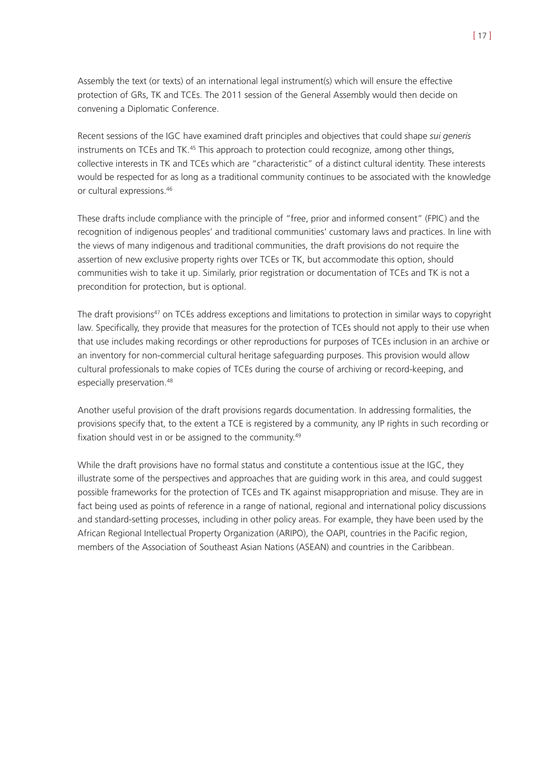Assembly the text (or texts) of an international legal instrument(s) which will ensure the effective protection of GRs, TK and TCEs. The 2011 session of the General Assembly would then decide on convening a Diplomatic Conference.

Recent sessions of the IGC have examined draft principles and objectives that could shape *sui generis* instruments on TCEs and TK.[45] This approach to protection could recognize, among other things, collective interests in TK and TCEs which are "characteristic" of a distinct cultural identity. These interests would be respected for as long as a traditional community continues to be associated with the knowledge or cultural expressions.[46]

These drafts include compliance with the principle of "free, prior and informed consent" (FPIC) and the recognition of indigenous peoples' and traditional communities' customary laws and practices. In line with the views of many indigenous and traditional communities, the draft provisions do not require the assertion of new exclusive property rights over TCEs or TK, but accommodate this option, should communities wish to take it up. Similarly, prior registration or documentation of TCEs and TK is not a precondition for protection, but is optional.

The draft provisions[47] on TCEs address exceptions and limitations to protection in similar ways to copyright law. Specifically, they provide that measures for the protection of TCEs should not apply to their use when that use includes making recordings or other reproductions for purposes of TCEs inclusion in an archive or an inventory for non-commercial cultural heritage safeguarding purposes. This provision would allow cultural professionals to make copies of TCEs during the course of archiving or record-keeping, and especially preservation.[48]

Another useful provision of the draft provisions regards documentation. In addressing formalities, the provisions specify that, to the extent a TCE is registered by a community, any IP rights in such recording or fixation should vest in or be assigned to the community.[49]

While the draft provisions have no formal status and constitute a contentious issue at the IGC, they illustrate some of the perspectives and approaches that are guiding work in this area, and could suggest possible frameworks for the protection of TCEs and TK against misappropriation and misuse. They are in fact being used as points of reference in a range of national, regional and international policy discussions and standard-setting processes, including in other policy areas. For example, they have been used by the African Regional Intellectual Property Organization (ARIPO), the OAPI, countries in the Pacific region, members of the Association of Southeast Asian Nations (ASEAN) and countries in the Caribbean.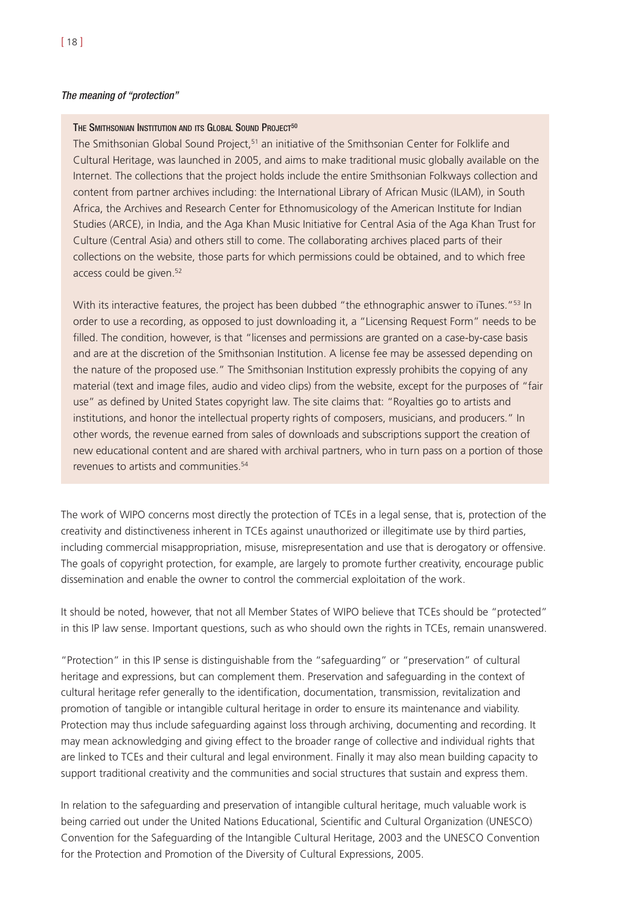*The meaning of "protection"*

**The Smithsonian Institution and its Global Sound Project**[50]

The Smithsonian Global Sound Project,[51] an initiative of the Smithsonian Center for Folklife and Cultural Heritage, was launched in 2005, and aims to make traditional music globally available on the Internet. The collections that the project holds include the entire Smithsonian Folkways collection and content from partner archives including: the International Library of African Music (ILAM), in South Africa, the Archives and Research Center for Ethnomusicology of the American Institute for Indian Studies (ARCE), in India, and the Aga Khan Music Initiative for Central Asia of the Aga Khan Trust for Culture (Central Asia) and others still to come. The collaborating archives placed parts of their collections on the website, those parts for which permissions could be obtained, and to which free access could be given.[52]

With its interactive features, the project has been dubbed "the ethnographic answer to iTunes."[53] In order to use a recording, as opposed to just downloading it, a "Licensing Request Form" needs to be filled. The condition, however, is that "licenses and permissions are granted on a case-by-case basis and are at the discretion of the Smithsonian Institution. A license fee may be assessed depending on the nature of the proposed use." The Smithsonian Institution expressly prohibits the copying of any material (text and image files, audio and video clips) from the website, except for the purposes of "fair use" as defined by United States copyright law. The site claims that: "Royalties go to artists and institutions, and honor the intellectual property rights of composers, musicians, and producers." In other words, the revenue earned from sales of downloads and subscriptions support the creation of new educational content and are shared with archival partners, who in turn pass on a portion of those revenues to artists and communities.[54]

The work of WIPO concerns most directly the protection of TCEs in a legal sense, that is, protection of the creativity and distinctiveness inherent in TCEs against unauthorized or illegitimate use by third parties, including commercial misappropriation, misuse, misrepresentation and use that is derogatory or offensive. The goals of copyright protection, for example, are largely to promote further creativity, encourage public dissemination and enable the owner to control the commercial exploitation of the work.

It should be noted, however, that not all Member States of WIPO believe that TCEs should be "protected" in this IP law sense. Important questions, such as who should own the rights in TCEs, remain unanswered.

"Protection" in this IP sense is distinguishable from the "safeguarding" or "preservation" of cultural heritage and expressions, but can complement them. Preservation and safeguarding in the context of cultural heritage refer generally to the identification, documentation, transmission, revitalization and promotion of tangible or intangible cultural heritage in order to ensure its maintenance and viability. Protection may thus include safeguarding against loss through archiving, documenting and recording. It may mean acknowledging and giving effect to the broader range of collective and individual rights that are linked to TCEs and their cultural and legal environment. Finally it may also mean building capacity to support traditional creativity and the communities and social structures that sustain and express them.

In relation to the safeguarding and preservation of intangible cultural heritage, much valuable work is being carried out under the United Nations Educational, Scientific and Cultural Organization (UNESCO) Convention for the Safeguarding of the Intangible Cultural Heritage, 2003 and the UNESCO Convention for the Protection and Promotion of the Diversity of Cultural Expressions, 2005.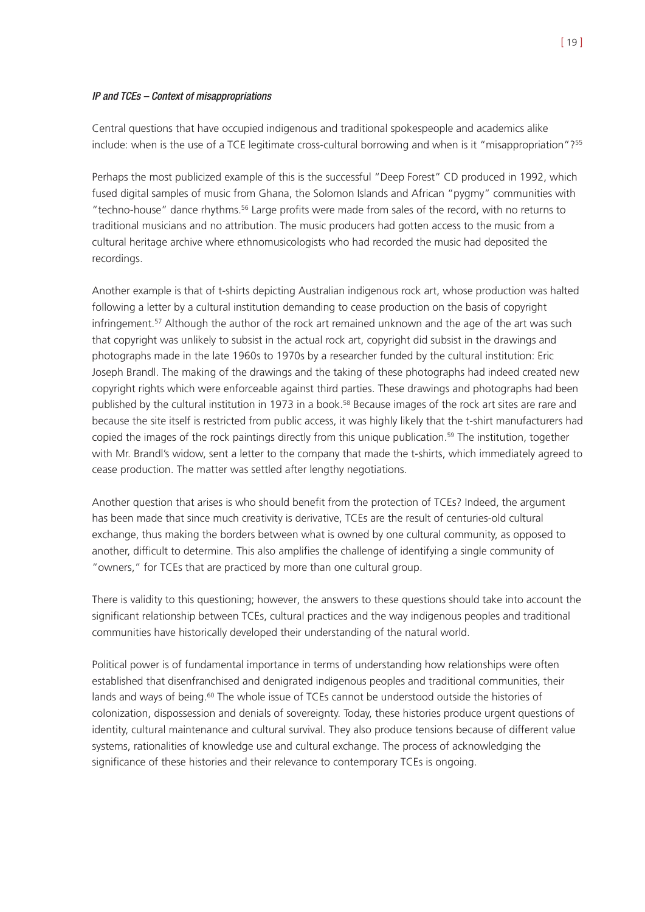*IP and TCEs – Context of misappropriations*

Central questions that have occupied indigenous and traditional spokespeople and academics alike include: when is the use of a TCE legitimate cross-cultural borrowing and when is it "misappropriation"?[55]

Perhaps the most publicized example of this is the successful "Deep Forest" CD produced in 1992, which fused digital samples of music from Ghana, the Solomon Islands and African "pygmy" communities with "techno-house" dance rhythms.[56] Large profits were made from sales of the record, with no returns to traditional musicians and no attribution. The music producers had gotten access to the music from a cultural heritage archive where ethnomusicologists who had recorded the music had deposited the recordings.

Another example is that of t-shirts depicting Australian indigenous rock art, whose production was halted following a letter by a cultural institution demanding to cease production on the basis of copyright infringement.[57] Although the author of the rock art remained unknown and the age of the art was such that copyright was unlikely to subsist in the actual rock art, copyright did subsist in the drawings and photographs made in the late 1960s to 1970s by a researcher funded by the cultural institution: Eric Joseph Brandl. The making of the drawings and the taking of these photographs had indeed created new copyright rights which were enforceable against third parties. These drawings and photographs had been published by the cultural institution in 1973 in a book.[58] Because images of the rock art sites are rare and because the site itself is restricted from public access, it was highly likely that the t-shirt manufacturers had copied the images of the rock paintings directly from this unique publication.[59] The institution, together with Mr. Brandl's widow, sent a letter to the company that made the t-shirts, which immediately agreed to cease production. The matter was settled after lengthy negotiations.

Another question that arises is who should benefit from the protection of TCEs? Indeed, the argument has been made that since much creativity is derivative, TCEs are the result of centuries-old cultural exchange, thus making the borders between what is owned by one cultural community, as opposed to another, difficult to determine. This also amplifies the challenge of identifying a single community of "owners," for TCEs that are practiced by more than one cultural group.

There is validity to this questioning; however, the answers to these questions should take into account the significant relationship between TCEs, cultural practices and the way indigenous peoples and traditional communities have historically developed their understanding of the natural world.

Political power is of fundamental importance in terms of understanding how relationships were often established that disenfranchised and denigrated indigenous peoples and traditional communities, their lands and ways of being.[60] The whole issue of TCEs cannot be understood outside the histories of colonization, dispossession and denials of sovereignty. Today, these histories produce urgent questions of identity, cultural maintenance and cultural survival. They also produce tensions because of different value systems, rationalities of knowledge use and cultural exchange. The process of acknowledging the significance of these histories and their relevance to contemporary TCEs is ongoing.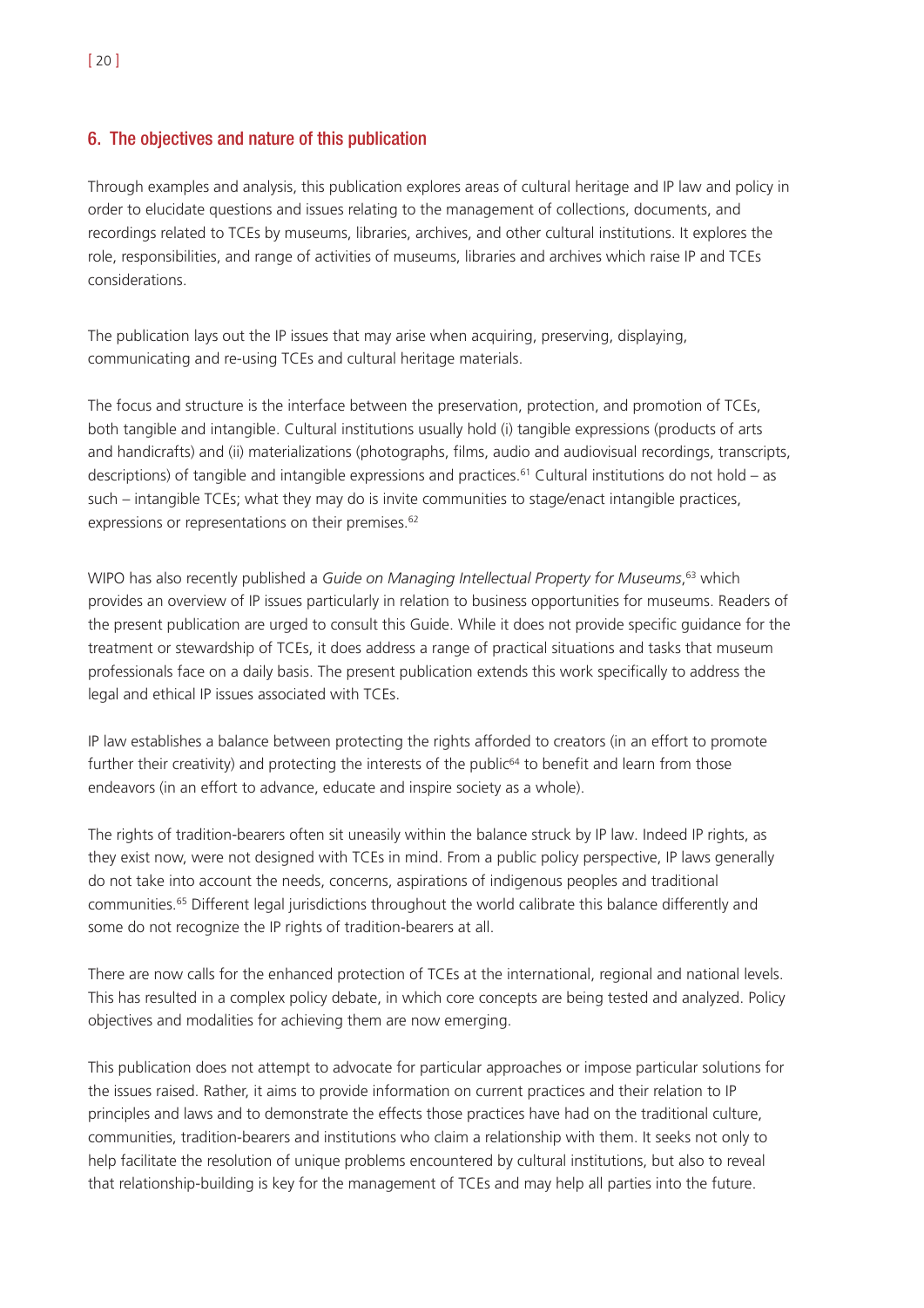## 6. The objectives and nature of this publication

Through examples and analysis, this publication explores areas of cultural heritage and IP law and policy in order to elucidate questions and issues relating to the management of collections, documents, and recordings related to TCEs by museums, libraries, archives, and other cultural institutions. It explores the role, responsibilities, and range of activities of museums, libraries and archives which raise IP and TCEs considerations.

The publication lays out the IP issues that may arise when acquiring, preserving, displaying, communicating and re-using TCEs and cultural heritage materials.

The focus and structure is the interface between the preservation, protection, and promotion of TCEs, both tangible and intangible. Cultural institutions usually hold (i) tangible expressions (products of arts and handicrafts) and (ii) materializations (photographs, films, audio and audiovisual recordings, transcripts, descriptions) of tangible and intangible expressions and practices.[61] Cultural institutions do not hold – as such – intangible TCEs; what they may do is invite communities to stage/enact intangible practices, expressions or representations on their premises.[62]

WIPO has also recently published a *Guide on Managing Intellectual Property for Museums*,[63] which provides an overview of IP issues particularly in relation to business opportunities for museums. Readers of the present publication are urged to consult this Guide. While it does not provide specific guidance for the treatment or stewardship of TCEs, it does address a range of practical situations and tasks that museum professionals face on a daily basis. The present publication extends this work specifically to address the legal and ethical IP issues associated with TCEs.

IP law establishes a balance between protecting the rights afforded to creators (in an effort to promote further their creativity) and protecting the interests of the public[64] to benefit and learn from those endeavors (in an effort to advance, educate and inspire society as a whole).

The rights of tradition-bearers often sit uneasily within the balance struck by IP law. Indeed IP rights, as they exist now, were not designed with TCEs in mind. From a public policy perspective, IP laws generally do not take into account the needs, concerns, aspirations of indigenous peoples and traditional communities.[65] Different legal jurisdictions throughout the world calibrate this balance differently and some do not recognize the IP rights of tradition-bearers at all.

There are now calls for the enhanced protection of TCEs at the international, regional and national levels. This has resulted in a complex policy debate, in which core concepts are being tested and analyzed. Policy objectives and modalities for achieving them are now emerging.

This publication does not attempt to advocate for particular approaches or impose particular solutions for the issues raised. Rather, it aims to provide information on current practices and their relation to IP principles and laws and to demonstrate the effects those practices have had on the traditional culture, communities, tradition-bearers and institutions who claim a relationship with them. It seeks not only to help facilitate the resolution of unique problems encountered by cultural institutions, but also to reveal that relationship-building is key for the management of TCEs and may help all parties into the future.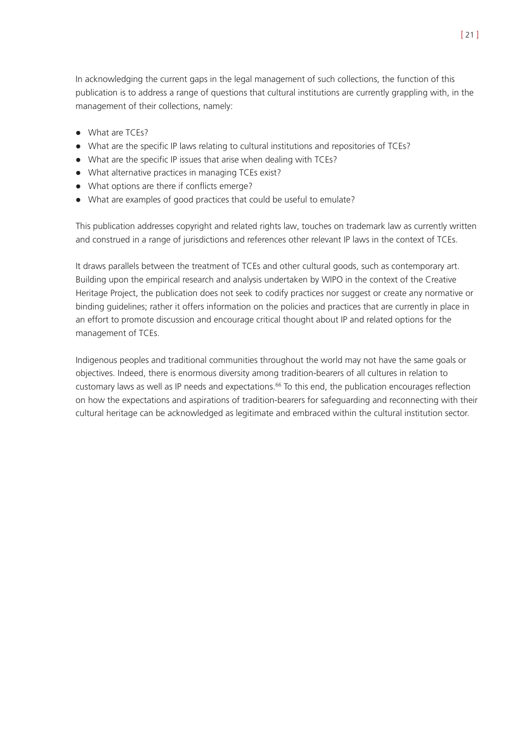In acknowledging the current gaps in the legal management of such collections, the function of this publication is to address a range of questions that cultural institutions are currently grappling with, in the management of their collections, namely:

- What are TCEs?
- What are the specific IP laws relating to cultural institutions and repositories of TCEs?
- What are the specific IP issues that arise when dealing with TCEs?
- What alternative practices in managing TCEs exist?
- What options are there if conflicts emerge?
- What are examples of good practices that could be useful to emulate?

This publication addresses copyright and related rights law, touches on trademark law as currently written and construed in a range of jurisdictions and references other relevant IP laws in the context of TCEs.

It draws parallels between the treatment of TCEs and other cultural goods, such as contemporary art. Building upon the empirical research and analysis undertaken by WIPO in the context of the Creative Heritage Project, the publication does not seek to codify practices nor suggest or create any normative or binding guidelines; rather it offers information on the policies and practices that are currently in place in an effort to promote discussion and encourage critical thought about IP and related options for the management of TCEs.

Indigenous peoples and traditional communities throughout the world may not have the same goals or objectives. Indeed, there is enormous diversity among tradition-bearers of all cultures in relation to customary laws as well as IP needs and expectations.[66] To this end, the publication encourages reflection on how the expectations and aspirations of tradition-bearers for safeguarding and reconnecting with their cultural heritage can be acknowledged as legitimate and embraced within the cultural institution sector.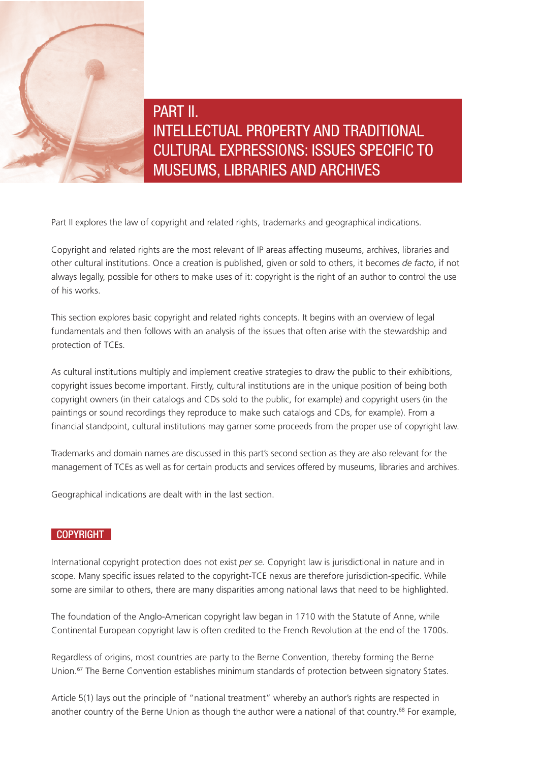# PART II. INTELLECTUAL PROPERTY AND TRADITIONAL CULTURAL EXPRESSIONS: ISSUES SPECIFIC TO MUSEUMS, LIBRARIES AND ARCHIVES

Part II explores the law of copyright and related rights, trademarks and geographical indications.

Copyright and related rights are the most relevant of IP areas affecting museums, archives, libraries and other cultural institutions. Once a creation is published, given or sold to others, it becomes *de facto*, if not always legally, possible for others to make uses of it: copyright is the right of an author to control the use of his works.

This section explores basic copyright and related rights concepts. It begins with an overview of legal fundamentals and then follows with an analysis of the issues that often arise with the stewardship and protection of TCEs.

As cultural institutions multiply and implement creative strategies to draw the public to their exhibitions, copyright issues become important. Firstly, cultural institutions are in the unique position of being both copyright owners (in their catalogs and CDs sold to the public, for example) and copyright users (in the paintings or sound recordings they reproduce to make such catalogs and CDs, for example). From a financial standpoint, cultural institutions may garner some proceeds from the proper use of copyright law.

Trademarks and domain names are discussed in this part's second section as they are also relevant for the management of TCEs as well as for certain products and services offered by museums, libraries and archives.

Geographical indications are dealt with in the last section.

## COPYRIGHT

International copyright protection does not exist *per se.* Copyright law is jurisdictional in nature and in scope. Many specific issues related to the copyright-TCE nexus are therefore jurisdiction-specific. While some are similar to others, there are many disparities among national laws that need to be highlighted.

The foundation of the Anglo-American copyright law began in 1710 with the Statute of Anne, while Continental European copyright law is often credited to the French Revolution at the end of the 1700s.

Regardless of origins, most countries are party to the Berne Convention, thereby forming the Berne Union.[67] The Berne Convention establishes minimum standards of protection between signatory States.

Article 5(1) lays out the principle of "national treatment" whereby an author's rights are respected in another country of the Berne Union as though the author were a national of that country.[68] For example,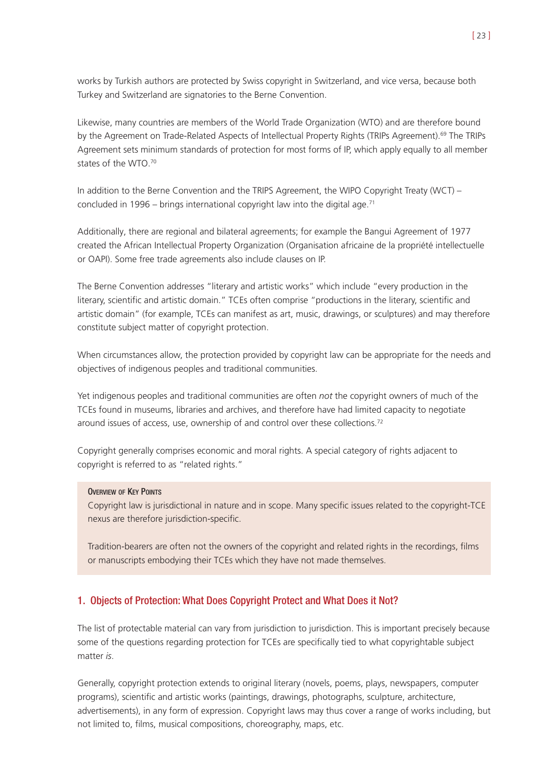works by Turkish authors are protected by Swiss copyright in Switzerland, and vice versa, because both Turkey and Switzerland are signatories to the Berne Convention.

Likewise, many countries are members of the World Trade Organization (WTO) and are therefore bound by the Agreement on Trade-Related Aspects of Intellectual Property Rights (TRIPs Agreement).[69] The TRIPs Agreement sets minimum standards of protection for most forms of IP, which apply equally to all member states of the WTO.[70]

In addition to the Berne Convention and the TRIPS Agreement, the WIPO Copyright Treaty (WCT) – concluded in 1996 – brings international copyright law into the digital age.[71]

Additionally, there are regional and bilateral agreements; for example the Bangui Agreement of 1977 created the African Intellectual Property Organization (Organisation africaine de la propriété intellectuelle or OAPI). Some free trade agreements also include clauses on IP.

The Berne Convention addresses "literary and artistic works" which include "every production in the literary, scientific and artistic domain." TCEs often comprise "productions in the literary, scientific and artistic domain" (for example, TCEs can manifest as art, music, drawings, or sculptures) and may therefore constitute subject matter of copyright protection.

When circumstances allow, the protection provided by copyright law can be appropriate for the needs and objectives of indigenous peoples and traditional communities.

Yet indigenous peoples and traditional communities are often *not* the copyright owners of much of the TCEs found in museums, libraries and archives, and therefore have had limited capacity to negotiate around issues of access, use, ownership of and control over these collections.[72]

Copyright generally comprises economic and moral rights. A special category of rights adjacent to copyright is referred to as "related rights."

> **Overview of Key Points**
>
> Copyright law is jurisdictional in nature and in scope. Many specific issues related to the copyright-TCE nexus are therefore jurisdiction-specific.
>
> Tradition-bearers are often not the owners of the copyright and related rights in the recordings, films or manuscripts embodying their TCEs which they have not made themselves.

## 1. Objects of Protection: What Does Copyright Protect and What Does it Not?

The list of protectable material can vary from jurisdiction to jurisdiction. This is important precisely because some of the questions regarding protection for TCEs are specifically tied to what copyrightable subject matter *is*.

Generally, copyright protection extends to original literary (novels, poems, plays, newspapers, computer programs), scientific and artistic works (paintings, drawings, photographs, sculpture, architecture, advertisements), in any form of expression. Copyright laws may thus cover a range of works including, but not limited to, films, musical compositions, choreography, maps, etc.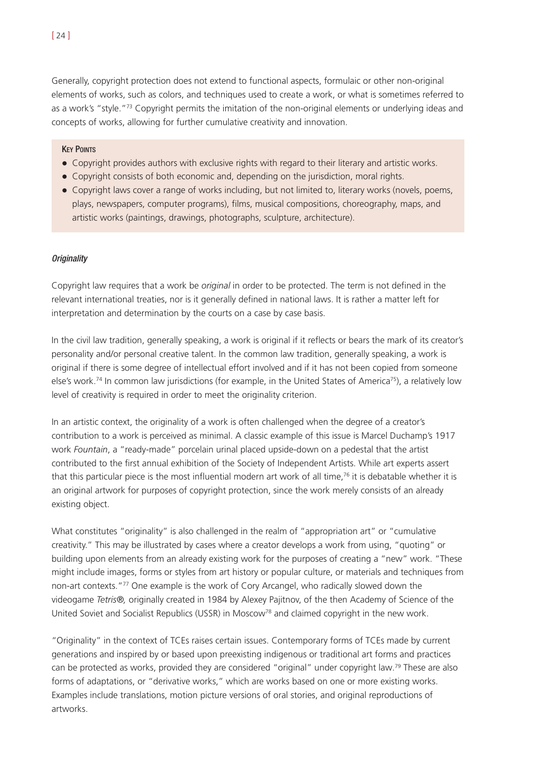Generally, copyright protection does not extend to functional aspects, formulaic or other non-original elements of works, such as colors, and techniques used to create a work, or what is sometimes referred to as a work's "style."[73] Copyright permits the imitation of the non-original elements or underlying ideas and concepts of works, allowing for further cumulative creativity and innovation.

**Key Points**

- Copyright provides authors with exclusive rights with regard to their literary and artistic works.
- Copyright consists of both economic and, depending on the jurisdiction, moral rights.
- Copyright laws cover a range of works including, but not limited to, literary works (novels, poems, plays, newspapers, computer programs), films, musical compositions, choreography, maps, and artistic works (paintings, drawings, photographs, sculpture, architecture).

### *Originality*

Copyright law requires that a work be *original* in order to be protected. The term is not defined in the relevant international treaties, nor is it generally defined in national laws. It is rather a matter left for interpretation and determination by the courts on a case by case basis.

In the civil law tradition, generally speaking, a work is original if it reflects or bears the mark of its creator's personality and/or personal creative talent. In the common law tradition, generally speaking, a work is original if there is some degree of intellectual effort involved and if it has not been copied from someone else's work.[74] In common law jurisdictions (for example, in the United States of America[75]), a relatively low level of creativity is required in order to meet the originality criterion.

In an artistic context, the originality of a work is often challenged when the degree of a creator's contribution to a work is perceived as minimal. A classic example of this issue is Marcel Duchamp's 1917 work *Fountain*, a "ready-made" porcelain urinal placed upside-down on a pedestal that the artist contributed to the first annual exhibition of the Society of Independent Artists. While art experts assert that this particular piece is the most influential modern art work of all time,[76] it is debatable whether it is an original artwork for purposes of copyright protection, since the work merely consists of an already existing object.

What constitutes "originality" is also challenged in the realm of "appropriation art" or "cumulative creativity." This may be illustrated by cases where a creator develops a work from using, "quoting" or building upon elements from an already existing work for the purposes of creating a "new" work. "These might include images, forms or styles from art history or popular culture, or materials and techniques from non-art contexts."[77] One example is the work of Cory Arcangel, who radically slowed down the videogame *Tetris®,* originally created in 1984 by Alexey Pajitnov, of the then Academy of Science of the United Soviet and Socialist Republics (USSR) in Moscow[78] and claimed copyright in the new work.

"Originality" in the context of TCEs raises certain issues. Contemporary forms of TCEs made by current generations and inspired by or based upon preexisting indigenous or traditional art forms and practices can be protected as works, provided they are considered "original" under copyright law.[79] These are also forms of adaptations, or "derivative works," which are works based on one or more existing works. Examples include translations, motion picture versions of oral stories, and original reproductions of artworks.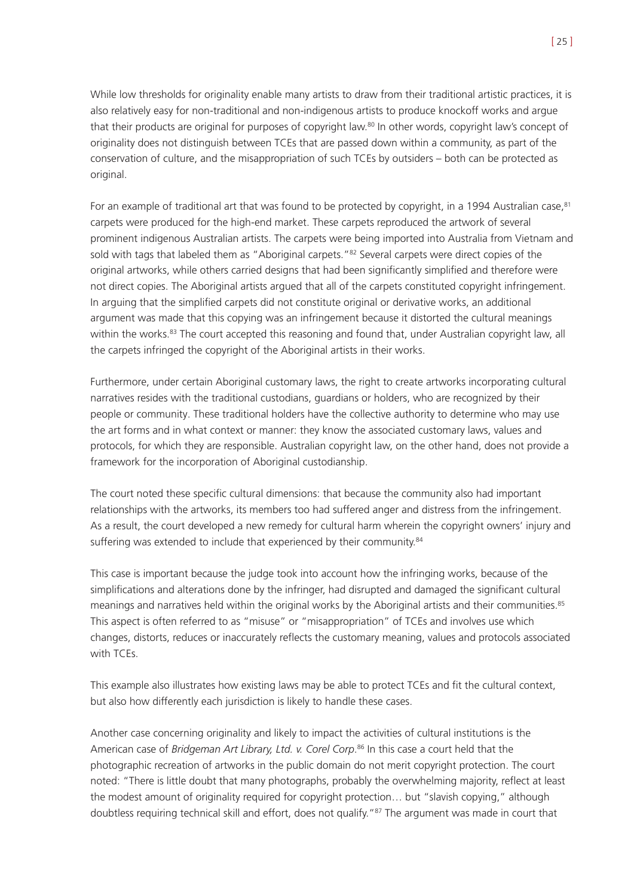While low thresholds for originality enable many artists to draw from their traditional artistic practices, it is also relatively easy for non-traditional and non-indigenous artists to produce knockoff works and argue that their products are original for purposes of copyright law.[80] In other words, copyright law's concept of originality does not distinguish between TCEs that are passed down within a community, as part of the conservation of culture, and the misappropriation of such TCEs by outsiders – both can be protected as original.

For an example of traditional art that was found to be protected by copyright, in a 1994 Australian case,[81] carpets were produced for the high-end market. These carpets reproduced the artwork of several prominent indigenous Australian artists. The carpets were being imported into Australia from Vietnam and sold with tags that labeled them as "Aboriginal carpets."[82] Several carpets were direct copies of the original artworks, while others carried designs that had been significantly simplified and therefore were not direct copies. The Aboriginal artists argued that all of the carpets constituted copyright infringement. In arguing that the simplified carpets did not constitute original or derivative works, an additional argument was made that this copying was an infringement because it distorted the cultural meanings within the works.[83] The court accepted this reasoning and found that, under Australian copyright law, all the carpets infringed the copyright of the Aboriginal artists in their works.

Furthermore, under certain Aboriginal customary laws, the right to create artworks incorporating cultural narratives resides with the traditional custodians, guardians or holders, who are recognized by their people or community. These traditional holders have the collective authority to determine who may use the art forms and in what context or manner: they know the associated customary laws, values and protocols, for which they are responsible. Australian copyright law, on the other hand, does not provide a framework for the incorporation of Aboriginal custodianship.

The court noted these specific cultural dimensions: that because the community also had important relationships with the artworks, its members too had suffered anger and distress from the infringement. As a result, the court developed a new remedy for cultural harm wherein the copyright owners' injury and suffering was extended to include that experienced by their community.[84]

This case is important because the judge took into account how the infringing works, because of the simplifications and alterations done by the infringer, had disrupted and damaged the significant cultural meanings and narratives held within the original works by the Aboriginal artists and their communities.[85] This aspect is often referred to as "misuse" or "misappropriation" of TCEs and involves use which changes, distorts, reduces or inaccurately reflects the customary meaning, values and protocols associated with TCEs.

This example also illustrates how existing laws may be able to protect TCEs and fit the cultural context, but also how differently each jurisdiction is likely to handle these cases.

Another case concerning originality and likely to impact the activities of cultural institutions is the American case of *Bridgeman Art Library, Ltd. v. Corel Corp*.[86] In this case a court held that the photographic recreation of artworks in the public domain do not merit copyright protection. The court noted: "There is little doubt that many photographs, probably the overwhelming majority, reflect at least the modest amount of originality required for copyright protection… but "slavish copying," although doubtless requiring technical skill and effort, does not qualify."[87] The argument was made in court that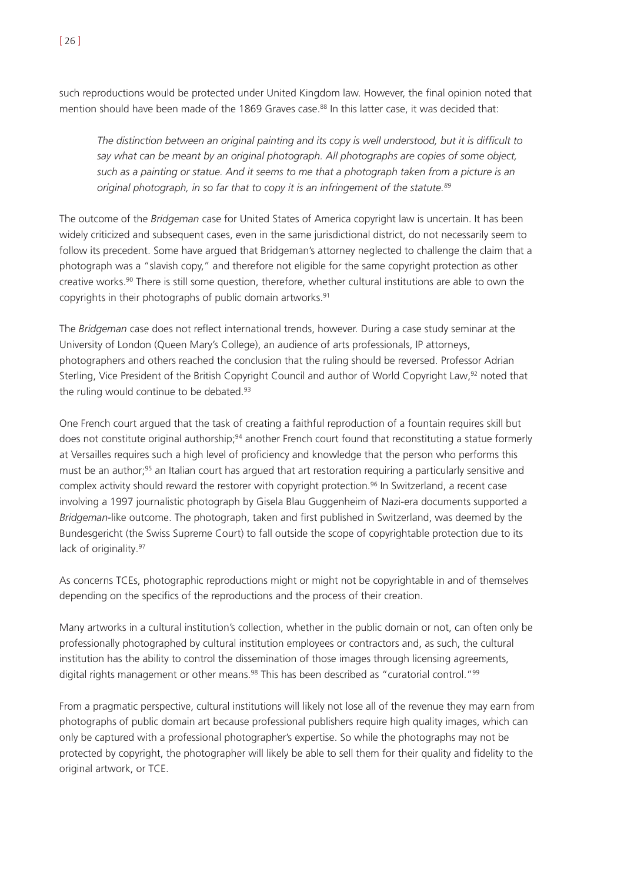such reproductions would be protected under United Kingdom law. However, the final opinion noted that mention should have been made of the 1869 Graves case.[88] In this latter case, it was decided that:

> *The distinction between an original painting and its copy is well understood, but it is difficult to say what can be meant by an original photograph. All photographs are copies of some object, such as a painting or statue. And it seems to me that a photograph taken from a picture is an original photograph, in so far that to copy it is an infringement of the statute.*[89]

The outcome of the *Bridgeman* case for United States of America copyright law is uncertain. It has been widely criticized and subsequent cases, even in the same jurisdictional district, do not necessarily seem to follow its precedent. Some have argued that Bridgeman's attorney neglected to challenge the claim that a photograph was a "slavish copy," and therefore not eligible for the same copyright protection as other creative works.[90] There is still some question, therefore, whether cultural institutions are able to own the copyrights in their photographs of public domain artworks.[91]

The *Bridgeman* case does not reflect international trends, however. During a case study seminar at the University of London (Queen Mary's College), an audience of arts professionals, IP attorneys, photographers and others reached the conclusion that the ruling should be reversed. Professor Adrian Sterling, Vice President of the British Copyright Council and author of World Copyright Law,[92] noted that the ruling would continue to be debated.[93]

One French court argued that the task of creating a faithful reproduction of a fountain requires skill but does not constitute original authorship;[94] another French court found that reconstituting a statue formerly at Versailles requires such a high level of proficiency and knowledge that the person who performs this must be an author;[95] an Italian court has argued that art restoration requiring a particularly sensitive and complex activity should reward the restorer with copyright protection.[96] In Switzerland, a recent case involving a 1997 journalistic photograph by Gisela Blau Guggenheim of Nazi-era documents supported a *Bridgeman*-like outcome. The photograph, taken and first published in Switzerland, was deemed by the Bundesgericht (the Swiss Supreme Court) to fall outside the scope of copyrightable protection due to its lack of originality.[97]

As concerns TCEs, photographic reproductions might or might not be copyrightable in and of themselves depending on the specifics of the reproductions and the process of their creation.

Many artworks in a cultural institution's collection, whether in the public domain or not, can often only be professionally photographed by cultural institution employees or contractors and, as such, the cultural institution has the ability to control the dissemination of those images through licensing agreements, digital rights management or other means.[98] This has been described as "curatorial control."[99]

From a pragmatic perspective, cultural institutions will likely not lose all of the revenue they may earn from photographs of public domain art because professional publishers require high quality images, which can only be captured with a professional photographer's expertise. So while the photographs may not be protected by copyright, the photographer will likely be able to sell them for their quality and fidelity to the original artwork, or TCE.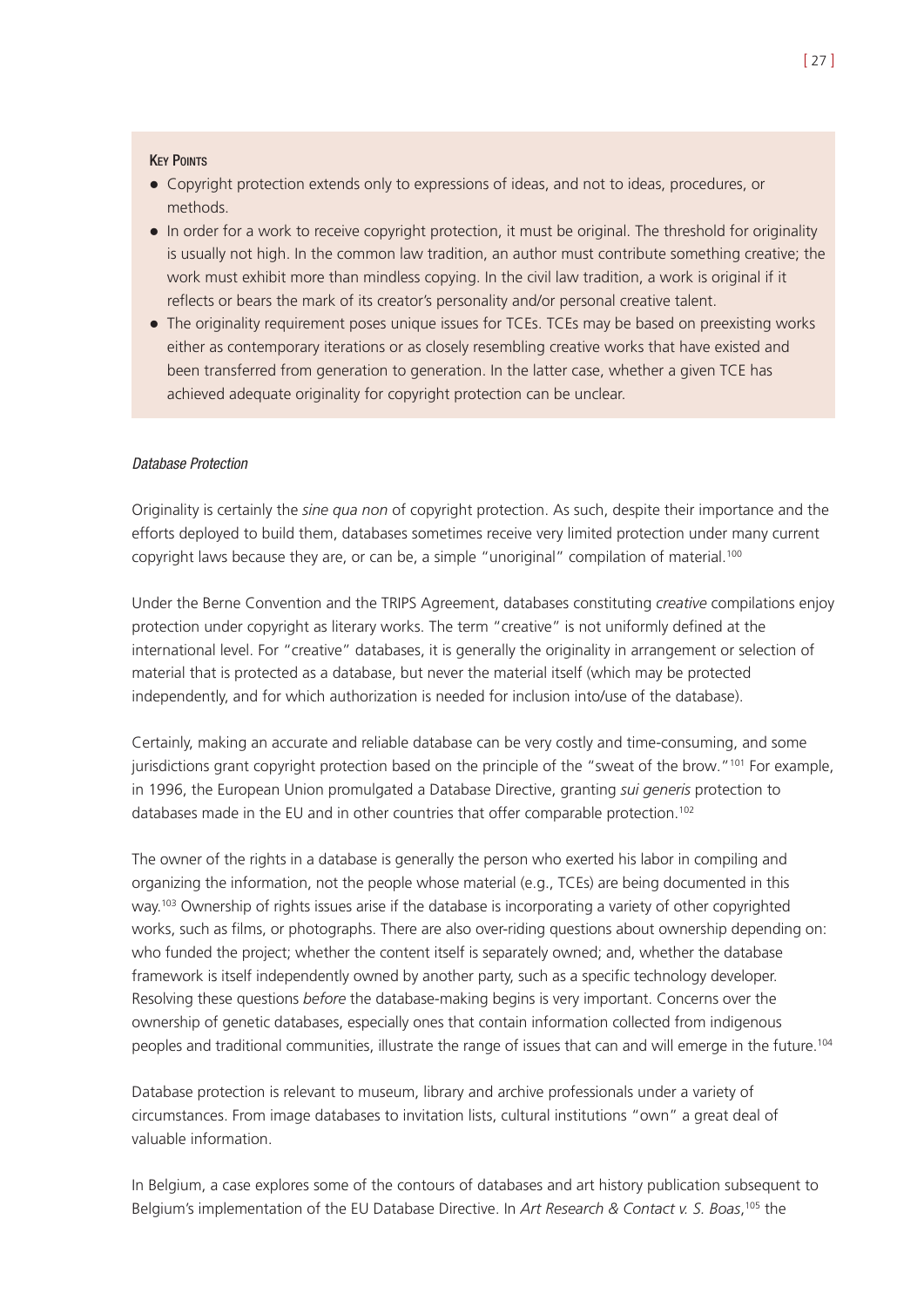**Key Points**

- Copyright protection extends only to expressions of ideas, and not to ideas, procedures, or methods.
- In order for a work to receive copyright protection, it must be original. The threshold for originality is usually not high. In the common law tradition, an author must contribute something creative; the work must exhibit more than mindless copying. In the civil law tradition, a work is original if it reflects or bears the mark of its creator's personality and/or personal creative talent.
- The originality requirement poses unique issues for TCEs. TCEs may be based on preexisting works either as contemporary iterations or as closely resembling creative works that have existed and been transferred from generation to generation. In the latter case, whether a given TCE has achieved adequate originality for copyright protection can be unclear.

*Database Protection*

Originality is certainly the *sine qua non* of copyright protection. As such, despite their importance and the efforts deployed to build them, databases sometimes receive very limited protection under many current copyright laws because they are, or can be, a simple "unoriginal" compilation of material.[100]

Under the Berne Convention and the TRIPS Agreement, databases constituting *creative* compilations enjoy protection under copyright as literary works. The term "creative" is not uniformly defined at the international level. For "creative" databases, it is generally the originality in arrangement or selection of material that is protected as a database, but never the material itself (which may be protected independently, and for which authorization is needed for inclusion into/use of the database).

Certainly, making an accurate and reliable database can be very costly and time-consuming, and some jurisdictions grant copyright protection based on the principle of the "sweat of the brow."[101] For example, in 1996, the European Union promulgated a Database Directive, granting *sui generis* protection to databases made in the EU and in other countries that offer comparable protection.[102]

The owner of the rights in a database is generally the person who exerted his labor in compiling and organizing the information, not the people whose material (e.g., TCEs) are being documented in this way.[103] Ownership of rights issues arise if the database is incorporating a variety of other copyrighted works, such as films, or photographs. There are also over-riding questions about ownership depending on: who funded the project; whether the content itself is separately owned; and, whether the database framework is itself independently owned by another party, such as a specific technology developer. Resolving these questions *before* the database-making begins is very important. Concerns over the ownership of genetic databases, especially ones that contain information collected from indigenous peoples and traditional communities, illustrate the range of issues that can and will emerge in the future.[104]

Database protection is relevant to museum, library and archive professionals under a variety of circumstances. From image databases to invitation lists, cultural institutions "own" a great deal of valuable information.

In Belgium, a case explores some of the contours of databases and art history publication subsequent to Belgium's implementation of the EU Database Directive. In *Art Research & Contact v. S. Boas*,[105] the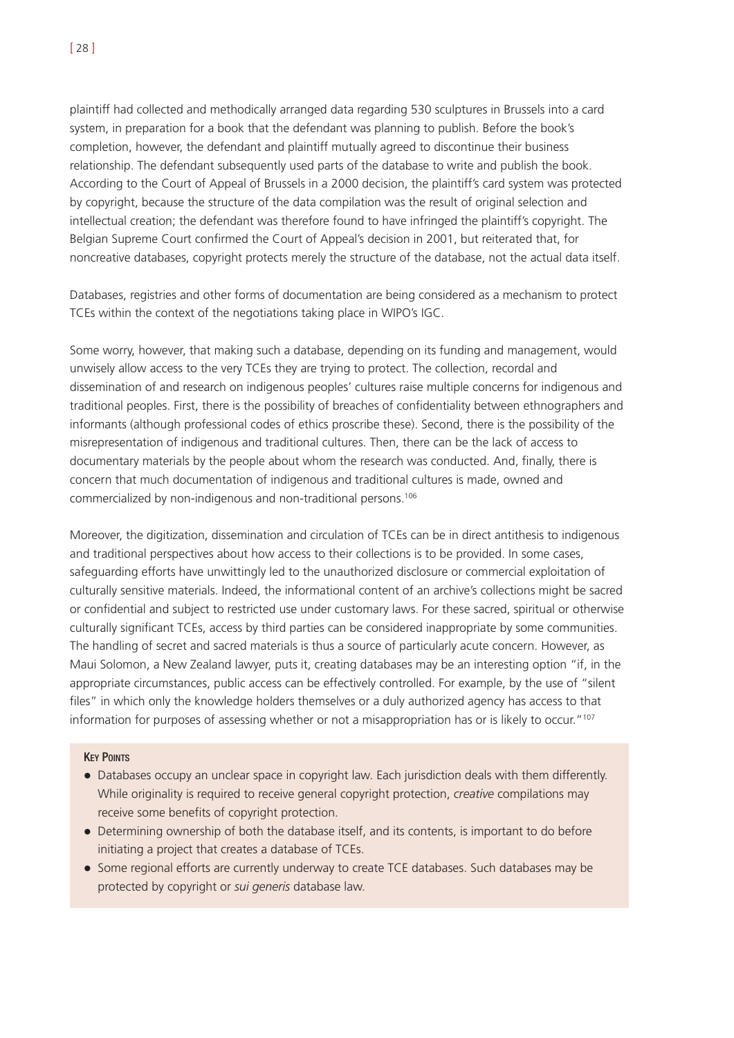plaintiff had collected and methodically arranged data regarding 530 sculptures in Brussels into a card system, in preparation for a book that the defendant was planning to publish. Before the book's completion, however, the defendant and plaintiff mutually agreed to discontinue their business relationship. The defendant subsequently used parts of the database to write and publish the book. According to the Court of Appeal of Brussels in a 2000 decision, the plaintiff's card system was protected by copyright, because the structure of the data compilation was the result of original selection and intellectual creation; the defendant was therefore found to have infringed the plaintiff's copyright. The Belgian Supreme Court confirmed the Court of Appeal's decision in 2001, but reiterated that, for noncreative databases, copyright protects merely the structure of the database, not the actual data itself.

Databases, registries and other forms of documentation are being considered as a mechanism to protect TCEs within the context of the negotiations taking place in WIPO's IGC.

Some worry, however, that making such a database, depending on its funding and management, would unwisely allow access to the very TCEs they are trying to protect. The collection, recordal and dissemination of and research on indigenous peoples' cultures raise multiple concerns for indigenous and traditional peoples. First, there is the possibility of breaches of confidentiality between ethnographers and informants (although professional codes of ethics proscribe these). Second, there is the possibility of the misrepresentation of indigenous and traditional cultures. Then, there can be the lack of access to documentary materials by the people about whom the research was conducted. And, finally, there is concern that much documentation of indigenous and traditional cultures is made, owned and commercialized by non-indigenous and non-traditional persons.[106]

Moreover, the digitization, dissemination and circulation of TCEs can be in direct antithesis to indigenous and traditional perspectives about how access to their collections is to be provided. In some cases, safeguarding efforts have unwittingly led to the unauthorized disclosure or commercial exploitation of culturally sensitive materials. Indeed, the informational content of an archive's collections might be sacred or confidential and subject to restricted use under customary laws. For these sacred, spiritual or otherwise culturally significant TCEs, access by third parties can be considered inappropriate by some communities. The handling of secret and sacred materials is thus a source of particularly acute concern. However, as Maui Solomon, a New Zealand lawyer, puts it, creating databases may be an interesting option "if, in the appropriate circumstances, public access can be effectively controlled. For example, by the use of "silent files" in which only the knowledge holders themselves or a duly authorized agency has access to that information for purposes of assessing whether or not a misappropriation has or is likely to occur."[107]

**Key Points**

- Databases occupy an unclear space in copyright law. Each jurisdiction deals with them differently. While originality is required to receive general copyright protection, *creative* compilations may receive some benefits of copyright protection.
- Determining ownership of both the database itself, and its contents, is important to do before initiating a project that creates a database of TCEs.
- Some regional efforts are currently underway to create TCE databases. Such databases may be protected by copyright or *sui generis* database law.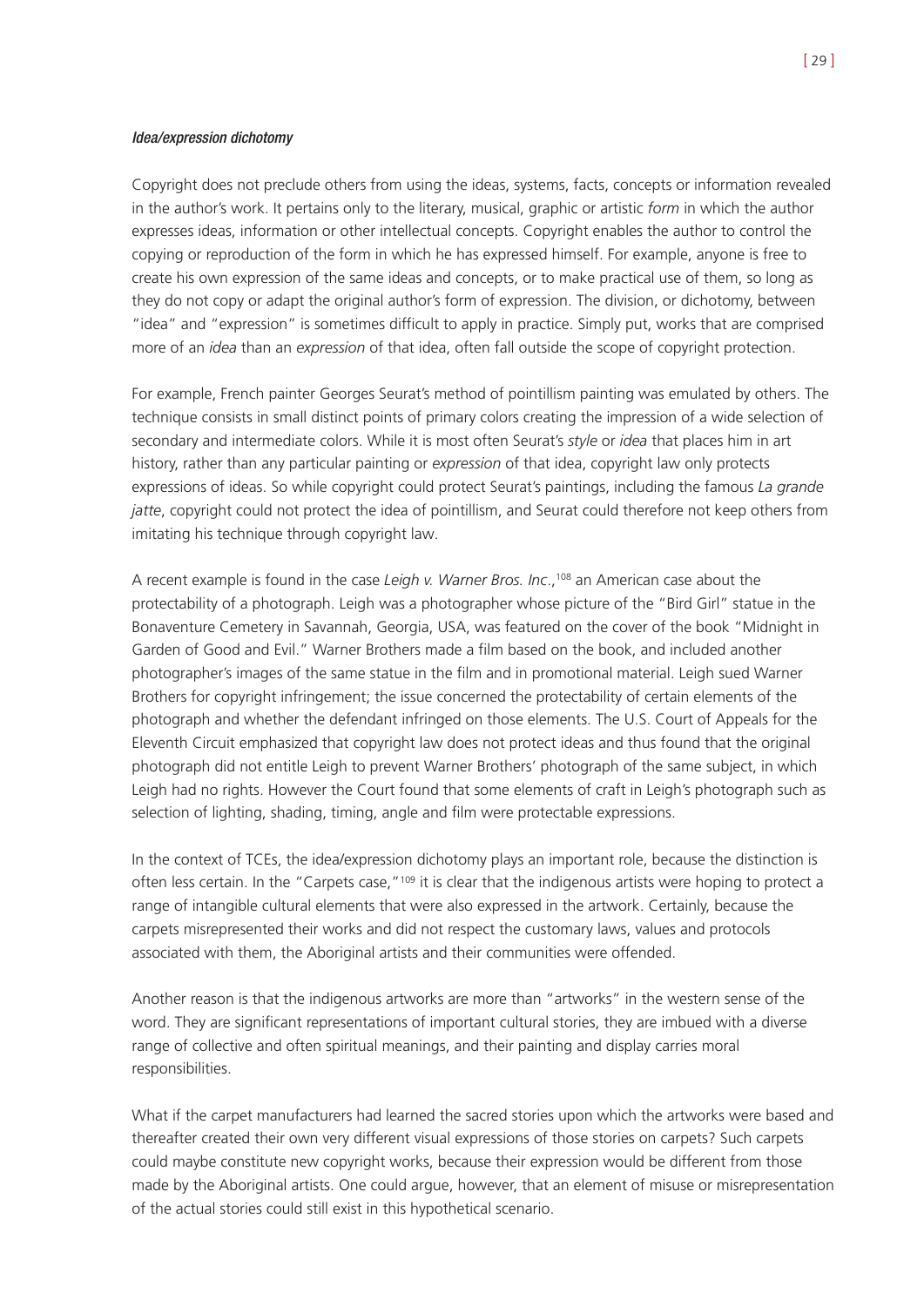*Idea/expression dichotomy*

Copyright does not preclude others from using the ideas, systems, facts, concepts or information revealed in the author's work. It pertains only to the literary, musical, graphic or artistic *form* in which the author expresses ideas, information or other intellectual concepts. Copyright enables the author to control the copying or reproduction of the form in which he has expressed himself. For example, anyone is free to create his own expression of the same ideas and concepts, or to make practical use of them, so long as they do not copy or adapt the original author's form of expression. The division, or dichotomy, between "idea" and "expression" is sometimes difficult to apply in practice. Simply put, works that are comprised more of an *idea* than an *expression* of that idea, often fall outside the scope of copyright protection.

For example, French painter Georges Seurat's method of pointillism painting was emulated by others. The technique consists in small distinct points of primary colors creating the impression of a wide selection of secondary and intermediate colors. While it is most often Seurat's *style* or *idea* that places him in art history, rather than any particular painting or *expression* of that idea, copyright law only protects expressions of ideas. So while copyright could protect Seurat's paintings, including the famous *La grande jatte*, copyright could not protect the idea of pointillism, and Seurat could therefore not keep others from imitating his technique through copyright law.

A recent example is found in the case *Leigh v. Warner Bros. Inc*.,[108] an American case about the protectability of a photograph. Leigh was a photographer whose picture of the "Bird Girl" statue in the Bonaventure Cemetery in Savannah, Georgia, USA, was featured on the cover of the book "Midnight in Garden of Good and Evil." Warner Brothers made a film based on the book, and included another photographer's images of the same statue in the film and in promotional material. Leigh sued Warner Brothers for copyright infringement; the issue concerned the protectability of certain elements of the photograph and whether the defendant infringed on those elements. The U.S. Court of Appeals for the Eleventh Circuit emphasized that copyright law does not protect ideas and thus found that the original photograph did not entitle Leigh to prevent Warner Brothers' photograph of the same subject, in which Leigh had no rights. However the Court found that some elements of craft in Leigh's photograph such as selection of lighting, shading, timing, angle and film were protectable expressions.

In the context of TCEs, the idea/expression dichotomy plays an important role, because the distinction is often less certain. In the "Carpets case,"[109] it is clear that the indigenous artists were hoping to protect a range of intangible cultural elements that were also expressed in the artwork. Certainly, because the carpets misrepresented their works and did not respect the customary laws, values and protocols associated with them, the Aboriginal artists and their communities were offended.

Another reason is that the indigenous artworks are more than "artworks" in the western sense of the word. They are significant representations of important cultural stories, they are imbued with a diverse range of collective and often spiritual meanings, and their painting and display carries moral responsibilities.

What if the carpet manufacturers had learned the sacred stories upon which the artworks were based and thereafter created their own very different visual expressions of those stories on carpets? Such carpets could maybe constitute new copyright works, because their expression would be different from those made by the Aboriginal artists. One could argue, however, that an element of misuse or misrepresentation of the actual stories could still exist in this hypothetical scenario.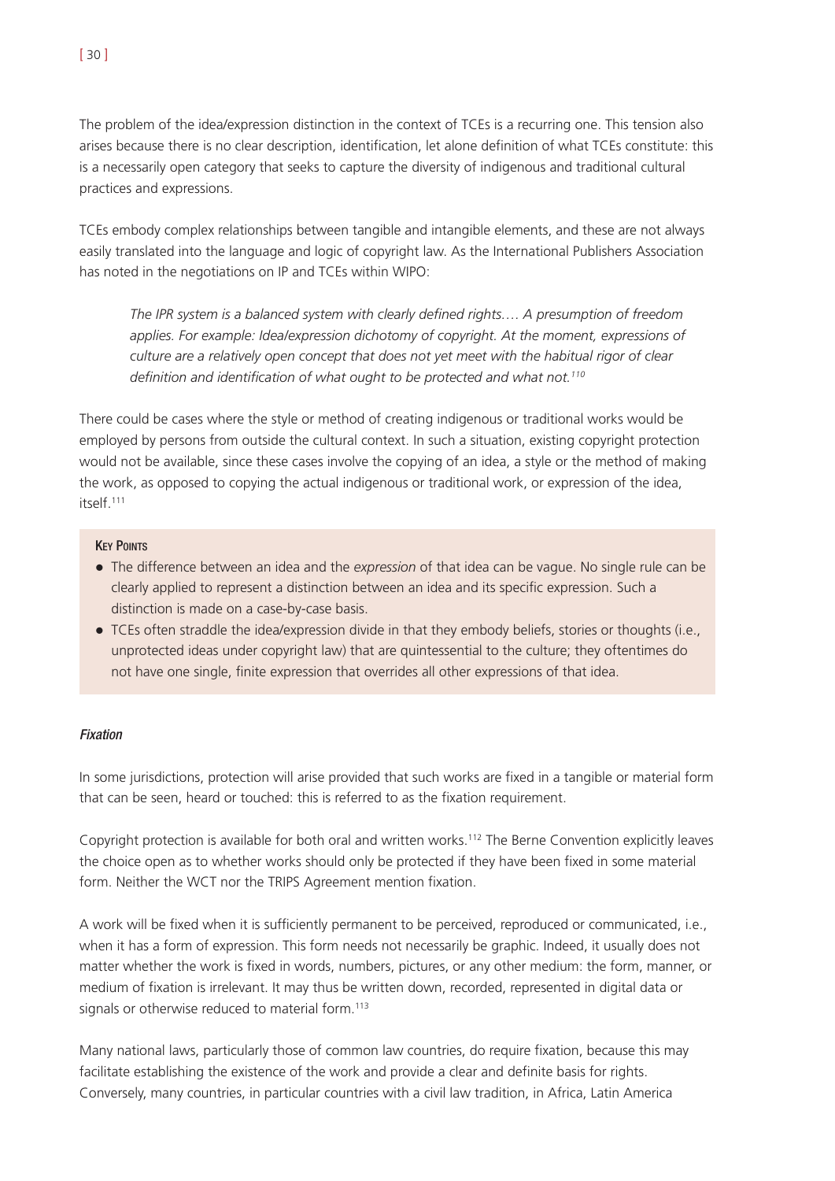The problem of the idea/expression distinction in the context of TCEs is a recurring one. This tension also arises because there is no clear description, identification, let alone definition of what TCEs constitute: this is a necessarily open category that seeks to capture the diversity of indigenous and traditional cultural practices and expressions.

TCEs embody complex relationships between tangible and intangible elements, and these are not always easily translated into the language and logic of copyright law. As the International Publishers Association has noted in the negotiations on IP and TCEs within WIPO:

> *The IPR system is a balanced system with clearly defined rights…. A presumption of freedom applies. For example: Idea/expression dichotomy of copyright. At the moment, expressions of culture are a relatively open concept that does not yet meet with the habitual rigor of clear definition and identification of what ought to be protected and what not.*[110]

There could be cases where the style or method of creating indigenous or traditional works would be employed by persons from outside the cultural context. In such a situation, existing copyright protection would not be available, since these cases involve the copying of an idea, a style or the method of making the work, as opposed to copying the actual indigenous or traditional work, or expression of the idea, itself.[111]

**Key Points**

- The difference between an idea and the *expression* of that idea can be vague. No single rule can be clearly applied to represent a distinction between an idea and its specific expression. Such a distinction is made on a case-by-case basis.
- TCEs often straddle the idea/expression divide in that they embody beliefs, stories or thoughts (i.e., unprotected ideas under copyright law) that are quintessential to the culture; they oftentimes do not have one single, finite expression that overrides all other expressions of that idea.

#### *Fixation*

In some jurisdictions, protection will arise provided that such works are fixed in a tangible or material form that can be seen, heard or touched: this is referred to as the fixation requirement.

Copyright protection is available for both oral and written works.[112] The Berne Convention explicitly leaves the choice open as to whether works should only be protected if they have been fixed in some material form. Neither the WCT nor the TRIPS Agreement mention fixation.

A work will be fixed when it is sufficiently permanent to be perceived, reproduced or communicated, i.e., when it has a form of expression. This form needs not necessarily be graphic. Indeed, it usually does not matter whether the work is fixed in words, numbers, pictures, or any other medium: the form, manner, or medium of fixation is irrelevant. It may thus be written down, recorded, represented in digital data or signals or otherwise reduced to material form.[113]

Many national laws, particularly those of common law countries, do require fixation, because this may facilitate establishing the existence of the work and provide a clear and definite basis for rights. Conversely, many countries, in particular countries with a civil law tradition, in Africa, Latin America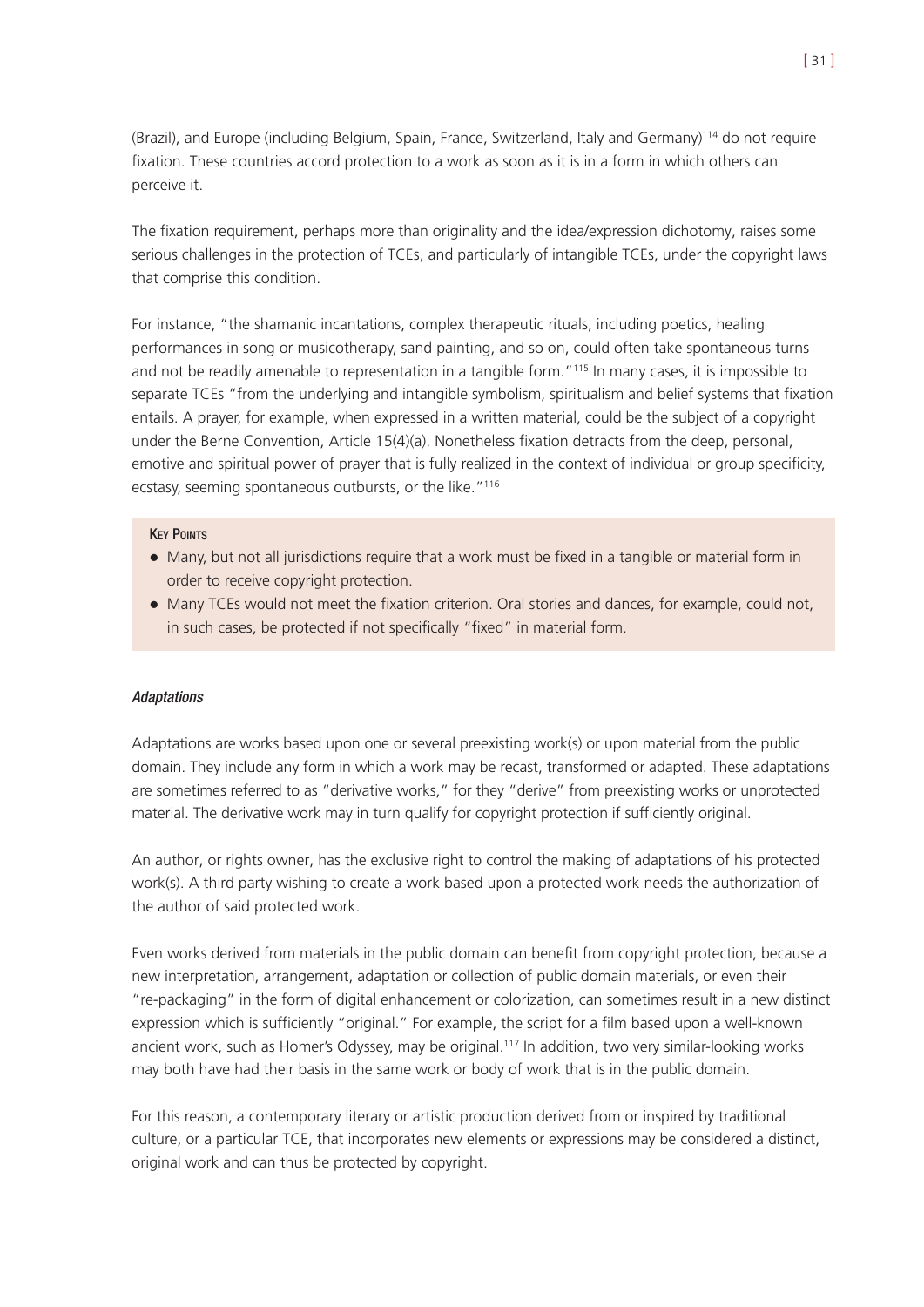(Brazil), and Europe (including Belgium, Spain, France, Switzerland, Italy and Germany)[114] do not require fixation. These countries accord protection to a work as soon as it is in a form in which others can perceive it.

The fixation requirement, perhaps more than originality and the idea/expression dichotomy, raises some serious challenges in the protection of TCEs, and particularly of intangible TCEs, under the copyright laws that comprise this condition.

For instance, "the shamanic incantations, complex therapeutic rituals, including poetics, healing performances in song or musicotherapy, sand painting, and so on, could often take spontaneous turns and not be readily amenable to representation in a tangible form."[115] In many cases, it is impossible to separate TCEs "from the underlying and intangible symbolism, spiritualism and belief systems that fixation entails. A prayer, for example, when expressed in a written material, could be the subject of a copyright under the Berne Convention, Article 15(4)(a). Nonetheless fixation detracts from the deep, personal, emotive and spiritual power of prayer that is fully realized in the context of individual or group specificity, ecstasy, seeming spontaneous outbursts, or the like."[116]

**Key Points**

- Many, but not all jurisdictions require that a work must be fixed in a tangible or material form in order to receive copyright protection.
- Many TCEs would not meet the fixation criterion. Oral stories and dances, for example, could not, in such cases, be protected if not specifically "fixed" in material form.

### *Adaptations*

Adaptations are works based upon one or several preexisting work(s) or upon material from the public domain. They include any form in which a work may be recast, transformed or adapted. These adaptations are sometimes referred to as "derivative works," for they "derive" from preexisting works or unprotected material. The derivative work may in turn qualify for copyright protection if sufficiently original.

An author, or rights owner, has the exclusive right to control the making of adaptations of his protected work(s). A third party wishing to create a work based upon a protected work needs the authorization of the author of said protected work.

Even works derived from materials in the public domain can benefit from copyright protection, because a new interpretation, arrangement, adaptation or collection of public domain materials, or even their "re-packaging" in the form of digital enhancement or colorization, can sometimes result in a new distinct expression which is sufficiently "original." For example, the script for a film based upon a well-known ancient work, such as Homer's Odyssey, may be original.[117] In addition, two very similar-looking works may both have had their basis in the same work or body of work that is in the public domain.

For this reason, a contemporary literary or artistic production derived from or inspired by traditional culture, or a particular TCE, that incorporates new elements or expressions may be considered a distinct, original work and can thus be protected by copyright.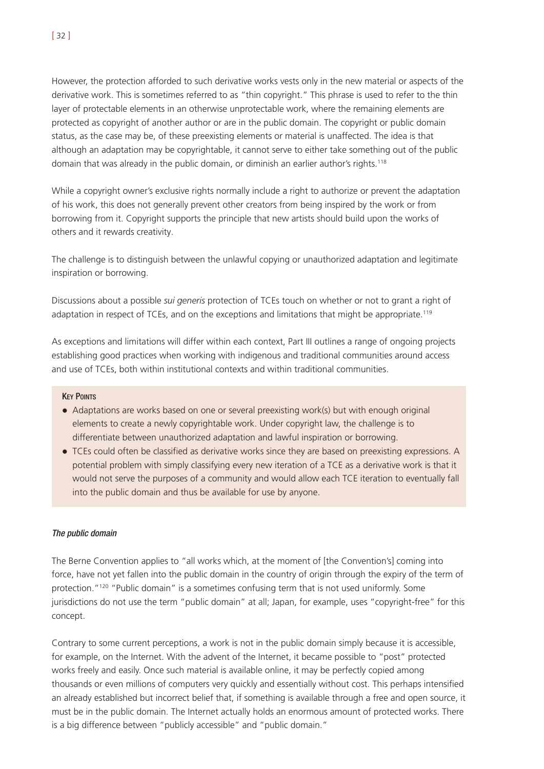However, the protection afforded to such derivative works vests only in the new material or aspects of the derivative work. This is sometimes referred to as "thin copyright." This phrase is used to refer to the thin layer of protectable elements in an otherwise unprotectable work, where the remaining elements are protected as copyright of another author or are in the public domain. The copyright or public domain status, as the case may be, of these preexisting elements or material is unaffected. The idea is that although an adaptation may be copyrightable, it cannot serve to either take something out of the public domain that was already in the public domain, or diminish an earlier author's rights.[118]

While a copyright owner's exclusive rights normally include a right to authorize or prevent the adaptation of his work, this does not generally prevent other creators from being inspired by the work or from borrowing from it. Copyright supports the principle that new artists should build upon the works of others and it rewards creativity.

The challenge is to distinguish between the unlawful copying or unauthorized adaptation and legitimate inspiration or borrowing.

Discussions about a possible *sui generis* protection of TCEs touch on whether or not to grant a right of adaptation in respect of TCEs, and on the exceptions and limitations that might be appropriate.[119]

As exceptions and limitations will differ within each context, Part III outlines a range of ongoing projects establishing good practices when working with indigenous and traditional communities around access and use of TCEs, both within institutional contexts and within traditional communities.

**Key Points**

- Adaptations are works based on one or several preexisting work(s) but with enough original elements to create a newly copyrightable work. Under copyright law, the challenge is to differentiate between unauthorized adaptation and lawful inspiration or borrowing.
- TCEs could often be classified as derivative works since they are based on preexisting expressions. A potential problem with simply classifying every new iteration of a TCE as a derivative work is that it would not serve the purposes of a community and would allow each TCE iteration to eventually fall into the public domain and thus be available for use by anyone.

### *The public domain*

The Berne Convention applies to "all works which, at the moment of [the Convention's] coming into force, have not yet fallen into the public domain in the country of origin through the expiry of the term of protection."[120] "Public domain" is a sometimes confusing term that is not used uniformly. Some jurisdictions do not use the term "public domain" at all; Japan, for example, uses "copyright-free" for this concept.

Contrary to some current perceptions, a work is not in the public domain simply because it is accessible, for example, on the Internet. With the advent of the Internet, it became possible to "post" protected works freely and easily. Once such material is available online, it may be perfectly copied among thousands or even millions of computers very quickly and essentially without cost. This perhaps intensified an already established but incorrect belief that, if something is available through a free and open source, it must be in the public domain. The Internet actually holds an enormous amount of protected works. There is a big difference between "publicly accessible" and "public domain."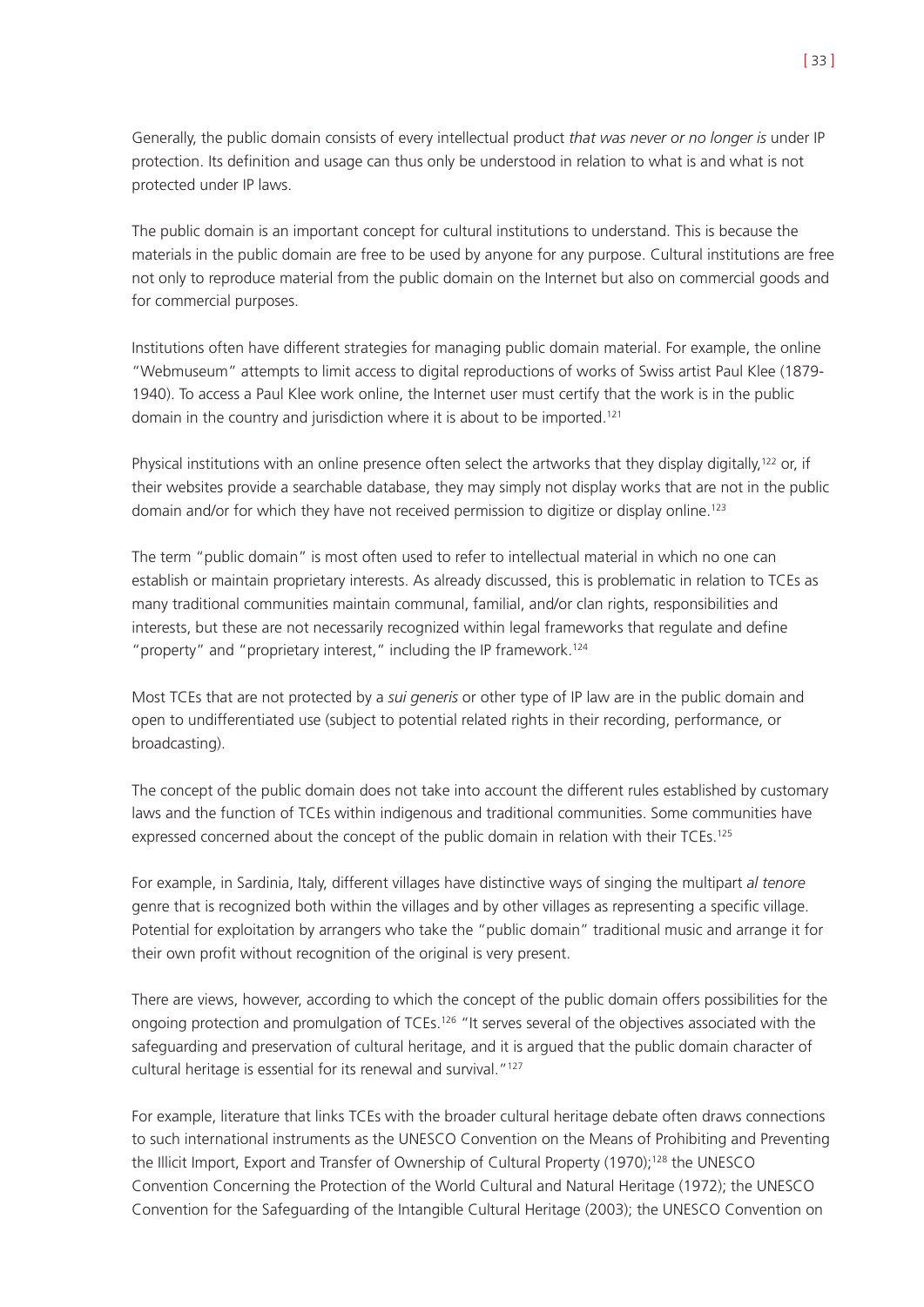Generally, the public domain consists of every intellectual product *that was never or no longer is* under IP protection. Its definition and usage can thus only be understood in relation to what is and what is not protected under IP laws.

The public domain is an important concept for cultural institutions to understand. This is because the materials in the public domain are free to be used by anyone for any purpose. Cultural institutions are free not only to reproduce material from the public domain on the Internet but also on commercial goods and for commercial purposes.

Institutions often have different strategies for managing public domain material. For example, the online "Webmuseum" attempts to limit access to digital reproductions of works of Swiss artist Paul Klee (1879-1940). To access a Paul Klee work online, the Internet user must certify that the work is in the public domain in the country and jurisdiction where it is about to be imported.[121]

Physical institutions with an online presence often select the artworks that they display digitally,[122] or, if their websites provide a searchable database, they may simply not display works that are not in the public domain and/or for which they have not received permission to digitize or display online.[123]

The term "public domain" is most often used to refer to intellectual material in which no one can establish or maintain proprietary interests. As already discussed, this is problematic in relation to TCEs as many traditional communities maintain communal, familial, and/or clan rights, responsibilities and interests, but these are not necessarily recognized within legal frameworks that regulate and define "property" and "proprietary interest," including the IP framework.[124]

Most TCEs that are not protected by a *sui generis* or other type of IP law are in the public domain and open to undifferentiated use (subject to potential related rights in their recording, performance, or broadcasting).

The concept of the public domain does not take into account the different rules established by customary laws and the function of TCEs within indigenous and traditional communities. Some communities have expressed concerned about the concept of the public domain in relation with their TCEs.[125]

For example, in Sardinia, Italy, different villages have distinctive ways of singing the multipart *al tenore* genre that is recognized both within the villages and by other villages as representing a specific village. Potential for exploitation by arrangers who take the "public domain" traditional music and arrange it for their own profit without recognition of the original is very present.

There are views, however, according to which the concept of the public domain offers possibilities for the ongoing protection and promulgation of TCEs.[126] "It serves several of the objectives associated with the safeguarding and preservation of cultural heritage, and it is argued that the public domain character of cultural heritage is essential for its renewal and survival."[127]

For example, literature that links TCEs with the broader cultural heritage debate often draws connections to such international instruments as the UNESCO Convention on the Means of Prohibiting and Preventing the Illicit Import, Export and Transfer of Ownership of Cultural Property (1970);[128] the UNESCO Convention Concerning the Protection of the World Cultural and Natural Heritage (1972); the UNESCO Convention for the Safeguarding of the Intangible Cultural Heritage (2003); the UNESCO Convention on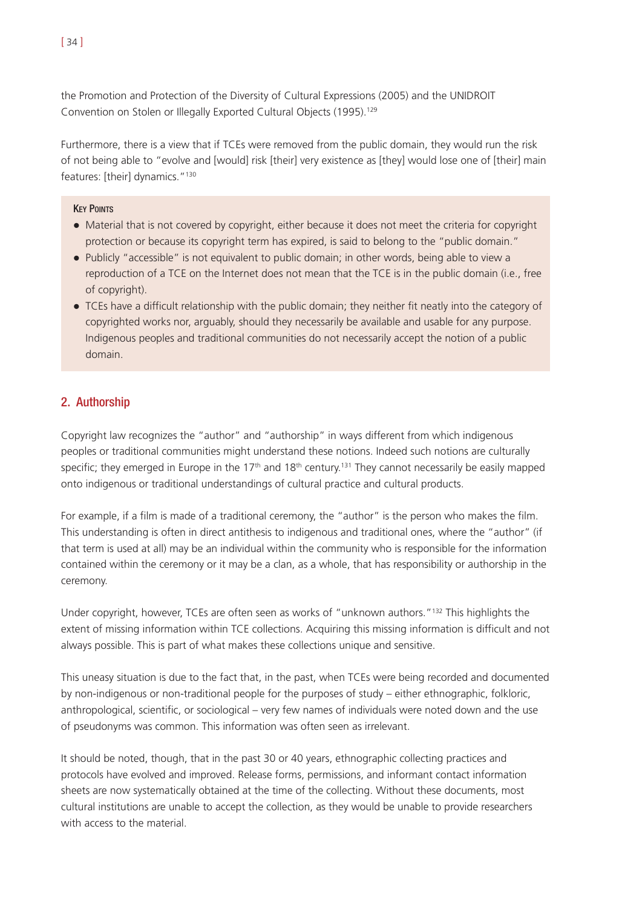the Promotion and Protection of the Diversity of Cultural Expressions (2005) and the UNIDROIT Convention on Stolen or Illegally Exported Cultural Objects (1995).[129]

Furthermore, there is a view that if TCEs were removed from the public domain, they would run the risk of not being able to "evolve and [would] risk [their] very existence as [they] would lose one of [their] main features: [their] dynamics."[130]

**Key Points**

- Material that is not covered by copyright, either because it does not meet the criteria for copyright protection or because its copyright term has expired, is said to belong to the "public domain."
- Publicly "accessible" is not equivalent to public domain; in other words, being able to view a reproduction of a TCE on the Internet does not mean that the TCE is in the public domain (i.e., free of copyright).
- TCEs have a difficult relationship with the public domain; they neither fit neatly into the category of copyrighted works nor, arguably, should they necessarily be available and usable for any purpose. Indigenous peoples and traditional communities do not necessarily accept the notion of a public domain.

## 2. Authorship

Copyright law recognizes the "author" and "authorship" in ways different from which indigenous peoples or traditional communities might understand these notions. Indeed such notions are culturally specific; they emerged in Europe in the 17th and 18th century.[131] They cannot necessarily be easily mapped onto indigenous or traditional understandings of cultural practice and cultural products.

For example, if a film is made of a traditional ceremony, the "author" is the person who makes the film. This understanding is often in direct antithesis to indigenous and traditional ones, where the "author" (if that term is used at all) may be an individual within the community who is responsible for the information contained within the ceremony or it may be a clan, as a whole, that has responsibility or authorship in the ceremony.

Under copyright, however, TCEs are often seen as works of "unknown authors."[132] This highlights the extent of missing information within TCE collections. Acquiring this missing information is difficult and not always possible. This is part of what makes these collections unique and sensitive.

This uneasy situation is due to the fact that, in the past, when TCEs were being recorded and documented by non-indigenous or non-traditional people for the purposes of study – either ethnographic, folkloric, anthropological, scientific, or sociological – very few names of individuals were noted down and the use of pseudonyms was common. This information was often seen as irrelevant.

It should be noted, though, that in the past 30 or 40 years, ethnographic collecting practices and protocols have evolved and improved. Release forms, permissions, and informant contact information sheets are now systematically obtained at the time of the collecting. Without these documents, most cultural institutions are unable to accept the collection, as they would be unable to provide researchers with access to the material.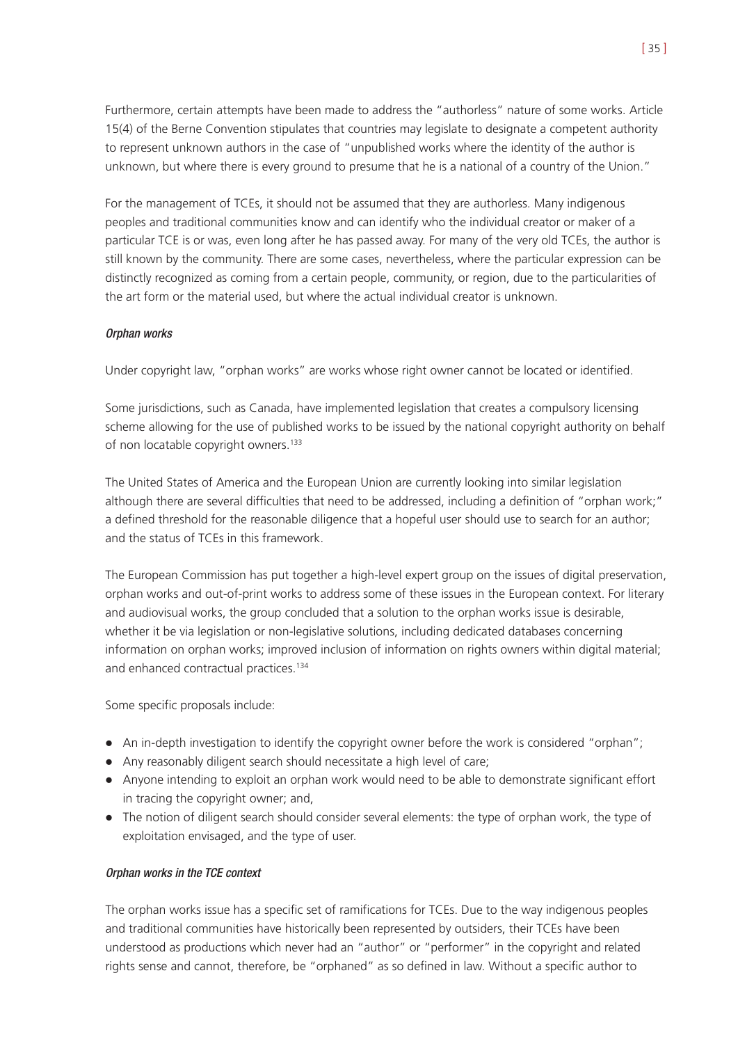Furthermore, certain attempts have been made to address the "authorless" nature of some works. Article 15(4) of the Berne Convention stipulates that countries may legislate to designate a competent authority to represent unknown authors in the case of "unpublished works where the identity of the author is unknown, but where there is every ground to presume that he is a national of a country of the Union."

For the management of TCEs, it should not be assumed that they are authorless. Many indigenous peoples and traditional communities know and can identify who the individual creator or maker of a particular TCE is or was, even long after he has passed away. For many of the very old TCEs, the author is still known by the community. There are some cases, nevertheless, where the particular expression can be distinctly recognized as coming from a certain people, community, or region, due to the particularities of the art form or the material used, but where the actual individual creator is unknown.

*Orphan works*

Under copyright law, "orphan works" are works whose right owner cannot be located or identified.

Some jurisdictions, such as Canada, have implemented legislation that creates a compulsory licensing scheme allowing for the use of published works to be issued by the national copyright authority on behalf of non locatable copyright owners.[133]

The United States of America and the European Union are currently looking into similar legislation although there are several difficulties that need to be addressed, including a definition of "orphan work;" a defined threshold for the reasonable diligence that a hopeful user should use to search for an author; and the status of TCEs in this framework.

The European Commission has put together a high-level expert group on the issues of digital preservation, orphan works and out-of-print works to address some of these issues in the European context. For literary and audiovisual works, the group concluded that a solution to the orphan works issue is desirable, whether it be via legislation or non-legislative solutions, including dedicated databases concerning information on orphan works; improved inclusion of information on rights owners within digital material; and enhanced contractual practices.[134]

Some specific proposals include:

- An in-depth investigation to identify the copyright owner before the work is considered "orphan";
- Any reasonably diligent search should necessitate a high level of care;
- Anyone intending to exploit an orphan work would need to be able to demonstrate significant effort in tracing the copyright owner; and,
- The notion of diligent search should consider several elements: the type of orphan work, the type of exploitation envisaged, and the type of user.

*Orphan works in the TCE context*

The orphan works issue has a specific set of ramifications for TCEs. Due to the way indigenous peoples and traditional communities have historically been represented by outsiders, their TCEs have been understood as productions which never had an "author" or "performer" in the copyright and related rights sense and cannot, therefore, be "orphaned" as so defined in law. Without a specific author to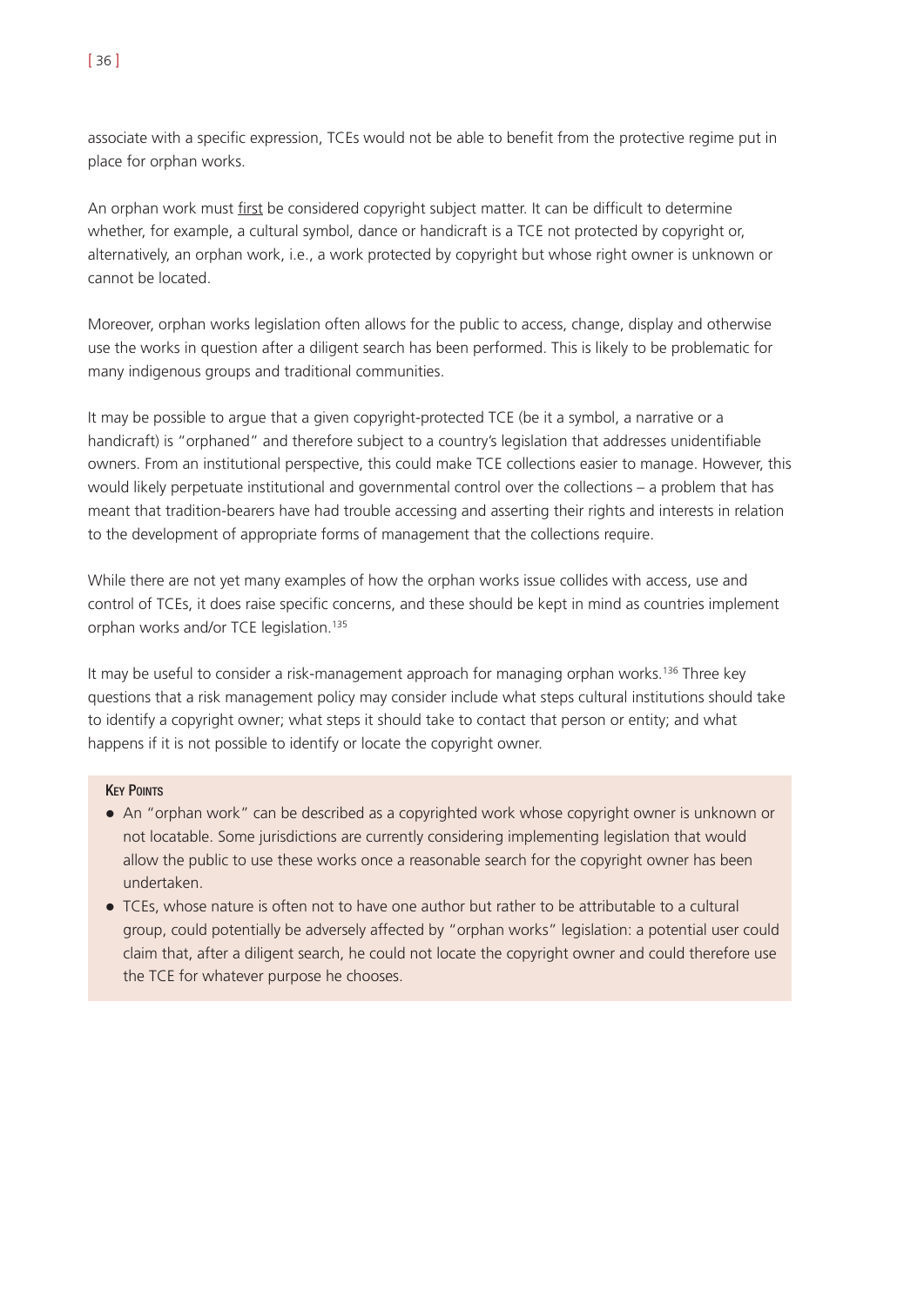associate with a specific expression, TCEs would not be able to benefit from the protective regime put in place for orphan works.

An orphan work must first be considered copyright subject matter. It can be difficult to determine whether, for example, a cultural symbol, dance or handicraft is a TCE not protected by copyright or, alternatively, an orphan work, i.e., a work protected by copyright but whose right owner is unknown or cannot be located.

Moreover, orphan works legislation often allows for the public to access, change, display and otherwise use the works in question after a diligent search has been performed. This is likely to be problematic for many indigenous groups and traditional communities.

It may be possible to argue that a given copyright-protected TCE (be it a symbol, a narrative or a handicraft) is "orphaned" and therefore subject to a country's legislation that addresses unidentifiable owners. From an institutional perspective, this could make TCE collections easier to manage. However, this would likely perpetuate institutional and governmental control over the collections – a problem that has meant that tradition-bearers have had trouble accessing and asserting their rights and interests in relation to the development of appropriate forms of management that the collections require.

While there are not yet many examples of how the orphan works issue collides with access, use and control of TCEs, it does raise specific concerns, and these should be kept in mind as countries implement orphan works and/or TCE legislation.[135]

It may be useful to consider a risk-management approach for managing orphan works.[136] Three key questions that a risk management policy may consider include what steps cultural institutions should take to identify a copyright owner; what steps it should take to contact that person or entity; and what happens if it is not possible to identify or locate the copyright owner.

**Key Points**

- An "orphan work" can be described as a copyrighted work whose copyright owner is unknown or not locatable. Some jurisdictions are currently considering implementing legislation that would allow the public to use these works once a reasonable search for the copyright owner has been undertaken.
- TCEs, whose nature is often not to have one author but rather to be attributable to a cultural group, could potentially be adversely affected by "orphan works" legislation: a potential user could claim that, after a diligent search, he could not locate the copyright owner and could therefore use the TCE for whatever purpose he chooses.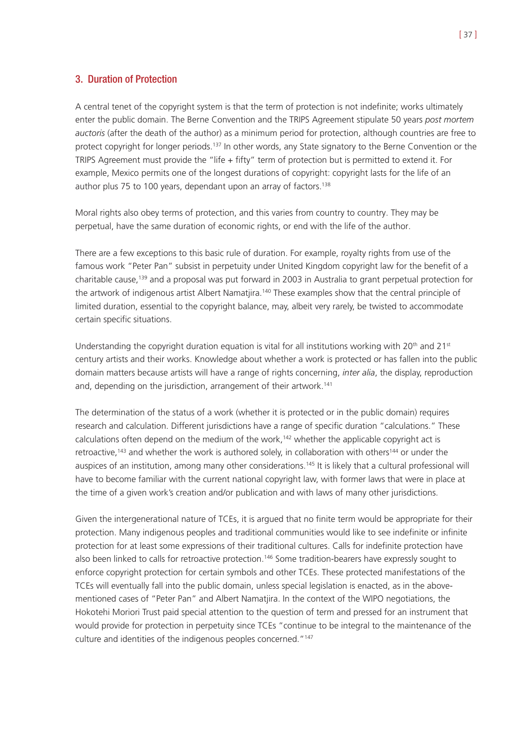## 3. Duration of Protection

A central tenet of the copyright system is that the term of protection is not indefinite; works ultimately enter the public domain. The Berne Convention and the TRIPS Agreement stipulate 50 years *post mortem auctoris* (after the death of the author) as a minimum period for protection, although countries are free to protect copyright for longer periods.[137] In other words, any State signatory to the Berne Convention or the TRIPS Agreement must provide the "life + fifty" term of protection but is permitted to extend it. For example, Mexico permits one of the longest durations of copyright: copyright lasts for the life of an author plus 75 to 100 years, dependant upon an array of factors.[138]

Moral rights also obey terms of protection, and this varies from country to country. They may be perpetual, have the same duration of economic rights, or end with the life of the author.

There are a few exceptions to this basic rule of duration. For example, royalty rights from use of the famous work "Peter Pan" subsist in perpetuity under United Kingdom copyright law for the benefit of a charitable cause,[139] and a proposal was put forward in 2003 in Australia to grant perpetual protection for the artwork of indigenous artist Albert Namatjira.[140] These examples show that the central principle of limited duration, essential to the copyright balance, may, albeit very rarely, be twisted to accommodate certain specific situations.

Understanding the copyright duration equation is vital for all institutions working with 20th and 21st century artists and their works. Knowledge about whether a work is protected or has fallen into the public domain matters because artists will have a range of rights concerning, *inter alia*, the display, reproduction and, depending on the jurisdiction, arrangement of their artwork.[141]

The determination of the status of a work (whether it is protected or in the public domain) requires research and calculation. Different jurisdictions have a range of specific duration "calculations." These calculations often depend on the medium of the work,[142] whether the applicable copyright act is retroactive,[143] and whether the work is authored solely, in collaboration with others[144] or under the auspices of an institution, among many other considerations.[145] It is likely that a cultural professional will have to become familiar with the current national copyright law, with former laws that were in place at the time of a given work's creation and/or publication and with laws of many other jurisdictions.

Given the intergenerational nature of TCEs, it is argued that no finite term would be appropriate for their protection. Many indigenous peoples and traditional communities would like to see indefinite or infinite protection for at least some expressions of their traditional cultures. Calls for indefinite protection have also been linked to calls for retroactive protection.[146] Some tradition-bearers have expressly sought to enforce copyright protection for certain symbols and other TCEs. These protected manifestations of the TCEs will eventually fall into the public domain, unless special legislation is enacted, as in the above-mentioned cases of "Peter Pan" and Albert Namatjira. In the context of the WIPO negotiations, the Hokotehi Moriori Trust paid special attention to the question of term and pressed for an instrument that would provide for protection in perpetuity since TCEs "continue to be integral to the maintenance of the culture and identities of the indigenous peoples concerned."[147]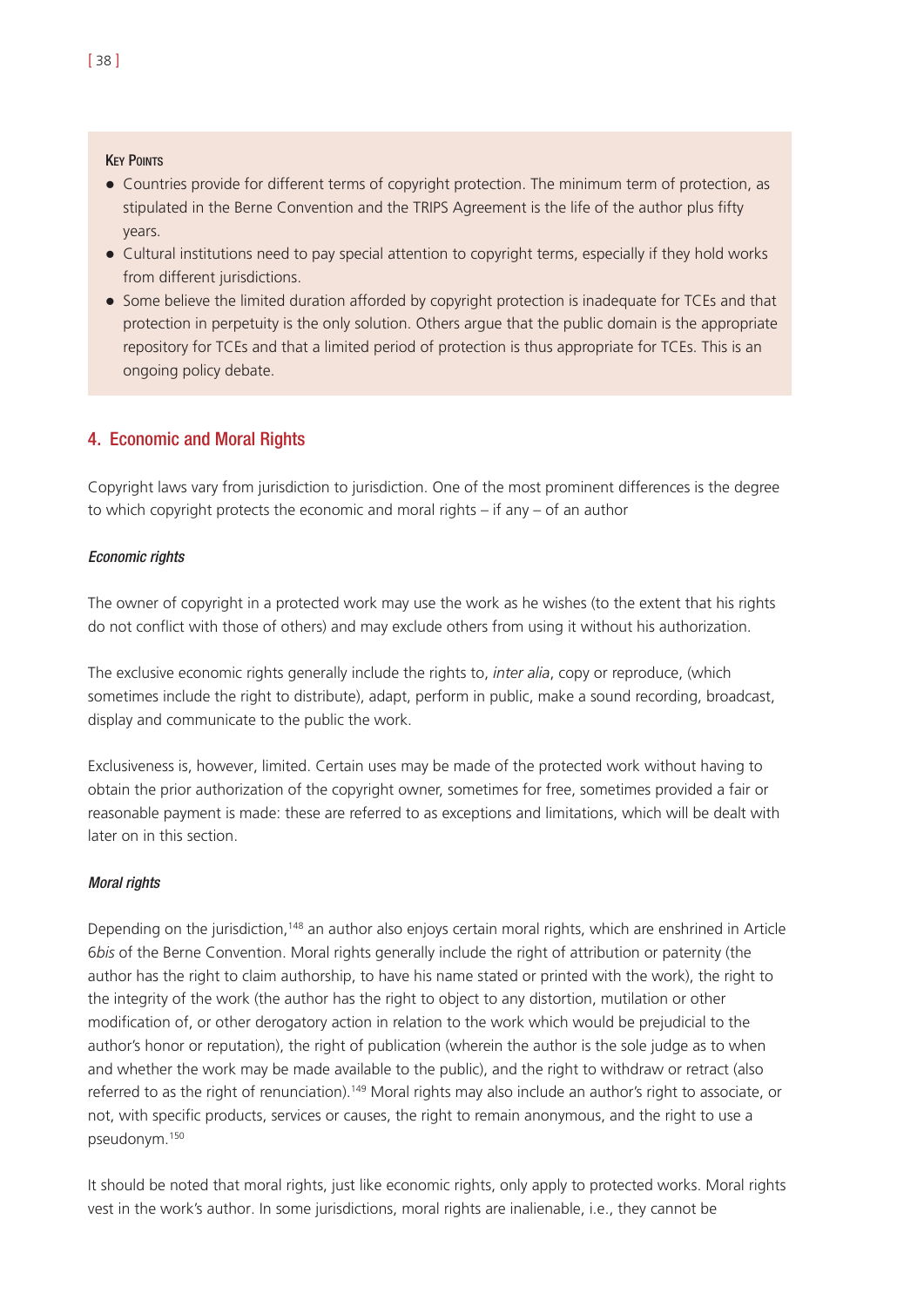**Key Points**

- Countries provide for different terms of copyright protection. The minimum term of protection, as stipulated in the Berne Convention and the TRIPS Agreement is the life of the author plus fifty years.
- Cultural institutions need to pay special attention to copyright terms, especially if they hold works from different jurisdictions.
- Some believe the limited duration afforded by copyright protection is inadequate for TCEs and that protection in perpetuity is the only solution. Others argue that the public domain is the appropriate repository for TCEs and that a limited period of protection is thus appropriate for TCEs. This is an ongoing policy debate.

## 4. Economic and Moral Rights

Copyright laws vary from jurisdiction to jurisdiction. One of the most prominent differences is the degree to which copyright protects the economic and moral rights – if any – of an author

### *Economic rights*

The owner of copyright in a protected work may use the work as he wishes (to the extent that his rights do not conflict with those of others) and may exclude others from using it without his authorization.

The exclusive economic rights generally include the rights to, *inter alia*, copy or reproduce, (which sometimes include the right to distribute), adapt, perform in public, make a sound recording, broadcast, display and communicate to the public the work.

Exclusiveness is, however, limited. Certain uses may be made of the protected work without having to obtain the prior authorization of the copyright owner, sometimes for free, sometimes provided a fair or reasonable payment is made: these are referred to as exceptions and limitations, which will be dealt with later on in this section.

### *Moral rights*

Depending on the jurisdiction,[148] an author also enjoys certain moral rights, which are enshrined in Article 6*bis* of the Berne Convention. Moral rights generally include the right of attribution or paternity (the author has the right to claim authorship, to have his name stated or printed with the work), the right to the integrity of the work (the author has the right to object to any distortion, mutilation or other modification of, or other derogatory action in relation to the work which would be prejudicial to the author's honor or reputation), the right of publication (wherein the author is the sole judge as to when and whether the work may be made available to the public), and the right to withdraw or retract (also referred to as the right of renunciation).[149] Moral rights may also include an author's right to associate, or not, with specific products, services or causes, the right to remain anonymous, and the right to use a pseudonym.[150]

It should be noted that moral rights, just like economic rights, only apply to protected works. Moral rights vest in the work's author. In some jurisdictions, moral rights are inalienable, i.e., they cannot be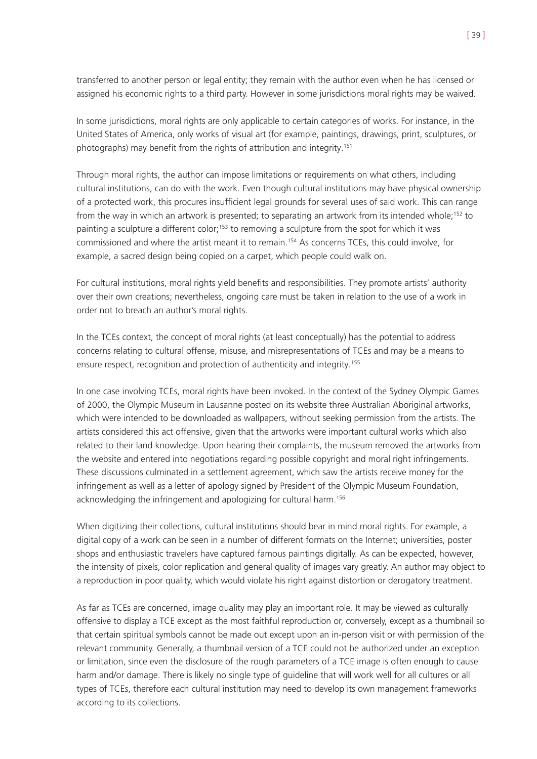transferred to another person or legal entity; they remain with the author even when he has licensed or assigned his economic rights to a third party. However in some jurisdictions moral rights may be waived.

In some jurisdictions, moral rights are only applicable to certain categories of works. For instance, in the United States of America, only works of visual art (for example, paintings, drawings, print, sculptures, or photographs) may benefit from the rights of attribution and integrity.[151]

Through moral rights, the author can impose limitations or requirements on what others, including cultural institutions, can do with the work. Even though cultural institutions may have physical ownership of a protected work, this procures insufficient legal grounds for several uses of said work. This can range from the way in which an artwork is presented; to separating an artwork from its intended whole;[152] to painting a sculpture a different color;[153] to removing a sculpture from the spot for which it was commissioned and where the artist meant it to remain.[154] As concerns TCEs, this could involve, for example, a sacred design being copied on a carpet, which people could walk on.

For cultural institutions, moral rights yield benefits and responsibilities. They promote artists' authority over their own creations; nevertheless, ongoing care must be taken in relation to the use of a work in order not to breach an author's moral rights.

In the TCEs context, the concept of moral rights (at least conceptually) has the potential to address concerns relating to cultural offense, misuse, and misrepresentations of TCEs and may be a means to ensure respect, recognition and protection of authenticity and integrity.[155]

In one case involving TCEs, moral rights have been invoked. In the context of the Sydney Olympic Games of 2000, the Olympic Museum in Lausanne posted on its website three Australian Aboriginal artworks, which were intended to be downloaded as wallpapers, without seeking permission from the artists. The artists considered this act offensive, given that the artworks were important cultural works which also related to their land knowledge. Upon hearing their complaints, the museum removed the artworks from the website and entered into negotiations regarding possible copyright and moral right infringements. These discussions culminated in a settlement agreement, which saw the artists receive money for the infringement as well as a letter of apology signed by President of the Olympic Museum Foundation, acknowledging the infringement and apologizing for cultural harm.[156]

When digitizing their collections, cultural institutions should bear in mind moral rights. For example, a digital copy of a work can be seen in a number of different formats on the Internet; universities, poster shops and enthusiastic travelers have captured famous paintings digitally. As can be expected, however, the intensity of pixels, color replication and general quality of images vary greatly. An author may object to a reproduction in poor quality, which would violate his right against distortion or derogatory treatment.

As far as TCEs are concerned, image quality may play an important role. It may be viewed as culturally offensive to display a TCE except as the most faithful reproduction or, conversely, except as a thumbnail so that certain spiritual symbols cannot be made out except upon an in-person visit or with permission of the relevant community. Generally, a thumbnail version of a TCE could not be authorized under an exception or limitation, since even the disclosure of the rough parameters of a TCE image is often enough to cause harm and/or damage. There is likely no single type of guideline that will work well for all cultures or all types of TCEs, therefore each cultural institution may need to develop its own management frameworks according to its collections.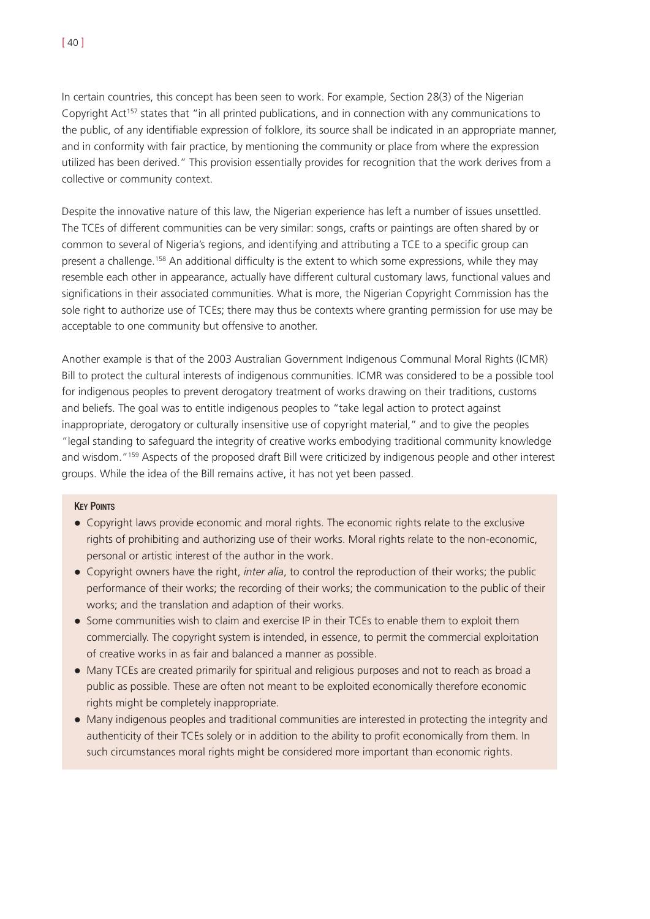In certain countries, this concept has been seen to work. For example, Section 28(3) of the Nigerian Copyright Act[157] states that "in all printed publications, and in connection with any communications to the public, of any identifiable expression of folklore, its source shall be indicated in an appropriate manner, and in conformity with fair practice, by mentioning the community or place from where the expression utilized has been derived." This provision essentially provides for recognition that the work derives from a collective or community context.

Despite the innovative nature of this law, the Nigerian experience has left a number of issues unsettled. The TCEs of different communities can be very similar: songs, crafts or paintings are often shared by or common to several of Nigeria's regions, and identifying and attributing a TCE to a specific group can present a challenge.[158] An additional difficulty is the extent to which some expressions, while they may resemble each other in appearance, actually have different cultural customary laws, functional values and significations in their associated communities. What is more, the Nigerian Copyright Commission has the sole right to authorize use of TCEs; there may thus be contexts where granting permission for use may be acceptable to one community but offensive to another.

Another example is that of the 2003 Australian Government Indigenous Communal Moral Rights (ICMR) Bill to protect the cultural interests of indigenous communities. ICMR was considered to be a possible tool for indigenous peoples to prevent derogatory treatment of works drawing on their traditions, customs and beliefs. The goal was to entitle indigenous peoples to "take legal action to protect against inappropriate, derogatory or culturally insensitive use of copyright material," and to give the peoples "legal standing to safeguard the integrity of creative works embodying traditional community knowledge and wisdom."[159] Aspects of the proposed draft Bill were criticized by indigenous people and other interest groups. While the idea of the Bill remains active, it has not yet been passed.

**Key Points**

- Copyright laws provide economic and moral rights. The economic rights relate to the exclusive rights of prohibiting and authorizing use of their works. Moral rights relate to the non-economic, personal or artistic interest of the author in the work.
- Copyright owners have the right, *inter alia*, to control the reproduction of their works; the public performance of their works; the recording of their works; the communication to the public of their works; and the translation and adaption of their works.
- Some communities wish to claim and exercise IP in their TCEs to enable them to exploit them commercially. The copyright system is intended, in essence, to permit the commercial exploitation of creative works in as fair and balanced a manner as possible.
- Many TCEs are created primarily for spiritual and religious purposes and not to reach as broad a public as possible. These are often not meant to be exploited economically therefore economic rights might be completely inappropriate.
- Many indigenous peoples and traditional communities are interested in protecting the integrity and authenticity of their TCEs solely or in addition to the ability to profit economically from them. In such circumstances moral rights might be considered more important than economic rights.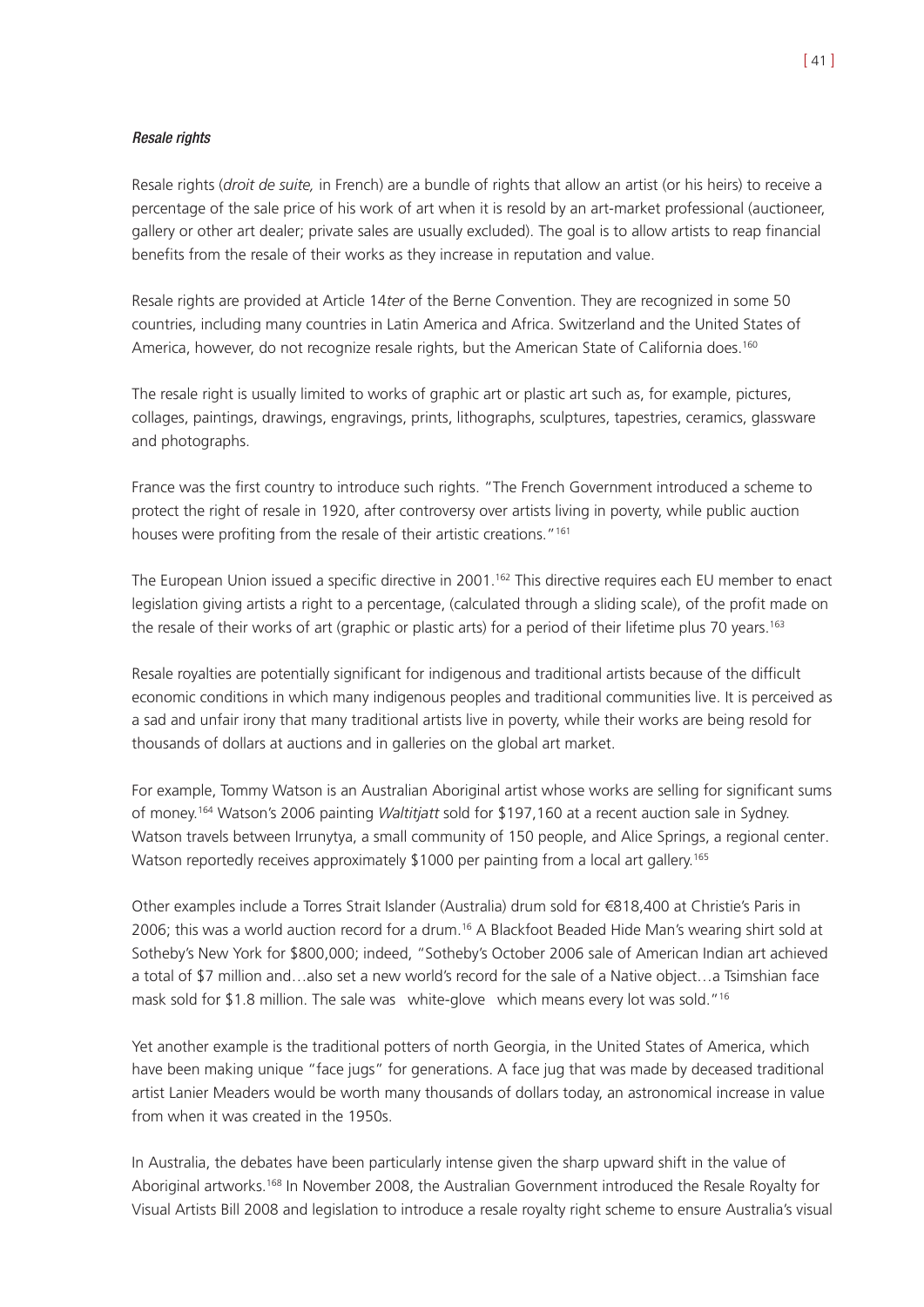*Resale rights*

Resale rights (*droit de suite,* in French) are a bundle of rights that allow an artist (or his heirs) to receive a percentage of the sale price of his work of art when it is resold by an art-market professional (auctioneer, gallery or other art dealer; private sales are usually excluded). The goal is to allow artists to reap financial benefits from the resale of their works as they increase in reputation and value.

Resale rights are provided at Article 14*ter* of the Berne Convention. They are recognized in some 50 countries, including many countries in Latin America and Africa. Switzerland and the United States of America, however, do not recognize resale rights, but the American State of California does.[160]

The resale right is usually limited to works of graphic art or plastic art such as, for example, pictures, collages, paintings, drawings, engravings, prints, lithographs, sculptures, tapestries, ceramics, glassware and photographs.

France was the first country to introduce such rights. "The French Government introduced a scheme to protect the right of resale in 1920, after controversy over artists living in poverty, while public auction houses were profiting from the resale of their artistic creations."[161]

The European Union issued a specific directive in 2001.[162] This directive requires each EU member to enact legislation giving artists a right to a percentage, (calculated through a sliding scale), of the profit made on the resale of their works of art (graphic or plastic arts) for a period of their lifetime plus 70 years.[163]

Resale royalties are potentially significant for indigenous and traditional artists because of the difficult economic conditions in which many indigenous peoples and traditional communities live. It is perceived as a sad and unfair irony that many traditional artists live in poverty, while their works are being resold for thousands of dollars at auctions and in galleries on the global art market.

For example, Tommy Watson is an Australian Aboriginal artist whose works are selling for significant sums of money.[164] Watson's 2006 painting *Waltitjatt* sold for $197,160 at a recent auction sale in Sydney. Watson travels between Irrunytya, a small community of 150 people, and Alice Springs, a regional center. Watson reportedly receives approximately $1000 per painting from a local art gallery.[165]

Other examples include a Torres Strait Islander (Australia) drum sold for €818,400 at Christie's Paris in 2006; this was a world auction record for a drum.[16] A Blackfoot Beaded Hide Man's wearing shirt sold at Sotheby's New York for $800,000; indeed, "Sotheby's October 2006 sale of American Indian art achieved a total of $7 million and…also set a new world's record for the sale of a Native object…a Tsimshian face mask sold for $1.8 million. The sale was white-glove which means every lot was sold."[16]

Yet another example is the traditional potters of north Georgia, in the United States of America, which have been making unique "face jugs" for generations. A face jug that was made by deceased traditional artist Lanier Meaders would be worth many thousands of dollars today, an astronomical increase in value from when it was created in the 1950s.

In Australia, the debates have been particularly intense given the sharp upward shift in the value of Aboriginal artworks.[168] In November 2008, the Australian Government introduced the Resale Royalty for Visual Artists Bill 2008 and legislation to introduce a resale royalty right scheme to ensure Australia's visual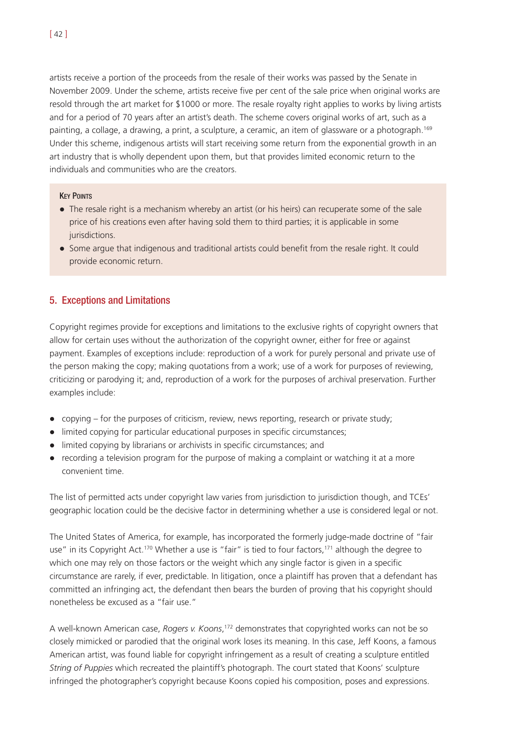artists receive a portion of the proceeds from the resale of their works was passed by the Senate in November 2009. Under the scheme, artists receive five per cent of the sale price when original works are resold through the art market for $1000 or more. The resale royalty right applies to works by living artists and for a period of 70 years after an artist's death. The scheme covers original works of art, such as a painting, a collage, a drawing, a print, a sculpture, a ceramic, an item of glassware or a photograph.[169] Under this scheme, indigenous artists will start receiving some return from the exponential growth in an art industry that is wholly dependent upon them, but that provides limited economic return to the individuals and communities who are the creators.

**Key Points**

- The resale right is a mechanism whereby an artist (or his heirs) can recuperate some of the sale price of his creations even after having sold them to third parties; it is applicable in some jurisdictions.
- Some argue that indigenous and traditional artists could benefit from the resale right. It could provide economic return.

## 5. Exceptions and Limitations

Copyright regimes provide for exceptions and limitations to the exclusive rights of copyright owners that allow for certain uses without the authorization of the copyright owner, either for free or against payment. Examples of exceptions include: reproduction of a work for purely personal and private use of the person making the copy; making quotations from a work; use of a work for purposes of reviewing, criticizing or parodying it; and, reproduction of a work for the purposes of archival preservation. Further examples include:

- copying – for the purposes of criticism, review, news reporting, research or private study;
- limited copying for particular educational purposes in specific circumstances;
- limited copying by librarians or archivists in specific circumstances; and
- recording a television program for the purpose of making a complaint or watching it at a more convenient time.

The list of permitted acts under copyright law varies from jurisdiction to jurisdiction though, and TCEs' geographic location could be the decisive factor in determining whether a use is considered legal or not.

The United States of America, for example, has incorporated the formerly judge-made doctrine of "fair use" in its Copyright Act.[170] Whether a use is "fair" is tied to four factors,[171] although the degree to which one may rely on those factors or the weight which any single factor is given in a specific circumstance are rarely, if ever, predictable. In litigation, once a plaintiff has proven that a defendant has committed an infringing act, the defendant then bears the burden of proving that his copyright should nonetheless be excused as a "fair use."

A well-known American case, *Rogers v. Koons*,[172] demonstrates that copyrighted works can not be so closely mimicked or parodied that the original work loses its meaning. In this case, Jeff Koons, a famous American artist, was found liable for copyright infringement as a result of creating a sculpture entitled *String of Puppies* which recreated the plaintiff's photograph. The court stated that Koons' sculpture infringed the photographer's copyright because Koons copied his composition, poses and expressions.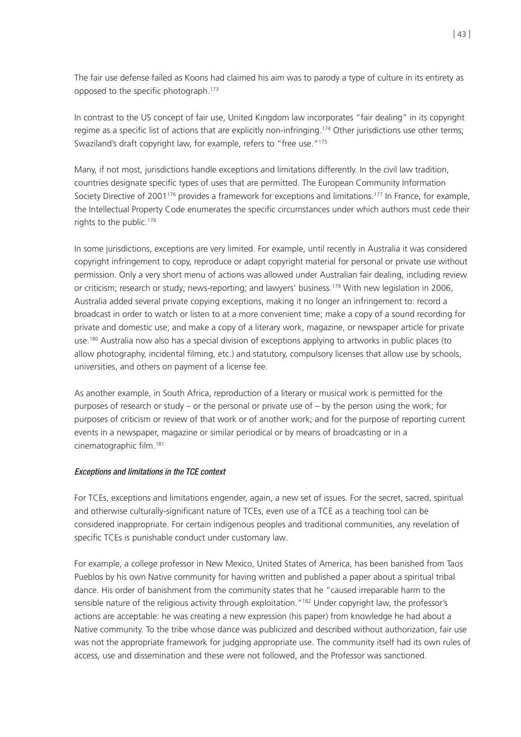The fair use defense failed as Koons had claimed his aim was to parody a type of culture in its entirety as opposed to the specific photograph.[173]

In contrast to the US concept of fair use, United Kingdom law incorporates "fair dealing" in its copyright regime as a specific list of actions that are explicitly non-infringing.[174] Other jurisdictions use other terms; Swaziland's draft copyright law, for example, refers to "free use."[175]

Many, if not most, jurisdictions handle exceptions and limitations differently. In the civil law tradition, countries designate specific types of uses that are permitted. The European Community Information Society Directive of 2001[176] provides a framework for exceptions and limitations.[177] In France, for example, the Intellectual Property Code enumerates the specific circumstances under which authors must cede their rights to the public.[178]

In some jurisdictions, exceptions are very limited. For example, until recently in Australia it was considered copyright infringement to copy, reproduce or adapt copyright material for personal or private use without permission. Only a very short menu of actions was allowed under Australian fair dealing, including review or criticism; research or study; news-reporting; and lawyers' business.[179] With new legislation in 2006, Australia added several private copying exceptions, making it no longer an infringement to: record a broadcast in order to watch or listen to at a more convenient time; make a copy of a sound recording for private and domestic use; and make a copy of a literary work, magazine, or newspaper article for private use.[180] Australia now also has a special division of exceptions applying to artworks in public places (to allow photography, incidental filming, etc.) and statutory, compulsory licenses that allow use by schools, universities, and others on payment of a license fee.

As another example, in South Africa, reproduction of a literary or musical work is permitted for the purposes of research or study – or the personal or private use of – by the person using the work; for purposes of criticism or review of that work or of another work; and for the purpose of reporting current events in a newspaper, magazine or similar periodical or by means of broadcasting or in a cinematographic film.[181]

*Exceptions and limitations in the TCE context*

For TCEs, exceptions and limitations engender, again, a new set of issues. For the secret, sacred, spiritual and otherwise culturally-significant nature of TCEs, even use of a TCE as a teaching tool can be considered inappropriate. For certain indigenous peoples and traditional communities, any revelation of specific TCEs is punishable conduct under customary law.

For example, a college professor in New Mexico, United States of America, has been banished from Taos Pueblos by his own Native community for having written and published a paper about a spiritual tribal dance. His order of banishment from the community states that he "caused irreparable harm to the sensible nature of the religious activity through exploitation."[182] Under copyright law, the professor's actions are acceptable: he was creating a new expression (his paper) from knowledge he had about a Native community. To the tribe whose dance was publicized and described without authorization, fair use was not the appropriate framework for judging appropriate use. The community itself had its own rules of access, use and dissemination and these were not followed, and the Professor was sanctioned.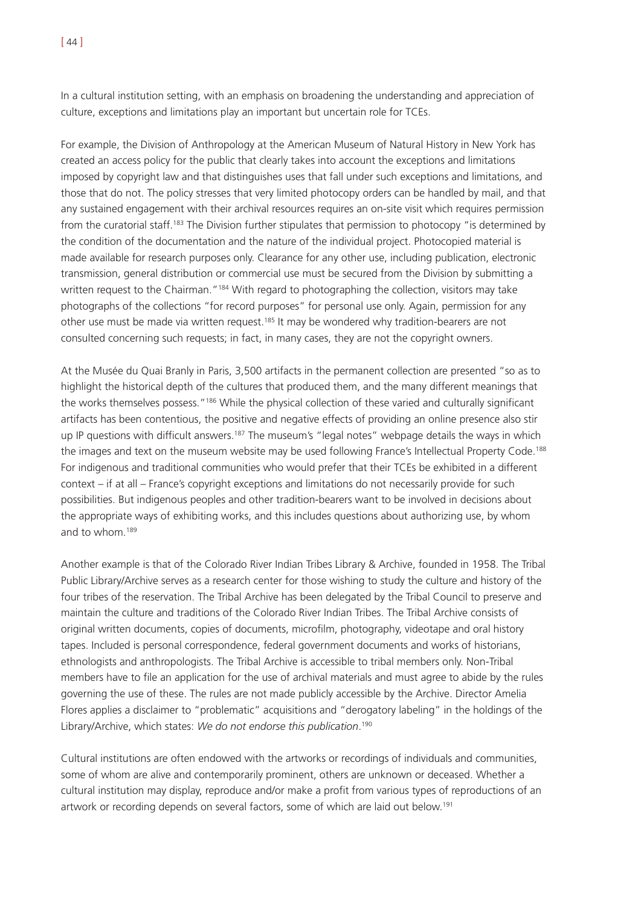In a cultural institution setting, with an emphasis on broadening the understanding and appreciation of culture, exceptions and limitations play an important but uncertain role for TCEs.

For example, the Division of Anthropology at the American Museum of Natural History in New York has created an access policy for the public that clearly takes into account the exceptions and limitations imposed by copyright law and that distinguishes uses that fall under such exceptions and limitations, and those that do not. The policy stresses that very limited photocopy orders can be handled by mail, and that any sustained engagement with their archival resources requires an on-site visit which requires permission from the curatorial staff.[183] The Division further stipulates that permission to photocopy "is determined by the condition of the documentation and the nature of the individual project. Photocopied material is made available for research purposes only. Clearance for any other use, including publication, electronic transmission, general distribution or commercial use must be secured from the Division by submitting a written request to the Chairman."[184] With regard to photographing the collection, visitors may take photographs of the collections "for record purposes" for personal use only. Again, permission for any other use must be made via written request.[185] It may be wondered why tradition-bearers are not consulted concerning such requests; in fact, in many cases, they are not the copyright owners.

At the Musée du Quai Branly in Paris, 3,500 artifacts in the permanent collection are presented "so as to highlight the historical depth of the cultures that produced them, and the many different meanings that the works themselves possess."[186] While the physical collection of these varied and culturally significant artifacts has been contentious, the positive and negative effects of providing an online presence also stir up IP questions with difficult answers.[187] The museum's "legal notes" webpage details the ways in which the images and text on the museum website may be used following France's Intellectual Property Code.[188] For indigenous and traditional communities who would prefer that their TCEs be exhibited in a different context – if at all – France's copyright exceptions and limitations do not necessarily provide for such possibilities. But indigenous peoples and other tradition-bearers want to be involved in decisions about the appropriate ways of exhibiting works, and this includes questions about authorizing use, by whom and to whom.[189]

Another example is that of the Colorado River Indian Tribes Library & Archive, founded in 1958. The Tribal Public Library/Archive serves as a research center for those wishing to study the culture and history of the four tribes of the reservation. The Tribal Archive has been delegated by the Tribal Council to preserve and maintain the culture and traditions of the Colorado River Indian Tribes. The Tribal Archive consists of original written documents, copies of documents, microfilm, photography, videotape and oral history tapes. Included is personal correspondence, federal government documents and works of historians, ethnologists and anthropologists. The Tribal Archive is accessible to tribal members only. Non-Tribal members have to file an application for the use of archival materials and must agree to abide by the rules governing the use of these. The rules are not made publicly accessible by the Archive. Director Amelia Flores applies a disclaimer to "problematic" acquisitions and "derogatory labeling" in the holdings of the Library/Archive, which states: *We do not endorse this publication*.[190]

Cultural institutions are often endowed with the artworks or recordings of individuals and communities, some of whom are alive and contemporarily prominent, others are unknown or deceased. Whether a cultural institution may display, reproduce and/or make a profit from various types of reproductions of an artwork or recording depends on several factors, some of which are laid out below.[191]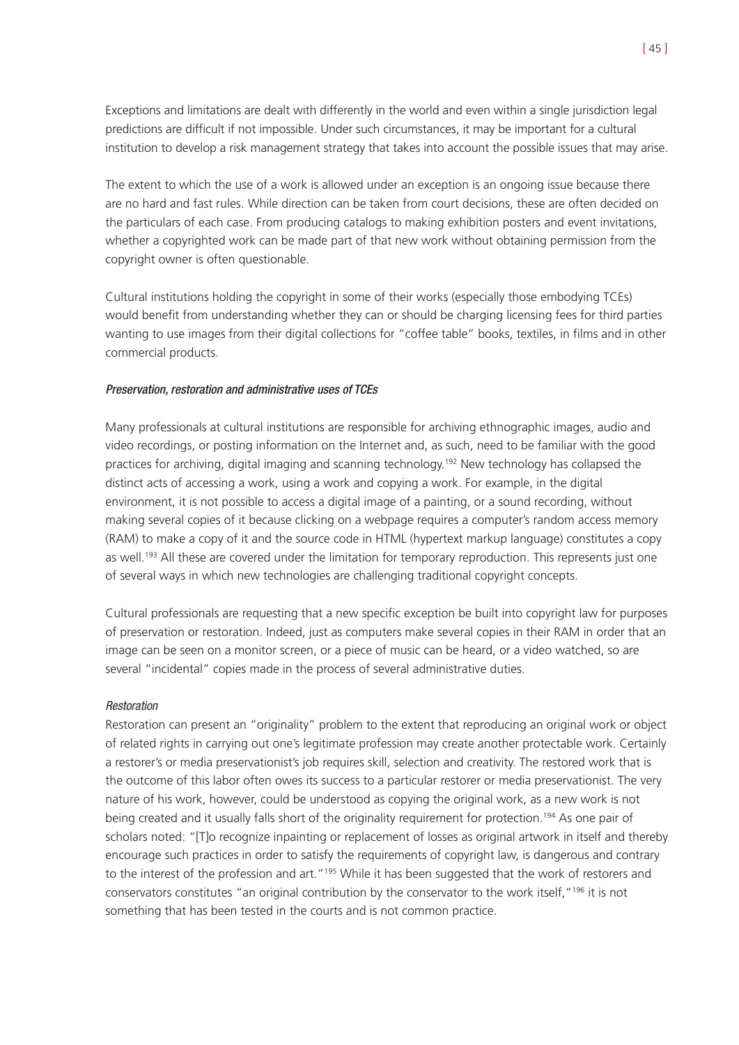Exceptions and limitations are dealt with differently in the world and even within a single jurisdiction legal predictions are difficult if not impossible. Under such circumstances, it may be important for a cultural institution to develop a risk management strategy that takes into account the possible issues that may arise.

The extent to which the use of a work is allowed under an exception is an ongoing issue because there are no hard and fast rules. While direction can be taken from court decisions, these are often decided on the particulars of each case. From producing catalogs to making exhibition posters and event invitations, whether a copyrighted work can be made part of that new work without obtaining permission from the copyright owner is often questionable.

Cultural institutions holding the copyright in some of their works (especially those embodying TCEs) would benefit from understanding whether they can or should be charging licensing fees for third parties wanting to use images from their digital collections for "coffee table" books, textiles, in films and in other commercial products.

#### *Preservation, restoration and administrative uses of TCEs*

Many professionals at cultural institutions are responsible for archiving ethnographic images, audio and video recordings, or posting information on the Internet and, as such, need to be familiar with the good practices for archiving, digital imaging and scanning technology.[192] New technology has collapsed the distinct acts of accessing a work, using a work and copying a work. For example, in the digital environment, it is not possible to access a digital image of a painting, or a sound recording, without making several copies of it because clicking on a webpage requires a computer's random access memory (RAM) to make a copy of it and the source code in HTML (hypertext markup language) constitutes a copy as well.[193] All these are covered under the limitation for temporary reproduction. This represents just one of several ways in which new technologies are challenging traditional copyright concepts.

Cultural professionals are requesting that a new specific exception be built into copyright law for purposes of preservation or restoration. Indeed, just as computers make several copies in their RAM in order that an image can be seen on a monitor screen, or a piece of music can be heard, or a video watched, so are several "incidental" copies made in the process of several administrative duties.

##### *Restoration*

Restoration can present an "originality" problem to the extent that reproducing an original work or object of related rights in carrying out one's legitimate profession may create another protectable work. Certainly a restorer's or media preservationist's job requires skill, selection and creativity. The restored work that is the outcome of this labor often owes its success to a particular restorer or media preservationist. The very nature of his work, however, could be understood as copying the original work, as a new work is not being created and it usually falls short of the originality requirement for protection.[194] As one pair of scholars noted: "[T]o recognize inpainting or replacement of losses as original artwork in itself and thereby encourage such practices in order to satisfy the requirements of copyright law, is dangerous and contrary to the interest of the profession and art."[195] While it has been suggested that the work of restorers and conservators constitutes "an original contribution by the conservator to the work itself,"[196] it is not something that has been tested in the courts and is not common practice.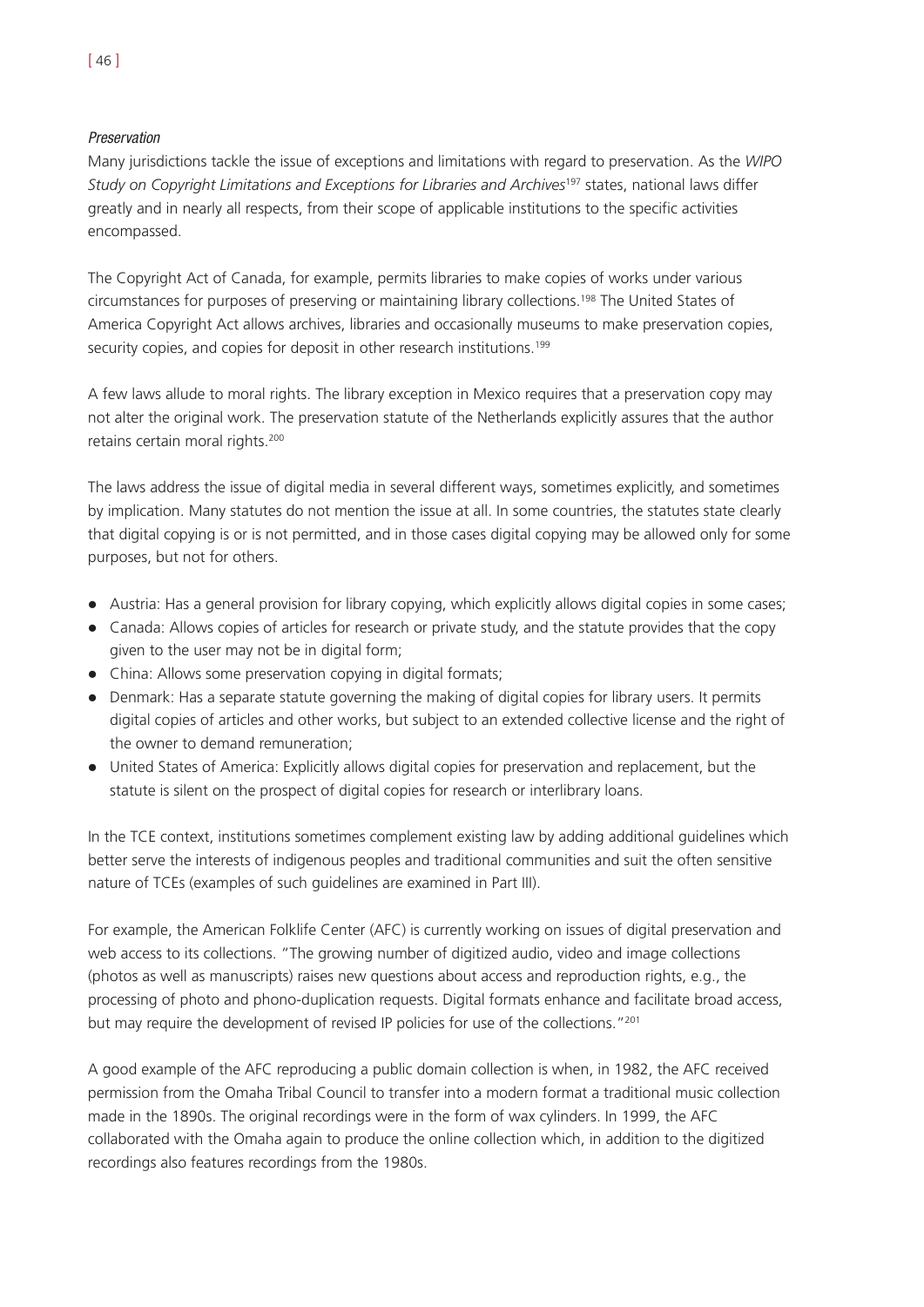*Preservation*

Many jurisdictions tackle the issue of exceptions and limitations with regard to preservation. As the *WIPO Study on Copyright Limitations and Exceptions for Libraries and Archives*[197] states, national laws differ greatly and in nearly all respects, from their scope of applicable institutions to the specific activities encompassed.

The Copyright Act of Canada, for example, permits libraries to make copies of works under various circumstances for purposes of preserving or maintaining library collections.[198] The United States of America Copyright Act allows archives, libraries and occasionally museums to make preservation copies, security copies, and copies for deposit in other research institutions.[199]

A few laws allude to moral rights. The library exception in Mexico requires that a preservation copy may not alter the original work. The preservation statute of the Netherlands explicitly assures that the author retains certain moral rights.[200]

The laws address the issue of digital media in several different ways, sometimes explicitly, and sometimes by implication. Many statutes do not mention the issue at all. In some countries, the statutes state clearly that digital copying is or is not permitted, and in those cases digital copying may be allowed only for some purposes, but not for others.

- Austria: Has a general provision for library copying, which explicitly allows digital copies in some cases;
- Canada: Allows copies of articles for research or private study, and the statute provides that the copy given to the user may not be in digital form;
- China: Allows some preservation copying in digital formats;
- Denmark: Has a separate statute governing the making of digital copies for library users. It permits digital copies of articles and other works, but subject to an extended collective license and the right of the owner to demand remuneration;
- United States of America: Explicitly allows digital copies for preservation and replacement, but the statute is silent on the prospect of digital copies for research or interlibrary loans.

In the TCE context, institutions sometimes complement existing law by adding additional guidelines which better serve the interests of indigenous peoples and traditional communities and suit the often sensitive nature of TCEs (examples of such guidelines are examined in Part III).

For example, the American Folklife Center (AFC) is currently working on issues of digital preservation and web access to its collections. "The growing number of digitized audio, video and image collections (photos as well as manuscripts) raises new questions about access and reproduction rights, e.g., the processing of photo and phono-duplication requests. Digital formats enhance and facilitate broad access, but may require the development of revised IP policies for use of the collections."[201]

A good example of the AFC reproducing a public domain collection is when, in 1982, the AFC received permission from the Omaha Tribal Council to transfer into a modern format a traditional music collection made in the 1890s. The original recordings were in the form of wax cylinders. In 1999, the AFC collaborated with the Omaha again to produce the online collection which, in addition to the digitized recordings also features recordings from the 1980s.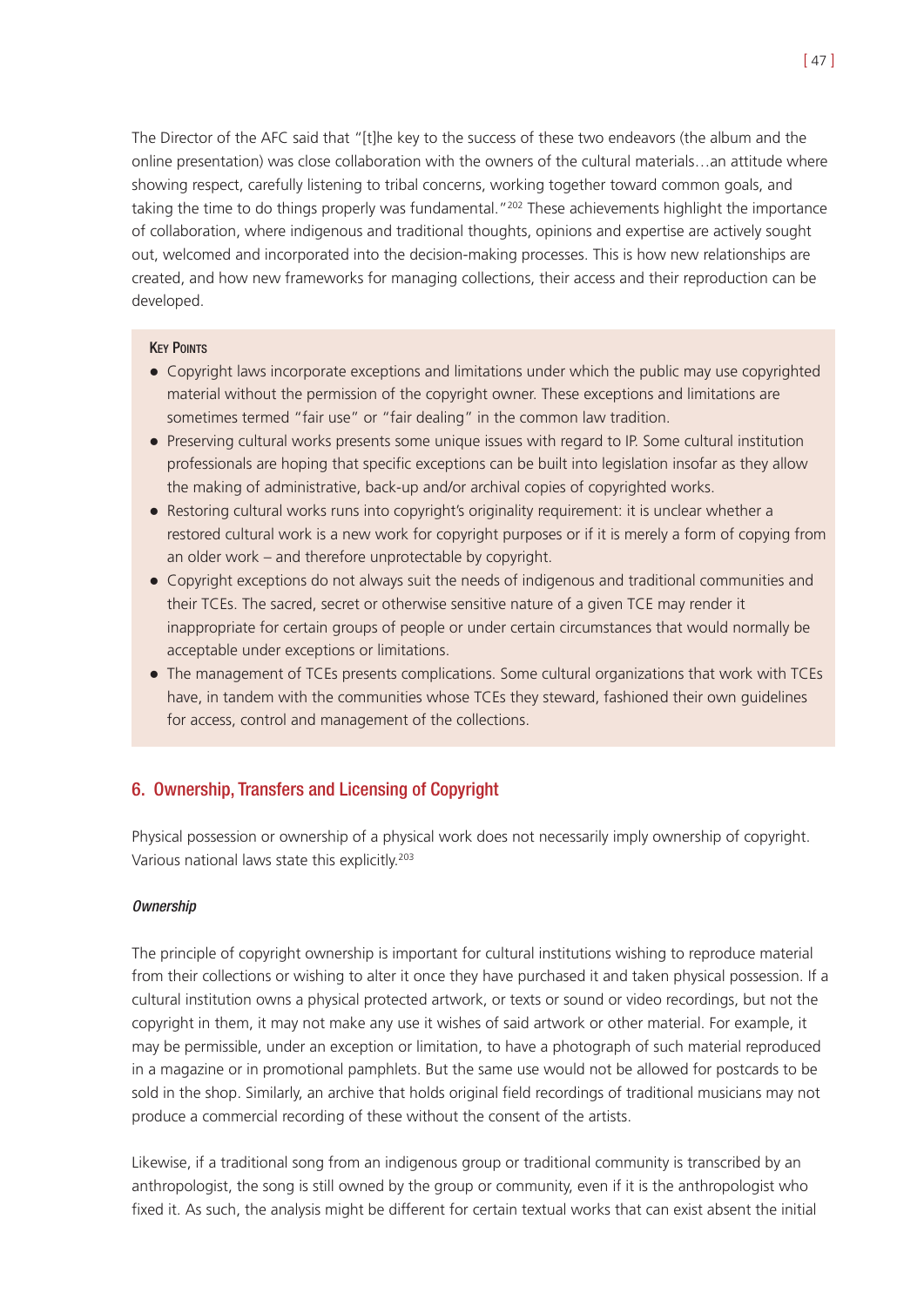The Director of the AFC said that "[t]he key to the success of these two endeavors (the album and the online presentation) was close collaboration with the owners of the cultural materials…an attitude where showing respect, carefully listening to tribal concerns, working together toward common goals, and taking the time to do things properly was fundamental."[202] These achievements highlight the importance of collaboration, where indigenous and traditional thoughts, opinions and expertise are actively sought out, welcomed and incorporated into the decision-making processes. This is how new relationships are created, and how new frameworks for managing collections, their access and their reproduction can be developed.

**Key Points**

- Copyright laws incorporate exceptions and limitations under which the public may use copyrighted material without the permission of the copyright owner. These exceptions and limitations are sometimes termed "fair use" or "fair dealing" in the common law tradition.
- Preserving cultural works presents some unique issues with regard to IP. Some cultural institution professionals are hoping that specific exceptions can be built into legislation insofar as they allow the making of administrative, back-up and/or archival copies of copyrighted works.
- Restoring cultural works runs into copyright's originality requirement: it is unclear whether a restored cultural work is a new work for copyright purposes or if it is merely a form of copying from an older work – and therefore unprotectable by copyright.
- Copyright exceptions do not always suit the needs of indigenous and traditional communities and their TCEs. The sacred, secret or otherwise sensitive nature of a given TCE may render it inappropriate for certain groups of people or under certain circumstances that would normally be acceptable under exceptions or limitations.
- The management of TCEs presents complications. Some cultural organizations that work with TCEs have, in tandem with the communities whose TCEs they steward, fashioned their own guidelines for access, control and management of the collections.

## 6. Ownership, Transfers and Licensing of Copyright

Physical possession or ownership of a physical work does not necessarily imply ownership of copyright. Various national laws state this explicitly.[203]

### *Ownership*

The principle of copyright ownership is important for cultural institutions wishing to reproduce material from their collections or wishing to alter it once they have purchased it and taken physical possession. If a cultural institution owns a physical protected artwork, or texts or sound or video recordings, but not the copyright in them, it may not make any use it wishes of said artwork or other material. For example, it may be permissible, under an exception or limitation, to have a photograph of such material reproduced in a magazine or in promotional pamphlets. But the same use would not be allowed for postcards to be sold in the shop. Similarly, an archive that holds original field recordings of traditional musicians may not produce a commercial recording of these without the consent of the artists.

Likewise, if a traditional song from an indigenous group or traditional community is transcribed by an anthropologist, the song is still owned by the group or community, even if it is the anthropologist who fixed it. As such, the analysis might be different for certain textual works that can exist absent the initial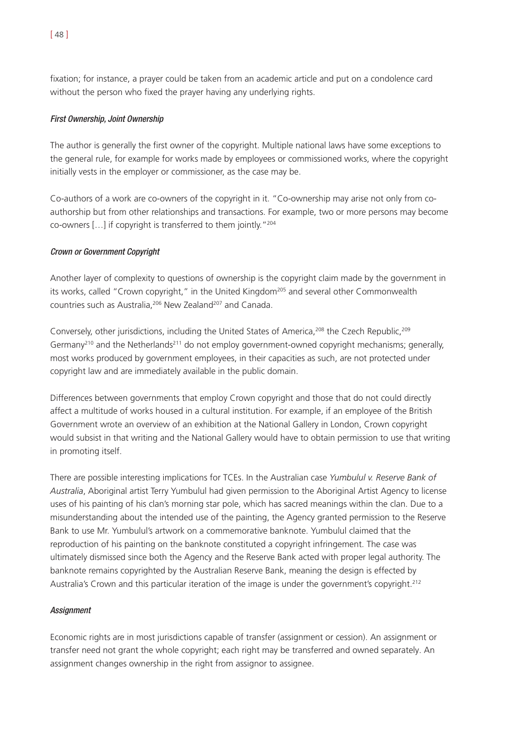fixation; for instance, a prayer could be taken from an academic article and put on a condolence card without the person who fixed the prayer having any underlying rights.

*First Ownership, Joint Ownership*

The author is generally the first owner of the copyright. Multiple national laws have some exceptions to the general rule, for example for works made by employees or commissioned works, where the copyright initially vests in the employer or commissioner, as the case may be.

Co-authors of a work are co-owners of the copyright in it. "Co-ownership may arise not only from co-authorship but from other relationships and transactions. For example, two or more persons may become co-owners […] if copyright is transferred to them jointly."[204]

*Crown or Government Copyright*

Another layer of complexity to questions of ownership is the copyright claim made by the government in its works, called "Crown copyright," in the United Kingdom[205] and several other Commonwealth countries such as Australia,[206] New Zealand[207] and Canada.

Conversely, other jurisdictions, including the United States of America,[208] the Czech Republic,[209] Germany[210] and the Netherlands[211] do not employ government-owned copyright mechanisms; generally, most works produced by government employees, in their capacities as such, are not protected under copyright law and are immediately available in the public domain.

Differences between governments that employ Crown copyright and those that do not could directly affect a multitude of works housed in a cultural institution. For example, if an employee of the British Government wrote an overview of an exhibition at the National Gallery in London, Crown copyright would subsist in that writing and the National Gallery would have to obtain permission to use that writing in promoting itself.

There are possible interesting implications for TCEs. In the Australian case *Yumbulul v. Reserve Bank of Australia*, Aboriginal artist Terry Yumbulul had given permission to the Aboriginal Artist Agency to license uses of his painting of his clan's morning star pole, which has sacred meanings within the clan. Due to a misunderstanding about the intended use of the painting, the Agency granted permission to the Reserve Bank to use Mr. Yumbulul's artwork on a commemorative banknote. Yumbulul claimed that the reproduction of his painting on the banknote constituted a copyright infringement. The case was ultimately dismissed since both the Agency and the Reserve Bank acted with proper legal authority. The banknote remains copyrighted by the Australian Reserve Bank, meaning the design is effected by Australia's Crown and this particular iteration of the image is under the government's copyright.[212]

*Assignment*

Economic rights are in most jurisdictions capable of transfer (assignment or cession). An assignment or transfer need not grant the whole copyright; each right may be transferred and owned separately. An assignment changes ownership in the right from assignor to assignee.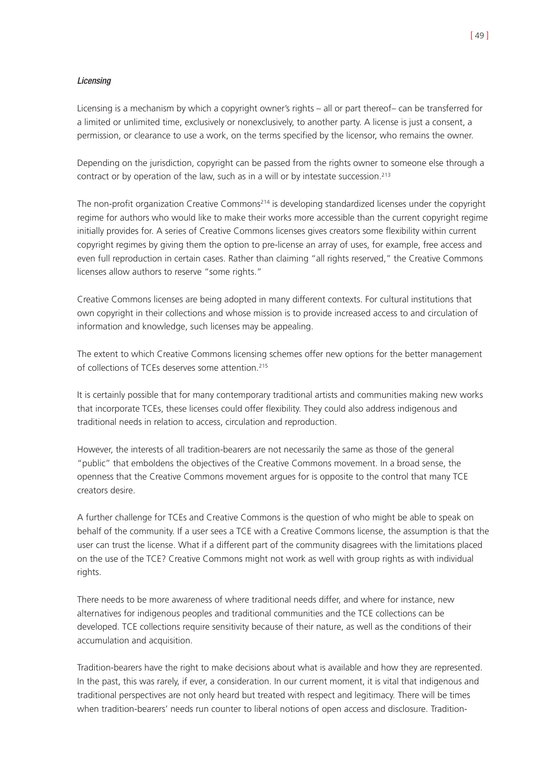*Licensing*

Licensing is a mechanism by which a copyright owner's rights – all or part thereof– can be transferred for a limited or unlimited time, exclusively or nonexclusively, to another party. A license is just a consent, a permission, or clearance to use a work, on the terms specified by the licensor, who remains the owner.

Depending on the jurisdiction, copyright can be passed from the rights owner to someone else through a contract or by operation of the law, such as in a will or by intestate succession.[213]

The non-profit organization Creative Commons[214] is developing standardized licenses under the copyright regime for authors who would like to make their works more accessible than the current copyright regime initially provides for. A series of Creative Commons licenses gives creators some flexibility within current copyright regimes by giving them the option to pre-license an array of uses, for example, free access and even full reproduction in certain cases. Rather than claiming "all rights reserved," the Creative Commons licenses allow authors to reserve "some rights."

Creative Commons licenses are being adopted in many different contexts. For cultural institutions that own copyright in their collections and whose mission is to provide increased access to and circulation of information and knowledge, such licenses may be appealing.

The extent to which Creative Commons licensing schemes offer new options for the better management of collections of TCEs deserves some attention.[215]

It is certainly possible that for many contemporary traditional artists and communities making new works that incorporate TCEs, these licenses could offer flexibility. They could also address indigenous and traditional needs in relation to access, circulation and reproduction.

However, the interests of all tradition-bearers are not necessarily the same as those of the general "public" that emboldens the objectives of the Creative Commons movement. In a broad sense, the openness that the Creative Commons movement argues for is opposite to the control that many TCE creators desire.

A further challenge for TCEs and Creative Commons is the question of who might be able to speak on behalf of the community. If a user sees a TCE with a Creative Commons license, the assumption is that the user can trust the license. What if a different part of the community disagrees with the limitations placed on the use of the TCE? Creative Commons might not work as well with group rights as with individual rights.

There needs to be more awareness of where traditional needs differ, and where for instance, new alternatives for indigenous peoples and traditional communities and the TCE collections can be developed. TCE collections require sensitivity because of their nature, as well as the conditions of their accumulation and acquisition.

Tradition-bearers have the right to make decisions about what is available and how they are represented. In the past, this was rarely, if ever, a consideration. In our current moment, it is vital that indigenous and traditional perspectives are not only heard but treated with respect and legitimacy. There will be times when tradition-bearers' needs run counter to liberal notions of open access and disclosure. Tradition-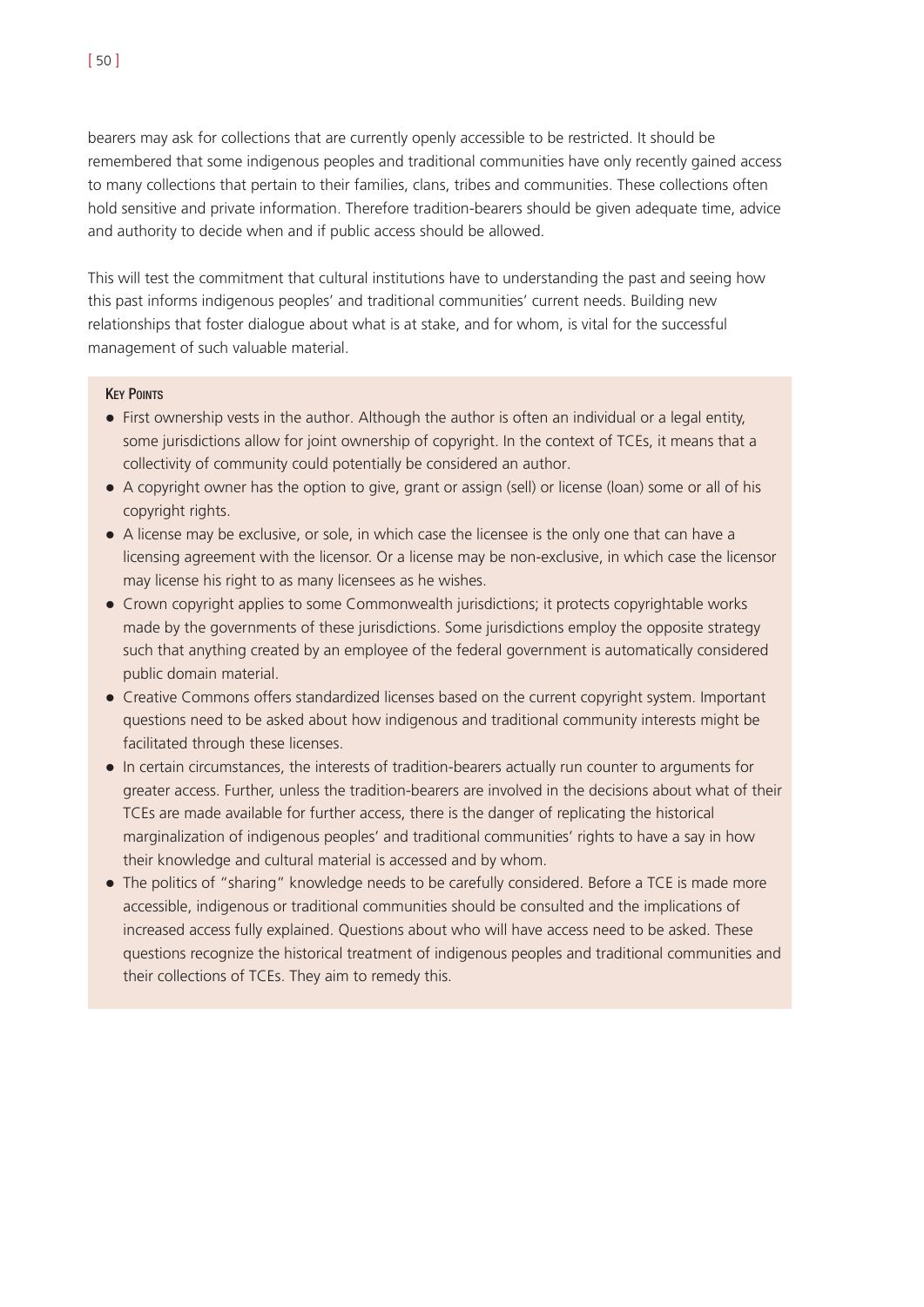bearers may ask for collections that are currently openly accessible to be restricted. It should be remembered that some indigenous peoples and traditional communities have only recently gained access to many collections that pertain to their families, clans, tribes and communities. These collections often hold sensitive and private information. Therefore tradition-bearers should be given adequate time, advice and authority to decide when and if public access should be allowed.

This will test the commitment that cultural institutions have to understanding the past and seeing how this past informs indigenous peoples' and traditional communities' current needs. Building new relationships that foster dialogue about what is at stake, and for whom, is vital for the successful management of such valuable material.

**Key Points**

- First ownership vests in the author. Although the author is often an individual or a legal entity, some jurisdictions allow for joint ownership of copyright. In the context of TCEs, it means that a collectivity of community could potentially be considered an author.
- A copyright owner has the option to give, grant or assign (sell) or license (loan) some or all of his copyright rights.
- A license may be exclusive, or sole, in which case the licensee is the only one that can have a licensing agreement with the licensor. Or a license may be non-exclusive, in which case the licensor may license his right to as many licensees as he wishes.
- Crown copyright applies to some Commonwealth jurisdictions; it protects copyrightable works made by the governments of these jurisdictions. Some jurisdictions employ the opposite strategy such that anything created by an employee of the federal government is automatically considered public domain material.
- Creative Commons offers standardized licenses based on the current copyright system. Important questions need to be asked about how indigenous and traditional community interests might be facilitated through these licenses.
- In certain circumstances, the interests of tradition-bearers actually run counter to arguments for greater access. Further, unless the tradition-bearers are involved in the decisions about what of their TCEs are made available for further access, there is the danger of replicating the historical marginalization of indigenous peoples' and traditional communities' rights to have a say in how their knowledge and cultural material is accessed and by whom.
- The politics of "sharing" knowledge needs to be carefully considered. Before a TCE is made more accessible, indigenous or traditional communities should be consulted and the implications of increased access fully explained. Questions about who will have access need to be asked. These questions recognize the historical treatment of indigenous peoples and traditional communities and their collections of TCEs. They aim to remedy this.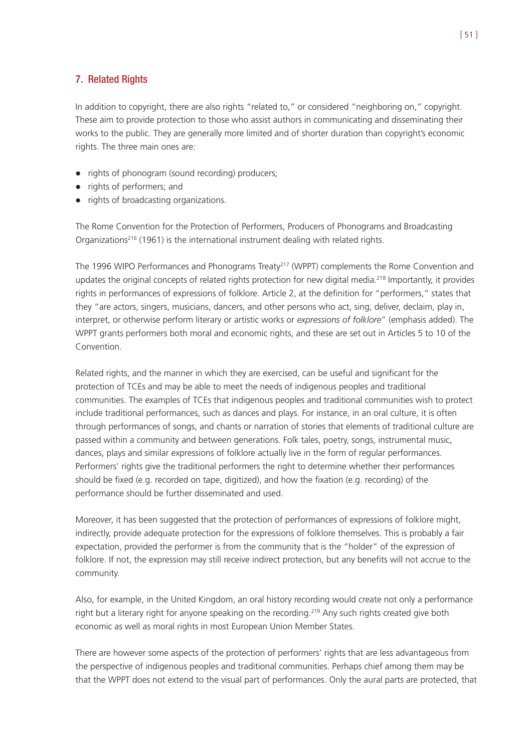## 7. Related Rights

In addition to copyright, there are also rights "related to," or considered "neighboring on," copyright. These aim to provide protection to those who assist authors in communicating and disseminating their works to the public. They are generally more limited and of shorter duration than copyright's economic rights. The three main ones are:

- rights of phonogram (sound recording) producers;
- rights of performers; and
- rights of broadcasting organizations.

The Rome Convention for the Protection of Performers, Producers of Phonograms and Broadcasting Organizations[216] (1961) is the international instrument dealing with related rights.

The 1996 WIPO Performances and Phonograms Treaty[217] (WPPT) complements the Rome Convention and updates the original concepts of related rights protection for new digital media.[218] Importantly, it provides rights in performances of expressions of folklore. Article 2, at the definition for "performers," states that they "are actors, singers, musicians, dancers, and other persons who act, sing, deliver, declaim, play in, interpret, or otherwise perform literary or artistic works or *expressions of folklore*" (emphasis added). The WPPT grants performers both moral and economic rights, and these are set out in Articles 5 to 10 of the Convention.

Related rights, and the manner in which they are exercised, can be useful and significant for the protection of TCEs and may be able to meet the needs of indigenous peoples and traditional communities. The examples of TCEs that indigenous peoples and traditional communities wish to protect include traditional performances, such as dances and plays. For instance, in an oral culture, it is often through performances of songs, and chants or narration of stories that elements of traditional culture are passed within a community and between generations. Folk tales, poetry, songs, instrumental music, dances, plays and similar expressions of folklore actually live in the form of regular performances. Performers' rights give the traditional performers the right to determine whether their performances should be fixed (e.g. recorded on tape, digitized), and how the fixation (e.g. recording) of the performance should be further disseminated and used.

Moreover, it has been suggested that the protection of performances of expressions of folklore might, indirectly, provide adequate protection for the expressions of folklore themselves. This is probably a fair expectation, provided the performer is from the community that is the "holder" of the expression of folklore. If not, the expression may still receive indirect protection, but any benefits will not accrue to the community.

Also, for example, in the United Kingdom, an oral history recording would create not only a performance right but a literary right for anyone speaking on the recording.[219] Any such rights created give both economic as well as moral rights in most European Union Member States.

There are however some aspects of the protection of performers' rights that are less advantageous from the perspective of indigenous peoples and traditional communities. Perhaps chief among them may be that the WPPT does not extend to the visual part of performances. Only the aural parts are protected, that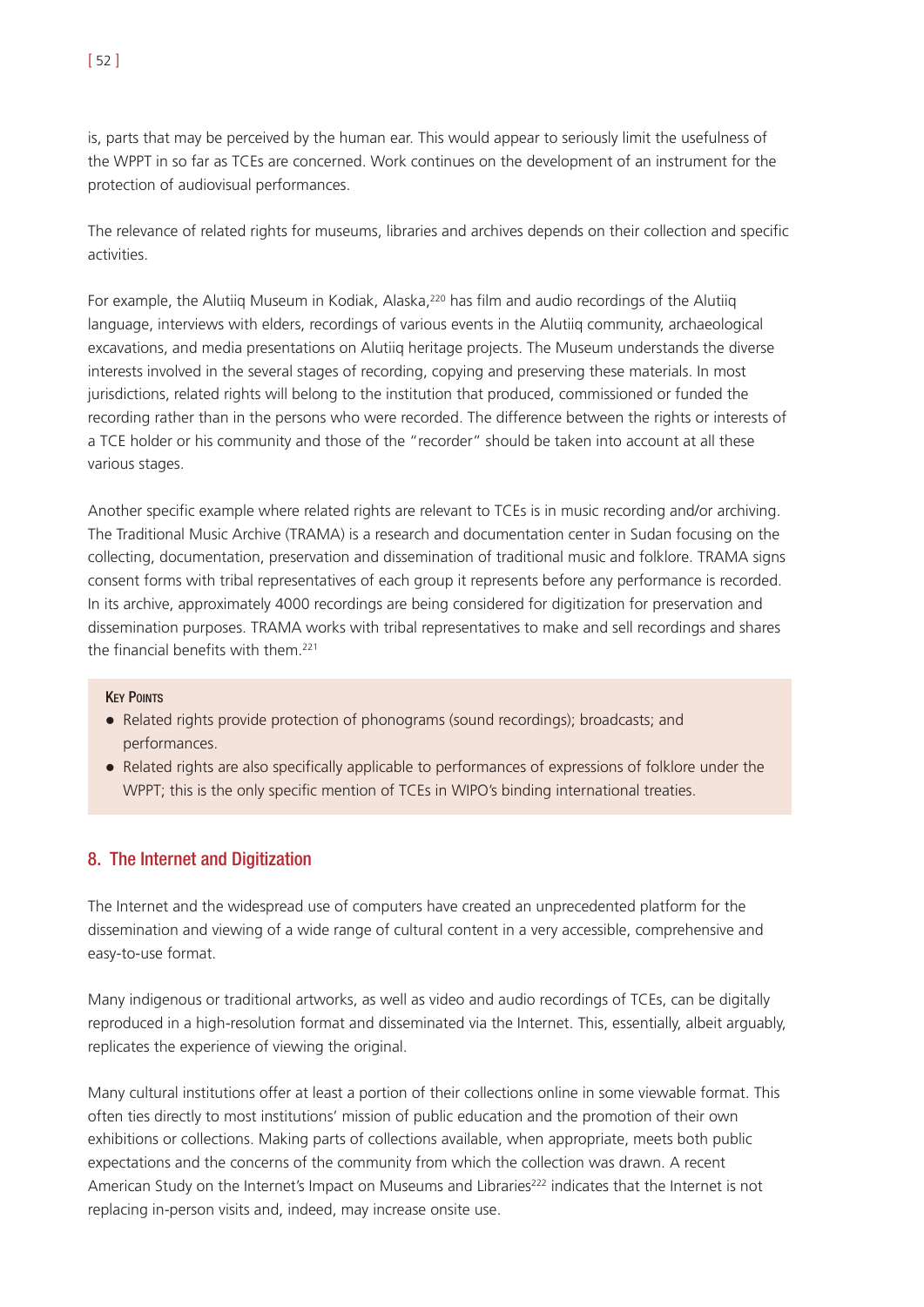is, parts that may be perceived by the human ear. This would appear to seriously limit the usefulness of the WPPT in so far as TCEs are concerned. Work continues on the development of an instrument for the protection of audiovisual performances.

The relevance of related rights for museums, libraries and archives depends on their collection and specific activities.

For example, the Alutiiq Museum in Kodiak, Alaska,[220] has film and audio recordings of the Alutiiq language, interviews with elders, recordings of various events in the Alutiiq community, archaeological excavations, and media presentations on Alutiiq heritage projects. The Museum understands the diverse interests involved in the several stages of recording, copying and preserving these materials. In most jurisdictions, related rights will belong to the institution that produced, commissioned or funded the recording rather than in the persons who were recorded. The difference between the rights or interests of a TCE holder or his community and those of the "recorder" should be taken into account at all these various stages.

Another specific example where related rights are relevant to TCEs is in music recording and/or archiving. The Traditional Music Archive (TRAMA) is a research and documentation center in Sudan focusing on the collecting, documentation, preservation and dissemination of traditional music and folklore. TRAMA signs consent forms with tribal representatives of each group it represents before any performance is recorded. In its archive, approximately 4000 recordings are being considered for digitization for preservation and dissemination purposes. TRAMA works with tribal representatives to make and sell recordings and shares the financial benefits with them.[221]

**Key Points**

- Related rights provide protection of phonograms (sound recordings); broadcasts; and performances.
- Related rights are also specifically applicable to performances of expressions of folklore under the WPPT; this is the only specific mention of TCEs in WIPO's binding international treaties.

## 8. The Internet and Digitization

The Internet and the widespread use of computers have created an unprecedented platform for the dissemination and viewing of a wide range of cultural content in a very accessible, comprehensive and easy-to-use format.

Many indigenous or traditional artworks, as well as video and audio recordings of TCEs, can be digitally reproduced in a high-resolution format and disseminated via the Internet. This, essentially, albeit arguably, replicates the experience of viewing the original.

Many cultural institutions offer at least a portion of their collections online in some viewable format. This often ties directly to most institutions' mission of public education and the promotion of their own exhibitions or collections. Making parts of collections available, when appropriate, meets both public expectations and the concerns of the community from which the collection was drawn. A recent American Study on the Internet's Impact on Museums and Libraries[222] indicates that the Internet is not replacing in-person visits and, indeed, may increase onsite use.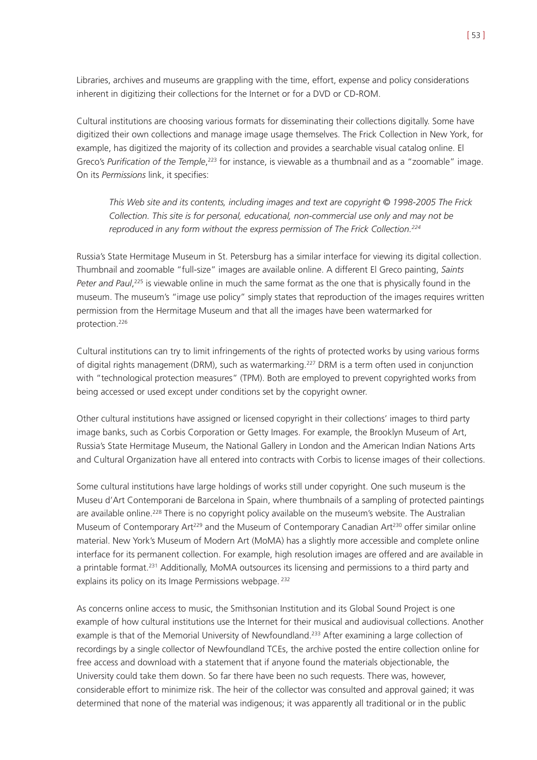Libraries, archives and museums are grappling with the time, effort, expense and policy considerations inherent in digitizing their collections for the Internet or for a DVD or CD-ROM.

Cultural institutions are choosing various formats for disseminating their collections digitally. Some have digitized their own collections and manage image usage themselves. The Frick Collection in New York, for example, has digitized the majority of its collection and provides a searchable visual catalog online. El Greco's *Purification of the Temple*,[223] for instance, is viewable as a thumbnail and as a "zoomable" image. On its *Permissions* link, it specifies:

> *This Web site and its contents, including images and text are copyright © 1998-2005 The Frick Collection. This site is for personal, educational, non-commercial use only and may not be reproduced in any form without the express permission of The Frick Collection.*[224]

Russia's State Hermitage Museum in St. Petersburg has a similar interface for viewing its digital collection. Thumbnail and zoomable "full-size" images are available online. A different El Greco painting, *Saints Peter and Paul*,[225] is viewable online in much the same format as the one that is physically found in the museum. The museum's "image use policy" simply states that reproduction of the images requires written permission from the Hermitage Museum and that all the images have been watermarked for protection.[226]

Cultural institutions can try to limit infringements of the rights of protected works by using various forms of digital rights management (DRM), such as watermarking.[227] DRM is a term often used in conjunction with "technological protection measures" (TPM). Both are employed to prevent copyrighted works from being accessed or used except under conditions set by the copyright owner.

Other cultural institutions have assigned or licensed copyright in their collections' images to third party image banks, such as Corbis Corporation or Getty Images. For example, the Brooklyn Museum of Art, Russia's State Hermitage Museum, the National Gallery in London and the American Indian Nations Arts and Cultural Organization have all entered into contracts with Corbis to license images of their collections.

Some cultural institutions have large holdings of works still under copyright. One such museum is the Museu d'Art Contemporani de Barcelona in Spain, where thumbnails of a sampling of protected paintings are available online.[228] There is no copyright policy available on the museum's website. The Australian Museum of Contemporary Art[229] and the Museum of Contemporary Canadian Art[230] offer similar online material. New York's Museum of Modern Art (MoMA) has a slightly more accessible and complete online interface for its permanent collection. For example, high resolution images are offered and are available in a printable format.[231] Additionally, MoMA outsources its licensing and permissions to a third party and explains its policy on its Image Permissions webpage.[232]

As concerns online access to music, the Smithsonian Institution and its Global Sound Project is one example of how cultural institutions use the Internet for their musical and audiovisual collections. Another example is that of the Memorial University of Newfoundland.[233] After examining a large collection of recordings by a single collector of Newfoundland TCEs, the archive posted the entire collection online for free access and download with a statement that if anyone found the materials objectionable, the University could take them down. So far there have been no such requests. There was, however, considerable effort to minimize risk. The heir of the collector was consulted and approval gained; it was determined that none of the material was indigenous; it was apparently all traditional or in the public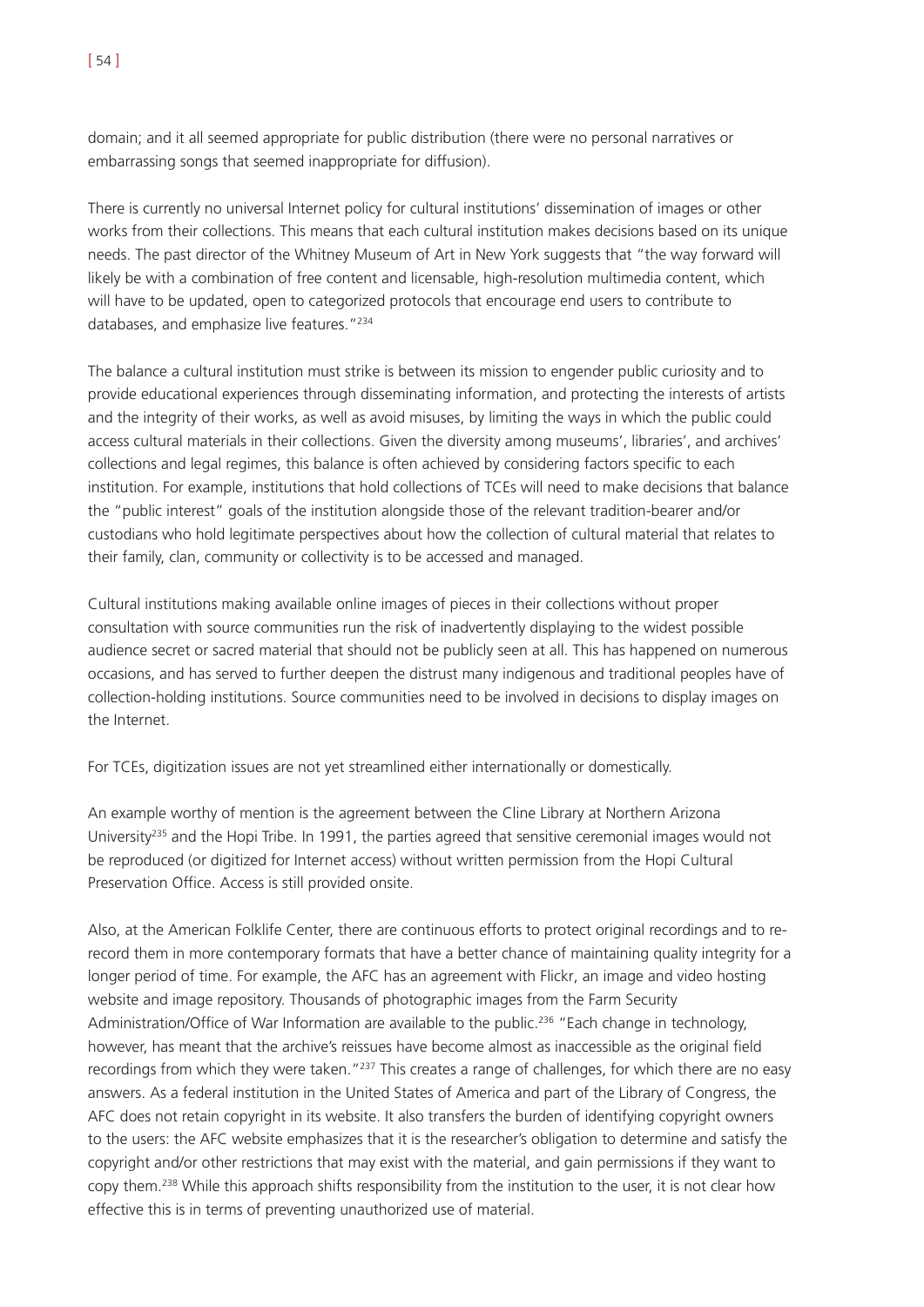domain; and it all seemed appropriate for public distribution (there were no personal narratives or embarrassing songs that seemed inappropriate for diffusion).

There is currently no universal Internet policy for cultural institutions' dissemination of images or other works from their collections. This means that each cultural institution makes decisions based on its unique needs. The past director of the Whitney Museum of Art in New York suggests that "the way forward will likely be with a combination of free content and licensable, high-resolution multimedia content, which will have to be updated, open to categorized protocols that encourage end users to contribute to databases, and emphasize live features."[234]

The balance a cultural institution must strike is between its mission to engender public curiosity and to provide educational experiences through disseminating information, and protecting the interests of artists and the integrity of their works, as well as avoid misuses, by limiting the ways in which the public could access cultural materials in their collections. Given the diversity among museums', libraries', and archives' collections and legal regimes, this balance is often achieved by considering factors specific to each institution. For example, institutions that hold collections of TCEs will need to make decisions that balance the "public interest" goals of the institution alongside those of the relevant tradition-bearer and/or custodians who hold legitimate perspectives about how the collection of cultural material that relates to their family, clan, community or collectivity is to be accessed and managed.

Cultural institutions making available online images of pieces in their collections without proper consultation with source communities run the risk of inadvertently displaying to the widest possible audience secret or sacred material that should not be publicly seen at all. This has happened on numerous occasions, and has served to further deepen the distrust many indigenous and traditional peoples have of collection-holding institutions. Source communities need to be involved in decisions to display images on the Internet.

For TCEs, digitization issues are not yet streamlined either internationally or domestically.

An example worthy of mention is the agreement between the Cline Library at Northern Arizona University[235] and the Hopi Tribe. In 1991, the parties agreed that sensitive ceremonial images would not be reproduced (or digitized for Internet access) without written permission from the Hopi Cultural Preservation Office. Access is still provided onsite.

Also, at the American Folklife Center, there are continuous efforts to protect original recordings and to re-record them in more contemporary formats that have a better chance of maintaining quality integrity for a longer period of time. For example, the AFC has an agreement with Flickr, an image and video hosting website and image repository. Thousands of photographic images from the Farm Security Administration/Office of War Information are available to the public.[236] "Each change in technology, however, has meant that the archive's reissues have become almost as inaccessible as the original field recordings from which they were taken."[237] This creates a range of challenges, for which there are no easy answers. As a federal institution in the United States of America and part of the Library of Congress, the AFC does not retain copyright in its website. It also transfers the burden of identifying copyright owners to the users: the AFC website emphasizes that it is the researcher's obligation to determine and satisfy the copyright and/or other restrictions that may exist with the material, and gain permissions if they want to copy them.[238] While this approach shifts responsibility from the institution to the user, it is not clear how effective this is in terms of preventing unauthorized use of material.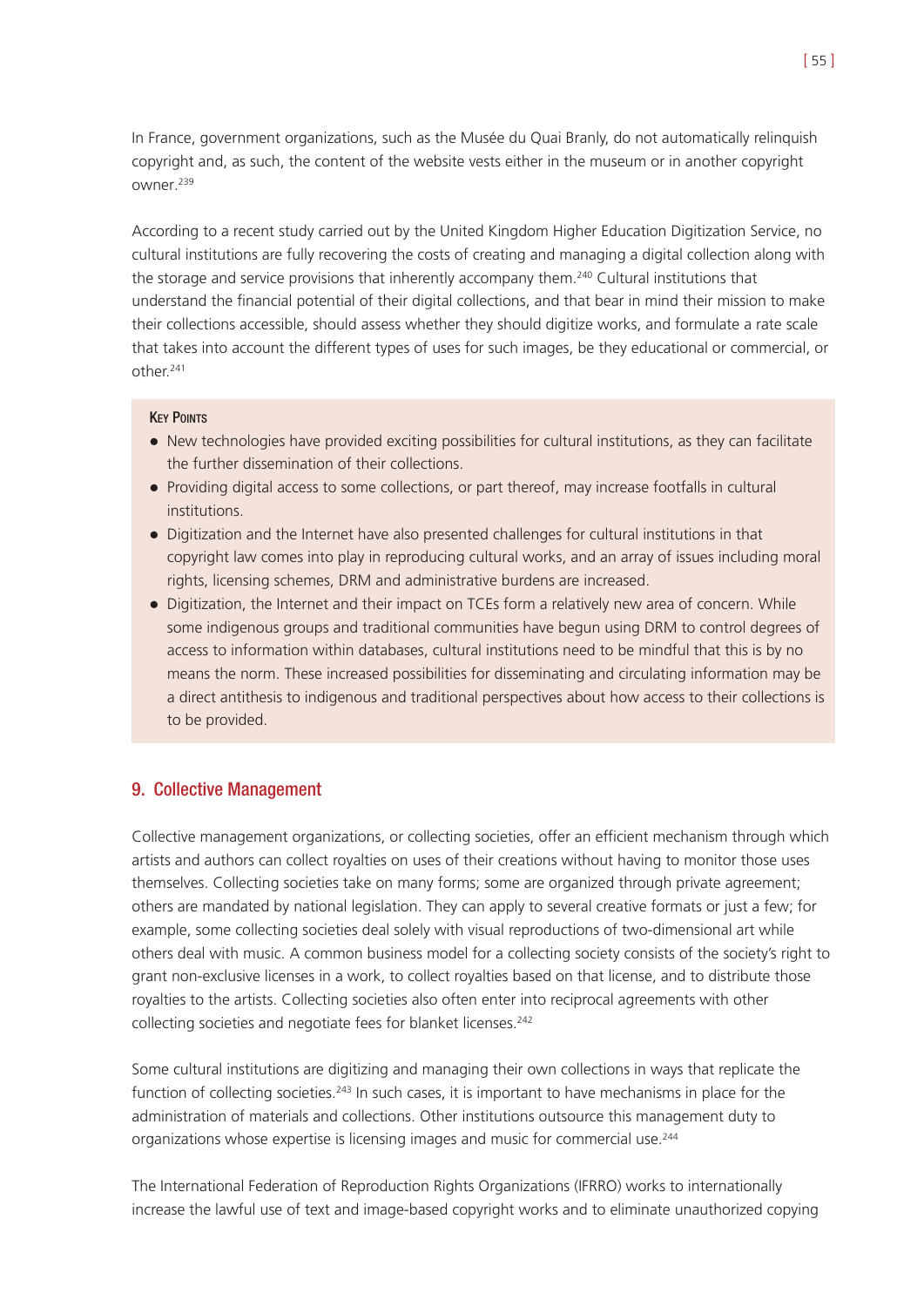In France, government organizations, such as the Musée du Quai Branly, do not automatically relinquish copyright and, as such, the content of the website vests either in the museum or in another copyright owner.[239]

According to a recent study carried out by the United Kingdom Higher Education Digitization Service, no cultural institutions are fully recovering the costs of creating and managing a digital collection along with the storage and service provisions that inherently accompany them.[240] Cultural institutions that understand the financial potential of their digital collections, and that bear in mind their mission to make their collections accessible, should assess whether they should digitize works, and formulate a rate scale that takes into account the different types of uses for such images, be they educational or commercial, or other.[241]

**Key Points**

- New technologies have provided exciting possibilities for cultural institutions, as they can facilitate the further dissemination of their collections.
- Providing digital access to some collections, or part thereof, may increase footfalls in cultural institutions.
- Digitization and the Internet have also presented challenges for cultural institutions in that copyright law comes into play in reproducing cultural works, and an array of issues including moral rights, licensing schemes, DRM and administrative burdens are increased.
- Digitization, the Internet and their impact on TCEs form a relatively new area of concern. While some indigenous groups and traditional communities have begun using DRM to control degrees of access to information within databases, cultural institutions need to be mindful that this is by no means the norm. These increased possibilities for disseminating and circulating information may be a direct antithesis to indigenous and traditional perspectives about how access to their collections is to be provided.

## 9. Collective Management

Collective management organizations, or collecting societies, offer an efficient mechanism through which artists and authors can collect royalties on uses of their creations without having to monitor those uses themselves. Collecting societies take on many forms; some are organized through private agreement; others are mandated by national legislation. They can apply to several creative formats or just a few; for example, some collecting societies deal solely with visual reproductions of two-dimensional art while others deal with music. A common business model for a collecting society consists of the society's right to grant non-exclusive licenses in a work, to collect royalties based on that license, and to distribute those royalties to the artists. Collecting societies also often enter into reciprocal agreements with other collecting societies and negotiate fees for blanket licenses.[242]

Some cultural institutions are digitizing and managing their own collections in ways that replicate the function of collecting societies.[243] In such cases, it is important to have mechanisms in place for the administration of materials and collections. Other institutions outsource this management duty to organizations whose expertise is licensing images and music for commercial use.[244]

The International Federation of Reproduction Rights Organizations (IFRRO) works to internationally increase the lawful use of text and image-based copyright works and to eliminate unauthorized copying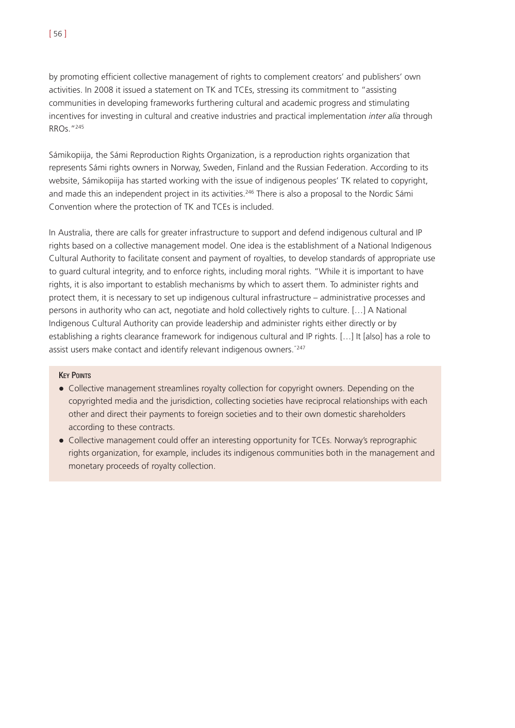by promoting efficient collective management of rights to complement creators' and publishers' own activities. In 2008 it issued a statement on TK and TCEs, stressing its commitment to "assisting communities in developing frameworks furthering cultural and academic progress and stimulating incentives for investing in cultural and creative industries and practical implementation *inter alia* through RROs."[245]

Sámikopiija, the Sámi Reproduction Rights Organization, is a reproduction rights organization that represents Sámi rights owners in Norway, Sweden, Finland and the Russian Federation. According to its website, Sámikopiija has started working with the issue of indigenous peoples' TK related to copyright, and made this an independent project in its activities.[246] There is also a proposal to the Nordic Sámi Convention where the protection of TK and TCEs is included.

In Australia, there are calls for greater infrastructure to support and defend indigenous cultural and IP rights based on a collective management model. One idea is the establishment of a National Indigenous Cultural Authority to facilitate consent and payment of royalties, to develop standards of appropriate use to guard cultural integrity, and to enforce rights, including moral rights. "While it is important to have rights, it is also important to establish mechanisms by which to assert them. To administer rights and protect them, it is necessary to set up indigenous cultural infrastructure – administrative processes and persons in authority who can act, negotiate and hold collectively rights to culture. […] A National Indigenous Cultural Authority can provide leadership and administer rights either directly or by establishing a rights clearance framework for indigenous cultural and IP rights. […] It [also] has a role to assist users make contact and identify relevant indigenous owners."[247]

**Key Points**

- Collective management streamlines royalty collection for copyright owners. Depending on the copyrighted media and the jurisdiction, collecting societies have reciprocal relationships with each other and direct their payments to foreign societies and to their own domestic shareholders according to these contracts.
- Collective management could offer an interesting opportunity for TCEs. Norway's reprographic rights organization, for example, includes its indigenous communities both in the management and monetary proceeds of royalty collection.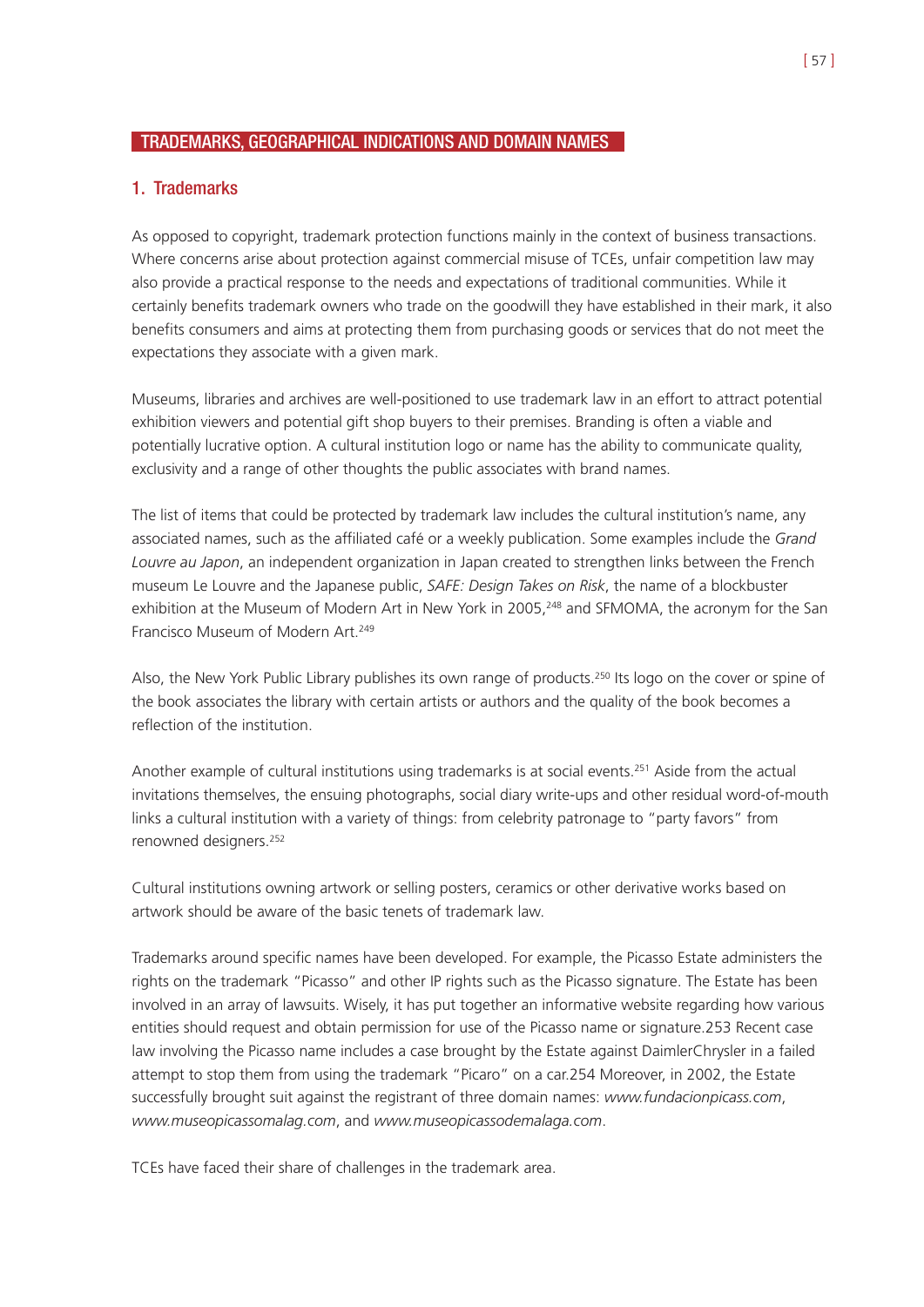## TRADEMARKS, GEOGRAPHICAL INDICATIONS AND DOMAIN NAMES

### 1. Trademarks

As opposed to copyright, trademark protection functions mainly in the context of business transactions. Where concerns arise about protection against commercial misuse of TCEs, unfair competition law may also provide a practical response to the needs and expectations of traditional communities. While it certainly benefits trademark owners who trade on the goodwill they have established in their mark, it also benefits consumers and aims at protecting them from purchasing goods or services that do not meet the expectations they associate with a given mark.

Museums, libraries and archives are well-positioned to use trademark law in an effort to attract potential exhibition viewers and potential gift shop buyers to their premises. Branding is often a viable and potentially lucrative option. A cultural institution logo or name has the ability to communicate quality, exclusivity and a range of other thoughts the public associates with brand names.

The list of items that could be protected by trademark law includes the cultural institution's name, any associated names, such as the affiliated café or a weekly publication. Some examples include the *Grand Louvre au Japon*, an independent organization in Japan created to strengthen links between the French museum Le Louvre and the Japanese public, *SAFE: Design Takes on Risk*, the name of a blockbuster exhibition at the Museum of Modern Art in New York in 2005,[248] and SFMOMA, the acronym for the San Francisco Museum of Modern Art.[249]

Also, the New York Public Library publishes its own range of products.[250] Its logo on the cover or spine of the book associates the library with certain artists or authors and the quality of the book becomes a reflection of the institution.

Another example of cultural institutions using trademarks is at social events.[251] Aside from the actual invitations themselves, the ensuing photographs, social diary write-ups and other residual word-of-mouth links a cultural institution with a variety of things: from celebrity patronage to "party favors" from renowned designers.[252]

Cultural institutions owning artwork or selling posters, ceramics or other derivative works based on artwork should be aware of the basic tenets of trademark law.

Trademarks around specific names have been developed. For example, the Picasso Estate administers the rights on the trademark "Picasso" and other IP rights such as the Picasso signature. The Estate has been involved in an array of lawsuits. Wisely, it has put together an informative website regarding how various entities should request and obtain permission for use of the Picasso name or signature.253 Recent case law involving the Picasso name includes a case brought by the Estate against DaimlerChrysler in a failed attempt to stop them from using the trademark "Picaro" on a car.254 Moreover, in 2002, the Estate successfully brought suit against the registrant of three domain names: *www.fundacionpicass.com*, *www.museopicassomalag.com*, and *www.museopicassodemalaga.com*.

TCEs have faced their share of challenges in the trademark area.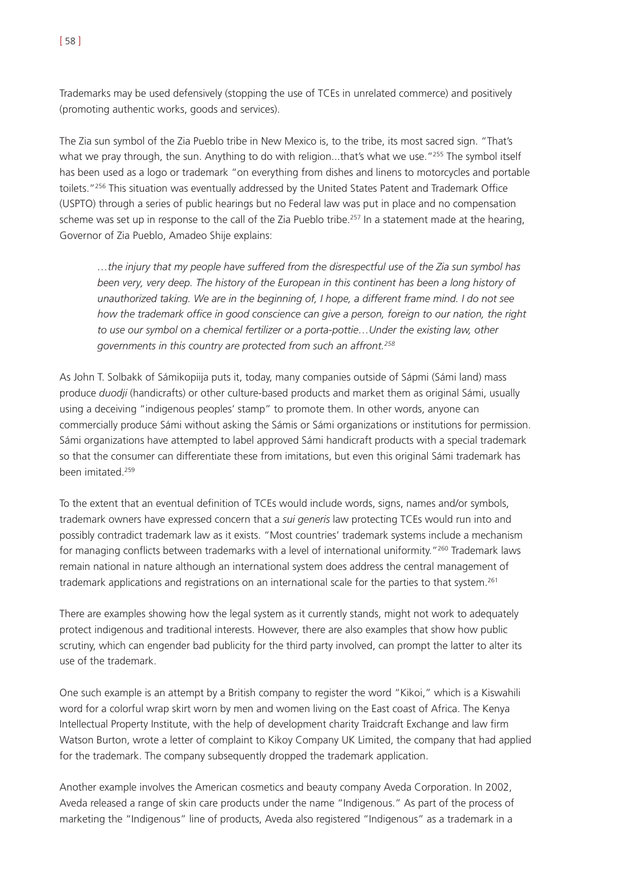Trademarks may be used defensively (stopping the use of TCEs in unrelated commerce) and positively (promoting authentic works, goods and services).

The Zia sun symbol of the Zia Pueblo tribe in New Mexico is, to the tribe, its most sacred sign. "That's what we pray through, the sun. Anything to do with religion...that's what we use."[255] The symbol itself has been used as a logo or trademark "on everything from dishes and linens to motorcycles and portable toilets."[256] This situation was eventually addressed by the United States Patent and Trademark Office (USPTO) through a series of public hearings but no Federal law was put in place and no compensation scheme was set up in response to the call of the Zia Pueblo tribe.[257] In a statement made at the hearing, Governor of Zia Pueblo, Amadeo Shije explains:

> *…the injury that my people have suffered from the disrespectful use of the Zia sun symbol has been very, very deep. The history of the European in this continent has been a long history of unauthorized taking. We are in the beginning of, I hope, a different frame mind. I do not see how the trademark office in good conscience can give a person, foreign to our nation, the right to use our symbol on a chemical fertilizer or a porta-pottie…Under the existing law, other governments in this country are protected from such an affront.*[258]

As John T. Solbakk of Sámikopiija puts it, today, many companies outside of Sápmi (Sámi land) mass produce *duodji* (handicrafts) or other culture-based products and market them as original Sámi, usually using a deceiving "indigenous peoples' stamp" to promote them. In other words, anyone can commercially produce Sámi without asking the Sámis or Sámi organizations or institutions for permission. Sámi organizations have attempted to label approved Sámi handicraft products with a special trademark so that the consumer can differentiate these from imitations, but even this original Sámi trademark has been imitated.[259]

To the extent that an eventual definition of TCEs would include words, signs, names and/or symbols, trademark owners have expressed concern that a *sui generis* law protecting TCEs would run into and possibly contradict trademark law as it exists. "Most countries' trademark systems include a mechanism for managing conflicts between trademarks with a level of international uniformity."[260] Trademark laws remain national in nature although an international system does address the central management of trademark applications and registrations on an international scale for the parties to that system.[261]

There are examples showing how the legal system as it currently stands, might not work to adequately protect indigenous and traditional interests. However, there are also examples that show how public scrutiny, which can engender bad publicity for the third party involved, can prompt the latter to alter its use of the trademark.

One such example is an attempt by a British company to register the word "Kikoi," which is a Kiswahili word for a colorful wrap skirt worn by men and women living on the East coast of Africa. The Kenya Intellectual Property Institute, with the help of development charity Traidcraft Exchange and law firm Watson Burton, wrote a letter of complaint to Kikoy Company UK Limited, the company that had applied for the trademark. The company subsequently dropped the trademark application.

Another example involves the American cosmetics and beauty company Aveda Corporation. In 2002, Aveda released a range of skin care products under the name "Indigenous." As part of the process of marketing the "Indigenous" line of products, Aveda also registered "Indigenous" as a trademark in a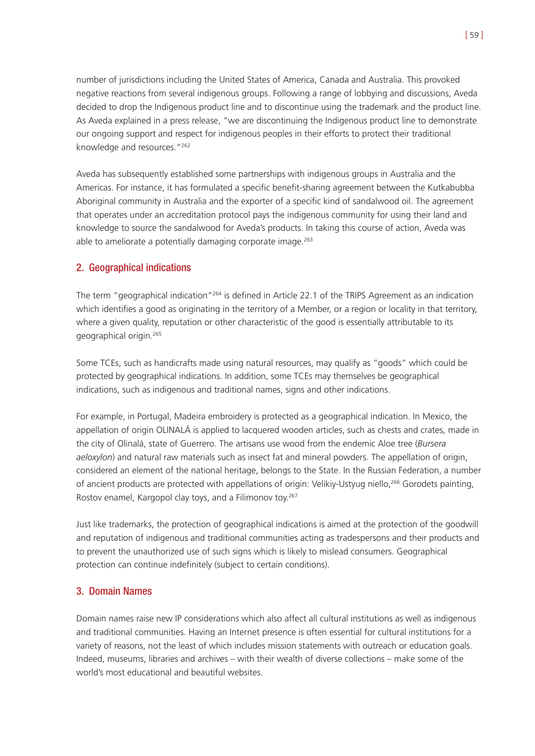number of jurisdictions including the United States of America, Canada and Australia. This provoked negative reactions from several indigenous groups. Following a range of lobbying and discussions, Aveda decided to drop the Indigenous product line and to discontinue using the trademark and the product line. As Aveda explained in a press release, "we are discontinuing the Indigenous product line to demonstrate our ongoing support and respect for indigenous peoples in their efforts to protect their traditional knowledge and resources."[262]

Aveda has subsequently established some partnerships with indigenous groups in Australia and the Americas. For instance, it has formulated a specific benefit-sharing agreement between the Kutkabubba Aboriginal community in Australia and the exporter of a specific kind of sandalwood oil. The agreement that operates under an accreditation protocol pays the indigenous community for using their land and knowledge to source the sandalwood for Aveda's products. In taking this course of action, Aveda was able to ameliorate a potentially damaging corporate image.[263]

## 2. Geographical indications

The term "geographical indication"[264] is defined in Article 22.1 of the TRIPS Agreement as an indication which identifies a good as originating in the territory of a Member, or a region or locality in that territory, where a given quality, reputation or other characteristic of the good is essentially attributable to its geographical origin.[265]

Some TCEs, such as handicrafts made using natural resources, may qualify as "goods" which could be protected by geographical indications. In addition, some TCEs may themselves be geographical indications, such as indigenous and traditional names, signs and other indications.

For example, in Portugal, Madeira embroidery is protected as a geographical indication. In Mexico, the appellation of origin OLINALÁ is applied to lacquered wooden articles, such as chests and crates, made in the city of Olinalá, state of Guerrero. The artisans use wood from the endemic Aloe tree (*Bursera aeloxylon*) and natural raw materials such as insect fat and mineral powders. The appellation of origin, considered an element of the national heritage, belongs to the State. In the Russian Federation, a number of ancient products are protected with appellations of origin: Velikiy-Ustyug niello,[266] Gorodets painting, Rostov enamel, Kargopol clay toys, and a Filimonov toy.[267]

Just like trademarks, the protection of geographical indications is aimed at the protection of the goodwill and reputation of indigenous and traditional communities acting as tradespersons and their products and to prevent the unauthorized use of such signs which is likely to mislead consumers. Geographical protection can continue indefinitely (subject to certain conditions).

## 3. Domain Names

Domain names raise new IP considerations which also affect all cultural institutions as well as indigenous and traditional communities. Having an Internet presence is often essential for cultural institutions for a variety of reasons, not the least of which includes mission statements with outreach or education goals. Indeed, museums, libraries and archives – with their wealth of diverse collections – make some of the world's most educational and beautiful websites.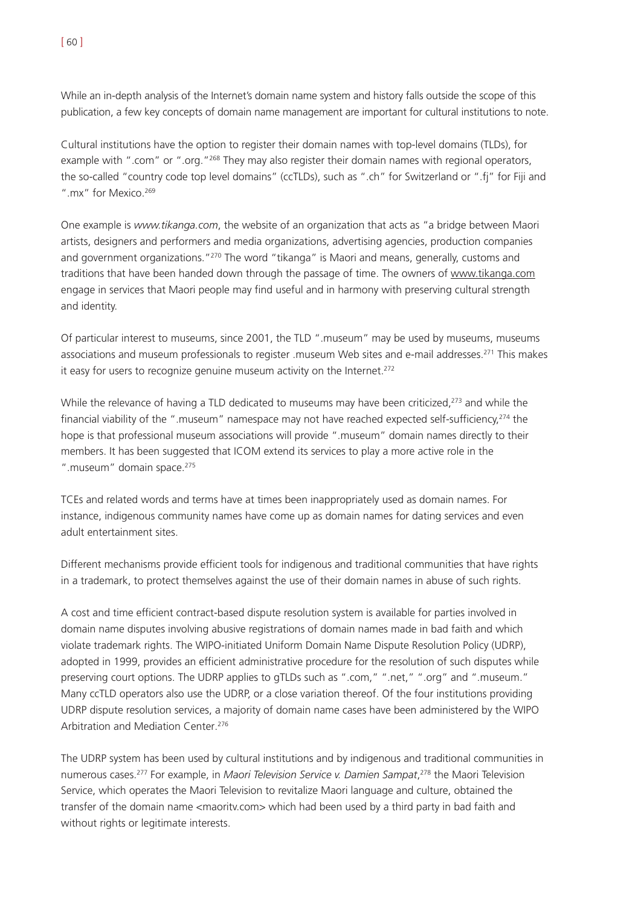While an in-depth analysis of the Internet's domain name system and history falls outside the scope of this publication, a few key concepts of domain name management are important for cultural institutions to note.

Cultural institutions have the option to register their domain names with top-level domains (TLDs), for example with ".com" or ".org."[268] They may also register their domain names with regional operators, the so-called "country code top level domains" (ccTLDs), such as ".ch" for Switzerland or ".fj" for Fiji and ".mx" for Mexico.[269]

One example is *www.tikanga.com*, the website of an organization that acts as "a bridge between Maori artists, designers and performers and media organizations, advertising agencies, production companies and government organizations."[270] The word "tikanga" is Maori and means, generally, customs and traditions that have been handed down through the passage of time. The owners of www.tikanga.com engage in services that Maori people may find useful and in harmony with preserving cultural strength and identity.

Of particular interest to museums, since 2001, the TLD ".museum" may be used by museums, museums associations and museum professionals to register .museum Web sites and e-mail addresses.[271] This makes it easy for users to recognize genuine museum activity on the Internet.[272]

While the relevance of having a TLD dedicated to museums may have been criticized,[273] and while the financial viability of the ".museum" namespace may not have reached expected self-sufficiency,[274] the hope is that professional museum associations will provide ".museum" domain names directly to their members. It has been suggested that ICOM extend its services to play a more active role in the ".museum" domain space.[275]

TCEs and related words and terms have at times been inappropriately used as domain names. For instance, indigenous community names have come up as domain names for dating services and even adult entertainment sites.

Different mechanisms provide efficient tools for indigenous and traditional communities that have rights in a trademark, to protect themselves against the use of their domain names in abuse of such rights.

A cost and time efficient contract-based dispute resolution system is available for parties involved in domain name disputes involving abusive registrations of domain names made in bad faith and which violate trademark rights. The WIPO-initiated Uniform Domain Name Dispute Resolution Policy (UDRP), adopted in 1999, provides an efficient administrative procedure for the resolution of such disputes while preserving court options. The UDRP applies to gTLDs such as ".com," ".net," ".org" and ".museum." Many ccTLD operators also use the UDRP, or a close variation thereof. Of the four institutions providing UDRP dispute resolution services, a majority of domain name cases have been administered by the WIPO Arbitration and Mediation Center.[276]

The UDRP system has been used by cultural institutions and by indigenous and traditional communities in numerous cases.[277] For example, in *Maori Television Service v. Damien Sampat*,[278] the Maori Television Service, which operates the Maori Television to revitalize Maori language and culture, obtained the transfer of the domain name <maoritv.com> which had been used by a third party in bad faith and without rights or legitimate interests.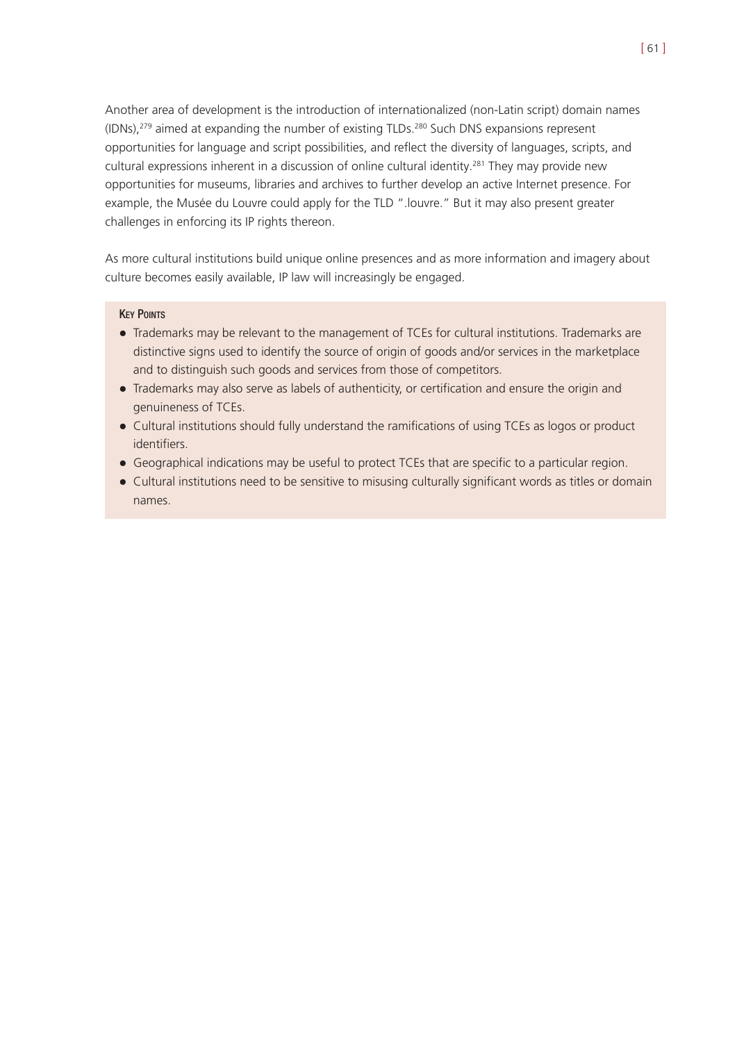Another area of development is the introduction of internationalized (non-Latin script) domain names (IDNs),[279] aimed at expanding the number of existing TLDs.[280] Such DNS expansions represent opportunities for language and script possibilities, and reflect the diversity of languages, scripts, and cultural expressions inherent in a discussion of online cultural identity.[281] They may provide new opportunities for museums, libraries and archives to further develop an active Internet presence. For example, the Musée du Louvre could apply for the TLD ".louvre." But it may also present greater challenges in enforcing its IP rights thereon.

As more cultural institutions build unique online presences and as more information and imagery about culture becomes easily available, IP law will increasingly be engaged.

**Key Points**

- Trademarks may be relevant to the management of TCEs for cultural institutions. Trademarks are distinctive signs used to identify the source of origin of goods and/or services in the marketplace and to distinguish such goods and services from those of competitors.
- Trademarks may also serve as labels of authenticity, or certification and ensure the origin and genuineness of TCEs.
- Cultural institutions should fully understand the ramifications of using TCEs as logos or product identifiers.
- Geographical indications may be useful to protect TCEs that are specific to a particular region.
- Cultural institutions need to be sensitive to misusing culturally significant words as titles or domain names.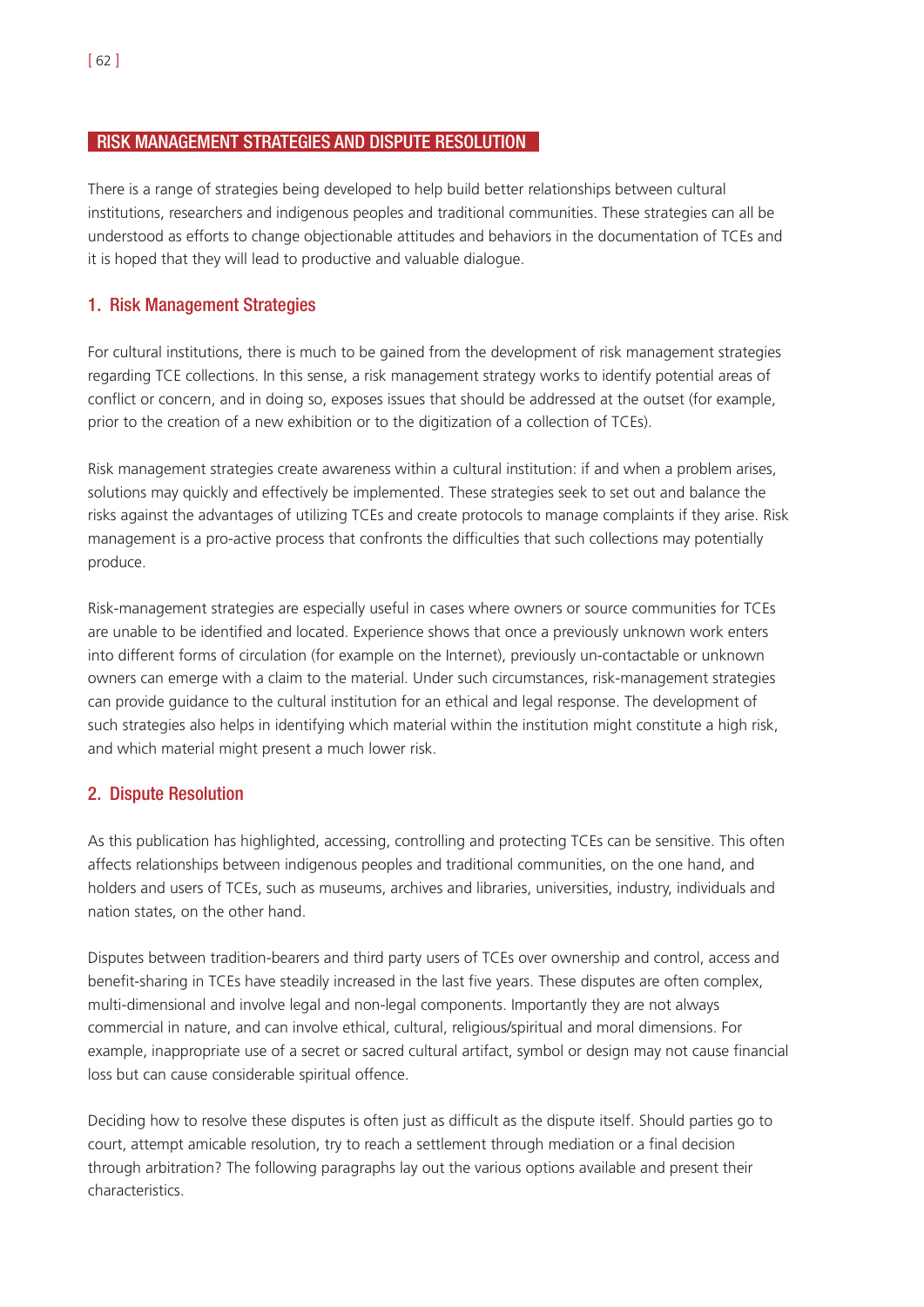## RISK MANAGEMENT STRATEGIES AND DISPUTE RESOLUTION

There is a range of strategies being developed to help build better relationships between cultural institutions, researchers and indigenous peoples and traditional communities. These strategies can all be understood as efforts to change objectionable attitudes and behaviors in the documentation of TCEs and it is hoped that they will lead to productive and valuable dialogue.

### 1. Risk Management Strategies

For cultural institutions, there is much to be gained from the development of risk management strategies regarding TCE collections. In this sense, a risk management strategy works to identify potential areas of conflict or concern, and in doing so, exposes issues that should be addressed at the outset (for example, prior to the creation of a new exhibition or to the digitization of a collection of TCEs).

Risk management strategies create awareness within a cultural institution: if and when a problem arises, solutions may quickly and effectively be implemented. These strategies seek to set out and balance the risks against the advantages of utilizing TCEs and create protocols to manage complaints if they arise. Risk management is a pro-active process that confronts the difficulties that such collections may potentially produce.

Risk-management strategies are especially useful in cases where owners or source communities for TCEs are unable to be identified and located. Experience shows that once a previously unknown work enters into different forms of circulation (for example on the Internet), previously un-contactable or unknown owners can emerge with a claim to the material. Under such circumstances, risk-management strategies can provide guidance to the cultural institution for an ethical and legal response. The development of such strategies also helps in identifying which material within the institution might constitute a high risk, and which material might present a much lower risk.

### 2. Dispute Resolution

As this publication has highlighted, accessing, controlling and protecting TCEs can be sensitive. This often affects relationships between indigenous peoples and traditional communities, on the one hand, and holders and users of TCEs, such as museums, archives and libraries, universities, industry, individuals and nation states, on the other hand.

Disputes between tradition-bearers and third party users of TCEs over ownership and control, access and benefit-sharing in TCEs have steadily increased in the last five years. These disputes are often complex, multi-dimensional and involve legal and non-legal components. Importantly they are not always commercial in nature, and can involve ethical, cultural, religious/spiritual and moral dimensions. For example, inappropriate use of a secret or sacred cultural artifact, symbol or design may not cause financial loss but can cause considerable spiritual offence.

Deciding how to resolve these disputes is often just as difficult as the dispute itself. Should parties go to court, attempt amicable resolution, try to reach a settlement through mediation or a final decision through arbitration? The following paragraphs lay out the various options available and present their characteristics.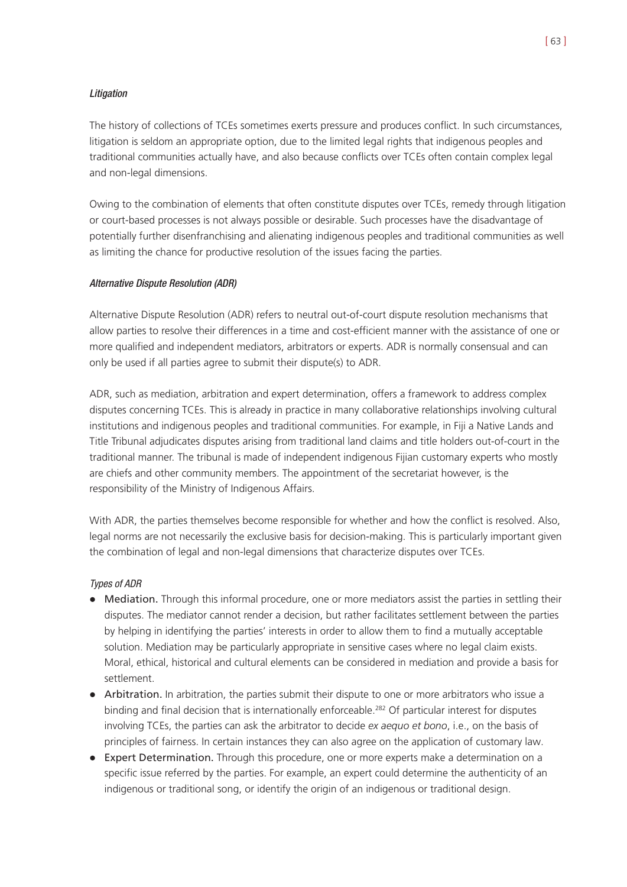*Litigation*

The history of collections of TCEs sometimes exerts pressure and produces conflict. In such circumstances, litigation is seldom an appropriate option, due to the limited legal rights that indigenous peoples and traditional communities actually have, and also because conflicts over TCEs often contain complex legal and non-legal dimensions.

Owing to the combination of elements that often constitute disputes over TCEs, remedy through litigation or court-based processes is not always possible or desirable. Such processes have the disadvantage of potentially further disenfranchising and alienating indigenous peoples and traditional communities as well as limiting the chance for productive resolution of the issues facing the parties.

*Alternative Dispute Resolution (ADR)*

Alternative Dispute Resolution (ADR) refers to neutral out-of-court dispute resolution mechanisms that allow parties to resolve their differences in a time and cost-efficient manner with the assistance of one or more qualified and independent mediators, arbitrators or experts. ADR is normally consensual and can only be used if all parties agree to submit their dispute(s) to ADR.

ADR, such as mediation, arbitration and expert determination, offers a framework to address complex disputes concerning TCEs. This is already in practice in many collaborative relationships involving cultural institutions and indigenous peoples and traditional communities. For example, in Fiji a Native Lands and Title Tribunal adjudicates disputes arising from traditional land claims and title holders out-of-court in the traditional manner. The tribunal is made of independent indigenous Fijian customary experts who mostly are chiefs and other community members. The appointment of the secretariat however, is the responsibility of the Ministry of Indigenous Affairs.

With ADR, the parties themselves become responsible for whether and how the conflict is resolved. Also, legal norms are not necessarily the exclusive basis for decision-making. This is particularly important given the combination of legal and non-legal dimensions that characterize disputes over TCEs.

*Types of ADR*

- **Mediation.** Through this informal procedure, one or more mediators assist the parties in settling their disputes. The mediator cannot render a decision, but rather facilitates settlement between the parties by helping in identifying the parties' interests in order to allow them to find a mutually acceptable solution. Mediation may be particularly appropriate in sensitive cases where no legal claim exists. Moral, ethical, historical and cultural elements can be considered in mediation and provide a basis for settlement.
- **Arbitration.** In arbitration, the parties submit their dispute to one or more arbitrators who issue a binding and final decision that is internationally enforceable.[282] Of particular interest for disputes involving TCEs, the parties can ask the arbitrator to decide *ex aequo et bono*, i.e., on the basis of principles of fairness. In certain instances they can also agree on the application of customary law.
- **Expert Determination.** Through this procedure, one or more experts make a determination on a specific issue referred by the parties. For example, an expert could determine the authenticity of an indigenous or traditional song, or identify the origin of an indigenous or traditional design.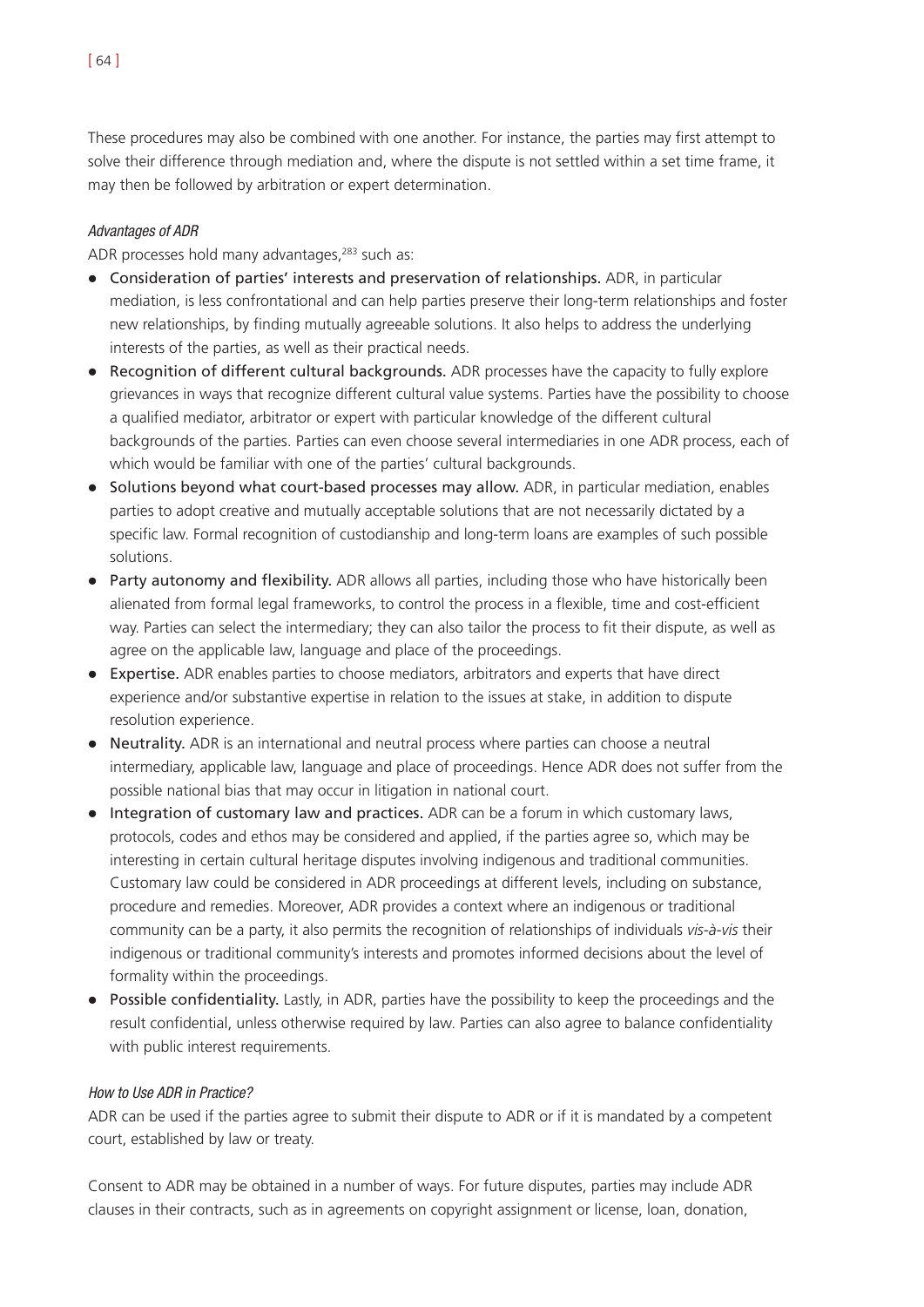These procedures may also be combined with one another. For instance, the parties may first attempt to solve their difference through mediation and, where the dispute is not settled within a set time frame, it may then be followed by arbitration or expert determination.

*Advantages of ADR*

ADR processes hold many advantages,[283] such as:

- **Consideration of parties' interests and preservation of relationships.** ADR, in particular mediation, is less confrontational and can help parties preserve their long-term relationships and foster new relationships, by finding mutually agreeable solutions. It also helps to address the underlying interests of the parties, as well as their practical needs.
- **Recognition of different cultural backgrounds.** ADR processes have the capacity to fully explore grievances in ways that recognize different cultural value systems. Parties have the possibility to choose a qualified mediator, arbitrator or expert with particular knowledge of the different cultural backgrounds of the parties. Parties can even choose several intermediaries in one ADR process, each of which would be familiar with one of the parties' cultural backgrounds.
- **Solutions beyond what court-based processes may allow.** ADR, in particular mediation, enables parties to adopt creative and mutually acceptable solutions that are not necessarily dictated by a specific law. Formal recognition of custodianship and long-term loans are examples of such possible solutions.
- **Party autonomy and flexibility.** ADR allows all parties, including those who have historically been alienated from formal legal frameworks, to control the process in a flexible, time and cost-efficient way. Parties can select the intermediary; they can also tailor the process to fit their dispute, as well as agree on the applicable law, language and place of the proceedings.
- **Expertise.** ADR enables parties to choose mediators, arbitrators and experts that have direct experience and/or substantive expertise in relation to the issues at stake, in addition to dispute resolution experience.
- **Neutrality.** ADR is an international and neutral process where parties can choose a neutral intermediary, applicable law, language and place of proceedings. Hence ADR does not suffer from the possible national bias that may occur in litigation in national court.
- **Integration of customary law and practices.** ADR can be a forum in which customary laws, protocols, codes and ethos may be considered and applied, if the parties agree so, which may be interesting in certain cultural heritage disputes involving indigenous and traditional communities. Customary law could be considered in ADR proceedings at different levels, including on substance, procedure and remedies. Moreover, ADR provides a context where an indigenous or traditional community can be a party, it also permits the recognition of relationships of individuals *vis-à-vis* their indigenous or traditional community's interests and promotes informed decisions about the level of formality within the proceedings.
- **Possible confidentiality.** Lastly, in ADR, parties have the possibility to keep the proceedings and the result confidential, unless otherwise required by law. Parties can also agree to balance confidentiality with public interest requirements.

*How to Use ADR in Practice?*

ADR can be used if the parties agree to submit their dispute to ADR or if it is mandated by a competent court, established by law or treaty.

Consent to ADR may be obtained in a number of ways. For future disputes, parties may include ADR clauses in their contracts, such as in agreements on copyright assignment or license, loan, donation,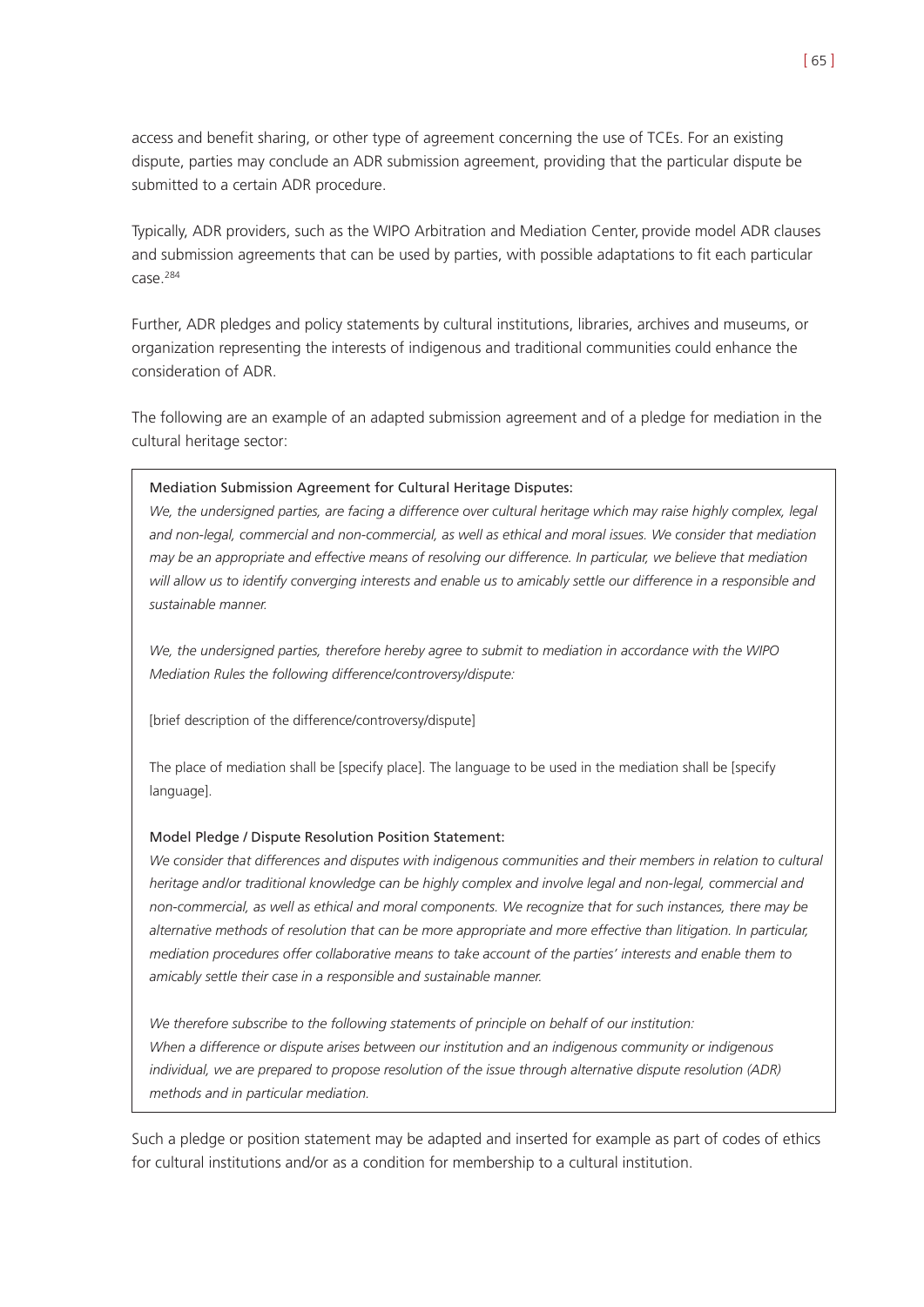access and benefit sharing, or other type of agreement concerning the use of TCEs. For an existing dispute, parties may conclude an ADR submission agreement, providing that the particular dispute be submitted to a certain ADR procedure.

Typically, ADR providers, such as the WIPO Arbitration and Mediation Center, provide model ADR clauses and submission agreements that can be used by parties, with possible adaptations to fit each particular case.[284]

Further, ADR pledges and policy statements by cultural institutions, libraries, archives and museums, or organization representing the interests of indigenous and traditional communities could enhance the consideration of ADR.

The following are an example of an adapted submission agreement and of a pledge for mediation in the cultural heritage sector:

> Mediation Submission Agreement for Cultural Heritage Disputes:
>
> *We, the undersigned parties, are facing a difference over cultural heritage which may raise highly complex, legal and non-legal, commercial and non-commercial, as well as ethical and moral issues. We consider that mediation may be an appropriate and effective means of resolving our difference. In particular, we believe that mediation will allow us to identify converging interests and enable us to amicably settle our difference in a responsible and sustainable manner.*
>
> *We, the undersigned parties, therefore hereby agree to submit to mediation in accordance with the WIPO Mediation Rules the following difference/controversy/dispute:*
>
> [brief description of the difference/controversy/dispute]
>
> The place of mediation shall be [specify place]. The language to be used in the mediation shall be [specify language].
>
> Model Pledge / Dispute Resolution Position Statement:
>
> *We consider that differences and disputes with indigenous communities and their members in relation to cultural heritage and/or traditional knowledge can be highly complex and involve legal and non-legal, commercial and non-commercial, as well as ethical and moral components. We recognize that for such instances, there may be alternative methods of resolution that can be more appropriate and more effective than litigation. In particular, mediation procedures offer collaborative means to take account of the parties' interests and enable them to amicably settle their case in a responsible and sustainable manner.*
>
> *We therefore subscribe to the following statements of principle on behalf of our institution:*
> *When a difference or dispute arises between our institution and an indigenous community or indigenous individual, we are prepared to propose resolution of the issue through alternative dispute resolution (ADR) methods and in particular mediation.*

Such a pledge or position statement may be adapted and inserted for example as part of codes of ethics for cultural institutions and/or as a condition for membership to a cultural institution.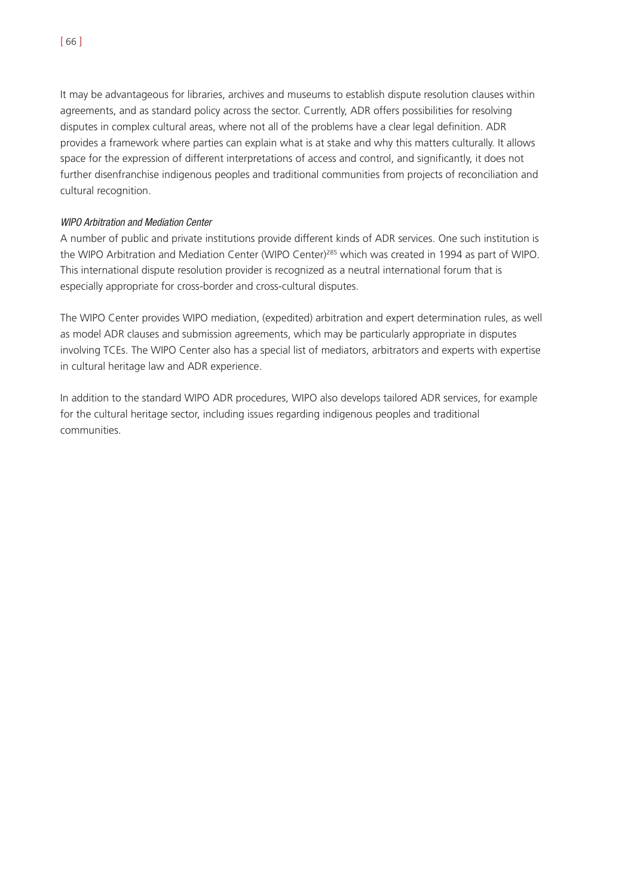It may be advantageous for libraries, archives and museums to establish dispute resolution clauses within agreements, and as standard policy across the sector. Currently, ADR offers possibilities for resolving disputes in complex cultural areas, where not all of the problems have a clear legal definition. ADR provides a framework where parties can explain what is at stake and why this matters culturally. It allows space for the expression of different interpretations of access and control, and significantly, it does not further disenfranchise indigenous peoples and traditional communities from projects of reconciliation and cultural recognition.

*WIPO Arbitration and Mediation Center*

A number of public and private institutions provide different kinds of ADR services. One such institution is the WIPO Arbitration and Mediation Center (WIPO Center)[285] which was created in 1994 as part of WIPO. This international dispute resolution provider is recognized as a neutral international forum that is especially appropriate for cross-border and cross-cultural disputes.

The WIPO Center provides WIPO mediation, (expedited) arbitration and expert determination rules, as well as model ADR clauses and submission agreements, which may be particularly appropriate in disputes involving TCEs. The WIPO Center also has a special list of mediators, arbitrators and experts with expertise in cultural heritage law and ADR experience.

In addition to the standard WIPO ADR procedures, WIPO also develops tailored ADR services, for example for the cultural heritage sector, including issues regarding indigenous peoples and traditional communities.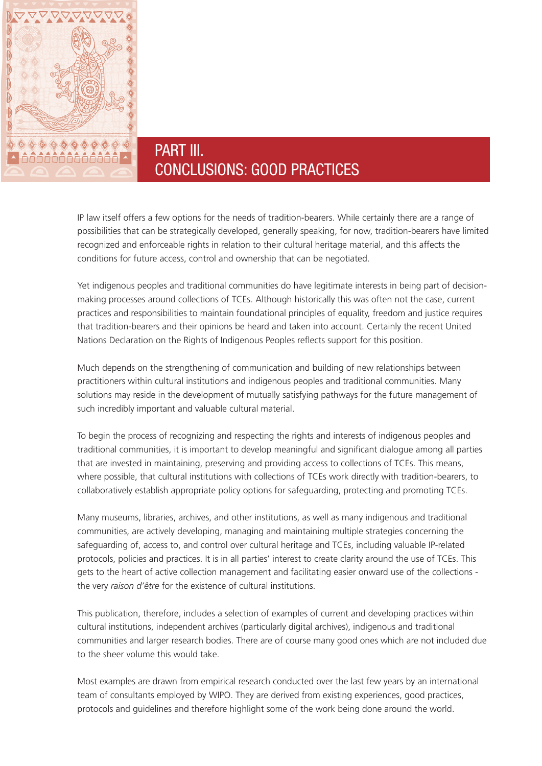# PART III. CONCLUSIONS: GOOD PRACTICES

IP law itself offers a few options for the needs of tradition-bearers. While certainly there are a range of possibilities that can be strategically developed, generally speaking, for now, tradition-bearers have limited recognized and enforceable rights in relation to their cultural heritage material, and this affects the conditions for future access, control and ownership that can be negotiated.

Yet indigenous peoples and traditional communities do have legitimate interests in being part of decision-making processes around collections of TCEs. Although historically this was often not the case, current practices and responsibilities to maintain foundational principles of equality, freedom and justice requires that tradition-bearers and their opinions be heard and taken into account. Certainly the recent United Nations Declaration on the Rights of Indigenous Peoples reflects support for this position.

Much depends on the strengthening of communication and building of new relationships between practitioners within cultural institutions and indigenous peoples and traditional communities. Many solutions may reside in the development of mutually satisfying pathways for the future management of such incredibly important and valuable cultural material.

To begin the process of recognizing and respecting the rights and interests of indigenous peoples and traditional communities, it is important to develop meaningful and significant dialogue among all parties that are invested in maintaining, preserving and providing access to collections of TCEs. This means, where possible, that cultural institutions with collections of TCEs work directly with tradition-bearers, to collaboratively establish appropriate policy options for safeguarding, protecting and promoting TCEs.

Many museums, libraries, archives, and other institutions, as well as many indigenous and traditional communities, are actively developing, managing and maintaining multiple strategies concerning the safeguarding of, access to, and control over cultural heritage and TCEs, including valuable IP-related protocols, policies and practices. It is in all parties' interest to create clarity around the use of TCEs. This gets to the heart of active collection management and facilitating easier onward use of the collections - the very *raison d'être* for the existence of cultural institutions.

This publication, therefore, includes a selection of examples of current and developing practices within cultural institutions, independent archives (particularly digital archives), indigenous and traditional communities and larger research bodies. There are of course many good ones which are not included due to the sheer volume this would take.

Most examples are drawn from empirical research conducted over the last few years by an international team of consultants employed by WIPO. They are derived from existing experiences, good practices, protocols and guidelines and therefore highlight some of the work being done around the world.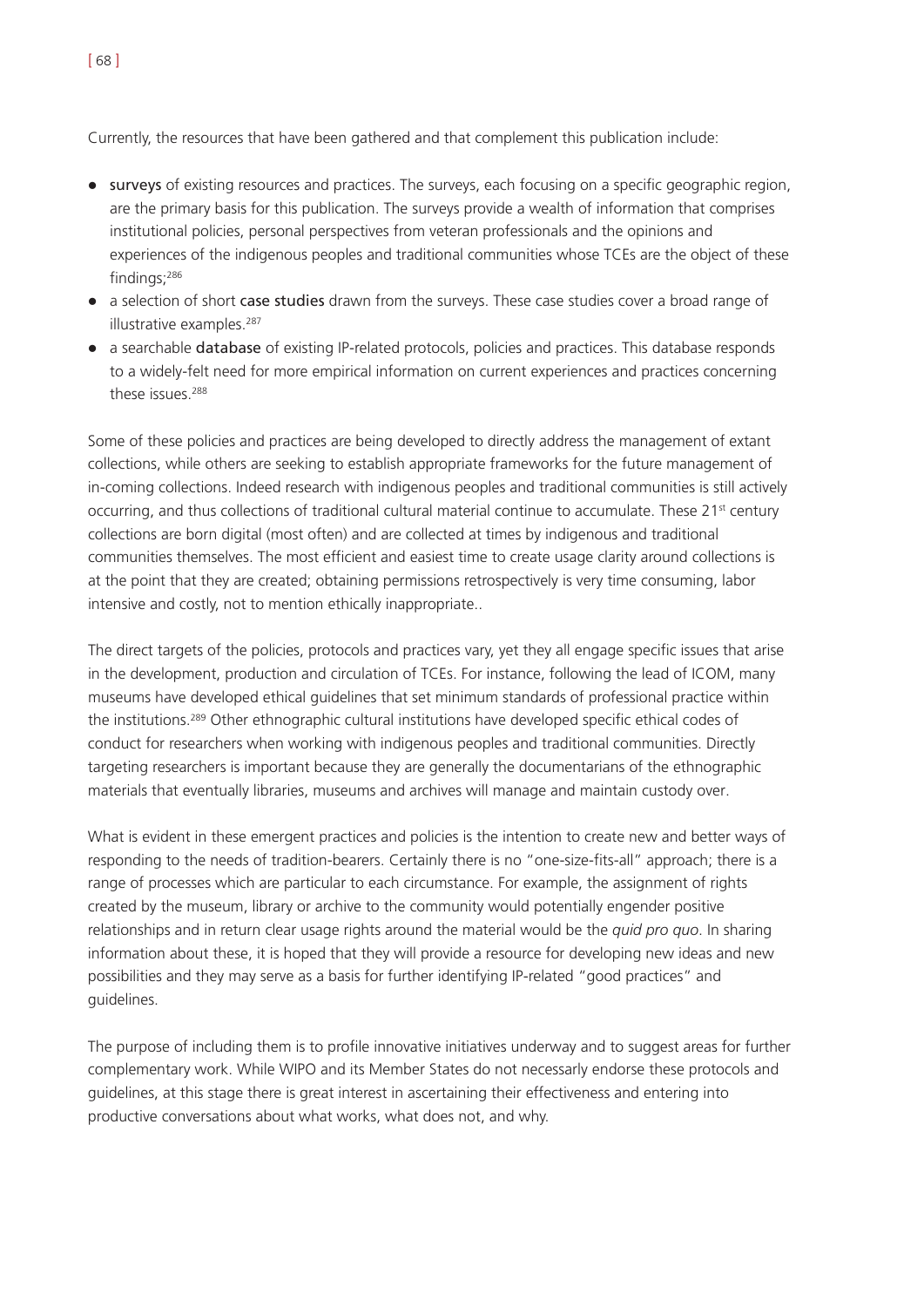Currently, the resources that have been gathered and that complement this publication include:

- **surveys** of existing resources and practices. The surveys, each focusing on a specific geographic region, are the primary basis for this publication. The surveys provide a wealth of information that comprises institutional policies, personal perspectives from veteran professionals and the opinions and experiences of the indigenous peoples and traditional communities whose TCEs are the object of these findings;[286]
- a selection of short **case studies** drawn from the surveys. These case studies cover a broad range of illustrative examples.[287]
- a searchable **database** of existing IP-related protocols, policies and practices. This database responds to a widely-felt need for more empirical information on current experiences and practices concerning these issues.[288]

Some of these policies and practices are being developed to directly address the management of extant collections, while others are seeking to establish appropriate frameworks for the future management of in-coming collections. Indeed research with indigenous peoples and traditional communities is still actively occurring, and thus collections of traditional cultural material continue to accumulate. These 21st century collections are born digital (most often) and are collected at times by indigenous and traditional communities themselves. The most efficient and easiest time to create usage clarity around collections is at the point that they are created; obtaining permissions retrospectively is very time consuming, labor intensive and costly, not to mention ethically inappropriate..

The direct targets of the policies, protocols and practices vary, yet they all engage specific issues that arise in the development, production and circulation of TCEs. For instance, following the lead of ICOM, many museums have developed ethical guidelines that set minimum standards of professional practice within the institutions.[289] Other ethnographic cultural institutions have developed specific ethical codes of conduct for researchers when working with indigenous peoples and traditional communities. Directly targeting researchers is important because they are generally the documentarians of the ethnographic materials that eventually libraries, museums and archives will manage and maintain custody over.

What is evident in these emergent practices and policies is the intention to create new and better ways of responding to the needs of tradition-bearers. Certainly there is no "one-size-fits-all" approach; there is a range of processes which are particular to each circumstance. For example, the assignment of rights created by the museum, library or archive to the community would potentially engender positive relationships and in return clear usage rights around the material would be the *quid pro quo*. In sharing information about these, it is hoped that they will provide a resource for developing new ideas and new possibilities and they may serve as a basis for further identifying IP-related "good practices" and guidelines.

The purpose of including them is to profile innovative initiatives underway and to suggest areas for further complementary work. While WIPO and its Member States do not necessarly endorse these protocols and guidelines, at this stage there is great interest in ascertaining their effectiveness and entering into productive conversations about what works, what does not, and why.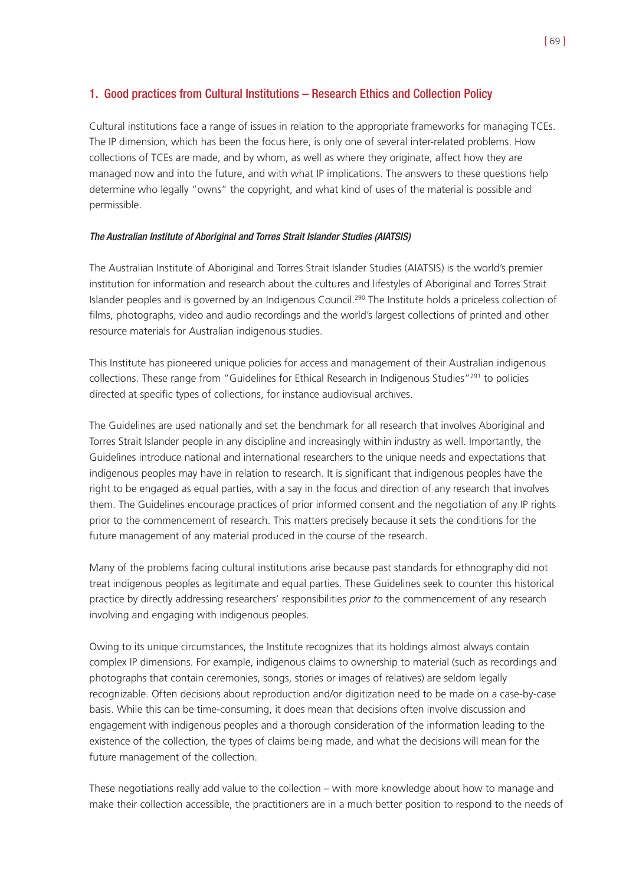## 1. Good practices from Cultural Institutions – Research Ethics and Collection Policy

Cultural institutions face a range of issues in relation to the appropriate frameworks for managing TCEs. The IP dimension, which has been the focus here, is only one of several inter-related problems. How collections of TCEs are made, and by whom, as well as where they originate, affect how they are managed now and into the future, and with what IP implications. The answers to these questions help determine who legally "owns" the copyright, and what kind of uses of the material is possible and permissible.

### *The Australian Institute of Aboriginal and Torres Strait Islander Studies (AIATSIS)*

The Australian Institute of Aboriginal and Torres Strait Islander Studies (AIATSIS) is the world's premier institution for information and research about the cultures and lifestyles of Aboriginal and Torres Strait Islander peoples and is governed by an Indigenous Council.[290] The Institute holds a priceless collection of films, photographs, video and audio recordings and the world's largest collections of printed and other resource materials for Australian indigenous studies.

This Institute has pioneered unique policies for access and management of their Australian indigenous collections. These range from "Guidelines for Ethical Research in Indigenous Studies"[291] to policies directed at specific types of collections, for instance audiovisual archives.

The Guidelines are used nationally and set the benchmark for all research that involves Aboriginal and Torres Strait Islander people in any discipline and increasingly within industry as well. Importantly, the Guidelines introduce national and international researchers to the unique needs and expectations that indigenous peoples may have in relation to research. It is significant that indigenous peoples have the right to be engaged as equal parties, with a say in the focus and direction of any research that involves them. The Guidelines encourage practices of prior informed consent and the negotiation of any IP rights prior to the commencement of research. This matters precisely because it sets the conditions for the future management of any material produced in the course of the research.

Many of the problems facing cultural institutions arise because past standards for ethnography did not treat indigenous peoples as legitimate and equal parties. These Guidelines seek to counter this historical practice by directly addressing researchers' responsibilities *prior to* the commencement of any research involving and engaging with indigenous peoples.

Owing to its unique circumstances, the Institute recognizes that its holdings almost always contain complex IP dimensions. For example, indigenous claims to ownership to material (such as recordings and photographs that contain ceremonies, songs, stories or images of relatives) are seldom legally recognizable. Often decisions about reproduction and/or digitization need to be made on a case-by-case basis. While this can be time-consuming, it does mean that decisions often involve discussion and engagement with indigenous peoples and a thorough consideration of the information leading to the existence of the collection, the types of claims being made, and what the decisions will mean for the future management of the collection.

These negotiations really add value to the collection – with more knowledge about how to manage and make their collection accessible, the practitioners are in a much better position to respond to the needs of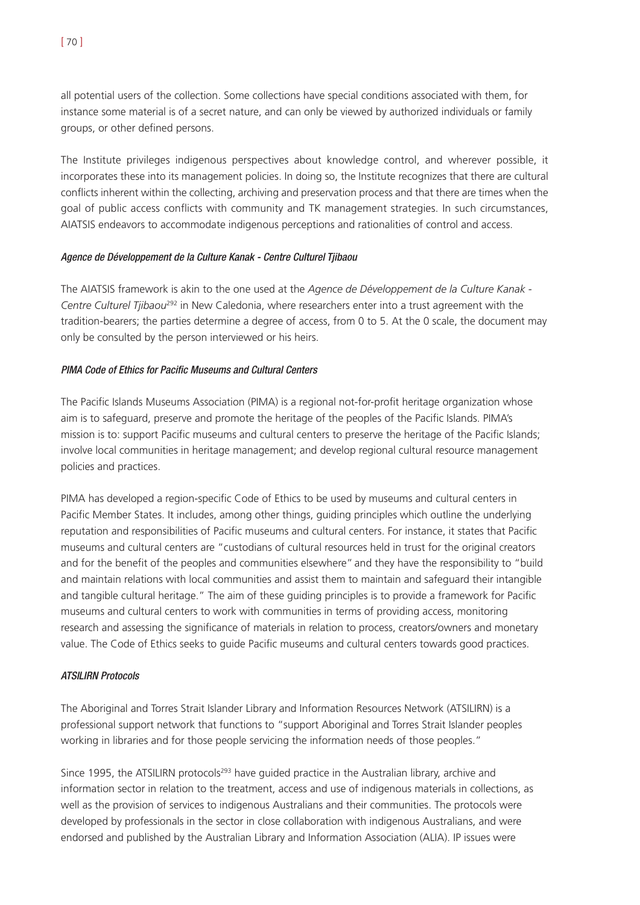all potential users of the collection. Some collections have special conditions associated with them, for instance some material is of a secret nature, and can only be viewed by authorized individuals or family groups, or other defined persons.

The Institute privileges indigenous perspectives about knowledge control, and wherever possible, it incorporates these into its management policies. In doing so, the Institute recognizes that there are cultural conflicts inherent within the collecting, archiving and preservation process and that there are times when the goal of public access conflicts with community and TK management strategies. In such circumstances, AIATSIS endeavors to accommodate indigenous perceptions and rationalities of control and access.

#### *Agence de Développement de la Culture Kanak - Centre Culturel Tjibaou*

The AIATSIS framework is akin to the one used at the *Agence de Développement de la Culture Kanak - Centre Culturel Tjibaou*[292] in New Caledonia, where researchers enter into a trust agreement with the tradition-bearers; the parties determine a degree of access, from 0 to 5. At the 0 scale, the document may only be consulted by the person interviewed or his heirs.

#### *PIMA Code of Ethics for Pacific Museums and Cultural Centers*

The Pacific Islands Museums Association (PIMA) is a regional not-for-profit heritage organization whose aim is to safeguard, preserve and promote the heritage of the peoples of the Pacific Islands. PIMA's mission is to: support Pacific museums and cultural centers to preserve the heritage of the Pacific Islands; involve local communities in heritage management; and develop regional cultural resource management policies and practices.

PIMA has developed a region-specific Code of Ethics to be used by museums and cultural centers in Pacific Member States. It includes, among other things, guiding principles which outline the underlying reputation and responsibilities of Pacific museums and cultural centers. For instance, it states that Pacific museums and cultural centers are "custodians of cultural resources held in trust for the original creators and for the benefit of the peoples and communities elsewhere" and they have the responsibility to "build and maintain relations with local communities and assist them to maintain and safeguard their intangible and tangible cultural heritage." The aim of these guiding principles is to provide a framework for Pacific museums and cultural centers to work with communities in terms of providing access, monitoring research and assessing the significance of materials in relation to process, creators/owners and monetary value. The Code of Ethics seeks to guide Pacific museums and cultural centers towards good practices.

#### *ATSILIRN Protocols*

The Aboriginal and Torres Strait Islander Library and Information Resources Network (ATSILIRN) is a professional support network that functions to "support Aboriginal and Torres Strait Islander peoples working in libraries and for those people servicing the information needs of those peoples."

Since 1995, the ATSILIRN protocols[293] have guided practice in the Australian library, archive and information sector in relation to the treatment, access and use of indigenous materials in collections, as well as the provision of services to indigenous Australians and their communities. The protocols were developed by professionals in the sector in close collaboration with indigenous Australians, and were endorsed and published by the Australian Library and Information Association (ALIA). IP issues were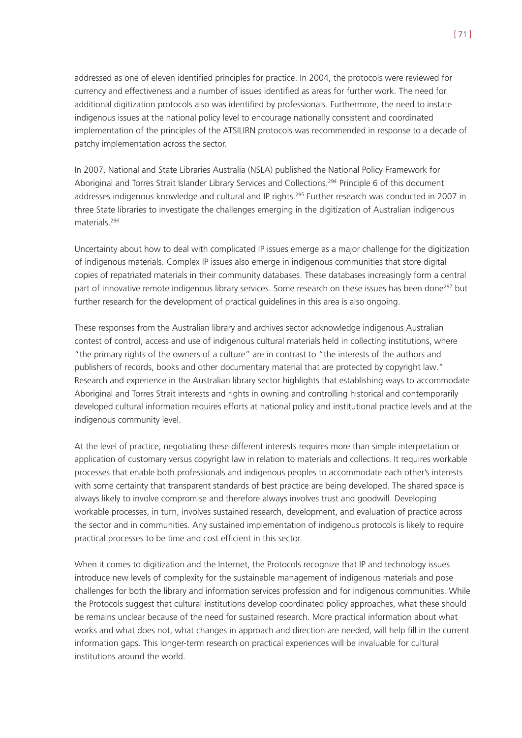addressed as one of eleven identified principles for practice. In 2004, the protocols were reviewed for currency and effectiveness and a number of issues identified as areas for further work. The need for additional digitization protocols also was identified by professionals. Furthermore, the need to instate indigenous issues at the national policy level to encourage nationally consistent and coordinated implementation of the principles of the ATSILIRN protocols was recommended in response to a decade of patchy implementation across the sector.

In 2007, National and State Libraries Australia (NSLA) published the National Policy Framework for Aboriginal and Torres Strait Islander Library Services and Collections.[294] Principle 6 of this document addresses indigenous knowledge and cultural and IP rights.[295] Further research was conducted in 2007 in three State libraries to investigate the challenges emerging in the digitization of Australian indigenous materials.[296]

Uncertainty about how to deal with complicated IP issues emerge as a major challenge for the digitization of indigenous materials. Complex IP issues also emerge in indigenous communities that store digital copies of repatriated materials in their community databases. These databases increasingly form a central part of innovative remote indigenous library services. Some research on these issues has been done[297] but further research for the development of practical guidelines in this area is also ongoing.

These responses from the Australian library and archives sector acknowledge indigenous Australian contest of control, access and use of indigenous cultural materials held in collecting institutions, where "the primary rights of the owners of a culture" are in contrast to "the interests of the authors and publishers of records, books and other documentary material that are protected by copyright law." Research and experience in the Australian library sector highlights that establishing ways to accommodate Aboriginal and Torres Strait interests and rights in owning and controlling historical and contemporarily developed cultural information requires efforts at national policy and institutional practice levels and at the indigenous community level.

At the level of practice, negotiating these different interests requires more than simple interpretation or application of customary versus copyright law in relation to materials and collections. It requires workable processes that enable both professionals and indigenous peoples to accommodate each other's interests with some certainty that transparent standards of best practice are being developed. The shared space is always likely to involve compromise and therefore always involves trust and goodwill. Developing workable processes, in turn, involves sustained research, development, and evaluation of practice across the sector and in communities. Any sustained implementation of indigenous protocols is likely to require practical processes to be time and cost efficient in this sector.

When it comes to digitization and the Internet, the Protocols recognize that IP and technology issues introduce new levels of complexity for the sustainable management of indigenous materials and pose challenges for both the library and information services profession and for indigenous communities. While the Protocols suggest that cultural institutions develop coordinated policy approaches, what these should be remains unclear because of the need for sustained research. More practical information about what works and what does not, what changes in approach and direction are needed, will help fill in the current information gaps. This longer-term research on practical experiences will be invaluable for cultural institutions around the world.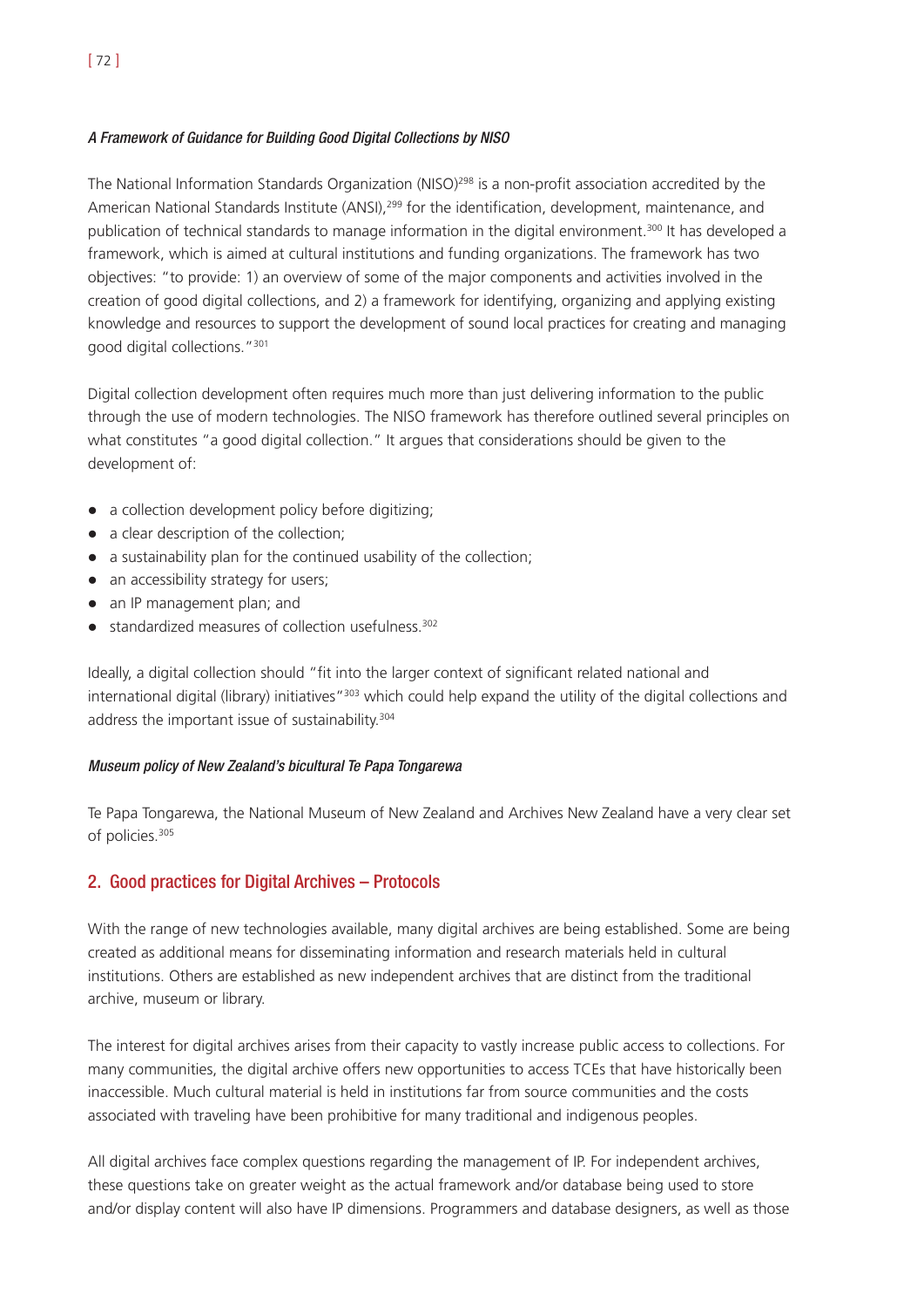*A Framework of Guidance for Building Good Digital Collections by NISO*

The National Information Standards Organization (NISO)[298] is a non-profit association accredited by the American National Standards Institute (ANSI),[299] for the identification, development, maintenance, and publication of technical standards to manage information in the digital environment.[300] It has developed a framework, which is aimed at cultural institutions and funding organizations. The framework has two objectives: "to provide: 1) an overview of some of the major components and activities involved in the creation of good digital collections, and 2) a framework for identifying, organizing and applying existing knowledge and resources to support the development of sound local practices for creating and managing good digital collections."[301]

Digital collection development often requires much more than just delivering information to the public through the use of modern technologies. The NISO framework has therefore outlined several principles on what constitutes "a good digital collection." It argues that considerations should be given to the development of:

- a collection development policy before digitizing;
- a clear description of the collection;
- a sustainability plan for the continued usability of the collection;
- an accessibility strategy for users;
- an IP management plan; and
- standardized measures of collection usefulness.[302]

Ideally, a digital collection should "fit into the larger context of significant related national and international digital (library) initiatives"[303] which could help expand the utility of the digital collections and address the important issue of sustainability.[304]

*Museum policy of New Zealand's bicultural Te Papa Tongarewa*

Te Papa Tongarewa, the National Museum of New Zealand and Archives New Zealand have a very clear set of policies.[305]

## 2. Good practices for Digital Archives – Protocols

With the range of new technologies available, many digital archives are being established. Some are being created as additional means for disseminating information and research materials held in cultural institutions. Others are established as new independent archives that are distinct from the traditional archive, museum or library.

The interest for digital archives arises from their capacity to vastly increase public access to collections. For many communities, the digital archive offers new opportunities to access TCEs that have historically been inaccessible. Much cultural material is held in institutions far from source communities and the costs associated with traveling have been prohibitive for many traditional and indigenous peoples.

All digital archives face complex questions regarding the management of IP. For independent archives, these questions take on greater weight as the actual framework and/or database being used to store and/or display content will also have IP dimensions. Programmers and database designers, as well as those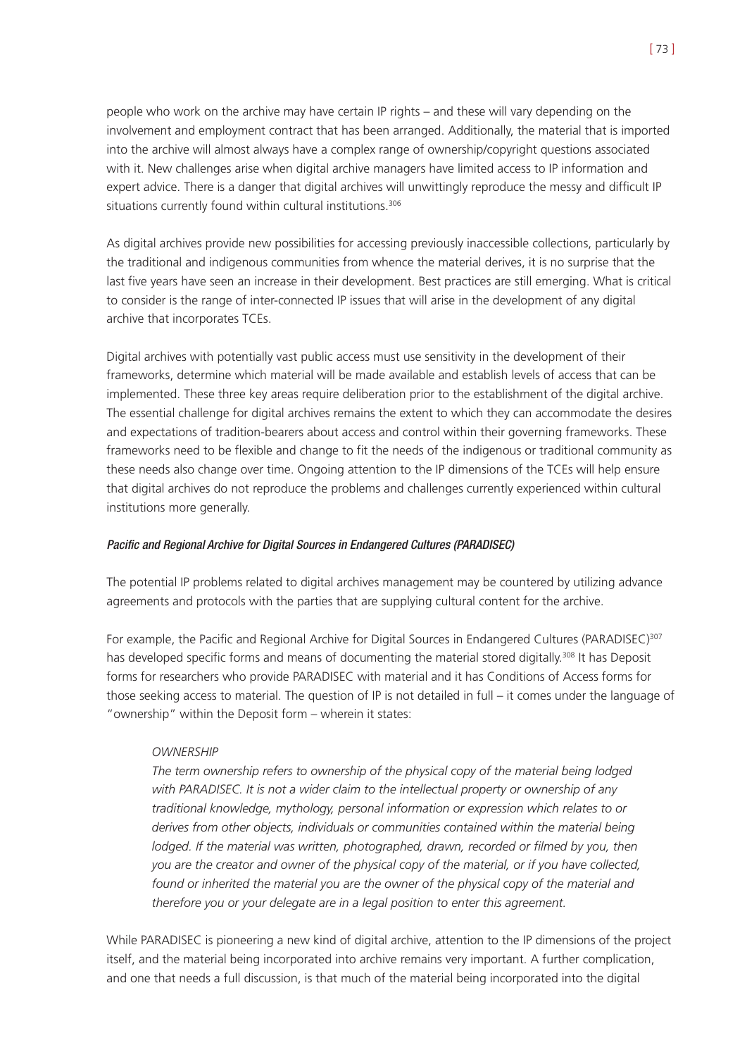people who work on the archive may have certain IP rights – and these will vary depending on the involvement and employment contract that has been arranged. Additionally, the material that is imported into the archive will almost always have a complex range of ownership/copyright questions associated with it. New challenges arise when digital archive managers have limited access to IP information and expert advice. There is a danger that digital archives will unwittingly reproduce the messy and difficult IP situations currently found within cultural institutions.[306]

As digital archives provide new possibilities for accessing previously inaccessible collections, particularly by the traditional and indigenous communities from whence the material derives, it is no surprise that the last five years have seen an increase in their development. Best practices are still emerging. What is critical to consider is the range of inter-connected IP issues that will arise in the development of any digital archive that incorporates TCEs.

Digital archives with potentially vast public access must use sensitivity in the development of their frameworks, determine which material will be made available and establish levels of access that can be implemented. These three key areas require deliberation prior to the establishment of the digital archive. The essential challenge for digital archives remains the extent to which they can accommodate the desires and expectations of tradition-bearers about access and control within their governing frameworks. These frameworks need to be flexible and change to fit the needs of the indigenous or traditional community as these needs also change over time. Ongoing attention to the IP dimensions of the TCEs will help ensure that digital archives do not reproduce the problems and challenges currently experienced within cultural institutions more generally.

#### *Pacific and Regional Archive for Digital Sources in Endangered Cultures (PARADISEC)*

The potential IP problems related to digital archives management may be countered by utilizing advance agreements and protocols with the parties that are supplying cultural content for the archive.

For example, the Pacific and Regional Archive for Digital Sources in Endangered Cultures (PARADISEC)[307] has developed specific forms and means of documenting the material stored digitally.[308] It has Deposit forms for researchers who provide PARADISEC with material and it has Conditions of Access forms for those seeking access to material. The question of IP is not detailed in full – it comes under the language of "ownership" within the Deposit form – wherein it states:

> *OWNERSHIP*
>
> *The term ownership refers to ownership of the physical copy of the material being lodged with PARADISEC. It is not a wider claim to the intellectual property or ownership of any traditional knowledge, mythology, personal information or expression which relates to or derives from other objects, individuals or communities contained within the material being lodged. If the material was written, photographed, drawn, recorded or filmed by you, then you are the creator and owner of the physical copy of the material, or if you have collected, found or inherited the material you are the owner of the physical copy of the material and therefore you or your delegate are in a legal position to enter this agreement.*

While PARADISEC is pioneering a new kind of digital archive, attention to the IP dimensions of the project itself, and the material being incorporated into archive remains very important. A further complication, and one that needs a full discussion, is that much of the material being incorporated into the digital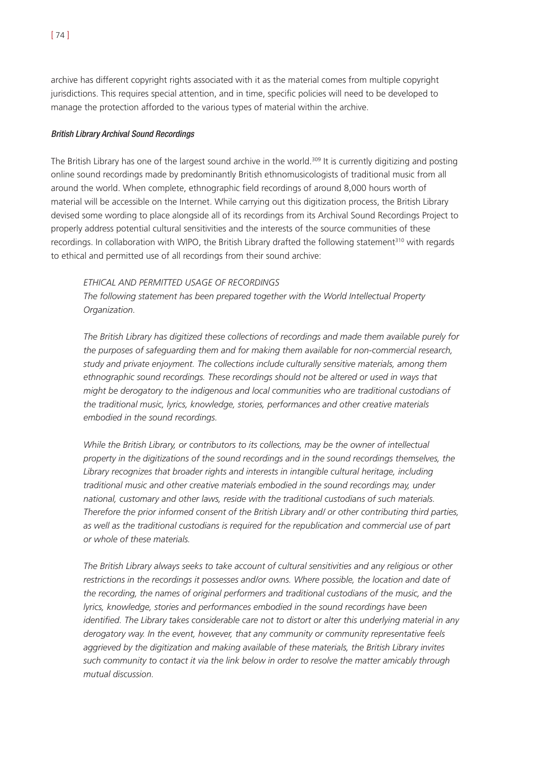archive has different copyright rights associated with it as the material comes from multiple copyright jurisdictions. This requires special attention, and in time, specific policies will need to be developed to manage the protection afforded to the various types of material within the archive.

#### *British Library Archival Sound Recordings*

The British Library has one of the largest sound archive in the world.[309] It is currently digitizing and posting online sound recordings made by predominantly British ethnomusicologists of traditional music from all around the world. When complete, ethnographic field recordings of around 8,000 hours worth of material will be accessible on the Internet. While carrying out this digitization process, the British Library devised some wording to place alongside all of its recordings from its Archival Sound Recordings Project to properly address potential cultural sensitivities and the interests of the source communities of these recordings. In collaboration with WIPO, the British Library drafted the following statement[310] with regards to ethical and permitted use of all recordings from their sound archive:

> *ETHICAL AND PERMITTED USAGE OF RECORDINGS*
> *The following statement has been prepared together with the World Intellectual Property Organization.*
>
> *The British Library has digitized these collections of recordings and made them available purely for the purposes of safeguarding them and for making them available for non-commercial research, study and private enjoyment. The collections include culturally sensitive materials, among them ethnographic sound recordings. These recordings should not be altered or used in ways that might be derogatory to the indigenous and local communities who are traditional custodians of the traditional music, lyrics, knowledge, stories, performances and other creative materials embodied in the sound recordings.*
>
> *While the British Library, or contributors to its collections, may be the owner of intellectual property in the digitizations of the sound recordings and in the sound recordings themselves, the Library recognizes that broader rights and interests in intangible cultural heritage, including traditional music and other creative materials embodied in the sound recordings may, under national, customary and other laws, reside with the traditional custodians of such materials. Therefore the prior informed consent of the British Library and/ or other contributing third parties, as well as the traditional custodians is required for the republication and commercial use of part or whole of these materials.*
>
> *The British Library always seeks to take account of cultural sensitivities and any religious or other restrictions in the recordings it possesses and/or owns. Where possible, the location and date of the recording, the names of original performers and traditional custodians of the music, and the lyrics, knowledge, stories and performances embodied in the sound recordings have been identified. The Library takes considerable care not to distort or alter this underlying material in any derogatory way. In the event, however, that any community or community representative feels aggrieved by the digitization and making available of these materials, the British Library invites such community to contact it via the link below in order to resolve the matter amicably through mutual discussion.*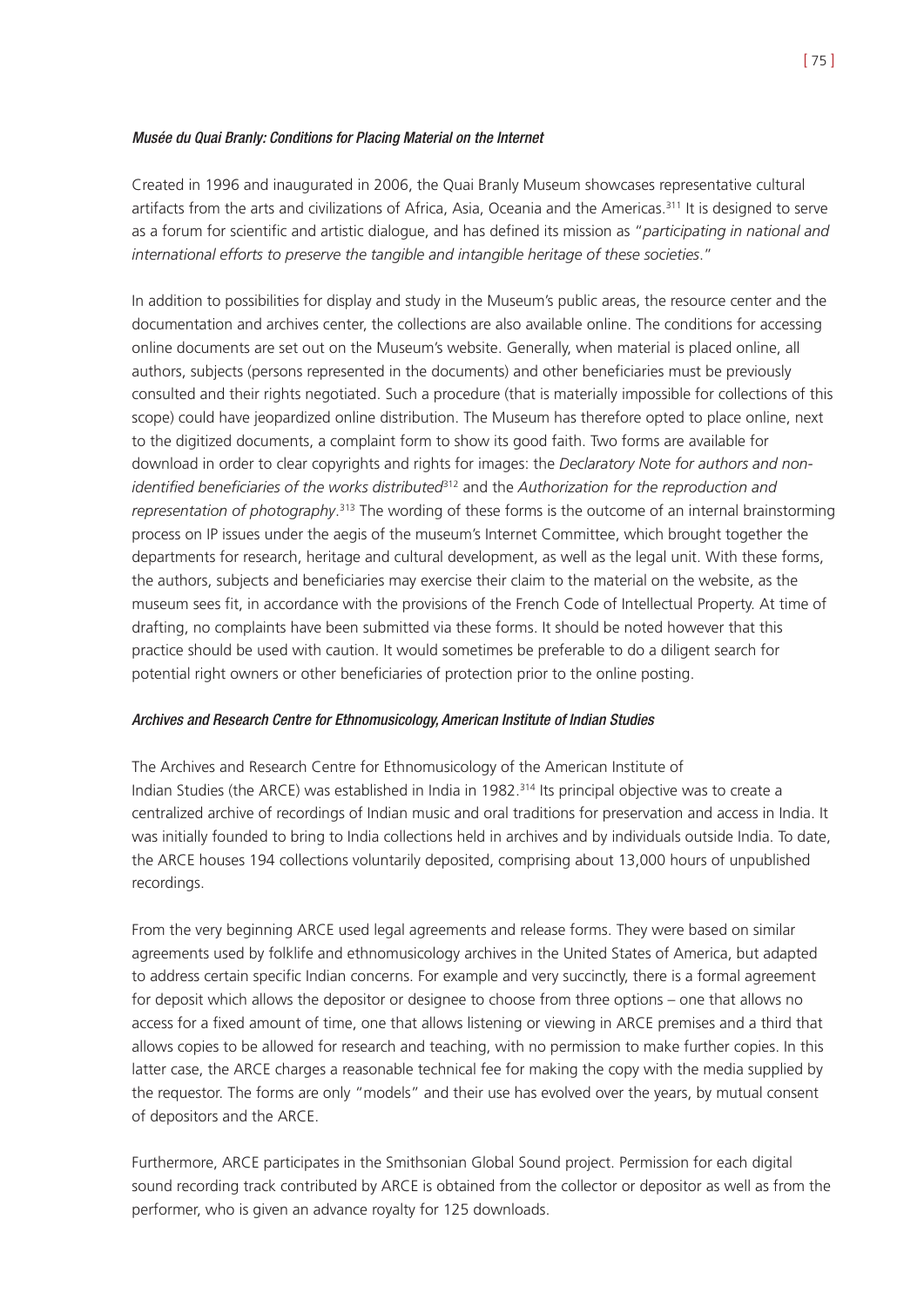*Musée du Quai Branly: Conditions for Placing Material on the Internet*

Created in 1996 and inaugurated in 2006, the Quai Branly Museum showcases representative cultural artifacts from the arts and civilizations of Africa, Asia, Oceania and the Americas.[311] It is designed to serve as a forum for scientific and artistic dialogue, and has defined its mission as "*participating in national and international efforts to preserve the tangible and intangible heritage of these societies*."

In addition to possibilities for display and study in the Museum's public areas, the resource center and the documentation and archives center, the collections are also available online. The conditions for accessing online documents are set out on the Museum's website. Generally, when material is placed online, all authors, subjects (persons represented in the documents) and other beneficiaries must be previously consulted and their rights negotiated. Such a procedure (that is materially impossible for collections of this scope) could have jeopardized online distribution. The Museum has therefore opted to place online, next to the digitized documents, a complaint form to show its good faith. Two forms are available for download in order to clear copyrights and rights for images: the *Declaratory Note for authors and non-identified beneficiaries of the works distributed*[312] and the *Authorization for the reproduction and representation of photography*.[313] The wording of these forms is the outcome of an internal brainstorming process on IP issues under the aegis of the museum's Internet Committee, which brought together the departments for research, heritage and cultural development, as well as the legal unit. With these forms, the authors, subjects and beneficiaries may exercise their claim to the material on the website, as the museum sees fit, in accordance with the provisions of the French Code of Intellectual Property. At time of drafting, no complaints have been submitted via these forms. It should be noted however that this practice should be used with caution. It would sometimes be preferable to do a diligent search for potential right owners or other beneficiaries of protection prior to the online posting.

*Archives and Research Centre for Ethnomusicology, American Institute of Indian Studies*

The Archives and Research Centre for Ethnomusicology of the American Institute of Indian Studies (the ARCE) was established in India in 1982.[314] Its principal objective was to create a centralized archive of recordings of Indian music and oral traditions for preservation and access in India. It was initially founded to bring to India collections held in archives and by individuals outside India. To date, the ARCE houses 194 collections voluntarily deposited, comprising about 13,000 hours of unpublished recordings.

From the very beginning ARCE used legal agreements and release forms. They were based on similar agreements used by folklife and ethnomusicology archives in the United States of America, but adapted to address certain specific Indian concerns. For example and very succinctly, there is a formal agreement for deposit which allows the depositor or designee to choose from three options – one that allows no access for a fixed amount of time, one that allows listening or viewing in ARCE premises and a third that allows copies to be allowed for research and teaching, with no permission to make further copies. In this latter case, the ARCE charges a reasonable technical fee for making the copy with the media supplied by the requestor. The forms are only "models" and their use has evolved over the years, by mutual consent of depositors and the ARCE.

Furthermore, ARCE participates in the Smithsonian Global Sound project. Permission for each digital sound recording track contributed by ARCE is obtained from the collector or depositor as well as from the performer, who is given an advance royalty for 125 downloads.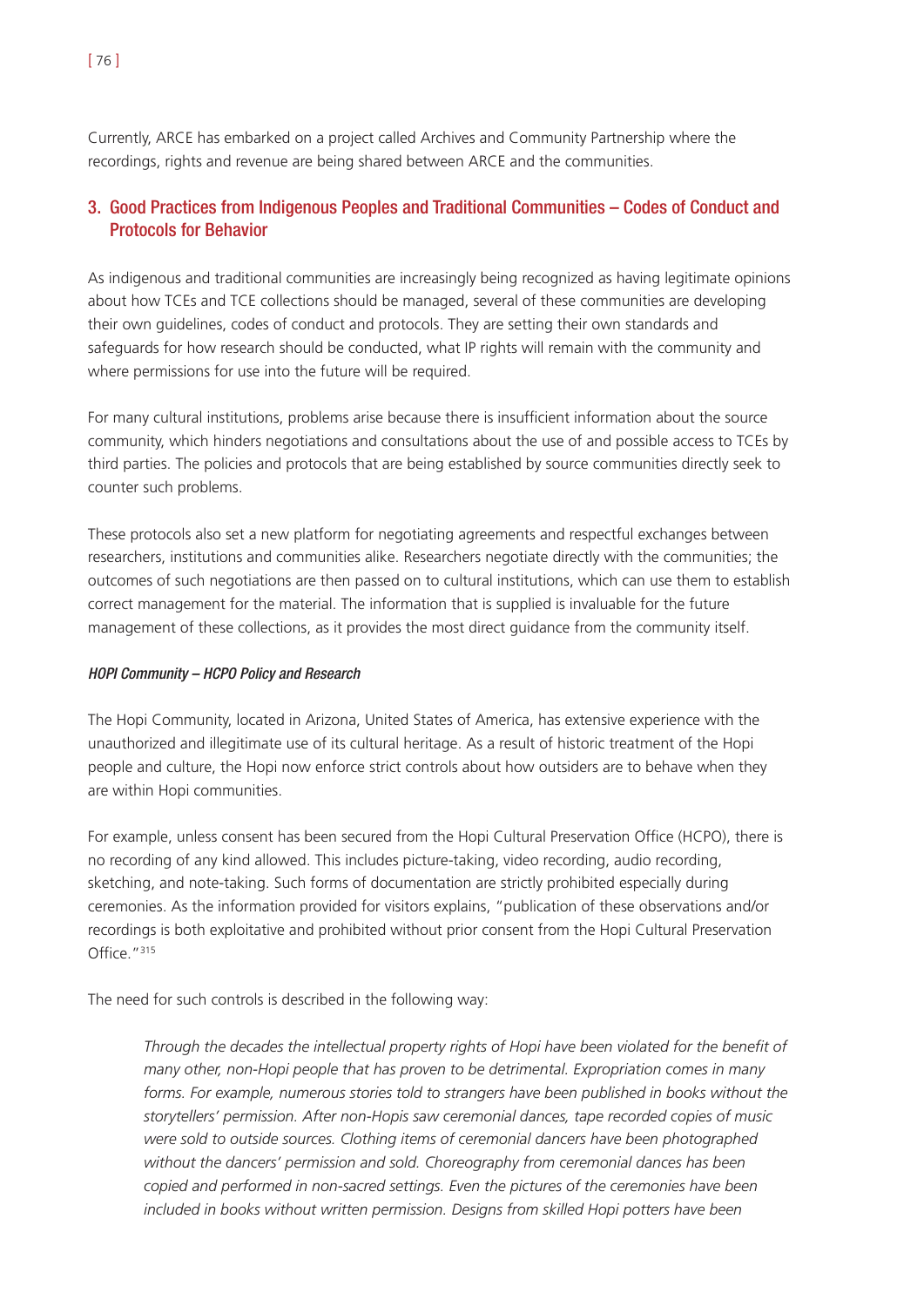Currently, ARCE has embarked on a project called Archives and Community Partnership where the recordings, rights and revenue are being shared between ARCE and the communities.

## 3. Good Practices from Indigenous Peoples and Traditional Communities – Codes of Conduct and Protocols for Behavior

As indigenous and traditional communities are increasingly being recognized as having legitimate opinions about how TCEs and TCE collections should be managed, several of these communities are developing their own guidelines, codes of conduct and protocols. They are setting their own standards and safeguards for how research should be conducted, what IP rights will remain with the community and where permissions for use into the future will be required.

For many cultural institutions, problems arise because there is insufficient information about the source community, which hinders negotiations and consultations about the use of and possible access to TCEs by third parties. The policies and protocols that are being established by source communities directly seek to counter such problems.

These protocols also set a new platform for negotiating agreements and respectful exchanges between researchers, institutions and communities alike. Researchers negotiate directly with the communities; the outcomes of such negotiations are then passed on to cultural institutions, which can use them to establish correct management for the material. The information that is supplied is invaluable for the future management of these collections, as it provides the most direct guidance from the community itself.

### *HOPI Community – HCPO Policy and Research*

The Hopi Community, located in Arizona, United States of America, has extensive experience with the unauthorized and illegitimate use of its cultural heritage. As a result of historic treatment of the Hopi people and culture, the Hopi now enforce strict controls about how outsiders are to behave when they are within Hopi communities.

For example, unless consent has been secured from the Hopi Cultural Preservation Office (HCPO), there is no recording of any kind allowed. This includes picture-taking, video recording, audio recording, sketching, and note-taking. Such forms of documentation are strictly prohibited especially during ceremonies. As the information provided for visitors explains, "publication of these observations and/or recordings is both exploitative and prohibited without prior consent from the Hopi Cultural Preservation Office."[315]

The need for such controls is described in the following way:

> *Through the decades the intellectual property rights of Hopi have been violated for the benefit of many other, non-Hopi people that has proven to be detrimental. Expropriation comes in many forms. For example, numerous stories told to strangers have been published in books without the storytellers' permission. After non-Hopis saw ceremonial dances, tape recorded copies of music were sold to outside sources. Clothing items of ceremonial dancers have been photographed without the dancers' permission and sold. Choreography from ceremonial dances has been copied and performed in non-sacred settings. Even the pictures of the ceremonies have been included in books without written permission. Designs from skilled Hopi potters have been*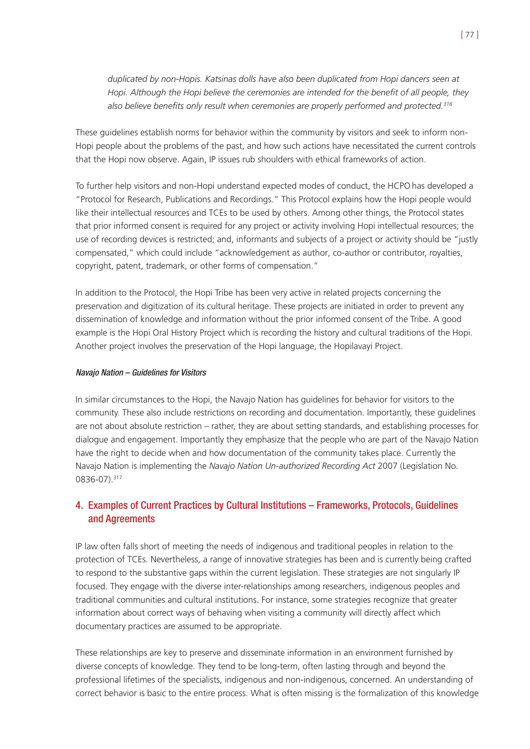*duplicated by non-Hopis. Katsinas dolls have also been duplicated from Hopi dancers seen at Hopi. Although the Hopi believe the ceremonies are intended for the benefit of all people, they also believe benefits only result when ceremonies are properly performed and protected.*[316]

These guidelines establish norms for behavior within the community by visitors and seek to inform non-Hopi people about the problems of the past, and how such actions have necessitated the current controls that the Hopi now observe. Again, IP issues rub shoulders with ethical frameworks of action.

To further help visitors and non-Hopi understand expected modes of conduct, the HCPO has developed a "Protocol for Research, Publications and Recordings." This Protocol explains how the Hopi people would like their intellectual resources and TCEs to be used by others. Among other things, the Protocol states that prior informed consent is required for any project or activity involving Hopi intellectual resources; the use of recording devices is restricted; and, informants and subjects of a project or activity should be "justly compensated," which could include "acknowledgement as author, co-author or contributor, royalties, copyright, patent, trademark, or other forms of compensation."

In addition to the Protocol, the Hopi Tribe has been very active in related projects concerning the preservation and digitization of its cultural heritage. These projects are initiated in order to prevent any dissemination of knowledge and information without the prior informed consent of the Tribe. A good example is the Hopi Oral History Project which is recording the history and cultural traditions of the Hopi. Another project involves the preservation of the Hopi language, the Hopilavayi Project.

#### *Navajo Nation – Guidelines for Visitors*

In similar circumstances to the Hopi, the Navajo Nation has guidelines for behavior for visitors to the community. These also include restrictions on recording and documentation. Importantly, these guidelines are not about absolute restriction – rather, they are about setting standards, and establishing processes for dialogue and engagement. Importantly they emphasize that the people who are part of the Navajo Nation have the right to decide when and how documentation of the community takes place. Currently the Navajo Nation is implementing the *Navajo Nation Un-authorized Recording Act* 2007 (Legislation No. 0836-07).[317]

## 4. Examples of Current Practices by Cultural Institutions – Frameworks, Protocols, Guidelines and Agreements

IP law often falls short of meeting the needs of indigenous and traditional peoples in relation to the protection of TCEs. Nevertheless, a range of innovative strategies has been and is currently being crafted to respond to the substantive gaps within the current legislation. These strategies are not singularly IP focused. They engage with the diverse inter-relationships among researchers, indigenous peoples and traditional communities and cultural institutions. For instance, some strategies recognize that greater information about correct ways of behaving when visiting a community will directly affect which documentary practices are assumed to be appropriate.

These relationships are key to preserve and disseminate information in an environment furnished by diverse concepts of knowledge. They tend to be long-term, often lasting through and beyond the professional lifetimes of the specialists, indigenous and non-indigenous, concerned. An understanding of correct behavior is basic to the entire process. What is often missing is the formalization of this knowledge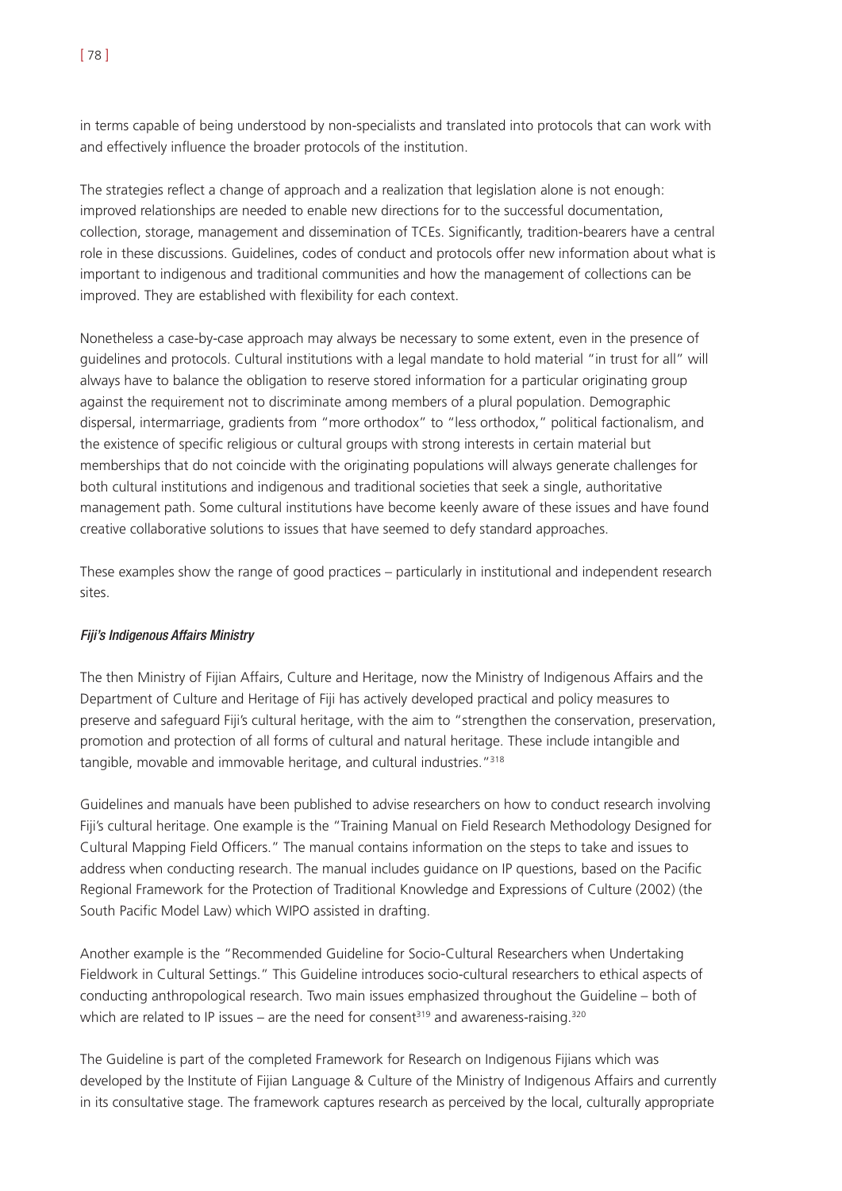in terms capable of being understood by non-specialists and translated into protocols that can work with and effectively influence the broader protocols of the institution.

The strategies reflect a change of approach and a realization that legislation alone is not enough: improved relationships are needed to enable new directions for to the successful documentation, collection, storage, management and dissemination of TCEs. Significantly, tradition-bearers have a central role in these discussions. Guidelines, codes of conduct and protocols offer new information about what is important to indigenous and traditional communities and how the management of collections can be improved. They are established with flexibility for each context.

Nonetheless a case-by-case approach may always be necessary to some extent, even in the presence of guidelines and protocols. Cultural institutions with a legal mandate to hold material "in trust for all" will always have to balance the obligation to reserve stored information for a particular originating group against the requirement not to discriminate among members of a plural population. Demographic dispersal, intermarriage, gradients from "more orthodox" to "less orthodox," political factionalism, and the existence of specific religious or cultural groups with strong interests in certain material but memberships that do not coincide with the originating populations will always generate challenges for both cultural institutions and indigenous and traditional societies that seek a single, authoritative management path. Some cultural institutions have become keenly aware of these issues and have found creative collaborative solutions to issues that have seemed to defy standard approaches.

These examples show the range of good practices – particularly in institutional and independent research sites.

*Fiji's Indigenous Affairs Ministry*

The then Ministry of Fijian Affairs, Culture and Heritage, now the Ministry of Indigenous Affairs and the Department of Culture and Heritage of Fiji has actively developed practical and policy measures to preserve and safeguard Fiji's cultural heritage, with the aim to "strengthen the conservation, preservation, promotion and protection of all forms of cultural and natural heritage. These include intangible and tangible, movable and immovable heritage, and cultural industries."[318]

Guidelines and manuals have been published to advise researchers on how to conduct research involving Fiji's cultural heritage. One example is the "Training Manual on Field Research Methodology Designed for Cultural Mapping Field Officers." The manual contains information on the steps to take and issues to address when conducting research. The manual includes guidance on IP questions, based on the Pacific Regional Framework for the Protection of Traditional Knowledge and Expressions of Culture (2002) (the South Pacific Model Law) which WIPO assisted in drafting.

Another example is the "Recommended Guideline for Socio-Cultural Researchers when Undertaking Fieldwork in Cultural Settings." This Guideline introduces socio-cultural researchers to ethical aspects of conducting anthropological research. Two main issues emphasized throughout the Guideline – both of which are related to IP issues – are the need for consent[319] and awareness-raising.[320]

The Guideline is part of the completed Framework for Research on Indigenous Fijians which was developed by the Institute of Fijian Language & Culture of the Ministry of Indigenous Affairs and currently in its consultative stage. The framework captures research as perceived by the local, culturally appropriate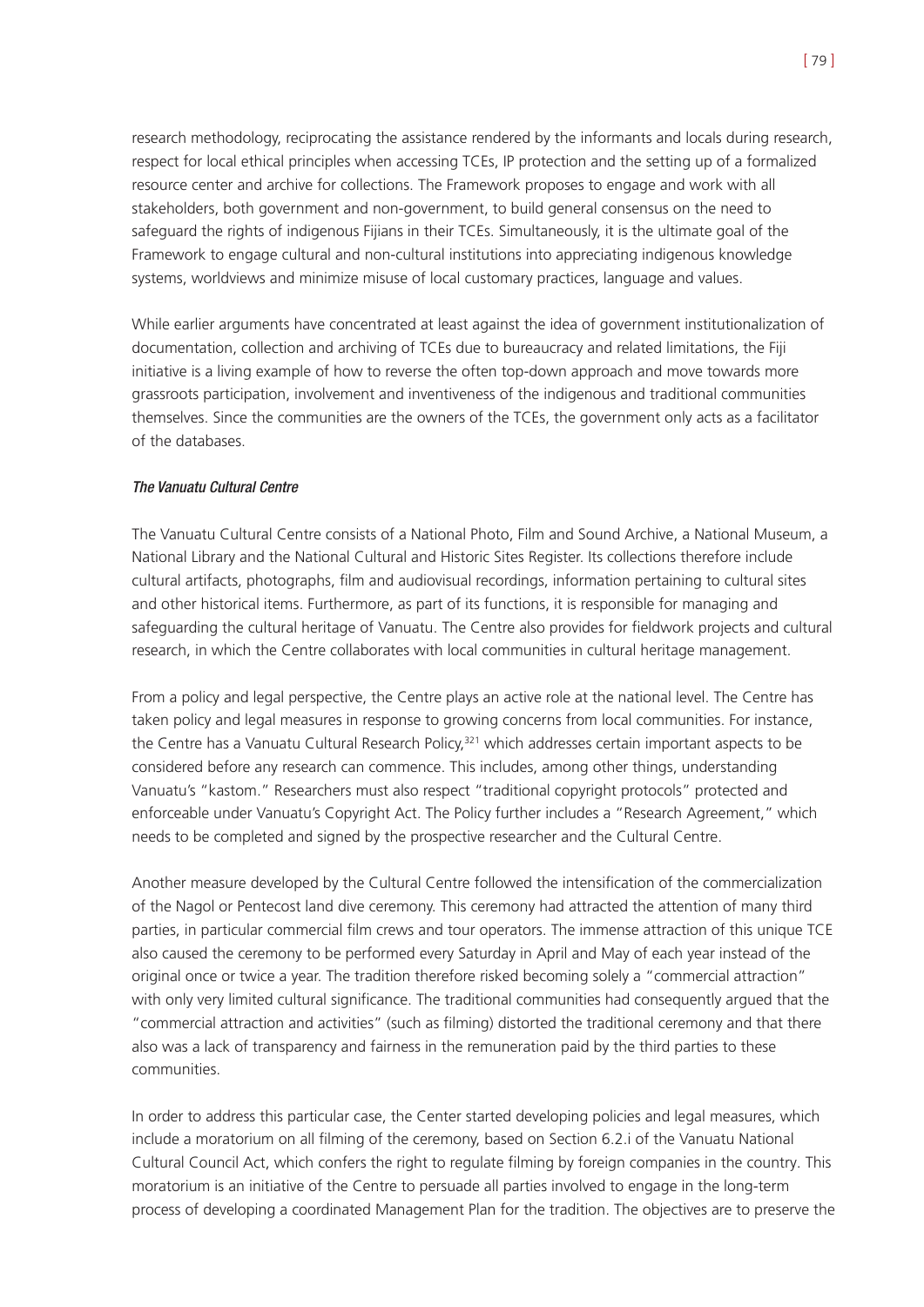research methodology, reciprocating the assistance rendered by the informants and locals during research, respect for local ethical principles when accessing TCEs, IP protection and the setting up of a formalized resource center and archive for collections. The Framework proposes to engage and work with all stakeholders, both government and non-government, to build general consensus on the need to safeguard the rights of indigenous Fijians in their TCEs. Simultaneously, it is the ultimate goal of the Framework to engage cultural and non-cultural institutions into appreciating indigenous knowledge systems, worldviews and minimize misuse of local customary practices, language and values.

While earlier arguments have concentrated at least against the idea of government institutionalization of documentation, collection and archiving of TCEs due to bureaucracy and related limitations, the Fiji initiative is a living example of how to reverse the often top-down approach and move towards more grassroots participation, involvement and inventiveness of the indigenous and traditional communities themselves. Since the communities are the owners of the TCEs, the government only acts as a facilitator of the databases.

*The Vanuatu Cultural Centre*

The Vanuatu Cultural Centre consists of a National Photo, Film and Sound Archive, a National Museum, a National Library and the National Cultural and Historic Sites Register. Its collections therefore include cultural artifacts, photographs, film and audiovisual recordings, information pertaining to cultural sites and other historical items. Furthermore, as part of its functions, it is responsible for managing and safeguarding the cultural heritage of Vanuatu. The Centre also provides for fieldwork projects and cultural research, in which the Centre collaborates with local communities in cultural heritage management.

From a policy and legal perspective, the Centre plays an active role at the national level. The Centre has taken policy and legal measures in response to growing concerns from local communities. For instance, the Centre has a Vanuatu Cultural Research Policy,[321] which addresses certain important aspects to be considered before any research can commence. This includes, among other things, understanding Vanuatu's "kastom." Researchers must also respect "traditional copyright protocols" protected and enforceable under Vanuatu's Copyright Act. The Policy further includes a "Research Agreement," which needs to be completed and signed by the prospective researcher and the Cultural Centre.

Another measure developed by the Cultural Centre followed the intensification of the commercialization of the Nagol or Pentecost land dive ceremony. This ceremony had attracted the attention of many third parties, in particular commercial film crews and tour operators. The immense attraction of this unique TCE also caused the ceremony to be performed every Saturday in April and May of each year instead of the original once or twice a year. The tradition therefore risked becoming solely a "commercial attraction" with only very limited cultural significance. The traditional communities had consequently argued that the "commercial attraction and activities" (such as filming) distorted the traditional ceremony and that there also was a lack of transparency and fairness in the remuneration paid by the third parties to these communities.

In order to address this particular case, the Center started developing policies and legal measures, which include a moratorium on all filming of the ceremony, based on Section 6.2.i of the Vanuatu National Cultural Council Act, which confers the right to regulate filming by foreign companies in the country. This moratorium is an initiative of the Centre to persuade all parties involved to engage in the long-term process of developing a coordinated Management Plan for the tradition. The objectives are to preserve the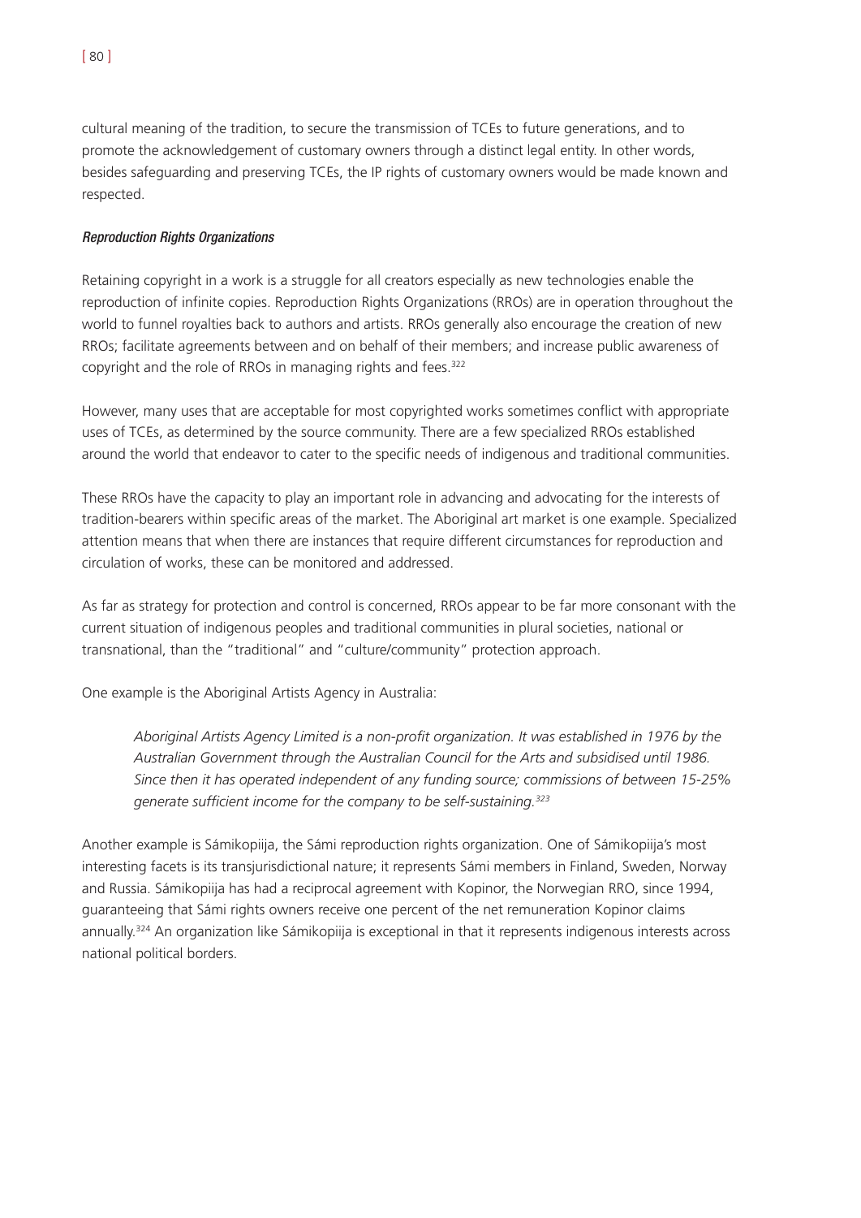cultural meaning of the tradition, to secure the transmission of TCEs to future generations, and to promote the acknowledgement of customary owners through a distinct legal entity. In other words, besides safeguarding and preserving TCEs, the IP rights of customary owners would be made known and respected.

### *Reproduction Rights Organizations*

Retaining copyright in a work is a struggle for all creators especially as new technologies enable the reproduction of infinite copies. Reproduction Rights Organizations (RROs) are in operation throughout the world to funnel royalties back to authors and artists. RROs generally also encourage the creation of new RROs; facilitate agreements between and on behalf of their members; and increase public awareness of copyright and the role of RROs in managing rights and fees.[322]

However, many uses that are acceptable for most copyrighted works sometimes conflict with appropriate uses of TCEs, as determined by the source community. There are a few specialized RROs established around the world that endeavor to cater to the specific needs of indigenous and traditional communities.

These RROs have the capacity to play an important role in advancing and advocating for the interests of tradition-bearers within specific areas of the market. The Aboriginal art market is one example. Specialized attention means that when there are instances that require different circumstances for reproduction and circulation of works, these can be monitored and addressed.

As far as strategy for protection and control is concerned, RROs appear to be far more consonant with the current situation of indigenous peoples and traditional communities in plural societies, national or transnational, than the "traditional" and "culture/community" protection approach.

One example is the Aboriginal Artists Agency in Australia:

> *Aboriginal Artists Agency Limited is a non-profit organization. It was established in 1976 by the Australian Government through the Australian Council for the Arts and subsidised until 1986. Since then it has operated independent of any funding source; commissions of between 15-25% generate sufficient income for the company to be self-sustaining.*[323]

Another example is Sámikopiija, the Sámi reproduction rights organization. One of Sámikopiija's most interesting facets is its transjurisdictional nature; it represents Sámi members in Finland, Sweden, Norway and Russia. Sámikopiija has had a reciprocal agreement with Kopinor, the Norwegian RRO, since 1994, guaranteeing that Sámi rights owners receive one percent of the net remuneration Kopinor claims annually.[324] An organization like Sámikopiija is exceptional in that it represents indigenous interests across national political borders.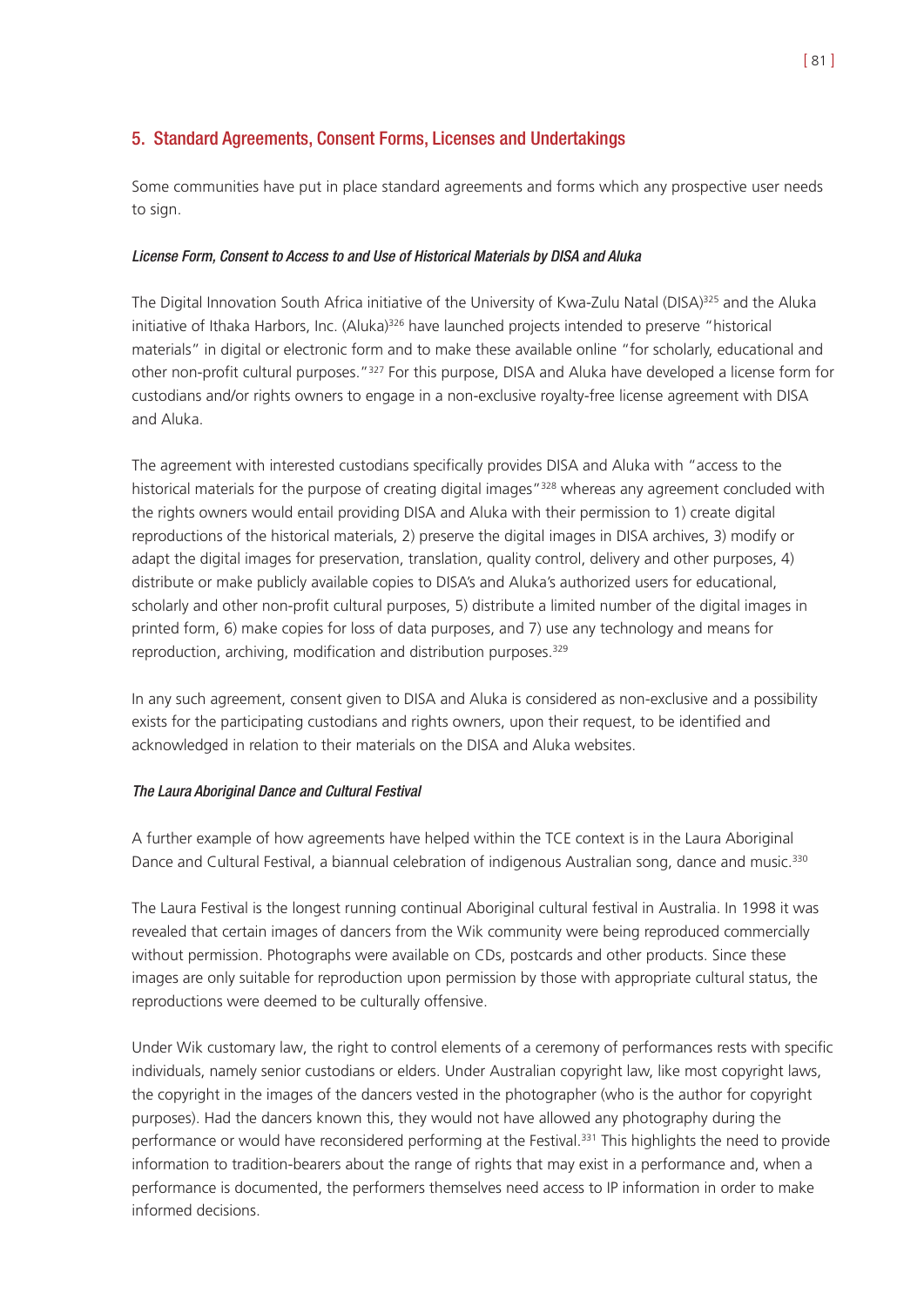## 5. Standard Agreements, Consent Forms, Licenses and Undertakings

Some communities have put in place standard agreements and forms which any prospective user needs to sign.

#### *License Form, Consent to Access to and Use of Historical Materials by DISA and Aluka*

The Digital Innovation South Africa initiative of the University of Kwa-Zulu Natal (DISA)[325] and the Aluka initiative of Ithaka Harbors, Inc. (Aluka)[326] have launched projects intended to preserve "historical materials" in digital or electronic form and to make these available online "for scholarly, educational and other non-profit cultural purposes."[327] For this purpose, DISA and Aluka have developed a license form for custodians and/or rights owners to engage in a non-exclusive royalty-free license agreement with DISA and Aluka.

The agreement with interested custodians specifically provides DISA and Aluka with "access to the historical materials for the purpose of creating digital images"[328] whereas any agreement concluded with the rights owners would entail providing DISA and Aluka with their permission to 1) create digital reproductions of the historical materials, 2) preserve the digital images in DISA archives, 3) modify or adapt the digital images for preservation, translation, quality control, delivery and other purposes, 4) distribute or make publicly available copies to DISA's and Aluka's authorized users for educational, scholarly and other non-profit cultural purposes, 5) distribute a limited number of the digital images in printed form, 6) make copies for loss of data purposes, and 7) use any technology and means for reproduction, archiving, modification and distribution purposes.[329]

In any such agreement, consent given to DISA and Aluka is considered as non-exclusive and a possibility exists for the participating custodians and rights owners, upon their request, to be identified and acknowledged in relation to their materials on the DISA and Aluka websites.

#### *The Laura Aboriginal Dance and Cultural Festival*

A further example of how agreements have helped within the TCE context is in the Laura Aboriginal Dance and Cultural Festival, a biannual celebration of indigenous Australian song, dance and music.[330]

The Laura Festival is the longest running continual Aboriginal cultural festival in Australia. In 1998 it was revealed that certain images of dancers from the Wik community were being reproduced commercially without permission. Photographs were available on CDs, postcards and other products. Since these images are only suitable for reproduction upon permission by those with appropriate cultural status, the reproductions were deemed to be culturally offensive.

Under Wik customary law, the right to control elements of a ceremony of performances rests with specific individuals, namely senior custodians or elders. Under Australian copyright law, like most copyright laws, the copyright in the images of the dancers vested in the photographer (who is the author for copyright purposes). Had the dancers known this, they would not have allowed any photography during the performance or would have reconsidered performing at the Festival.[331] This highlights the need to provide information to tradition-bearers about the range of rights that may exist in a performance and, when a performance is documented, the performers themselves need access to IP information in order to make informed decisions.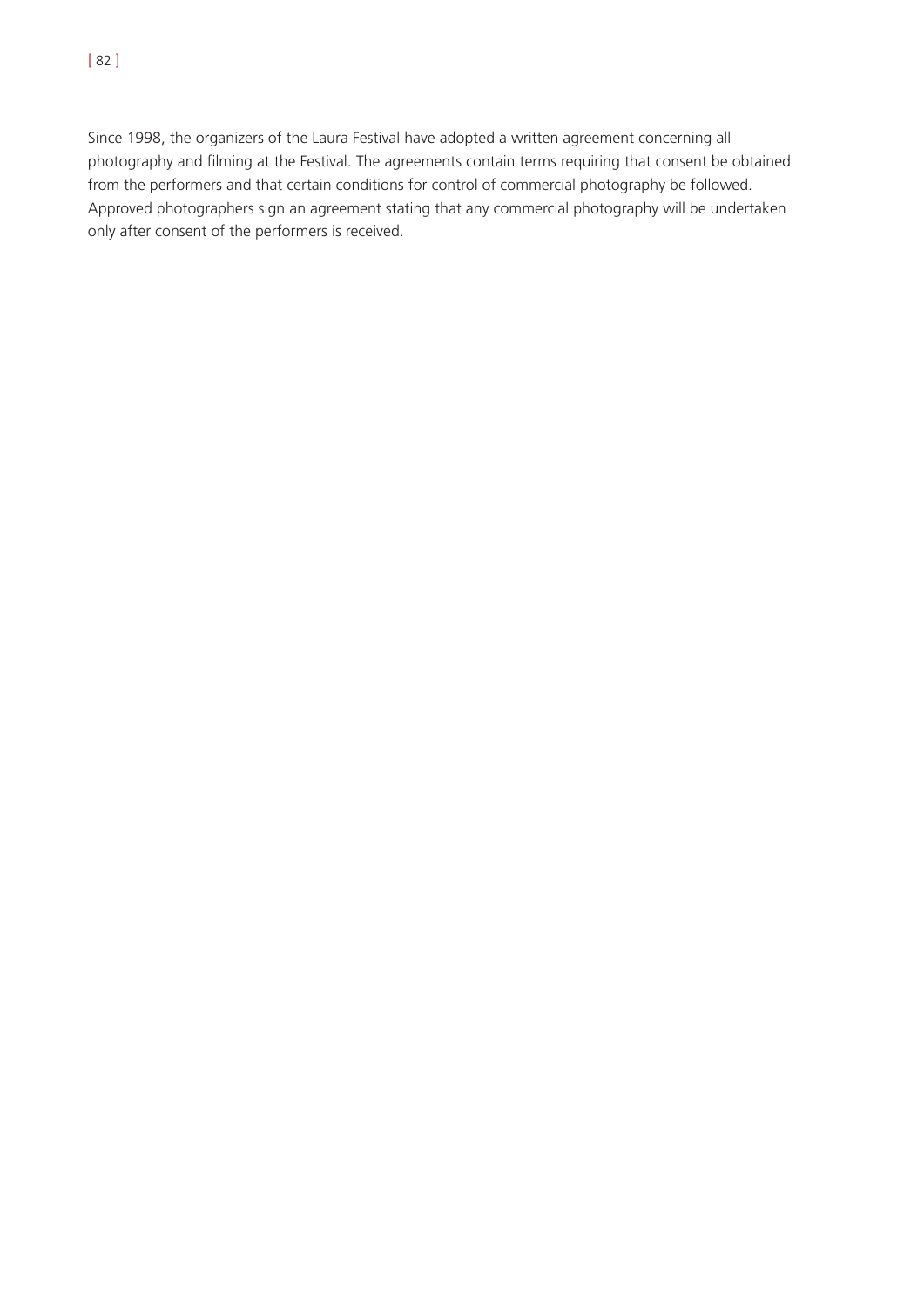Since 1998, the organizers of the Laura Festival have adopted a written agreement concerning all photography and filming at the Festival. The agreements contain terms requiring that consent be obtained from the performers and that certain conditions for control of commercial photography be followed. Approved photographers sign an agreement stating that any commercial photography will be undertaken only after consent of the performers is received.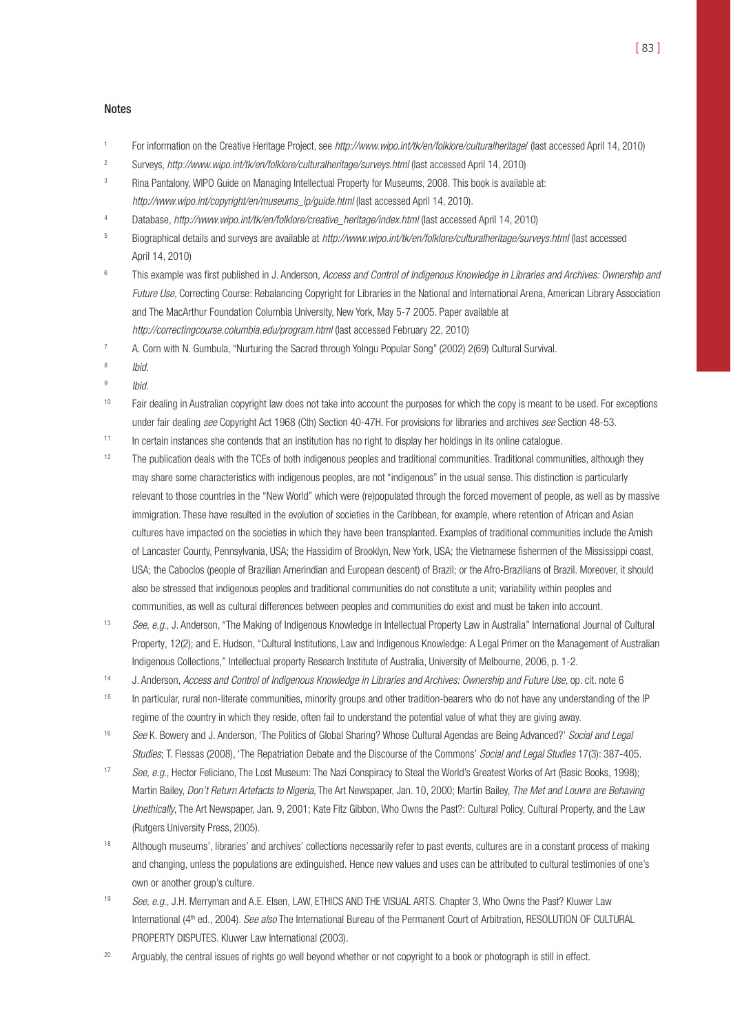## Notes

1. For information on the Creative Heritage Project, see *http://www.wipo.int/tk/en/folklore/culturalheritage/* (last accessed April 14, 2010)
2. Surveys, *http://www.wipo.int/tk/en/folklore/culturalheritage/surveys.html* (last accessed April 14, 2010)
3. Rina Pantalony, WIPO Guide on Managing Intellectual Property for Museums, 2008. This book is available at: *http://www.wipo.int/copyright/en/museums_ip/guide.html* (last accessed April 14, 2010).
4. Database, *http://www.wipo.int/tk/en/folklore/creative_heritage/index.html* (last accessed April 14, 2010)
5. Biographical details and surveys are available at *http://www.wipo.int/tk/en/folklore/culturalheritage/surveys.html* (last accessed April 14, 2010)
6. This example was first published in J. Anderson, *Access and Control of Indigenous Knowledge in Libraries and Archives: Ownership and Future Use*, Correcting Course: Rebalancing Copyright for Libraries in the National and International Arena, American Library Association and The MacArthur Foundation Columbia University, New York, May 5-7 2005. Paper available at *http://correctingcourse.columbia.edu/program.html* (last accessed February 22, 2010)
7. A. Corn with N. Gumbula, "Nurturing the Sacred through Yolngu Popular Song" (2002) 2(69) Cultural Survival.
8. *Ibid.*
9. *Ibid.*
10. Fair dealing in Australian copyright law does not take into account the purposes for which the copy is meant to be used. For exceptions under fair dealing *see* Copyright Act 1968 (Cth) Section 40-47H. For provisions for libraries and archives *see* Section 48-53.
11. In certain instances she contends that an institution has no right to display her holdings in its online catalogue.
12. The publication deals with the TCEs of both indigenous peoples and traditional communities. Traditional communities, although they may share some characteristics with indigenous peoples, are not "indigenous" in the usual sense. This distinction is particularly relevant to those countries in the "New World" which were (re)populated through the forced movement of people, as well as by massive immigration. These have resulted in the evolution of societies in the Caribbean, for example, where retention of African and Asian cultures have impacted on the societies in which they have been transplanted. Examples of traditional communities include the Amish of Lancaster County, Pennsylvania, USA; the Hassidim of Brooklyn, New York, USA; the Vietnamese fishermen of the Mississippi coast, USA; the Caboclos (people of Brazilian Amerindian and European descent) of Brazil; or the Afro-Brazilians of Brazil. Moreover, it should also be stressed that indigenous peoples and traditional communities do not constitute a unit; variability within peoples and communities, as well as cultural differences between peoples and communities do exist and must be taken into account.
13. *See, e.g.*, J. Anderson, "The Making of Indigenous Knowledge in Intellectual Property Law in Australia" International Journal of Cultural Property, 12(2); and E. Hudson, "Cultural Institutions, Law and Indigenous Knowledge: A Legal Primer on the Management of Australian Indigenous Collections," Intellectual property Research Institute of Australia, University of Melbourne, 2006, p. 1-2.
14. J. Anderson, *Access and Control of Indigenous Knowledge in Libraries and Archives: Ownership and Future Use*, op. cit. note 6
15. In particular, rural non-literate communities, minority groups and other tradition-bearers who do not have any understanding of the IP regime of the country in which they reside, often fail to understand the potential value of what they are giving away.
16. *See* K. Bowery and J. Anderson, 'The Politics of Global Sharing? Whose Cultural Agendas are Being Advanced?' *Social and Legal Studies*; T. Flessas (2008), 'The Repatriation Debate and the Discourse of the Commons' *Social and Legal Studies* 17(3): 387-405.
17. *See, e.g.*, Hector Feliciano, The Lost Museum: The Nazi Conspiracy to Steal the World's Greatest Works of Art (Basic Books, 1998); Martin Bailey, *Don't Return Artefacts to Nigeria*, The Art Newspaper, Jan. 10, 2000; Martin Bailey, *The Met and Louvre are Behaving Unethically*, The Art Newspaper, Jan. 9, 2001; Kate Fitz Gibbon, Who Owns the Past?: Cultural Policy, Cultural Property, and the Law (Rutgers University Press, 2005).
18. Although museums', libraries' and archives' collections necessarily refer to past events, cultures are in a constant process of making and changing, unless the populations are extinguished. Hence new values and uses can be attributed to cultural testimonies of one's own or another group's culture.
19. *See, e.g.*, J.H. Merryman and A.E. Elsen, LAW, ETHICS AND THE VISUAL ARTS. Chapter 3, Who Owns the Past? Kluwer Law International (4th ed., 2004). *See also* The International Bureau of the Permanent Court of Arbitration, RESOLUTION OF CULTURAL PROPERTY DISPUTES. Kluwer Law International (2003).
20. Arguably, the central issues of rights go well beyond whether or not copyright to a book or photograph is still in effect.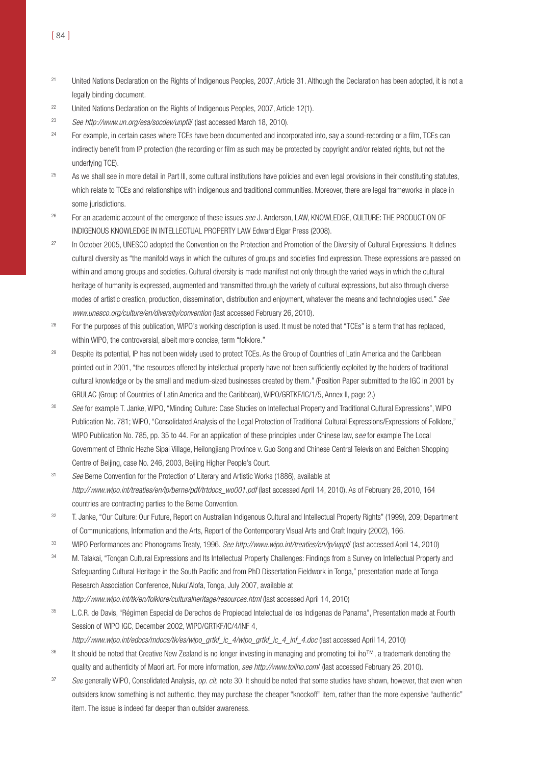[21] United Nations Declaration on the Rights of Indigenous Peoples, 2007, Article 31. Although the Declaration has been adopted, it is not a legally binding document.

[22] United Nations Declaration on the Rights of Indigenous Peoples, 2007, Article 12(1).

[23] *See http://www.un.org/esa/socdev/unpfii/* (last accessed March 18, 2010).

[24] For example, in certain cases where TCEs have been documented and incorporated into, say a sound-recording or a film, TCEs can indirectly benefit from IP protection (the recording or film as such may be protected by copyright and/or related rights, but not the underlying TCE).

[25] As we shall see in more detail in Part III, some cultural institutions have policies and even legal provisions in their constituting statutes, which relate to TCEs and relationships with indigenous and traditional communities. Moreover, there are legal frameworks in place in some jurisdictions.

[26] For an academic account of the emergence of these issues *see* J. Anderson, LAW, KNOWLEDGE, CULTURE: THE PRODUCTION OF INDIGENOUS KNOWLEDGE IN INTELLECTUAL PROPERTY LAW Edward Elgar Press (2008).

[27] In October 2005, UNESCO adopted the Convention on the Protection and Promotion of the Diversity of Cultural Expressions. It defines cultural diversity as "the manifold ways in which the cultures of groups and societies find expression. These expressions are passed on within and among groups and societies. Cultural diversity is made manifest not only through the varied ways in which the cultural heritage of humanity is expressed, augmented and transmitted through the variety of cultural expressions, but also through diverse modes of artistic creation, production, dissemination, distribution and enjoyment, whatever the means and technologies used." *See www.unesco.org/culture/en/diversity/convention* (last accessed February 26, 2010).

[28] For the purposes of this publication, WIPO's working description is used. It must be noted that "TCEs" is a term that has replaced, within WIPO, the controversial, albeit more concise, term "folklore."

[29] Despite its potential, IP has not been widely used to protect TCEs. As the Group of Countries of Latin America and the Caribbean pointed out in 2001, "the resources offered by intellectual property have not been sufficiently exploited by the holders of traditional cultural knowledge or by the small and medium-sized businesses created by them." (Position Paper submitted to the IGC in 2001 by GRULAC (Group of Countries of Latin America and the Caribbean), WIPO/GRTKF/IC/1/5, Annex II, page 2.)

[30] *See* for example T. Janke, WIPO, "Minding Culture: Case Studies on Intellectual Property and Traditional Cultural Expressions", WIPO Publication No. 781; WIPO, "Consolidated Analysis of the Legal Protection of Traditional Cultural Expressions/Expressions of Folklore," WIPO Publication No. 785, pp. 35 to 44. For an application of these principles under Chinese law, s*ee* for example The Local Government of Ethnic Hezhe Sipai Village, Heilongjiang Province v. Guo Song and Chinese Central Television and Beichen Shopping Centre of Beijing, case No. 246, 2003, Beijing Higher People's Court.

[31] *See* Berne Convention for the Protection of Literary and Artistic Works (1886), available at *http://www.wipo.int/treaties/en/ip/berne/pdf/trtdocs_wo001.pdf* (last accessed April 14, 2010). As of February 26, 2010, 164 countries are contracting parties to the Berne Convention.

[32] T. Janke, "Our Culture: Our Future, Report on Australian Indigenous Cultural and Intellectual Property Rights" (1999), 209; Department of Communications, Information and the Arts, Report of the Contemporary Visual Arts and Craft Inquiry (2002), 166.

[33] WIPO Performances and Phonograms Treaty, 1996. *See http://www.wipo.int/treaties/en/ip/wppt/* (last accessed April 14, 2010)

[34] M. Talakai, "Tongan Cultural Expressions and Its Intellectual Property Challenges: Findings from a Survey on Intellectual Property and Safeguarding Cultural Heritage in the South Pacific and from PhD Dissertation Fieldwork in Tonga," presentation made at Tonga Research Association Conference, Nuku'Alofa, Tonga, July 2007, available at *http://www.wipo.int/tk/en/folklore/culturalheritage/resources.html* (last accessed April 14, 2010)

[35] L.C.R. de Davis, "Régimen Especial de Derechos de Propiedad Intelectual de los Indigenas de Panama", Presentation made at Fourth Session of WIPO IGC, December 2002, WIPO/GRTKF/IC/4/INF 4, *http://www.wipo.int/edocs/mdocs/tk/es/wipo_grtkf_ic_4/wipo_grtkf_ic_4_inf_4.doc* (last accessed April 14, 2010)

[36] It should be noted that Creative New Zealand is no longer investing in managing and promoting toi iho™, a trademark denoting the quality and authenticity of Maori art. For more information, *see http://www.toiiho.com/* (last accessed February 26, 2010).

[37] *See* generally WIPO, Consolidated Analysis, *op. cit.* note 30. It should be noted that some studies have shown, however, that even when outsiders know something is not authentic, they may purchase the cheaper "knockoff" item, rather than the more expensive "authentic" item. The issue is indeed far deeper than outsider awareness.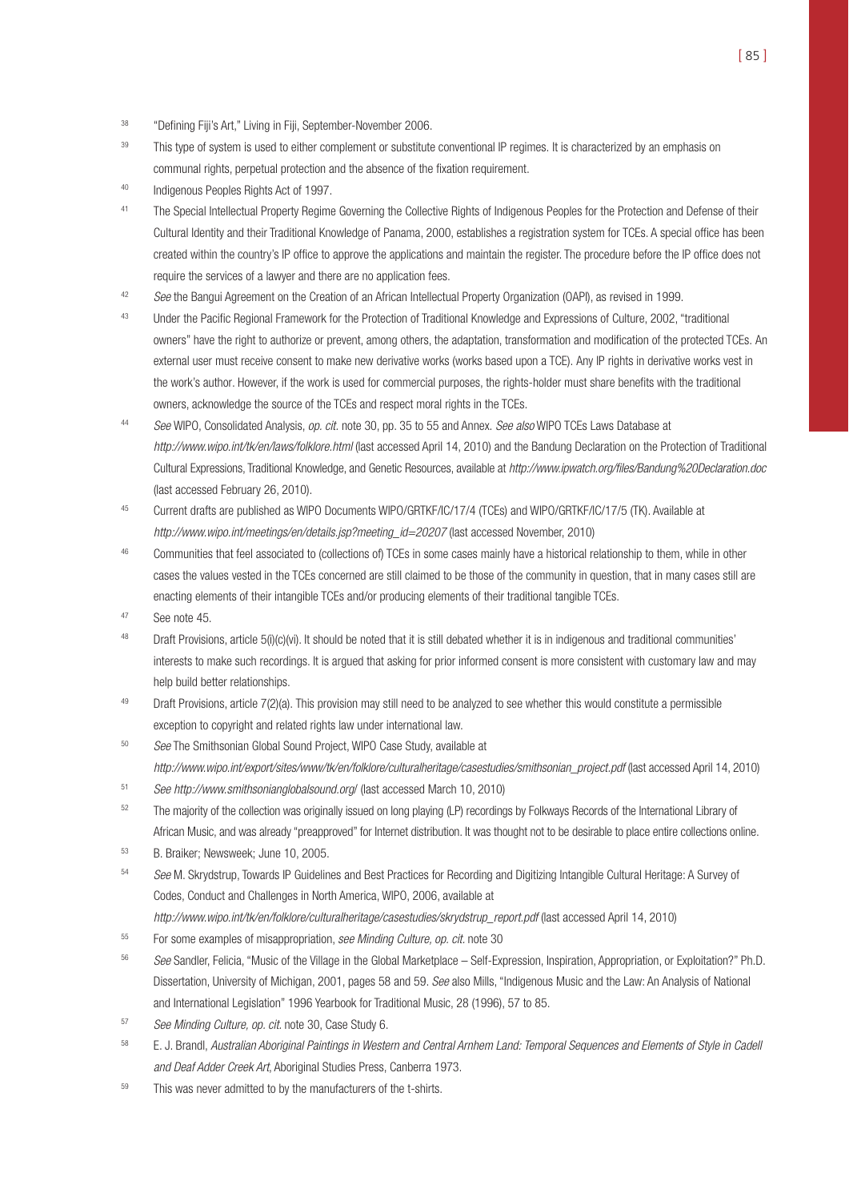[38] "Defining Fiji's Art," Living in Fiji, September-November 2006.

[39] This type of system is used to either complement or substitute conventional IP regimes. It is characterized by an emphasis on communal rights, perpetual protection and the absence of the fixation requirement.

[40] Indigenous Peoples Rights Act of 1997.

[41] The Special Intellectual Property Regime Governing the Collective Rights of Indigenous Peoples for the Protection and Defense of their Cultural Identity and their Traditional Knowledge of Panama, 2000, establishes a registration system for TCEs. A special office has been created within the country's IP office to approve the applications and maintain the register. The procedure before the IP office does not require the services of a lawyer and there are no application fees.

[42] *See* the Bangui Agreement on the Creation of an African Intellectual Property Organization (OAPI), as revised in 1999.

[43] Under the Pacific Regional Framework for the Protection of Traditional Knowledge and Expressions of Culture, 2002, "traditional owners" have the right to authorize or prevent, among others, the adaptation, transformation and modification of the protected TCEs. An external user must receive consent to make new derivative works (works based upon a TCE). Any IP rights in derivative works vest in the work's author. However, if the work is used for commercial purposes, the rights-holder must share benefits with the traditional owners, acknowledge the source of the TCEs and respect moral rights in the TCEs.

[44] *See* WIPO, Consolidated Analysis, *op. cit.* note 30, pp. 35 to 55 and Annex. *See also* WIPO TCEs Laws Database at *http://www.wipo.int/tk/en/laws/folklore.html* (last accessed April 14, 2010) and the Bandung Declaration on the Protection of Traditional Cultural Expressions, Traditional Knowledge, and Genetic Resources, available at *http://www.ipwatch.org/files/Bandung%20Declaration.doc* (last accessed February 26, 2010).

[45] Current drafts are published as WIPO Documents WIPO/GRTKF/IC/17/4 (TCEs) and WIPO/GRTKF/IC/17/5 (TK). Available at *http://www.wipo.int/meetings/en/details.jsp?meeting_id=20207* (last accessed November, 2010)

[46] Communities that feel associated to (collections of) TCEs in some cases mainly have a historical relationship to them, while in other cases the values vested in the TCEs concerned are still claimed to be those of the community in question, that in many cases still are enacting elements of their intangible TCEs and/or producing elements of their traditional tangible TCEs.

[47] See note 45.

[48] Draft Provisions, article 5(i)(c)(vi). It should be noted that it is still debated whether it is in indigenous and traditional communities' interests to make such recordings. It is argued that asking for prior informed consent is more consistent with customary law and may help build better relationships.

[49] Draft Provisions, article 7(2)(a). This provision may still need to be analyzed to see whether this would constitute a permissible exception to copyright and related rights law under international law.

[50] *See* The Smithsonian Global Sound Project, WIPO Case Study, available at *http://www.wipo.int/export/sites/www/tk/en/folklore/culturalheritage/casestudies/smithsonian_project.pdf* (last accessed April 14, 2010)

[51] *See http://www.smithsonianglobalsound.org/* (last accessed March 10, 2010)

[52] The majority of the collection was originally issued on long playing (LP) recordings by Folkways Records of the International Library of African Music, and was already "preapproved" for Internet distribution. It was thought not to be desirable to place entire collections online.

[53] B. Braiker; Newsweek; June 10, 2005.

[54] *See* M. Skrydstrup, Towards IP Guidelines and Best Practices for Recording and Digitizing Intangible Cultural Heritage: A Survey of Codes, Conduct and Challenges in North America, WIPO, 2006, available at *http://www.wipo.int/tk/en/folklore/culturalheritage/casestudies/skrydstrup_report.pdf* (last accessed April 14, 2010)

[55] For some examples of misappropriation, *see Minding Culture, op. cit.* note 30

[56] *See* Sandler, Felicia, "Music of the Village in the Global Marketplace – Self-Expression, Inspiration, Appropriation, or Exploitation?" Ph.D. Dissertation, University of Michigan, 2001, pages 58 and 59. *See* also Mills, "Indigenous Music and the Law: An Analysis of National and International Legislation" 1996 Yearbook for Traditional Music, 28 (1996), 57 to 85.

[57] *See Minding Culture, op. cit.* note 30, Case Study 6.

[58] E. J. Brandl, *Australian Aboriginal Paintings in Western and Central Arnhem Land: Temporal Sequences and Elements of Style in Cadell and Deaf Adder Creek Art,* Aboriginal Studies Press, Canberra 1973.

[59] This was never admitted to by the manufacturers of the t-shirts.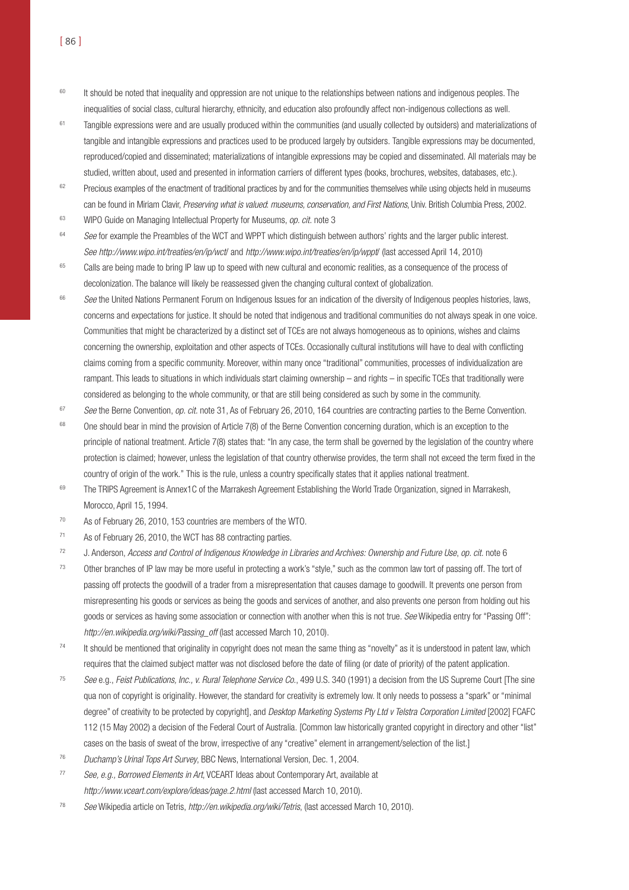[60] It should be noted that inequality and oppression are not unique to the relationships between nations and indigenous peoples. The inequalities of social class, cultural hierarchy, ethnicity, and education also profoundly affect non-indigenous collections as well.

[61] Tangible expressions were and are usually produced within the communities (and usually collected by outsiders) and materializations of tangible and intangible expressions and practices used to be produced largely by outsiders. Tangible expressions may be documented, reproduced/copied and disseminated; materializations of intangible expressions may be copied and disseminated. All materials may be studied, written about, used and presented in information carriers of different types (books, brochures, websites, databases, etc.).

[62] Precious examples of the enactment of traditional practices by and for the communities themselves while using objects held in museums can be found in Miriam Clavir, *Preserving what is valued: museums, conservation, and First Nations*, Univ. British Columbia Press, 2002.

[63] WIPO Guide on Managing Intellectual Property for Museums, *op. cit.* note 3

[64] *See* for example the Preambles of the WCT and WPPT which distinguish between authors' rights and the larger public interest. *See http://www.wipo.int/treaties/en/ip/wct/* and *http://www.wipo.int/treaties/en/ip/wppt/* (last accessed April 14, 2010)

[65] Calls are being made to bring IP law up to speed with new cultural and economic realities, as a consequence of the process of decolonization. The balance will likely be reassessed given the changing cultural context of globalization.

[66] *See* the United Nations Permanent Forum on Indigenous Issues for an indication of the diversity of Indigenous peoples histories, laws, concerns and expectations for justice. It should be noted that indigenous and traditional communities do not always speak in one voice. Communities that might be characterized by a distinct set of TCEs are not always homogeneous as to opinions, wishes and claims concerning the ownership, exploitation and other aspects of TCEs. Occasionally cultural institutions will have to deal with conflicting claims coming from a specific community. Moreover, within many once "traditional" communities, processes of individualization are rampant. This leads to situations in which individuals start claiming ownership – and rights – in specific TCEs that traditionally were considered as belonging to the whole community, or that are still being considered as such by some in the community.

[67] *See* the Berne Convention, *op. cit.* note 31, As of February 26, 2010, 164 countries are contracting parties to the Berne Convention.

[68] One should bear in mind the provision of Article 7(8) of the Berne Convention concerning duration, which is an exception to the principle of national treatment. Article 7(8) states that: "In any case, the term shall be governed by the legislation of the country where protection is claimed; however, unless the legislation of that country otherwise provides, the term shall not exceed the term fixed in the country of origin of the work." This is the rule, unless a country specifically states that it applies national treatment.

[69] The TRIPS Agreement is Annex1C of the Marrakesh Agreement Establishing the World Trade Organization, signed in Marrakesh, Morocco, April 15, 1994.

[70] As of February 26, 2010, 153 countries are members of the WTO.

[71] As of February 26, 2010, the WCT has 88 contracting parties.

[72] J. Anderson, *Access and Control of Indigenous Knowledge in Libraries and Archives: Ownership and Future Use*, *op. cit.* note 6

[73] Other branches of IP law may be more useful in protecting a work's "style," such as the common law tort of passing off. The tort of passing off protects the goodwill of a trader from a misrepresentation that causes damage to goodwill. It prevents one person from misrepresenting his goods or services as being the goods and services of another, and also prevents one person from holding out his goods or services as having some association or connection with another when this is not true. *See* Wikipedia entry for "Passing Off": *http://en.wikipedia.org/wiki/Passing_off* (last accessed March 10, 2010).

[74] It should be mentioned that originality in copyright does not mean the same thing as "novelty" as it is understood in patent law, which requires that the claimed subject matter was not disclosed before the date of filing (or date of priority) of the patent application.

[75] *See* e.g., *Feist Publications, Inc., v. Rural Telephone Service Co.*, 499 U.S. 340 (1991) a decision from the US Supreme Court [The sine qua non of copyright is originality. However, the standard for creativity is extremely low. It only needs to possess a "spark" or "minimal degree" of creativity to be protected by copyright], and *Desktop Marketing Systems Pty Ltd v Telstra Corporation Limited* [2002] FCAFC 112 (15 May 2002) a decision of the Federal Court of Australia. [Common law historically granted copyright in directory and other "list" cases on the basis of sweat of the brow, irrespective of any "creative" element in arrangement/selection of the list.]

[76] *Duchamp's Urinal Tops Art Survey*, BBC News, International Version, Dec. 1, 2004.

[77] *See, e.g., Borrowed Elements in Art*, VCEART Ideas about Contemporary Art, available at *http://www.vceart.com/explore/ideas/page.2.html* (last accessed March 10, 2010).

[78] *See* Wikipedia article on Tetris, *http://en.wikipedia.org/wiki/Tetris*, (last accessed March 10, 2010).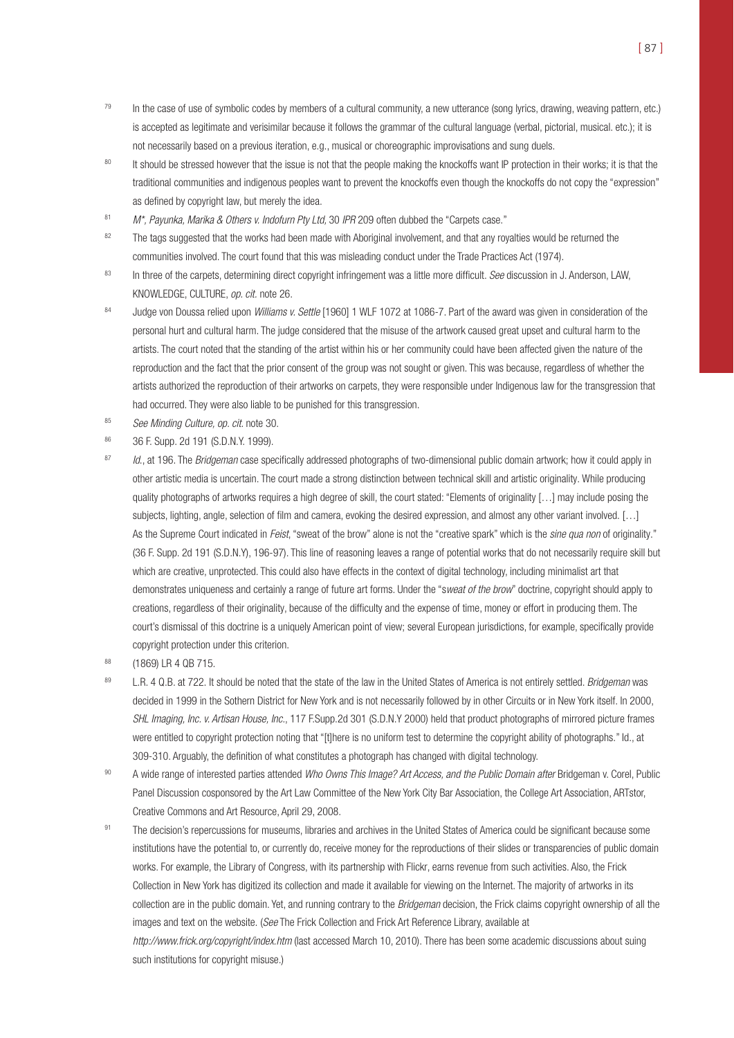[79] In the case of use of symbolic codes by members of a cultural community, a new utterance (song lyrics, drawing, weaving pattern, etc.) is accepted as legitimate and verisimilar because it follows the grammar of the cultural language (verbal, pictorial, musical. etc.); it is not necessarily based on a previous iteration, e.g., musical or choreographic improvisations and sung duels.

[80] It should be stressed however that the issue is not that the people making the knockoffs want IP protection in their works; it is that the traditional communities and indigenous peoples want to prevent the knockoffs even though the knockoffs do not copy the "expression" as defined by copyright law, but merely the idea.

[81] *M*, Payunka, Marika & Others v. Indofurn Pty Ltd,* 30 *IPR* 209 often dubbed the "Carpets case."

[82] The tags suggested that the works had been made with Aboriginal involvement, and that any royalties would be returned the communities involved. The court found that this was misleading conduct under the Trade Practices Act (1974).

[83] In three of the carpets, determining direct copyright infringement was a little more difficult. *See* discussion in J. Anderson, LAW, KNOWLEDGE, CULTURE, *op. cit.* note 26.

[84] Judge von Doussa relied upon *Williams v. Settle* [1960] 1 WLF 1072 at 1086-7. Part of the award was given in consideration of the personal hurt and cultural harm. The judge considered that the misuse of the artwork caused great upset and cultural harm to the artists. The court noted that the standing of the artist within his or her community could have been affected given the nature of the reproduction and the fact that the prior consent of the group was not sought or given. This was because, regardless of whether the artists authorized the reproduction of their artworks on carpets, they were responsible under Indigenous law for the transgression that had occurred. They were also liable to be punished for this transgression.

[85] *See Minding Culture, op. cit.* note 30.

[86] 36 F. Supp. 2d 191 (S.D.N.Y. 1999).

[87] *Id.*, at 196. The *Bridgeman* case specifically addressed photographs of two-dimensional public domain artwork; how it could apply in other artistic media is uncertain. The court made a strong distinction between technical skill and artistic originality. While producing quality photographs of artworks requires a high degree of skill, the court stated: "Elements of originality […] may include posing the subjects, lighting, angle, selection of film and camera, evoking the desired expression, and almost any other variant involved. […] As the Supreme Court indicated in *Feist*, "sweat of the brow" alone is not the "creative spark" which is the *sine qua non* of originality." (36 F. Supp. 2d 191 (S.D.N.Y), 196-97). This line of reasoning leaves a range of potential works that do not necessarily require skill but which are creative, unprotected. This could also have effects in the context of digital technology, including minimalist art that demonstrates uniqueness and certainly a range of future art forms. Under the "s*weat of the brow*" doctrine, copyright should apply to creations, regardless of their originality, because of the difficulty and the expense of time, money or effort in producing them. The court's dismissal of this doctrine is a uniquely American point of view; several European jurisdictions, for example, specifically provide copyright protection under this criterion.

[88] (1869) LR 4 QB 715.

[89] L.R. 4 Q.B. at 722. It should be noted that the state of the law in the United States of America is not entirely settled. *Bridgeman* was decided in 1999 in the Sothern District for New York and is not necessarily followed by in other Circuits or in New York itself. In 2000, *SHL Imaging, Inc. v. Artisan House, Inc.*, 117 F.Supp.2d 301 (S.D.N.Y 2000) held that product photographs of mirrored picture frames were entitled to copyright protection noting that "[t]here is no uniform test to determine the copyright ability of photographs." Id., at 309-310. Arguably, the definition of what constitutes a photograph has changed with digital technology.

[90] A wide range of interested parties attended *Who Owns This Image? Art Access, and the Public Domain after* Bridgeman v. Corel, Public Panel Discussion cosponsored by the Art Law Committee of the New York City Bar Association, the College Art Association, ARTstor, Creative Commons and Art Resource, April 29, 2008.

[91] The decision's repercussions for museums, libraries and archives in the United States of America could be significant because some institutions have the potential to, or currently do, receive money for the reproductions of their slides or transparencies of public domain works. For example, the Library of Congress, with its partnership with Flickr, earns revenue from such activities. Also, the Frick Collection in New York has digitized its collection and made it available for viewing on the Internet. The majority of artworks in its collection are in the public domain. Yet, and running contrary to the *Bridgeman* decision, the Frick claims copyright ownership of all the images and text on the website. (*See* The Frick Collection and Frick Art Reference Library, available at *http://www.frick.org/copyright/index.htm* (last accessed March 10, 2010). There has been some academic discussions about suing such institutions for copyright misuse.)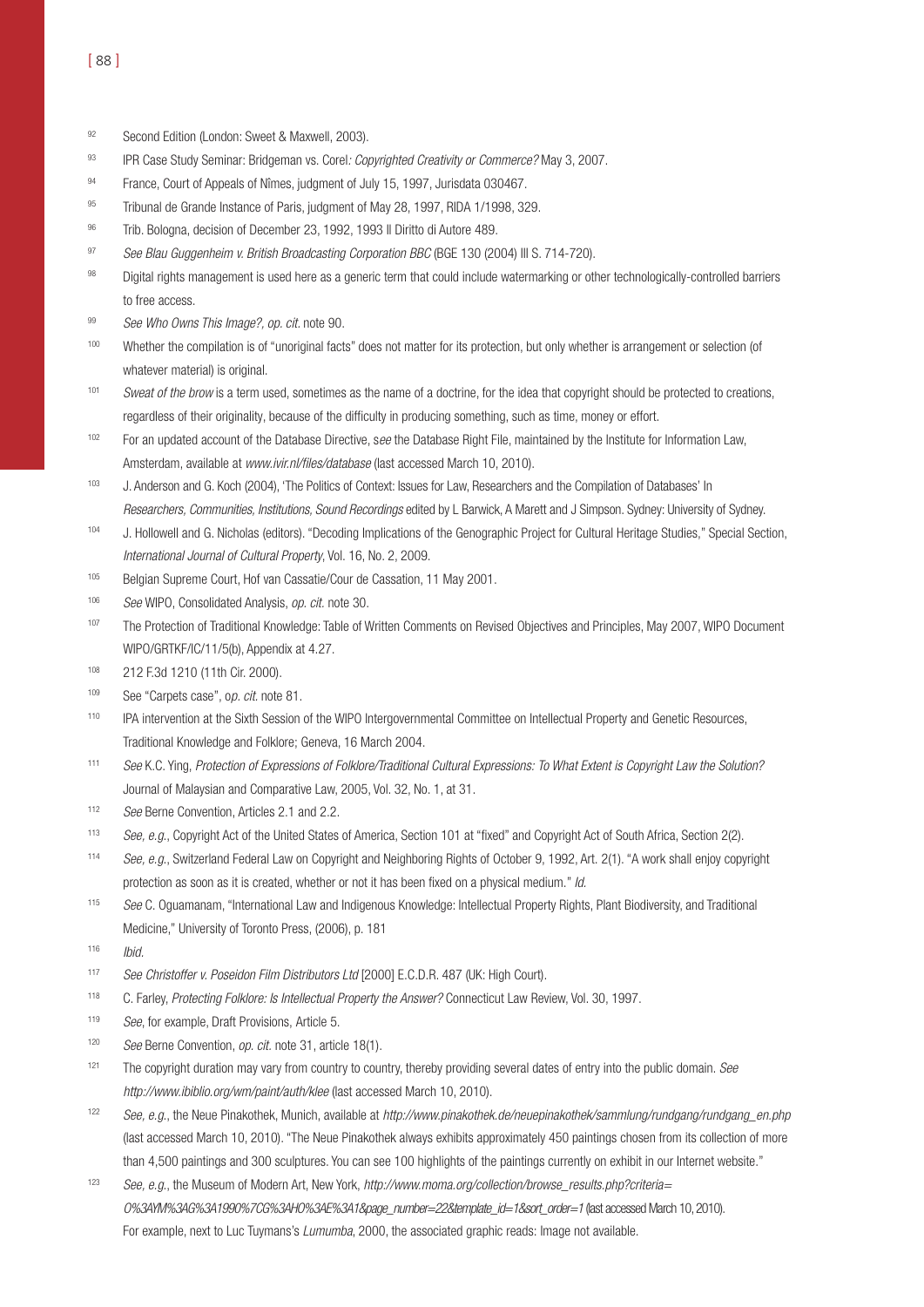92 Second Edition (London: Sweet & Maxwell, 2003).

93 IPR Case Study Seminar: Bridgeman vs. Corel*: Copyrighted Creativity or Commerce?* May 3, 2007.

94 France, Court of Appeals of Nîmes, judgment of July 15, 1997, Jurisdata 030467.

95 Tribunal de Grande Instance of Paris, judgment of May 28, 1997, RIDA 1/1998, 329.

96 Trib. Bologna, decision of December 23, 1992, 1993 Il Diritto di Autore 489.

97 *See Blau Guggenheim v. British Broadcasting Corporation BBC* (BGE 130 (2004) III S. 714-720).

98 Digital rights management is used here as a generic term that could include watermarking or other technologically-controlled barriers to free access.

99 *See Who Owns This Image?, op. cit.* note 90.

100 Whether the compilation is of "unoriginal facts" does not matter for its protection, but only whether is arrangement or selection (of whatever material) is original.

101 *Sweat of the brow* is a term used, sometimes as the name of a doctrine, for the idea that copyright should be protected to creations, regardless of their originality, because of the difficulty in producing something, such as time, money or effort.

102 For an updated account of the Database Directive, s*ee* the Database Right File, maintained by the Institute for Information Law, Amsterdam, available at *www.ivir.nl/files/database* (last accessed March 10, 2010).

103 J. Anderson and G. Koch (2004), 'The Politics of Context: Issues for Law, Researchers and the Compilation of Databases' In *Researchers, Communities, Institutions, Sound Recordings* edited by L Barwick, A Marett and J Simpson. Sydney: University of Sydney.

104 J. Hollowell and G. Nicholas (editors). "Decoding Implications of the Genographic Project for Cultural Heritage Studies," Special Section, *International Journal of Cultural Property*, Vol. 16, No. 2, 2009.

105 Belgian Supreme Court, Hof van Cassatie/Cour de Cassation, 11 May 2001.

106 *See* WIPO, Consolidated Analysis, *op. cit.* note 30.

107 The Protection of Traditional Knowledge: Table of Written Comments on Revised Objectives and Principles, May 2007, WIPO Document WIPO/GRTKF/IC/11/5(b), Appendix at 4.27.

108 212 F.3d 1210 (11th Cir. 2000).

109 See "Carpets case", o*p. cit.* note 81.

110 IPA intervention at the Sixth Session of the WIPO Intergovernmental Committee on Intellectual Property and Genetic Resources, Traditional Knowledge and Folklore; Geneva, 16 March 2004.

111 *See* K.C. Ying, *Protection of Expressions of Folklore/Traditional Cultural Expressions: To What Extent is Copyright Law the Solution?* Journal of Malaysian and Comparative Law, 2005, Vol. 32, No. 1, at 31.

112 *See* Berne Convention, Articles 2.1 and 2.2.

113 *See, e.g.*, Copyright Act of the United States of America, Section 101 at "fixed" and Copyright Act of South Africa, Section 2(2).

114 *See, e.g.*, Switzerland Federal Law on Copyright and Neighboring Rights of October 9, 1992, Art. 2(1). "A work shall enjoy copyright protection as soon as it is created, whether or not it has been fixed on a physical medium." *Id.*

115 *See* C. Oguamanam, "International Law and Indigenous Knowledge: Intellectual Property Rights, Plant Biodiversity, and Traditional Medicine," University of Toronto Press, (2006), p. 181

116 *Ibid.*

117 *See Christoffer v. Poseidon Film Distributors Ltd* [2000] E.C.D.R. 487 (UK: High Court).

118 C. Farley, *Protecting Folklore: Is Intellectual Property the Answer?* Connecticut Law Review, Vol. 30, 1997.

119 *See*, for example, Draft Provisions, Article 5.

120 *See* Berne Convention, *op. cit.* note 31, article 18(1).

121 The copyright duration may vary from country to country, thereby providing several dates of entry into the public domain. *See http://www.ibiblio.org/wm/paint/auth/klee* (last accessed March 10, 2010).

122 *See, e.g.*, the Neue Pinakothek, Munich, available at *http://www.pinakothek.de/neuepinakothek/sammlung/rundgang/rundgang_en.php* (last accessed March 10, 2010). "The Neue Pinakothek always exhibits approximately 450 paintings chosen from its collection of more than 4,500 paintings and 300 sculptures. You can see 100 highlights of the paintings currently on exhibit in our Internet website."

123 *See, e.g.*, the Museum of Modern Art, New York, *http://www.moma.org/collection/browse_results.php?criteria=O%3AYM%3AG%3A1990%7CG%3AHO%3AE%3A1&page_number=22&template_id=1&sort_order=1* (last accessed March 10, 2010). For example, next to Luc Tuymans's *Lumumba*, 2000, the associated graphic reads: Image not available.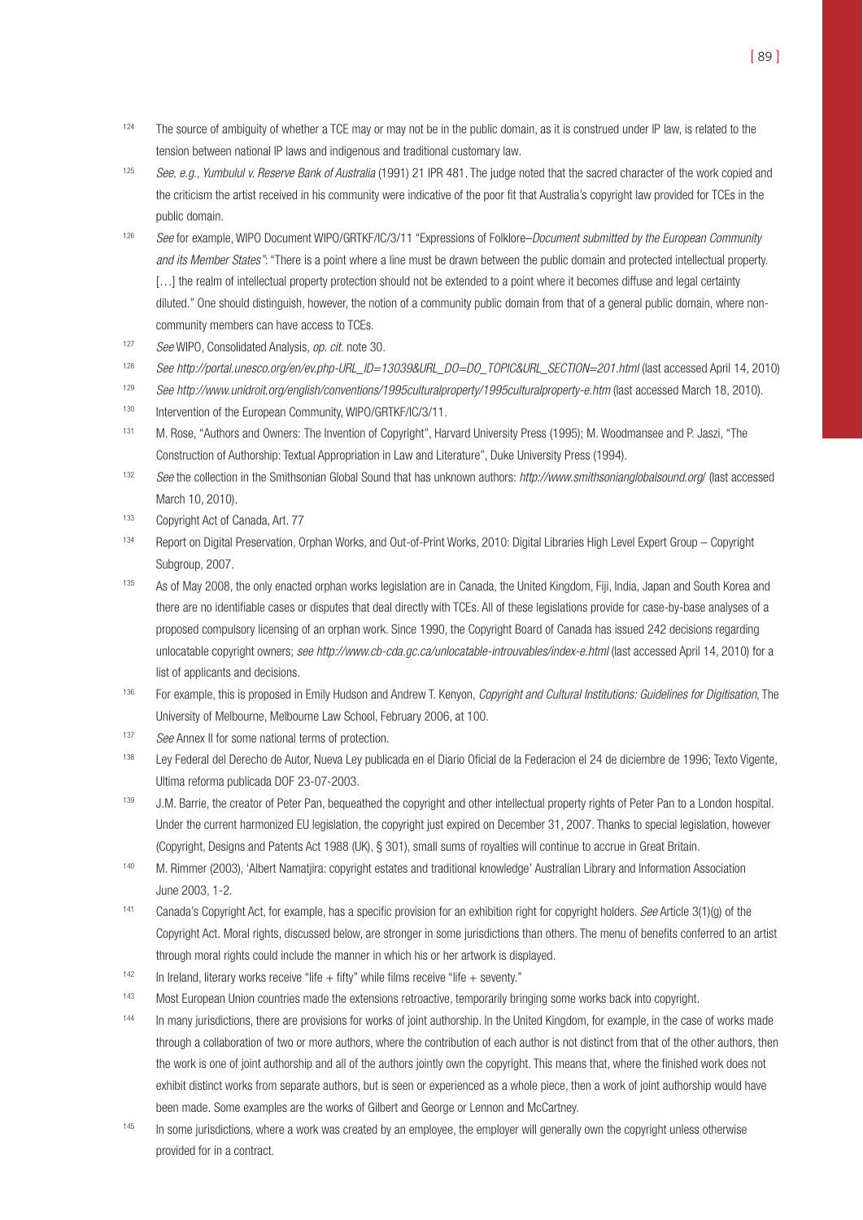[124] The source of ambiguity of whether a TCE may or may not be in the public domain, as it is construed under IP law, is related to the tension between national IP laws and indigenous and traditional customary law.

[125] *See, e.g., Yumbulul v. Reserve Bank of Australia* (1991) 21 IPR 481. The judge noted that the sacred character of the work copied and the criticism the artist received in his community were indicative of the poor fit that Australia's copyright law provided for TCEs in the public domain.

[126] *See* for example, WIPO Document WIPO/GRTKF/IC/3/11 "Expressions of Folklore–*Document submitted by the European Community and its Member States"*: "There is a point where a line must be drawn between the public domain and protected intellectual property. […] the realm of intellectual property protection should not be extended to a point where it becomes diffuse and legal certainty diluted." One should distinguish, however, the notion of a community public domain from that of a general public domain, where non-community members can have access to TCEs.

[127] *See* WIPO, Consolidated Analysis, *op. cit.* note 30.

[128] *See http://portal.unesco.org/en/ev.php-URL_ID=13039&URL_DO=DO_TOPIC&URL_SECTION=201.html* (last accessed April 14, 2010)

[129] *See http://www.unidroit.org/english/conventions/1995culturalproperty/1995culturalproperty-e.htm* (last accessed March 18, 2010).

[130] Intervention of the European Community, WIPO/GRTKF/IC/3/11.

[131] M. Rose, "Authors and Owners: The Invention of Copyright", Harvard University Press (1995); M. Woodmansee and P. Jaszi, "The Construction of Authorship: Textual Appropriation in Law and Literature", Duke University Press (1994).

[132] *See* the collection in the Smithsonian Global Sound that has unknown authors: *http://www.smithsonianglobalsound.org/* (last accessed March 10, 2010).

[133] Copyright Act of Canada, Art. 77

[134] Report on Digital Preservation, Orphan Works, and Out-of-Print Works, 2010: Digital Libraries High Level Expert Group – Copyright Subgroup, 2007.

[135] As of May 2008, the only enacted orphan works legislation are in Canada, the United Kingdom, Fiji, India, Japan and South Korea and there are no identifiable cases or disputes that deal directly with TCEs. All of these legislations provide for case-by-base analyses of a proposed compulsory licensing of an orphan work. Since 1990, the Copyright Board of Canada has issued 242 decisions regarding unlocatable copyright owners; *see http://www.cb-cda.gc.ca/unlocatable-introuvables/index-e.html* (last accessed April 14, 2010) for a list of applicants and decisions.

[136] For example, this is proposed in Emily Hudson and Andrew T. Kenyon, *Copyright and Cultural Institutions: Guidelines for Digitisation*, The University of Melbourne, Melbourne Law School, February 2006, at 100.

[137] *See* Annex II for some national terms of protection.

[138] Ley Federal del Derecho de Autor, Nueva Ley publicada en el Diario Oficial de la Federacion el 24 de diciembre de 1996; Texto Vigente, Ultima reforma publicada DOF 23-07-2003.

[139] J.M. Barrie, the creator of Peter Pan, bequeathed the copyright and other intellectual property rights of Peter Pan to a London hospital. Under the current harmonized EU legislation, the copyright just expired on December 31, 2007. Thanks to special legislation, however (Copyright, Designs and Patents Act 1988 (UK), § 301), small sums of royalties will continue to accrue in Great Britain.

[140] M. Rimmer (2003), 'Albert Namatjira: copyright estates and traditional knowledge' Australian Library and Information Association June 2003, 1-2.

[141] Canada's Copyright Act, for example, has a specific provision for an exhibition right for copyright holders. *See* Article 3(1)(g) of the Copyright Act. Moral rights, discussed below, are stronger in some jurisdictions than others. The menu of benefits conferred to an artist through moral rights could include the manner in which his or her artwork is displayed.

[142] In Ireland, literary works receive "life + fifty" while films receive "life + seventy."

[143] Most European Union countries made the extensions retroactive, temporarily bringing some works back into copyright.

[144] In many jurisdictions, there are provisions for works of joint authorship. In the United Kingdom, for example, in the case of works made through a collaboration of two or more authors, where the contribution of each author is not distinct from that of the other authors, then the work is one of joint authorship and all of the authors jointly own the copyright. This means that, where the finished work does not exhibit distinct works from separate authors, but is seen or experienced as a whole piece, then a work of joint authorship would have been made. Some examples are the works of Gilbert and George or Lennon and McCartney.

[145] In some jurisdictions, where a work was created by an employee, the employer will generally own the copyright unless otherwise provided for in a contract.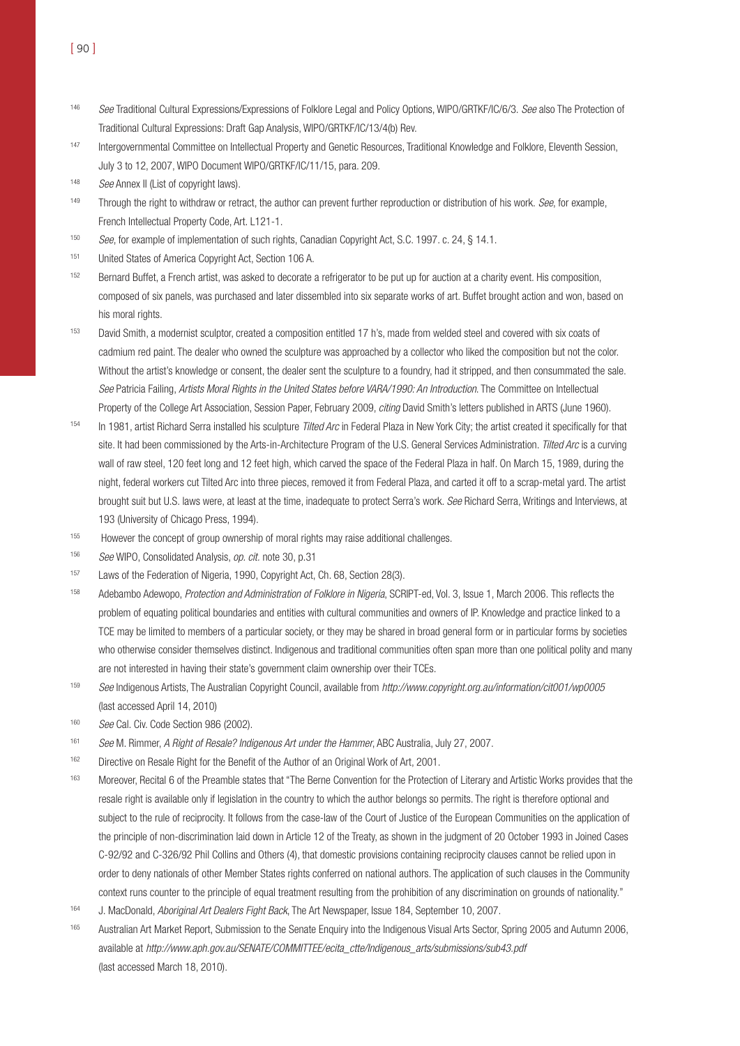[146] *See* Traditional Cultural Expressions/Expressions of Folklore Legal and Policy Options, WIPO/GRTKF/IC/6/3. *See* also The Protection of Traditional Cultural Expressions: Draft Gap Analysis, WIPO/GRTKF/IC/13/4(b) Rev.

[147] Intergovernmental Committee on Intellectual Property and Genetic Resources, Traditional Knowledge and Folklore, Eleventh Session, July 3 to 12, 2007, WIPO Document WIPO/GRTKF/IC/11/15, para. 209.

[148] *See* Annex II (List of copyright laws).

[149] Through the right to withdraw or retract, the author can prevent further reproduction or distribution of his work. *See*, for example, French Intellectual Property Code, Art. L121-1.

[150] *See*, for example of implementation of such rights, Canadian Copyright Act, S.C. 1997. c. 24, § 14.1.

[151] United States of America Copyright Act, Section 106 A.

[152] Bernard Buffet, a French artist, was asked to decorate a refrigerator to be put up for auction at a charity event. His composition, composed of six panels, was purchased and later dissembled into six separate works of art. Buffet brought action and won, based on his moral rights.

[153] David Smith, a modernist sculptor, created a composition entitled 17 h's, made from welded steel and covered with six coats of cadmium red paint. The dealer who owned the sculpture was approached by a collector who liked the composition but not the color. Without the artist's knowledge or consent, the dealer sent the sculpture to a foundry, had it stripped, and then consummated the sale. *See* Patricia Failing, *Artists Moral Rights in the United States before VARA/1990: An Introduction*. The Committee on Intellectual Property of the College Art Association, Session Paper, February 2009, *citing* David Smith's letters published in ARTS (June 1960).

[154] In 1981, artist Richard Serra installed his sculpture *Tilted Arc* in Federal Plaza in New York City; the artist created it specifically for that site. It had been commissioned by the Arts-in-Architecture Program of the U.S. General Services Administration. *Tilted Arc* is a curving wall of raw steel, 120 feet long and 12 feet high, which carved the space of the Federal Plaza in half. On March 15, 1989, during the night, federal workers cut Tilted Arc into three pieces, removed it from Federal Plaza, and carted it off to a scrap-metal yard. The artist brought suit but U.S. laws were, at least at the time, inadequate to protect Serra's work. *See* Richard Serra, Writings and Interviews, at 193 (University of Chicago Press, 1994).

[155] However the concept of group ownership of moral rights may raise additional challenges.

[156] *See* WIPO, Consolidated Analysis, *op. cit.* note 30, p.31

[157] Laws of the Federation of Nigeria, 1990, Copyright Act, Ch. 68, Section 28(3).

[158] Adebambo Adewopo, *Protection and Administration of Folklore in Nigeria*, SCRIPT-ed, Vol. 3, Issue 1, March 2006. This reflects the problem of equating political boundaries and entities with cultural communities and owners of IP. Knowledge and practice linked to a TCE may be limited to members of a particular society, or they may be shared in broad general form or in particular forms by societies who otherwise consider themselves distinct. Indigenous and traditional communities often span more than one political polity and many are not interested in having their state's government claim ownership over their TCEs.

[159] *See* Indigenous Artists, The Australian Copyright Council, available from *http://www.copyright.org.au/information/cit001/wp0005* (last accessed April 14, 2010)

[160] *See* Cal. Civ. Code Section 986 (2002).

[161] *See* M. Rimmer, *A Right of Resale? Indigenous Art under the Hammer*, ABC Australia, July 27, 2007.

[162] Directive on Resale Right for the Benefit of the Author of an Original Work of Art, 2001.

[163] Moreover, Recital 6 of the Preamble states that "The Berne Convention for the Protection of Literary and Artistic Works provides that the resale right is available only if legislation in the country to which the author belongs so permits. The right is therefore optional and subject to the rule of reciprocity. It follows from the case-law of the Court of Justice of the European Communities on the application of the principle of non-discrimination laid down in Article 12 of the Treaty, as shown in the judgment of 20 October 1993 in Joined Cases C-92/92 and C-326/92 Phil Collins and Others (4), that domestic provisions containing reciprocity clauses cannot be relied upon in order to deny nationals of other Member States rights conferred on national authors. The application of such clauses in the Community context runs counter to the principle of equal treatment resulting from the prohibition of any discrimination on grounds of nationality."

[164] J. MacDonald, *Aboriginal Art Dealers Fight Back*, The Art Newspaper, Issue 184, September 10, 2007.

[165] Australian Art Market Report, Submission to the Senate Enquiry into the Indigenous Visual Arts Sector, Spring 2005 and Autumn 2006, available at *http://www.aph.gov.au/SENATE/COMMITTEE/ecita_ctte/Indigenous_arts/submissions/sub43.pdf* (last accessed March 18, 2010).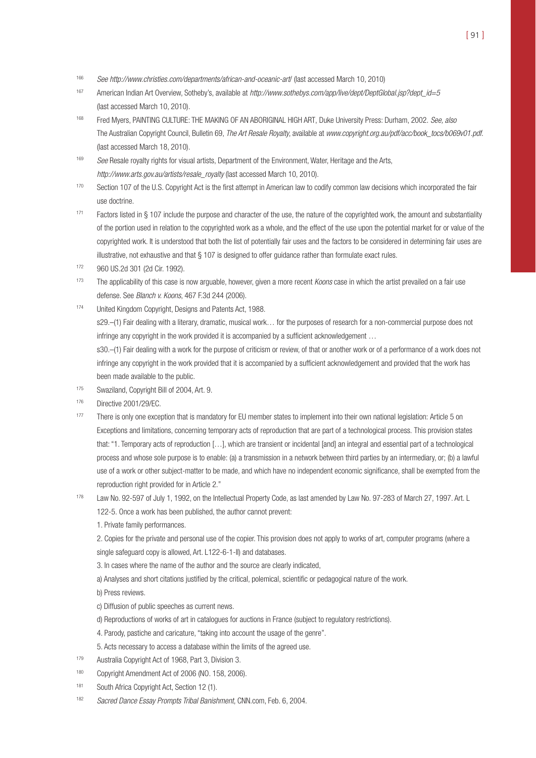[166] *See http://www.christies.com/departments/african-and-oceanic-art/* (last accessed March 10, 2010)

[167] American Indian Art Overview, Sotheby's, available at *http://www.sothebys.com/app/live/dept/DeptGlobal.jsp?dept_id=5* (last accessed March 10, 2010).

[168] Fred Myers, PAINTING CULTURE: THE MAKING OF AN ABORIGINAL HIGH ART, Duke University Press: Durham, 2002. *See, also* The Australian Copyright Council, Bulletin 69, *The Art Resale Royalty*, available at *www.copyright.org.au/pdf/acc/book_tocs/b069v01.pdf.* (last accessed March 18, 2010).

[169] *See* Resale royalty rights for visual artists, Department of the Environment, Water, Heritage and the Arts, *http://www.arts.gov.au/artists/resale_royalty* (last accessed March 10, 2010).

[170] Section 107 of the U.S. Copyright Act is the first attempt in American law to codify common law decisions which incorporated the fair use doctrine.

[171] Factors listed in § 107 include the purpose and character of the use, the nature of the copyrighted work, the amount and substantiality of the portion used in relation to the copyrighted work as a whole, and the effect of the use upon the potential market for or value of the copyrighted work. It is understood that both the list of potentially fair uses and the factors to be considered in determining fair uses are illustrative, not exhaustive and that § 107 is designed to offer guidance rather than formulate exact rules.

[172] 960 US.2d 301 (2d Cir. 1992).

[173] The applicability of this case is now arguable, however, given a more recent *Koons* case in which the artist prevailed on a fair use defense. See *Blanch v. Koons*, 467 F.3d 244 (2006).

[174] United Kingdom Copyright, Designs and Patents Act, 1988.

s29.–(1) Fair dealing with a literary, dramatic, musical work… for the purposes of research for a non-commercial purpose does not infringe any copyright in the work provided it is accompanied by a sufficient acknowledgement …

s30.–(1) Fair dealing with a work for the purpose of criticism or review, of that or another work or of a performance of a work does not infringe any copyright in the work provided that it is accompanied by a sufficient acknowledgement and provided that the work has been made available to the public.

[175] Swaziland, Copyright Bill of 2004, Art. 9.

[176] Directive 2001/29/EC.

[177] There is only one exception that is mandatory for EU member states to implement into their own national legislation: Article 5 on Exceptions and limitations, concerning temporary acts of reproduction that are part of a technological process. This provision states that: "1. Temporary acts of reproduction […], which are transient or incidental [and] an integral and essential part of a technological process and whose sole purpose is to enable: (a) a transmission in a network between third parties by an intermediary, or; (b) a lawful use of a work or other subject-matter to be made, and which have no independent economic significance, shall be exempted from the reproduction right provided for in Article 2."

[178] Law No. 92-597 of July 1, 1992, on the Intellectual Property Code, as last amended by Law No. 97-283 of March 27, 1997. Art. L 122-5. Once a work has been published, the author cannot prevent:

1. Private family performances.

2. Copies for the private and personal use of the copier. This provision does not apply to works of art, computer programs (where a single safeguard copy is allowed, Art. L122-6-1-II) and databases.

3. In cases where the name of the author and the source are clearly indicated,

a) Analyses and short citations justified by the critical, polemical, scientific or pedagogical nature of the work.

b) Press reviews.

c) Diffusion of public speeches as current news.

d) Reproductions of works of art in catalogues for auctions in France (subject to regulatory restrictions).

4. Parody, pastiche and caricature, "taking into account the usage of the genre".

5. Acts necessary to access a database within the limits of the agreed use.

[179] Australia Copyright Act of 1968, Part 3, Division 3.

[180] Copyright Amendment Act of 2006 (NO. 158, 2006).

[181] South Africa Copyright Act, Section 12 (1).

[182] *Sacred Dance Essay Prompts Tribal Banishment*, CNN.com, Feb. 6, 2004.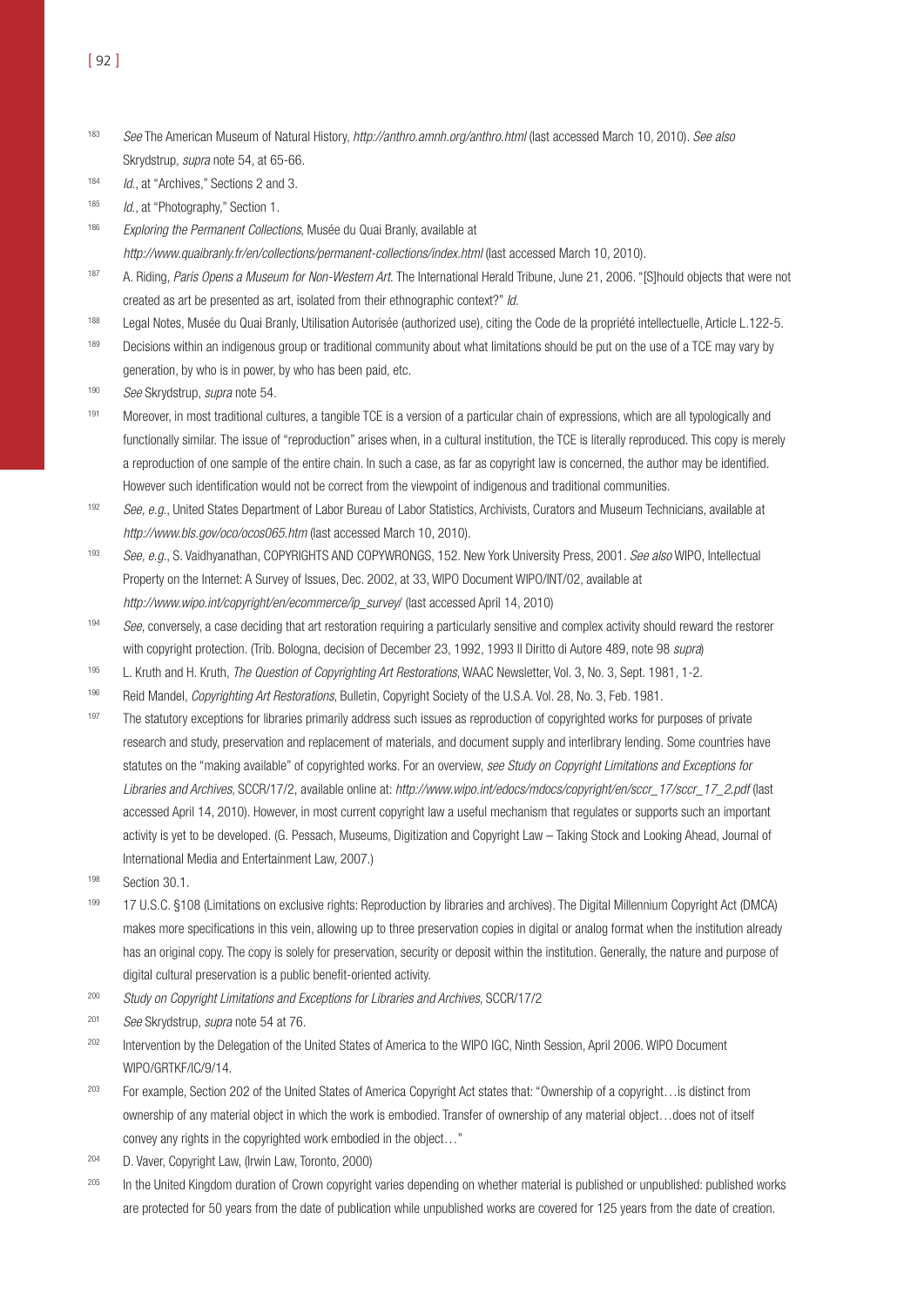[183] *See* The American Museum of Natural History, *http://anthro.amnh.org/anthro.html* (last accessed March 10, 2010). *See also* Skrydstrup, *supra* note 54, at 65-66.

[184] *Id.*, at "Archives," Sections 2 and 3.

[185] *Id.*, at "Photography," Section 1.

[186] *Exploring the Permanent Collections*, Musée du Quai Branly, available at *http://www.quaibranly.fr/en/collections/permanent-collections/index.html* (last accessed March 10, 2010).

[187] A. Riding, *Paris Opens a Museum for Non-Western Art*. The International Herald Tribune, June 21, 2006. "[S]hould objects that were not created as art be presented as art, isolated from their ethnographic context?" *Id.*

[188] Legal Notes, Musée du Quai Branly, Utilisation Autorisée (authorized use), citing the Code de la propriété intellectuelle, Article L.122-5.

[189] Decisions within an indigenous group or traditional community about what limitations should be put on the use of a TCE may vary by generation, by who is in power, by who has been paid, etc.

[190] *See* Skrydstrup, *supra* note 54.

[191] Moreover, in most traditional cultures, a tangible TCE is a version of a particular chain of expressions, which are all typologically and functionally similar. The issue of "reproduction" arises when, in a cultural institution, the TCE is literally reproduced. This copy is merely a reproduction of one sample of the entire chain. In such a case, as far as copyright law is concerned, the author may be identified. However such identification would not be correct from the viewpoint of indigenous and traditional communities.

[192] *See, e.g.*, United States Department of Labor Bureau of Labor Statistics, Archivists, Curators and Museum Technicians, available at *http://www.bls.gov/oco/ocos065.htm* (last accessed March 10, 2010).

[193] *See, e.g.*, S. Vaidhyanathan, COPYRIGHTS AND COPYWRONGS, 152. New York University Press, 2001. *See also* WIPO, Intellectual Property on the Internet: A Survey of Issues, Dec. 2002, at 33, WIPO Document WIPO/INT/02, available at *http://www.wipo.int/copyright/en/ecommerce/ip_survey/* (last accessed April 14, 2010)

[194] *See*, conversely, a case deciding that art restoration requiring a particularly sensitive and complex activity should reward the restorer with copyright protection. (Trib. Bologna, decision of December 23, 1992, 1993 Il Diritto di Autore 489, note 98 *supra*)

[195] L. Kruth and H. Kruth, *The Question of Copyrighting Art Restorations*, WAAC Newsletter, Vol. 3, No. 3, Sept. 1981, 1-2.

[196] Reid Mandel, *Copyrighting Art Restorations*, Bulletin, Copyright Society of the U.S.A. Vol. 28, No. 3, Feb. 1981.

[197] The statutory exceptions for libraries primarily address such issues as reproduction of copyrighted works for purposes of private research and study, preservation and replacement of materials, and document supply and interlibrary lending. Some countries have statutes on the "making available" of copyrighted works. For an overview, *see Study on Copyright Limitations and Exceptions for Libraries and Archives*, SCCR/17/2, available online at: *http://www.wipo.int/edocs/mdocs/copyright/en/sccr_17/sccr_17_2.pdf* (last accessed April 14, 2010). However, in most current copyright law a useful mechanism that regulates or supports such an important activity is yet to be developed. (G. Pessach, Museums, Digitization and Copyright Law – Taking Stock and Looking Ahead, Journal of International Media and Entertainment Law, 2007.)

[198] Section 30.1.

[199] 17 U.S.C. §108 (Limitations on exclusive rights: Reproduction by libraries and archives). The Digital Millennium Copyright Act (DMCA) makes more specifications in this vein, allowing up to three preservation copies in digital or analog format when the institution already has an original copy. The copy is solely for preservation, security or deposit within the institution. Generally, the nature and purpose of digital cultural preservation is a public benefit-oriented activity.

[200] *Study on Copyright Limitations and Exceptions for Libraries and Archives*, SCCR/17/2

[201] *See* Skrydstrup, *supra* note 54 at 76.

[202] Intervention by the Delegation of the United States of America to the WIPO IGC, Ninth Session, April 2006. WIPO Document WIPO/GRTKF/IC/9/14.

[203] For example, Section 202 of the United States of America Copyright Act states that: "Ownership of a copyright…is distinct from ownership of any material object in which the work is embodied. Transfer of ownership of any material object…does not of itself convey any rights in the copyrighted work embodied in the object…"

[204] D. Vaver, Copyright Law, (Irwin Law, Toronto, 2000)

[205] In the United Kingdom duration of Crown copyright varies depending on whether material is published or unpublished: published works are protected for 50 years from the date of publication while unpublished works are covered for 125 years from the date of creation.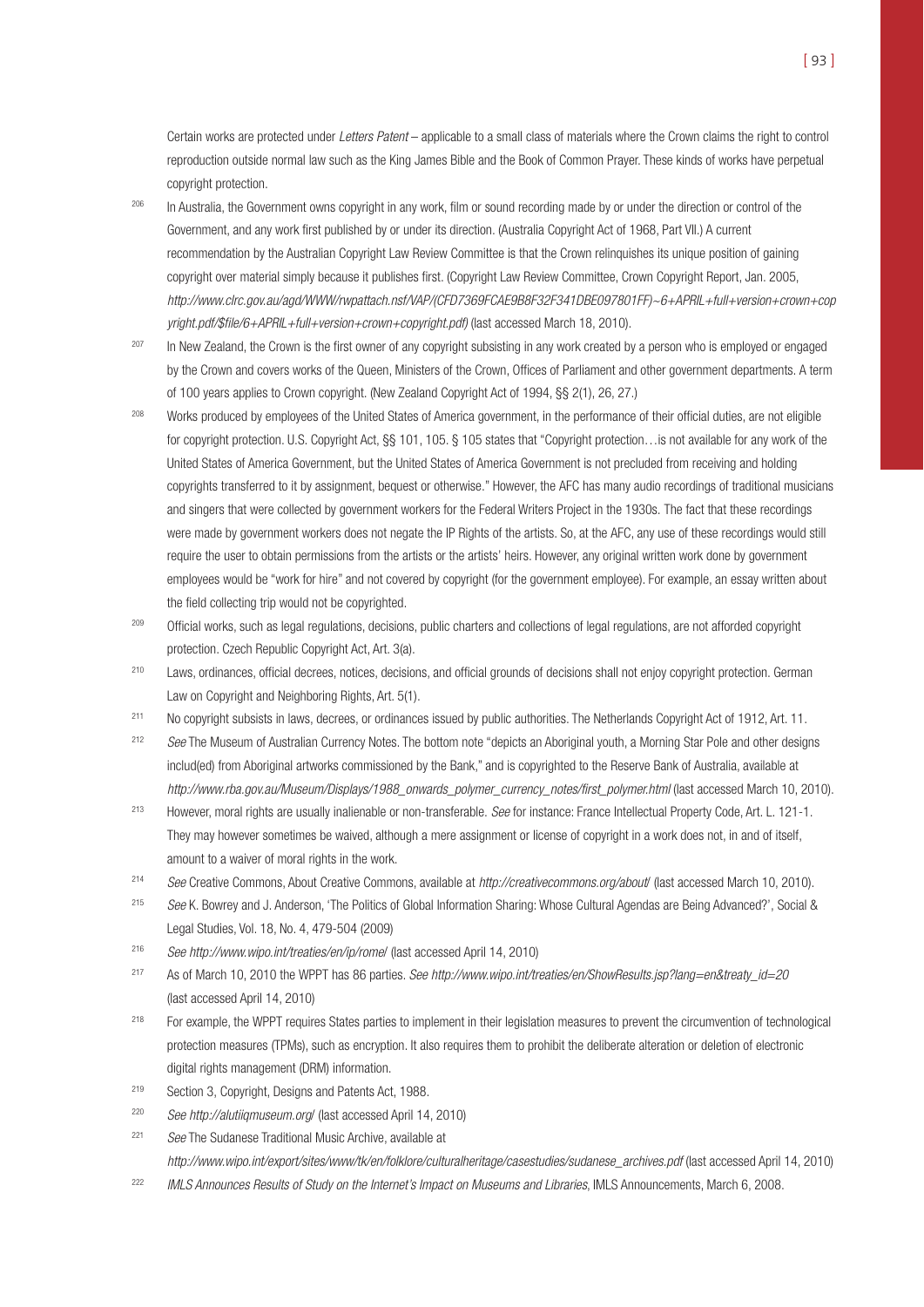Certain works are protected under *Letters Patent* – applicable to a small class of materials where the Crown claims the right to control reproduction outside normal law such as the King James Bible and the Book of Common Prayer. These kinds of works have perpetual copyright protection.

[206] In Australia, the Government owns copyright in any work, film or sound recording made by or under the direction or control of the Government, and any work first published by or under its direction. (Australia Copyright Act of 1968, Part VII.) A current recommendation by the Australian Copyright Law Review Committee is that the Crown relinquishes its unique position of gaining copyright over material simply because it publishes first. (Copyright Law Review Committee, Crown Copyright Report, Jan. 2005, *http://www.clrc.gov.au/agd/WWW/rwpattach.nsf/VAP/(CFD7369FCAE9B8F32F341DBE097801FF)~6+APRIL+full+version+crown+copyright.pdf/$file/6+APRIL+full+version+crown+copyright.pdf)* (last accessed March 18, 2010).

[207] In New Zealand, the Crown is the first owner of any copyright subsisting in any work created by a person who is employed or engaged by the Crown and covers works of the Queen, Ministers of the Crown, Offices of Parliament and other government departments. A term of 100 years applies to Crown copyright. (New Zealand Copyright Act of 1994, §§ 2(1), 26, 27.)

[208] Works produced by employees of the United States of America government, in the performance of their official duties, are not eligible for copyright protection. U.S. Copyright Act, §§ 101, 105. § 105 states that "Copyright protection…is not available for any work of the United States of America Government, but the United States of America Government is not precluded from receiving and holding copyrights transferred to it by assignment, bequest or otherwise." However, the AFC has many audio recordings of traditional musicians and singers that were collected by government workers for the Federal Writers Project in the 1930s. The fact that these recordings were made by government workers does not negate the IP Rights of the artists. So, at the AFC, any use of these recordings would still require the user to obtain permissions from the artists or the artists' heirs. However, any original written work done by government employees would be "work for hire" and not covered by copyright (for the government employee). For example, an essay written about the field collecting trip would not be copyrighted.

[209] Official works, such as legal regulations, decisions, public charters and collections of legal regulations, are not afforded copyright protection. Czech Republic Copyright Act, Art. 3(a).

[210] Laws, ordinances, official decrees, notices, decisions, and official grounds of decisions shall not enjoy copyright protection. German Law on Copyright and Neighboring Rights, Art. 5(1).

[211] No copyright subsists in laws, decrees, or ordinances issued by public authorities. The Netherlands Copyright Act of 1912, Art. 11.

[212] *See* The Museum of Australian Currency Notes. The bottom note "depicts an Aboriginal youth, a Morning Star Pole and other designs includ(ed) from Aboriginal artworks commissioned by the Bank," and is copyrighted to the Reserve Bank of Australia, available at *http://www.rba.gov.au/Museum/Displays/1988_onwards_polymer_currency_notes/first_polymer.html* (last accessed March 10, 2010).

[213] However, moral rights are usually inalienable or non-transferable. *See* for instance: France Intellectual Property Code, Art. L. 121-1. They may however sometimes be waived, although a mere assignment or license of copyright in a work does not, in and of itself, amount to a waiver of moral rights in the work.

[214] *See* Creative Commons, About Creative Commons, available at *http://creativecommons.org/about/* (last accessed March 10, 2010).

[215] *See* K. Bowrey and J. Anderson, 'The Politics of Global Information Sharing: Whose Cultural Agendas are Being Advanced?', Social & Legal Studies, Vol. 18, No. 4, 479-504 (2009)

[216] *See http://www.wipo.int/treaties/en/ip/rome/* (last accessed April 14, 2010)

[217] As of March 10, 2010 the WPPT has 86 parties. *See http://www.wipo.int/treaties/en/ShowResults.jsp?lang=en&treaty_id=20* (last accessed April 14, 2010)

[218] For example, the WPPT requires States parties to implement in their legislation measures to prevent the circumvention of technological protection measures (TPMs), such as encryption. It also requires them to prohibit the deliberate alteration or deletion of electronic digital rights management (DRM) information.

[219] Section 3, Copyright, Designs and Patents Act, 1988.

[220] *See http://alutiiqmuseum.org/* (last accessed April 14, 2010)

[221] *See* The Sudanese Traditional Music Archive, available at *http://www.wipo.int/export/sites/www/tk/en/folklore/culturalheritage/casestudies/sudanese_archives.pdf* (last accessed April 14, 2010)

[222] *IMLS Announces Results of Study on the Internet's Impact on Museums and Libraries*, IMLS Announcements, March 6, 2008.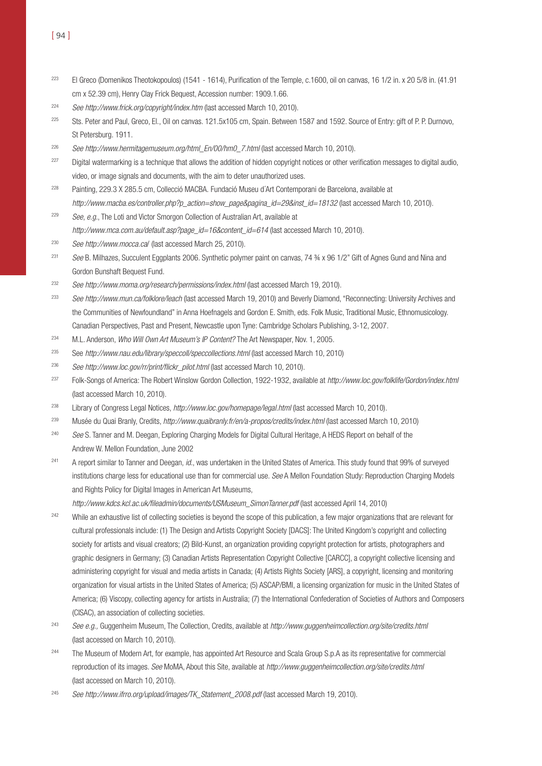[223] El Greco (Domenikos Theotokopoulos) (1541 - 1614), Purification of the Temple, c.1600, oil on canvas, 16 1/2 in. x 20 5/8 in. (41.91 cm x 52.39 cm), Henry Clay Frick Bequest, Accession number: 1909.1.66.

[224] *See http://www.frick.org/copyright/index.htm* (last accessed March 10, 2010).

[225] Sts. Peter and Paul, Greco, El., Oil on canvas. 121.5x105 cm, Spain. Between 1587 and 1592. Source of Entry: gift of P. P. Durnovo, St Petersburg. 1911.

[226] *See http://www.hermitagemuseum.org/html_En/00/hm0_7.html* (last accessed March 10, 2010).

[227] Digital watermarking is a technique that allows the addition of hidden copyright notices or other verification messages to digital audio, video, or image signals and documents, with the aim to deter unauthorized uses.

[228] Painting, 229.3 X 285.5 cm, Collecció MACBA. Fundació Museu d´Art Contemporani de Barcelona, available at *http://www.macba.es/controller.php?p_action=show_page&pagina_id=29&inst_id=18132* (last accessed March 10, 2010).

[229] *See, e.g.*, The Loti and Victor Smorgon Collection of Australian Art, available at *http://www.mca.com.au/default.asp?page_id=16&content_id=614* (last accessed March 10, 2010).

[230] *See http://www.mocca.ca/* (last accessed March 25, 2010).

[231] *See* B. Milhazes, Succulent Eggplants 2006. Synthetic polymer paint on canvas, 74 ¾ x 96 1/2" Gift of Agnes Gund and Nina and Gordon Bunshaft Bequest Fund.

[232] *See http://www.moma.org/research/permissions/index.html* (last accessed March 19, 2010).

[233] *See http://www.mun.ca/folklore/leach* (last accessed March 19, 2010) and Beverly Diamond, "Reconnecting: University Archives and the Communities of Newfoundland" in Anna Hoefnagels and Gordon E. Smith, eds. Folk Music, Traditional Music, Ethnomusicology. Canadian Perspectives, Past and Present, Newcastle upon Tyne: Cambridge Scholars Publishing, 3-12, 2007.

[234] M.L. Anderson, *Who Will Own Art Museum's IP Content?* The Art Newspaper, Nov. 1, 2005.

[235] See *http://www.nau.edu/library/speccoll/speccollections.html* (last accessed March 10, 2010)

[236] *See http://www.loc.gov/rr/print/flickr_pilot.html* (last accessed March 10, 2010).

[237] Folk-Songs of America: The Robert Winslow Gordon Collection, 1922-1932, available at *http://www.loc.gov/folklife/Gordon/index.html* (last accessed March 10, 2010).

[238] Library of Congress Legal Notices, *http://www.loc.gov/homepage/legal.html* (last accessed March 10, 2010).

[239] Musée du Quai Branly, Credits, *http://www.quaibranly.fr/en/a-propos/credits/index.html* (last accessed March 10, 2010)

[240] *See* S. Tanner and M. Deegan, Exploring Charging Models for Digital Cultural Heritage, A HEDS Report on behalf of the Andrew W. Mellon Foundation, June 2002

[241] A report similar to Tanner and Deegan, *id.*, was undertaken in the United States of America. This study found that 99% of surveyed institutions charge less for educational use than for commercial use. *See* A Mellon Foundation Study: Reproduction Charging Models and Rights Policy for Digital Images in American Art Museums, *http://www.kdcs.kcl.ac.uk/fileadmin/documents/USMuseum_SimonTanner.pdf* (last accessed April 14, 2010)

[242] While an exhaustive list of collecting societies is beyond the scope of this publication, a few major organizations that are relevant for cultural professionals include: (1) The Design and Artists Copyright Society [DACS]: The United Kingdom's copyright and collecting society for artists and visual creators; (2) Bild-Kunst, an organization providing copyright protection for artists, photographers and graphic designers in Germany; (3) Canadian Artists Representation Copyright Collective [CARCC], a copyright collective licensing and administering copyright for visual and media artists in Canada; (4) Artists Rights Society [ARS], a copyright, licensing and monitoring organization for visual artists in the United States of America; (5) ASCAP/BMI, a licensing organization for music in the United States of America; (6) Viscopy, collecting agency for artists in Australia; (7) the International Confederation of Societies of Authors and Composers (CISAC), an association of collecting societies.

[243] *See e.g.,* Guggenheim Museum, The Collection, Credits, available at *http://www.guggenheimcollection.org/site/credits.html* (last accessed on March 10, 2010).

[244] The Museum of Modern Art, for example, has appointed Art Resource and Scala Group S.p.A as its representative for commercial reproduction of its images. *See* MoMA, About this Site, available at *http://www.guggenheimcollection.org/site/credits.html* (last accessed on March 10, 2010).

[245] *See http://www.ifrro.org/upload/images/TK_Statement_2008.pdf* (last accessed March 19, 2010).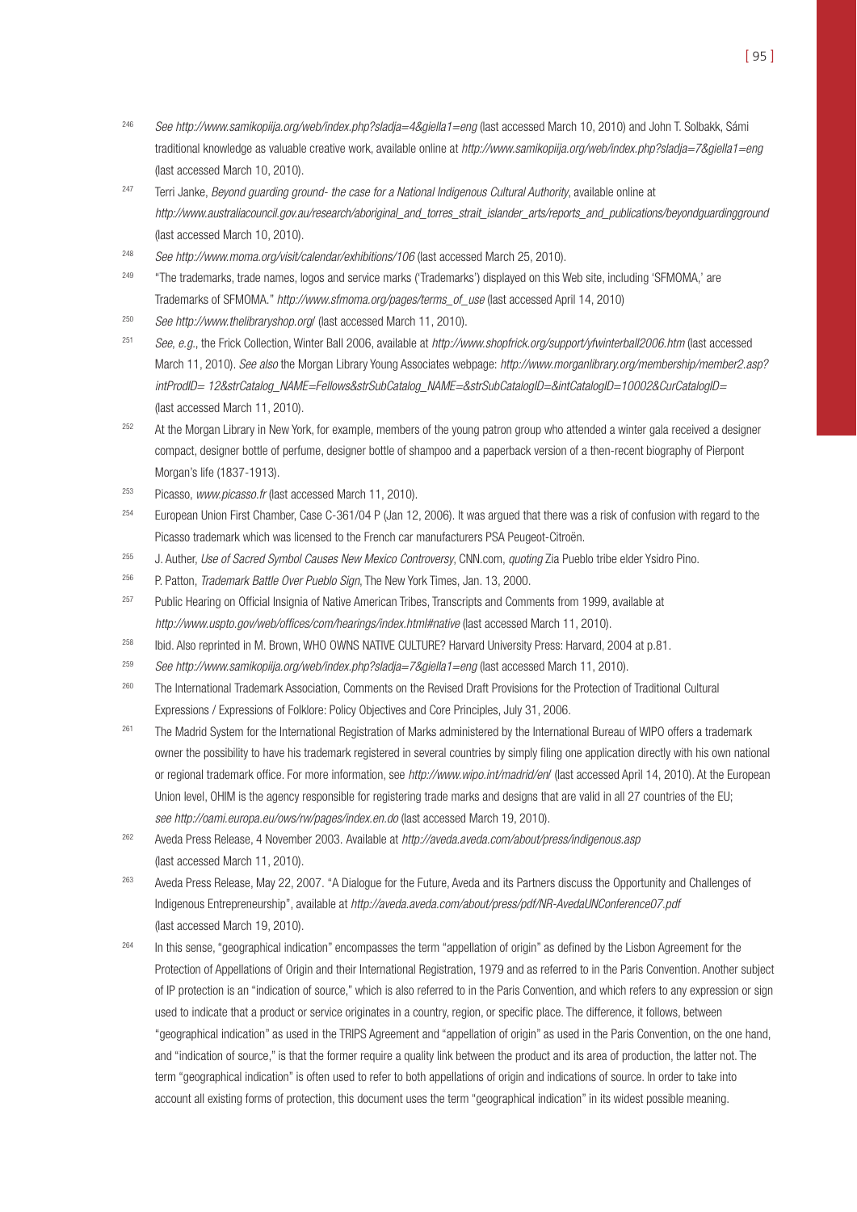[246] *See http://www.samikopiija.org/web/index.php?sladja=4&giella1=eng* (last accessed March 10, 2010) and John T. Solbakk, Sámi traditional knowledge as valuable creative work, available online at *http://www.samikopiija.org/web/index.php?sladja=7&giella1=eng* (last accessed March 10, 2010).

[247] Terri Janke, *Beyond guarding ground- the case for a National Indigenous Cultural Authority*, available online at *http://www.australiacouncil.gov.au/research/aboriginal_and_torres_strait_islander_arts/reports_and_publications/beyondguardingground* (last accessed March 10, 2010).

[248] *See http://www.moma.org/visit/calendar/exhibitions/106* (last accessed March 25, 2010).

[249] "The trademarks, trade names, logos and service marks ('Trademarks') displayed on this Web site, including 'SFMOMA,' are Trademarks of SFMOMA." *http://www.sfmoma.org/pages/terms_of_use* (last accessed April 14, 2010)

[250] *See http://www.thelibraryshop.org/* (last accessed March 11, 2010).

[251] *See, e.g.*, the Frick Collection, Winter Ball 2006, available at *http://www.shopfrick.org/support/yfwinterball2006.htm* (last accessed March 11, 2010). *See also* the Morgan Library Young Associates webpage: *http://www.morganlibrary.org/membership/member2.asp?intProdID= 12&strCatalog_NAME=Fellows&strSubCatalog_NAME=&strSubCatalogID=&intCatalogID=10002&CurCatalogID=* (last accessed March 11, 2010).

[252] At the Morgan Library in New York, for example, members of the young patron group who attended a winter gala received a designer compact, designer bottle of perfume, designer bottle of shampoo and a paperback version of a then-recent biography of Pierpont Morgan's life (1837-1913).

[253] Picasso, *www.picasso.fr* (last accessed March 11, 2010).

[254] European Union First Chamber, Case C-361/04 P (Jan 12, 2006). It was argued that there was a risk of confusion with regard to the Picasso trademark which was licensed to the French car manufacturers PSA Peugeot-Citroën.

[255] J. Auther, *Use of Sacred Symbol Causes New Mexico Controversy*, CNN.com, *quoting* Zia Pueblo tribe elder Ysidro Pino.

[256] P. Patton, *Trademark Battle Over Pueblo Sign*, The New York Times, Jan. 13, 2000.

[257] Public Hearing on Official Insignia of Native American Tribes, Transcripts and Comments from 1999, available at *http://www.uspto.gov/web/offices/com/hearings/index.html#native* (last accessed March 11, 2010).

[258] Ibid. Also reprinted in M. Brown, WHO OWNS NATIVE CULTURE? Harvard University Press: Harvard, 2004 at p.81.

[259] *See http://www.samikopiija.org/web/index.php?sladja=7&giella1=eng* (last accessed March 11, 2010).

[260] The International Trademark Association, Comments on the Revised Draft Provisions for the Protection of Traditional Cultural Expressions / Expressions of Folklore: Policy Objectives and Core Principles, July 31, 2006.

[261] The Madrid System for the International Registration of Marks administered by the International Bureau of WIPO offers a trademark owner the possibility to have his trademark registered in several countries by simply filing one application directly with his own national or regional trademark office. For more information, see *http://www.wipo.int/madrid/en/* (last accessed April 14, 2010). At the European Union level, OHIM is the agency responsible for registering trade marks and designs that are valid in all 27 countries of the EU; *see http://oami.europa.eu/ows/rw/pages/index.en.do* (last accessed March 19, 2010).

[262] Aveda Press Release, 4 November 2003. Available at *http://aveda.aveda.com/about/press/indigenous.asp* (last accessed March 11, 2010).

[263] Aveda Press Release, May 22, 2007. "A Dialogue for the Future, Aveda and its Partners discuss the Opportunity and Challenges of Indigenous Entrepreneurship", available at *http://aveda.aveda.com/about/press/pdf/NR-AvedaUNConference07.pdf* (last accessed March 19, 2010).

[264] In this sense, "geographical indication" encompasses the term "appellation of origin" as defined by the Lisbon Agreement for the Protection of Appellations of Origin and their International Registration, 1979 and as referred to in the Paris Convention. Another subject of IP protection is an "indication of source," which is also referred to in the Paris Convention, and which refers to any expression or sign used to indicate that a product or service originates in a country, region, or specific place. The difference, it follows, between "geographical indication" as used in the TRIPS Agreement and "appellation of origin" as used in the Paris Convention, on the one hand, and "indication of source," is that the former require a quality link between the product and its area of production, the latter not. The term "geographical indication" is often used to refer to both appellations of origin and indications of source. In order to take into account all existing forms of protection, this document uses the term "geographical indication" in its widest possible meaning.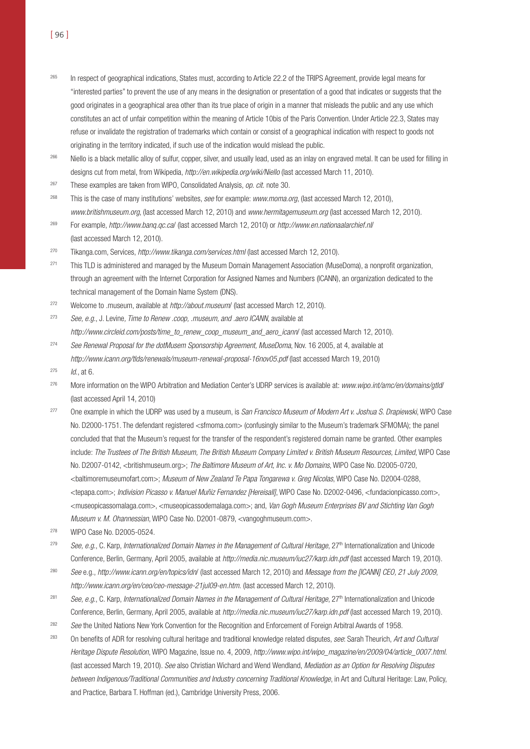[265] In respect of geographical indications, States must, according to Article 22.2 of the TRIPS Agreement, provide legal means for "interested parties" to prevent the use of any means in the designation or presentation of a good that indicates or suggests that the good originates in a geographical area other than its true place of origin in a manner that misleads the public and any use which constitutes an act of unfair competition within the meaning of Article 10bis of the Paris Convention. Under Article 22.3, States may refuse or invalidate the registration of trademarks which contain or consist of a geographical indication with respect to goods not originating in the territory indicated, if such use of the indication would mislead the public.

[266] Niello is a black metallic alloy of sulfur, copper, silver, and usually lead, used as an inlay on engraved metal. It can be used for filling in designs cut from metal, from Wikipedia, *http://en.wikipedia.org/wiki/Niello* (last accessed March 11, 2010).

[267] These examples are taken from WIPO, Consolidated Analysis, *op. cit.* note 30.

[268] This is the case of many institutions' websites, *see* for example: *www.moma.org*, (last accessed March 12, 2010), *www.britishmuseum.org*, (last accessed March 12, 2010) and *www.hermitagemuseum.org* (last accessed March 12, 2010).

[269] For example, *http://www.banq.qc.ca/* (last accessed March 12, 2010) or *http://www.en.nationaalarchief.nl/* (last accessed March 12, 2010).

[270] Tikanga.com, Services, *http://www.tikanga.com/services.html* (last accessed March 12, 2010).

[271] This TLD is administered and managed by the Museum Domain Management Association (MuseDoma), a nonprofit organization, through an agreement with the Internet Corporation for Assigned Names and Numbers (ICANN), an organization dedicated to the technical management of the Domain Name System (DNS).

[272] Welcome to .museum, available at *http://about.museum/* (last accessed March 12, 2010).

[273] *See, e.g.*, J. Levine, *Time to Renew .coop, .museum, and .aero ICANN*, available at *http://www.circleid.com/posts/time_to_renew_coop_museum_and_aero_icann/* (last accessed March 12, 2010).

[274] *See Renewal Proposal for the dotMusem Sponsorship Agreement, MuseDoma*, Nov. 16 2005, at 4, available at *http://www.icann.org/tlds/renewals/museum-renewal-proposal-16nov05.pdf* (last accessed March 19, 2010)

[275] *Id.*, at 6.

[276] More information on the WIPO Arbitration and Mediation Center's UDRP services is available at: *www.wipo.int/amc/en/domains/gtld/* (last accessed April 14, 2010)

[277] One example in which the UDRP was used by a museum, is *San Francisco Museum of Modern Art v. Joshua S. Drapiewski*, WIPO Case No. D2000-1751. The defendant registered <sfmoma.com> (confusingly similar to the Museum's trademark SFMOMA); the panel concluded that that the Museum's request for the transfer of the respondent's registered domain name be granted. Other examples include: *The Trustees of The British Museum, The British Museum Company Limited v. British Museum Resources, Limited*, WIPO Case No. D2007-0142, <britishmuseum.org>; *The Baltimore Museum of Art, Inc. v. Mo Domains*, WIPO Case No. D2005-0720, <baltimoremuseumofart.com>; *Museum of New Zealand Te Papa Tongarewa v. Greg Nicolas*, WIPO Case No. D2004-0288, <tepapa.com>; *Indivision Picasso v. Manuel Muñiz Fernandez [Hereisall]*, WIPO Case No. D2002-0496, <fundacionpicasso.com>, <museopicassomalaga.com>, <museopicassodemalaga.com>; and, *Van Gogh Museum Enterprises BV and Stichting Van Gogh Museum v. M. Ohannessian*, WIPO Case No. D2001-0879, <vangoghmuseum.com>.

[278] WIPO Case No. D2005-0524.

[279] *See, e.g.*, C. Karp, *Internationalized Domain Names in the Management of Cultural Heritage*, 27th Internationalization and Unicode Conference, Berlin, Germany, April 2005, available at *http://media.nic.museum/iuc27/karp.idn.pdf* (last accessed March 19, 2010).

[280] *See* e.g., *http://www.icann.org/en/topics/idn/* (last accessed March 12, 2010) and *Message from the [ICANN] CEO, 21 July 2009*, *http://www.icann.org/en/ceo/ceo-message-21jul09-en.htm.* (last accessed March 12, 2010).

[281] *See, e.g.*, C. Karp, *Internationalized Domain Names in the Management of Cultural Heritage*, 27th Internationalization and Unicode Conference, Berlin, Germany, April 2005, available at *http://media.nic.museum/iuc27/karp.idn.pdf* (last accessed March 19, 2010).

[282] *See* the United Nations New York Convention for the Recognition and Enforcement of Foreign Arbitral Awards of 1958.

[283] On benefits of ADR for resolving cultural heritage and traditional knowledge related disputes, *see*: Sarah Theurich, *Art and Cultural Heritage Dispute Resolution*, WIPO Magazine, Issue no. 4, 2009, *http://www.wipo.int/wipo_magazine/en/2009/04/article_0007.html.* (last accessed March 19, 2010). *See* also Christian Wichard and Wend Wendland, *Mediation as an Option for Resolving Disputes between Indigenous/Traditional Communities and Industry concerning Traditional Knowledge*, in Art and Cultural Heritage: Law, Policy, and Practice, Barbara T. Hoffman (ed.), Cambridge University Press, 2006.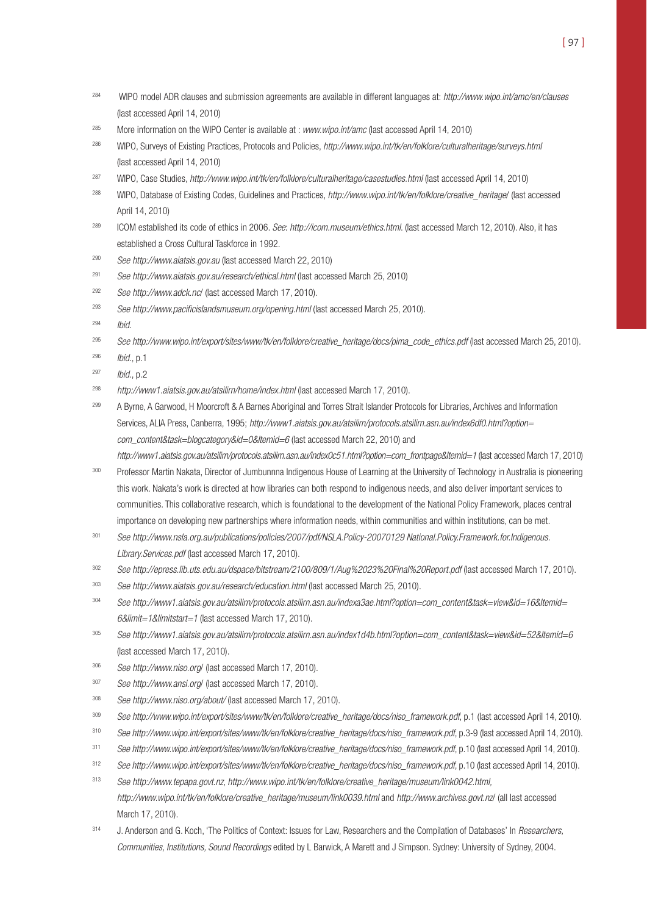[284] WIPO model ADR clauses and submission agreements are available in different languages at: *http://www.wipo.int/amc/en/clauses* (last accessed April 14, 2010)

[285] More information on the WIPO Center is available at : *www.wipo.int/amc* (last accessed April 14, 2010)

[286] WIPO, Surveys of Existing Practices, Protocols and Policies, *http://www.wipo.int/tk/en/folklore/culturalheritage/surveys.html* (last accessed April 14, 2010)

[287] WIPO, Case Studies, *http://www.wipo.int/tk/en/folklore/culturalheritage/casestudies.html* (last accessed April 14, 2010)

[288] WIPO, Database of Existing Codes, Guidelines and Practices, *http://www.wipo.int/tk/en/folklore/creative_heritage/* (last accessed April 14, 2010)

[289] ICOM established its code of ethics in 2006. *See*: *http://icom.museum/ethics.html*. (last accessed March 12, 2010). Also, it has established a Cross Cultural Taskforce in 1992.

[290] *See http://www.aiatsis.gov.au* (last accessed March 22, 2010)

[291] *See http://www.aiatsis.gov.au/research/ethical.html* (last accessed March 25, 2010)

[292] *See http://www.adck.nc/* (last accessed March 17, 2010).

[293] *See http://www.pacificislandsmuseum.org/opening.html* (last accessed March 25, 2010).

[294] *Ibid.*

[295] *See http://www.wipo.int/export/sites/www/tk/en/folklore/creative_heritage/docs/pima_code_ethics.pdf* (last accessed March 25, 2010).

[296] *Ibid.*, p.1

[297] *Ibid.*, p.2

[298] *http://www1.aiatsis.gov.au/atsilirn/home/index.html* (last accessed March 17, 2010).

[299] A Byrne, A Garwood, H Moorcroft & A Barnes Aboriginal and Torres Strait Islander Protocols for Libraries, Archives and Information Services, ALIA Press, Canberra, 1995; *http://www1.aiatsis.gov.au/atsilirn/protocols.atsilirn.asn.au/index6df0.html?option=com_content&task=blogcategory&id=0&Itemid=6* (last accessed March 22, 2010) and *http://www1.aiatsis.gov.au/atsilirn/protocols.atsilirn.asn.au/index0c51.html?option=com_frontpage&Itemid=1* (last accessed March 17, 2010)

[300] Professor Martin Nakata, Director of Jumbunnna Indigenous House of Learning at the University of Technology in Australia is pioneering this work. Nakata's work is directed at how libraries can both respond to indigenous needs, and also deliver important services to communities. This collaborative research, which is foundational to the development of the National Policy Framework, places central importance on developing new partnerships where information needs, within communities and within institutions, can be met.

[301] *See http://www.nsla.org.au/publications/policies/2007/pdf/NSLA.Policy-20070129 National.Policy.Framework.for.Indigenous.Library.Services.pdf* (last accessed March 17, 2010).

[302] *See http://epress.lib.uts.edu.au/dspace/bitstream/2100/809/1/Aug%2023%20Final%20Report.pdf* (last accessed March 17, 2010).

[303] *See http://www.aiatsis.gov.au/research/education.html* (last accessed March 25, 2010).

[304] *See http://www1.aiatsis.gov.au/atsilirn/protocols.atsilirn.asn.au/indexa3ae.html?option=com_content&task=view&id=16&Itemid=6&limit=1&limitstart=1* (last accessed March 17, 2010).

[305] *See http://www1.aiatsis.gov.au/atsilirn/protocols.atsilirn.asn.au/index1d4b.html?option=com_content&task=view&id=52&Itemid=6* (last accessed March 17, 2010).

[306] *See http://www.niso.org/* (last accessed March 17, 2010).

[307] *See http://www.ansi.org/* (last accessed March 17, 2010).

[308] *See http://www.niso.org/about/* (last accessed March 17, 2010).

[309] *See http://www.wipo.int/export/sites/www/tk/en/folklore/creative_heritage/docs/niso_framework.pdf*, p.1 (last accessed April 14, 2010).

[310] *See http://www.wipo.int/export/sites/www/tk/en/folklore/creative_heritage/docs/niso_framework.pdf*, p.3-9 (last accessed April 14, 2010).

[311] *See http://www.wipo.int/export/sites/www/tk/en/folklore/creative_heritage/docs/niso_framework.pdf*, p.10 (last accessed April 14, 2010).

[312] *See http://www.wipo.int/export/sites/www/tk/en/folklore/creative_heritage/docs/niso_framework.pdf*, p.10 (last accessed April 14, 2010).

[313] *See http://www.tepapa.govt.nz, http://www.wipo.int/tk/en/folklore/creative_heritage/museum/link0042.html, http://www.wipo.int/tk/en/folklore/creative_heritage/museum/link0039.html* and *http://www.archives.govt.nz/* (all last accessed March 17, 2010).

[314] J. Anderson and G. Koch, 'The Politics of Context: Issues for Law, Researchers and the Compilation of Databases' In *Researchers, Communities, Institutions, Sound Recordings* edited by L Barwick, A Marett and J Simpson. Sydney: University of Sydney, 2004.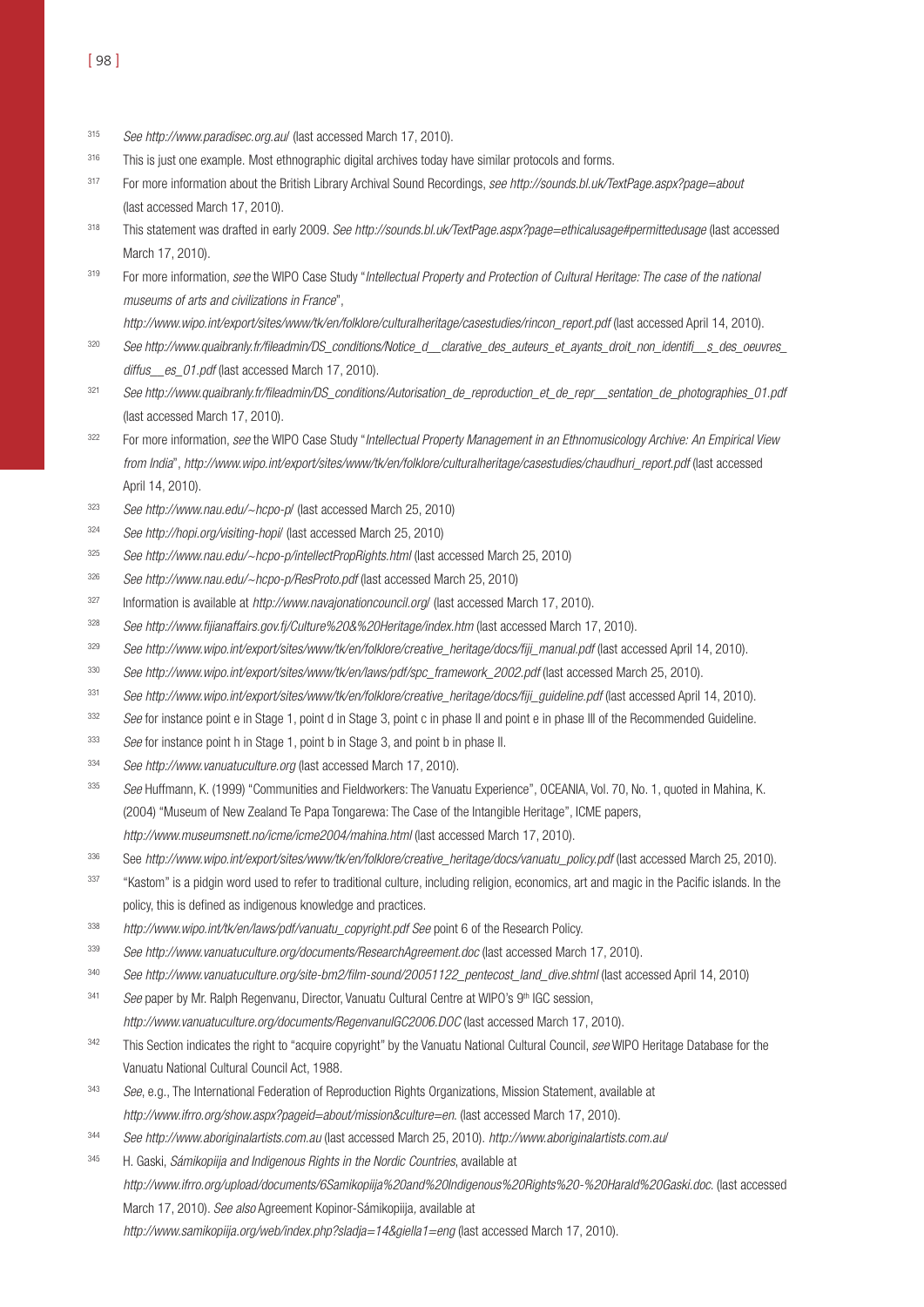315 *See http://www.paradisec.org.au/* (last accessed March 17, 2010).

316 This is just one example. Most ethnographic digital archives today have similar protocols and forms.

317 For more information about the British Library Archival Sound Recordings, *see http://sounds.bl.uk/TextPage.aspx?page=about* (last accessed March 17, 2010).

318 This statement was drafted in early 2009. *See http://sounds.bl.uk/TextPage.aspx?page=ethicalusage#permittedusage* (last accessed March 17, 2010).

319 For more information, *see* the WIPO Case Study "*Intellectual Property and Protection of Cultural Heritage: The case of the national museums of arts and civilizations in France*", *http://www.wipo.int/export/sites/www/tk/en/folklore/culturalheritage/casestudies/rincon_report.pdf* (last accessed April 14, 2010).

320 *See http://www.quaibranly.fr/fileadmin/DS_conditions/Notice_d__clarative_des_auteurs_et_ayants_droit_non_identifi__s_des_oeuvres_diffus__es_01.pdf* (last accessed March 17, 2010).

321 *See http://www.quaibranly.fr/fileadmin/DS_conditions/Autorisation_de_reproduction_et_de_repr__sentation_de_photographies_01.pdf* (last accessed March 17, 2010).

322 For more information, *see* the WIPO Case Study "*Intellectual Property Management in an Ethnomusicology Archive: An Empirical View from India*", *http://www.wipo.int/export/sites/www/tk/en/folklore/culturalheritage/casestudies/chaudhuri_report.pdf* (last accessed April 14, 2010).

323 *See http://www.nau.edu/~hcpo-p/* (last accessed March 25, 2010)

324 *See http://hopi.org/visiting-hopi/* (last accessed March 25, 2010)

325 *See http://www.nau.edu/~hcpo-p/intellectPropRights.html* (last accessed March 25, 2010)

326 *See http://www.nau.edu/~hcpo-p/ResProto.pdf* (last accessed March 25, 2010)

327 Information is available at *http://www.navajonationcouncil.org/* (last accessed March 17, 2010).

328 *See http://www.fijianaffairs.gov.fj/Culture%20&%20Heritage/index.htm* (last accessed March 17, 2010).

329 *See http://www.wipo.int/export/sites/www/tk/en/folklore/creative_heritage/docs/fiji_manual.pdf* (last accessed April 14, 2010).

330 *See http://www.wipo.int/export/sites/www/tk/en/laws/pdf/spc_framework_2002.pdf* (last accessed March 25, 2010).

331 *See http://www.wipo.int/export/sites/www/tk/en/folklore/creative_heritage/docs/fiji_guideline.pdf* (last accessed April 14, 2010).

332 *See* for instance point e in Stage 1, point d in Stage 3, point c in phase II and point e in phase III of the Recommended Guideline.

333 *See* for instance point h in Stage 1, point b in Stage 3, and point b in phase II.

334 *See http://www.vanuatuculture.org* (last accessed March 17, 2010).

335 *See* Huffmann, K. (1999) "Communities and Fieldworkers: The Vanuatu Experience", OCEANIA, Vol. 70, No. 1, quoted in Mahina, K. (2004) "Museum of New Zealand Te Papa Tongarewa: The Case of the Intangible Heritage", ICME papers, *http://www.museumsnett.no/icme/icme2004/mahina.html* (last accessed March 17, 2010).

336 See *http://www.wipo.int/export/sites/www/tk/en/folklore/creative_heritage/docs/vanuatu_policy.pdf* (last accessed March 25, 2010).

337 "Kastom" is a pidgin word used to refer to traditional culture, including religion, economics, art and magic in the Pacific islands. In the policy, this is defined as indigenous knowledge and practices.

338 *http://www.wipo.int/tk/en/laws/pdf/vanuatu_copyright.pdf See* point 6 of the Research Policy.

339 *See http://www.vanuatuculture.org/documents/ResearchAgreement.doc* (last accessed March 17, 2010).

340 *See http://www.vanuatuculture.org/site-bm2/film-sound/20051122_pentecost_land_dive.shtml* (last accessed April 14, 2010)

341 *See* paper by Mr. Ralph Regenvanu, Director, Vanuatu Cultural Centre at WIPO's 9th IGC session, *http://www.vanuatuculture.org/documents/RegenvanuIGC2006.DOC* (last accessed March 17, 2010).

342 This Section indicates the right to "acquire copyright" by the Vanuatu National Cultural Council, *see* WIPO Heritage Database for the Vanuatu National Cultural Council Act, 1988.

343 *See*, e.g., The International Federation of Reproduction Rights Organizations, Mission Statement, available at *http://www.ifrro.org/show.aspx?pageid=about/mission&culture=en.* (last accessed March 17, 2010).

344 *See http://www.aboriginalartists.com.au* (last accessed March 25, 2010). *http://www.aboriginalartists.com.au/*

345 H. Gaski, *Sámikopiija and Indigenous Rights in the Nordic Countries*, available at *http://www.ifrro.org/upload/documents/6Samikopiija%20and%20Indigenous%20Rights%20-%20Harald%20Gaski.doc.* (last accessed March 17, 2010). *See also* Agreement Kopinor-Sámikopiija, available at *http://www.samikopiija.org/web/index.php?sladja=14&giella1=eng* (last accessed March 17, 2010).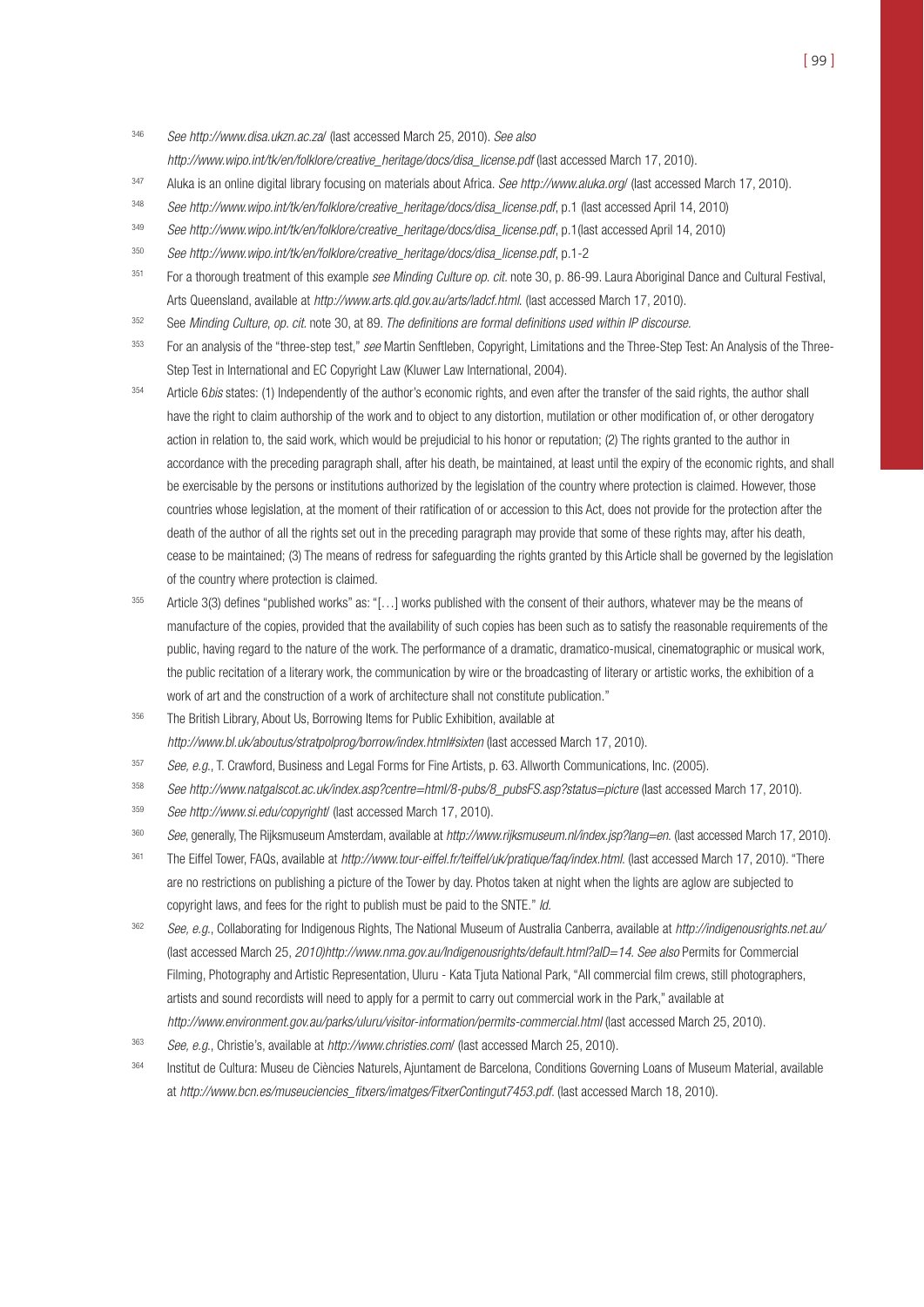[346] *See http://www.disa.ukzn.ac.za/* (last accessed March 25, 2010). *See also http://www.wipo.int/tk/en/folklore/creative_heritage/docs/disa_license.pdf* (last accessed March 17, 2010).

[347] Aluka is an online digital library focusing on materials about Africa. *See http://www.aluka.org/* (last accessed March 17, 2010).

[348] *See http://www.wipo.int/tk/en/folklore/creative_heritage/docs/disa_license.pdf*, p.1 (last accessed April 14, 2010)

[349] *See http://www.wipo.int/tk/en/folklore/creative_heritage/docs/disa_license.pdf*, p.1(last accessed April 14, 2010)

[350] *See http://www.wipo.int/tk/en/folklore/creative_heritage/docs/disa_license.pdf*, p.1-2

[351] For a thorough treatment of this example *see Minding Culture op. cit.* note 30, p. 86-99. Laura Aboriginal Dance and Cultural Festival, Arts Queensland, available at *http://www.arts.qld.gov.au/arts/ladcf.html.* (last accessed March 17, 2010).

[352] See *Minding Culture, op. cit.* note 30, at 89. *The definitions are formal definitions used within IP discourse.*

[353] For an analysis of the "three-step test," *see* Martin Senftleben, Copyright, Limitations and the Three-Step Test: An Analysis of the Three-Step Test in International and EC Copyright Law (Kluwer Law International, 2004).

[354] Article 6*bis* states: (1) Independently of the author's economic rights, and even after the transfer of the said rights, the author shall have the right to claim authorship of the work and to object to any distortion, mutilation or other modification of, or other derogatory action in relation to, the said work, which would be prejudicial to his honor or reputation; (2) The rights granted to the author in accordance with the preceding paragraph shall, after his death, be maintained, at least until the expiry of the economic rights, and shall be exercisable by the persons or institutions authorized by the legislation of the country where protection is claimed. However, those countries whose legislation, at the moment of their ratification of or accession to this Act, does not provide for the protection after the death of the author of all the rights set out in the preceding paragraph may provide that some of these rights may, after his death, cease to be maintained; (3) The means of redress for safeguarding the rights granted by this Article shall be governed by the legislation of the country where protection is claimed.

[355] Article 3(3) defines "published works" as: "[…] works published with the consent of their authors, whatever may be the means of manufacture of the copies, provided that the availability of such copies has been such as to satisfy the reasonable requirements of the public, having regard to the nature of the work. The performance of a dramatic, dramatico-musical, cinematographic or musical work, the public recitation of a literary work, the communication by wire or the broadcasting of literary or artistic works, the exhibition of a work of art and the construction of a work of architecture shall not constitute publication."

[356] The British Library, About Us, Borrowing Items for Public Exhibition, available at *http://www.bl.uk/aboutus/stratpolprog/borrow/index.html#sixten* (last accessed March 17, 2010).

[357] *See, e.g.*, T. Crawford, Business and Legal Forms for Fine Artists, p. 63. Allworth Communications, Inc. (2005).

[358] *See http://www.natgalscot.ac.uk/index.asp?centre=html/8-pubs/8_pubsFS.asp?status=picture* (last accessed March 17, 2010).

[359] *See http://www.si.edu/copyright/* (last accessed March 17, 2010).

[360] *See*, generally, The Rijksmuseum Amsterdam, available at *http://www.rijksmuseum.nl/index.jsp?lang=en.* (last accessed March 17, 2010).

[361] The Eiffel Tower, FAQs, available at *http://www.tour-eiffel.fr/teiffel/uk/pratique/faq/index.html.* (last accessed March 17, 2010). "There are no restrictions on publishing a picture of the Tower by day. Photos taken at night when the lights are aglow are subjected to copyright laws, and fees for the right to publish must be paid to the SNTE." *Id.*

[362] *See, e.g.*, Collaborating for Indigenous Rights, The National Museum of Australia Canberra, available at *http://indigenousrights.net.au/* (last accessed March 25, *2010)http://www.nma.gov.au/Indigenousrights/default.html?aID=14*. *See also* Permits for Commercial Filming, Photography and Artistic Representation, Uluru - Kata Tjuta National Park, "All commercial film crews, still photographers, artists and sound recordists will need to apply for a permit to carry out commercial work in the Park," available at *http://www.environment.gov.au/parks/uluru/visitor-information/permits-commercial.html* (last accessed March 25, 2010).

[363] *See, e.g.*, Christie's, available at *http://www.christies.com/* (last accessed March 25, 2010).

[364] Institut de Cultura: Museu de Ciències Naturels, Ajuntament de Barcelona, Conditions Governing Loans of Museum Material, available at *http://www.bcn.es/museuciencies_fitxers/imatges/FitxerContingut7453.pdf.* (last accessed March 18, 2010).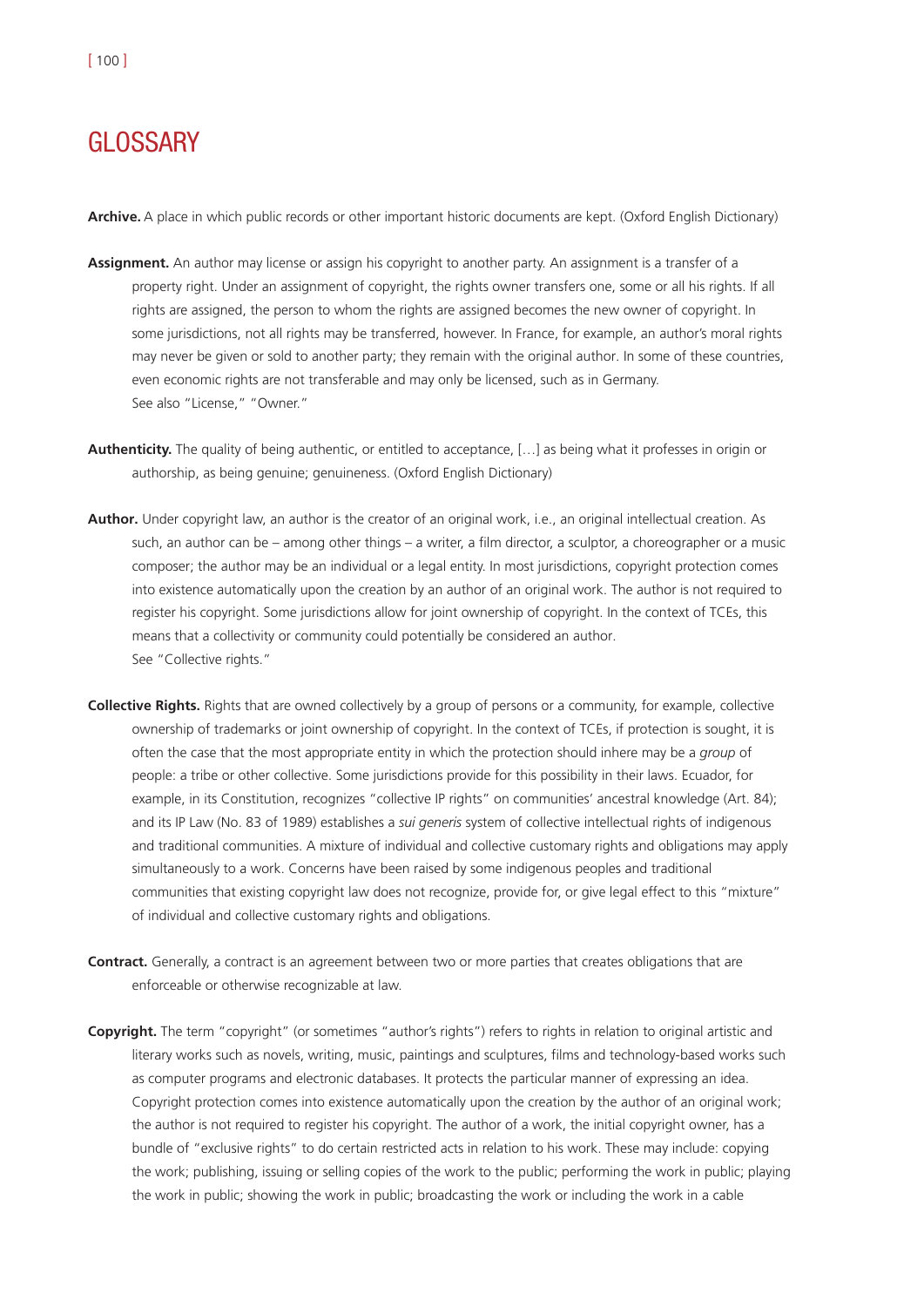# GLOSSARY

**Archive.** A place in which public records or other important historic documents are kept. (Oxford English Dictionary)

**Assignment.** An author may license or assign his copyright to another party. An assignment is a transfer of a property right. Under an assignment of copyright, the rights owner transfers one, some or all his rights. If all rights are assigned, the person to whom the rights are assigned becomes the new owner of copyright. In some jurisdictions, not all rights may be transferred, however. In France, for example, an author's moral rights may never be given or sold to another party; they remain with the original author. In some of these countries, even economic rights are not transferable and may only be licensed, such as in Germany.
See also "License," "Owner."

**Authenticity.** The quality of being authentic, or entitled to acceptance, […] as being what it professes in origin or authorship, as being genuine; genuineness. (Oxford English Dictionary)

**Author.** Under copyright law, an author is the creator of an original work, i.e., an original intellectual creation. As such, an author can be – among other things – a writer, a film director, a sculptor, a choreographer or a music composer; the author may be an individual or a legal entity. In most jurisdictions, copyright protection comes into existence automatically upon the creation by an author of an original work. The author is not required to register his copyright. Some jurisdictions allow for joint ownership of copyright. In the context of TCEs, this means that a collectivity or community could potentially be considered an author.
See "Collective rights."

**Collective Rights.** Rights that are owned collectively by a group of persons or a community, for example, collective ownership of trademarks or joint ownership of copyright. In the context of TCEs, if protection is sought, it is often the case that the most appropriate entity in which the protection should inhere may be a *group* of people: a tribe or other collective. Some jurisdictions provide for this possibility in their laws. Ecuador, for example, in its Constitution, recognizes "collective IP rights" on communities' ancestral knowledge (Art. 84); and its IP Law (No. 83 of 1989) establishes a *sui generis* system of collective intellectual rights of indigenous and traditional communities. A mixture of individual and collective customary rights and obligations may apply simultaneously to a work. Concerns have been raised by some indigenous peoples and traditional communities that existing copyright law does not recognize, provide for, or give legal effect to this "mixture" of individual and collective customary rights and obligations.

**Contract.** Generally, a contract is an agreement between two or more parties that creates obligations that are enforceable or otherwise recognizable at law.

**Copyright.** The term "copyright" (or sometimes "author's rights") refers to rights in relation to original artistic and literary works such as novels, writing, music, paintings and sculptures, films and technology-based works such as computer programs and electronic databases. It protects the particular manner of expressing an idea. Copyright protection comes into existence automatically upon the creation by the author of an original work; the author is not required to register his copyright. The author of a work, the initial copyright owner, has a bundle of "exclusive rights" to do certain restricted acts in relation to his work. These may include: copying the work; publishing, issuing or selling copies of the work to the public; performing the work in public; playing the work in public; showing the work in public; broadcasting the work or including the work in a cable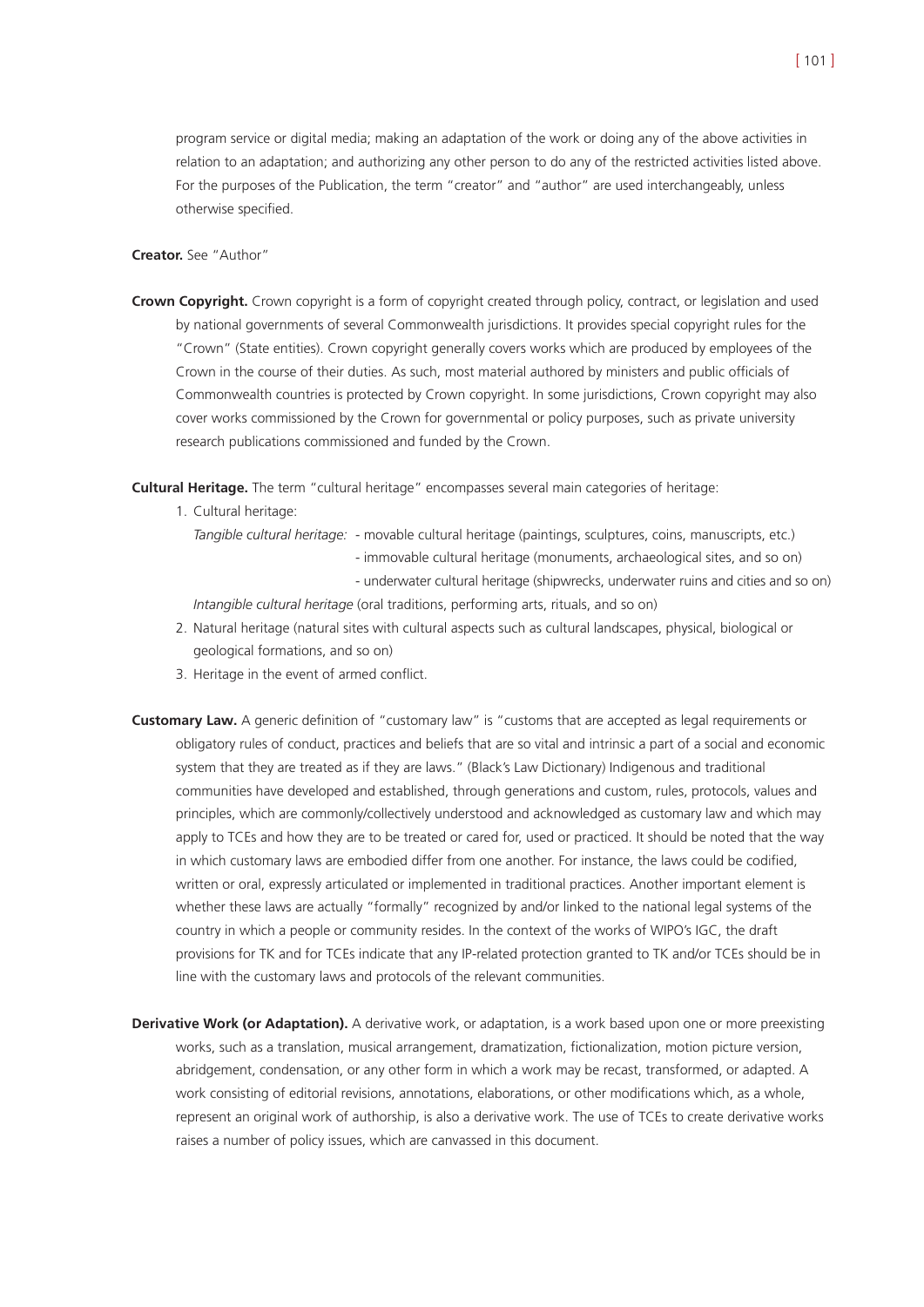program service or digital media; making an adaptation of the work or doing any of the above activities in relation to an adaptation; and authorizing any other person to do any of the restricted activities listed above. For the purposes of the Publication, the term "creator" and "author" are used interchangeably, unless otherwise specified.

**Creator.** See "Author"

**Crown Copyright.** Crown copyright is a form of copyright created through policy, contract, or legislation and used by national governments of several Commonwealth jurisdictions. It provides special copyright rules for the "Crown" (State entities). Crown copyright generally covers works which are produced by employees of the Crown in the course of their duties. As such, most material authored by ministers and public officials of Commonwealth countries is protected by Crown copyright. In some jurisdictions, Crown copyright may also cover works commissioned by the Crown for governmental or policy purposes, such as private university research publications commissioned and funded by the Crown.

**Cultural Heritage.** The term "cultural heritage" encompasses several main categories of heritage:

1. Cultural heritage:

   *Tangible cultural heritage:*
   - movable cultural heritage (paintings, sculptures, coins, manuscripts, etc.)
   - immovable cultural heritage (monuments, archaeological sites, and so on)
   - underwater cultural heritage (shipwrecks, underwater ruins and cities and so on)

   *Intangible cultural heritage* (oral traditions, performing arts, rituals, and so on)
2. Natural heritage (natural sites with cultural aspects such as cultural landscapes, physical, biological or geological formations, and so on)
3. Heritage in the event of armed conflict.

**Customary Law.** A generic definition of "customary law" is "customs that are accepted as legal requirements or obligatory rules of conduct, practices and beliefs that are so vital and intrinsic a part of a social and economic system that they are treated as if they are laws." (Black's Law Dictionary) Indigenous and traditional communities have developed and established, through generations and custom, rules, protocols, values and principles, which are commonly/collectively understood and acknowledged as customary law and which may apply to TCEs and how they are to be treated or cared for, used or practiced. It should be noted that the way in which customary laws are embodied differ from one another. For instance, the laws could be codified, written or oral, expressly articulated or implemented in traditional practices. Another important element is whether these laws are actually "formally" recognized by and/or linked to the national legal systems of the country in which a people or community resides. In the context of the works of WIPO's IGC, the draft provisions for TK and for TCEs indicate that any IP-related protection granted to TK and/or TCEs should be in line with the customary laws and protocols of the relevant communities.

**Derivative Work (or Adaptation).** A derivative work, or adaptation, is a work based upon one or more preexisting works, such as a translation, musical arrangement, dramatization, fictionalization, motion picture version, abridgement, condensation, or any other form in which a work may be recast, transformed, or adapted. A work consisting of editorial revisions, annotations, elaborations, or other modifications which, as a whole, represent an original work of authorship, is also a derivative work. The use of TCEs to create derivative works raises a number of policy issues, which are canvassed in this document.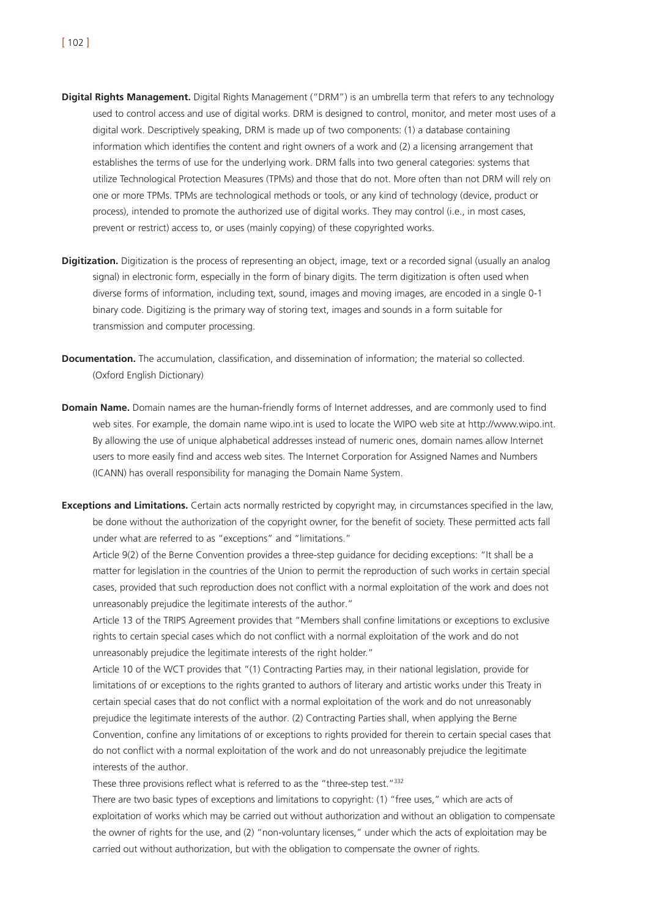**Digital Rights Management.** Digital Rights Management ("DRM") is an umbrella term that refers to any technology used to control access and use of digital works. DRM is designed to control, monitor, and meter most uses of a digital work. Descriptively speaking, DRM is made up of two components: (1) a database containing information which identifies the content and right owners of a work and (2) a licensing arrangement that establishes the terms of use for the underlying work. DRM falls into two general categories: systems that utilize Technological Protection Measures (TPMs) and those that do not. More often than not DRM will rely on one or more TPMs. TPMs are technological methods or tools, or any kind of technology (device, product or process), intended to promote the authorized use of digital works. They may control (i.e., in most cases, prevent or restrict) access to, or uses (mainly copying) of these copyrighted works.

**Digitization.** Digitization is the process of representing an object, image, text or a recorded signal (usually an analog signal) in electronic form, especially in the form of binary digits. The term digitization is often used when diverse forms of information, including text, sound, images and moving images, are encoded in a single 0-1 binary code. Digitizing is the primary way of storing text, images and sounds in a form suitable for transmission and computer processing.

**Documentation.** The accumulation, classification, and dissemination of information; the material so collected. (Oxford English Dictionary)

**Domain Name.** Domain names are the human-friendly forms of Internet addresses, and are commonly used to find web sites. For example, the domain name wipo.int is used to locate the WIPO web site at http://www.wipo.int. By allowing the use of unique alphabetical addresses instead of numeric ones, domain names allow Internet users to more easily find and access web sites. The Internet Corporation for Assigned Names and Numbers (ICANN) has overall responsibility for managing the Domain Name System.

**Exceptions and Limitations.** Certain acts normally restricted by copyright may, in circumstances specified in the law, be done without the authorization of the copyright owner, for the benefit of society. These permitted acts fall under what are referred to as "exceptions" and "limitations."

Article 9(2) of the Berne Convention provides a three-step guidance for deciding exceptions: "It shall be a matter for legislation in the countries of the Union to permit the reproduction of such works in certain special cases, provided that such reproduction does not conflict with a normal exploitation of the work and does not unreasonably prejudice the legitimate interests of the author."

Article 13 of the TRIPS Agreement provides that "Members shall confine limitations or exceptions to exclusive rights to certain special cases which do not conflict with a normal exploitation of the work and do not unreasonably prejudice the legitimate interests of the right holder."

Article 10 of the WCT provides that "(1) Contracting Parties may, in their national legislation, provide for limitations of or exceptions to the rights granted to authors of literary and artistic works under this Treaty in certain special cases that do not conflict with a normal exploitation of the work and do not unreasonably prejudice the legitimate interests of the author. (2) Contracting Parties shall, when applying the Berne Convention, confine any limitations of or exceptions to rights provided for therein to certain special cases that do not conflict with a normal exploitation of the work and do not unreasonably prejudice the legitimate interests of the author.

These three provisions reflect what is referred to as the "three-step test."[332]

There are two basic types of exceptions and limitations to copyright: (1) "free uses," which are acts of exploitation of works which may be carried out without authorization and without an obligation to compensate the owner of rights for the use, and (2) "non-voluntary licenses," under which the acts of exploitation may be carried out without authorization, but with the obligation to compensate the owner of rights.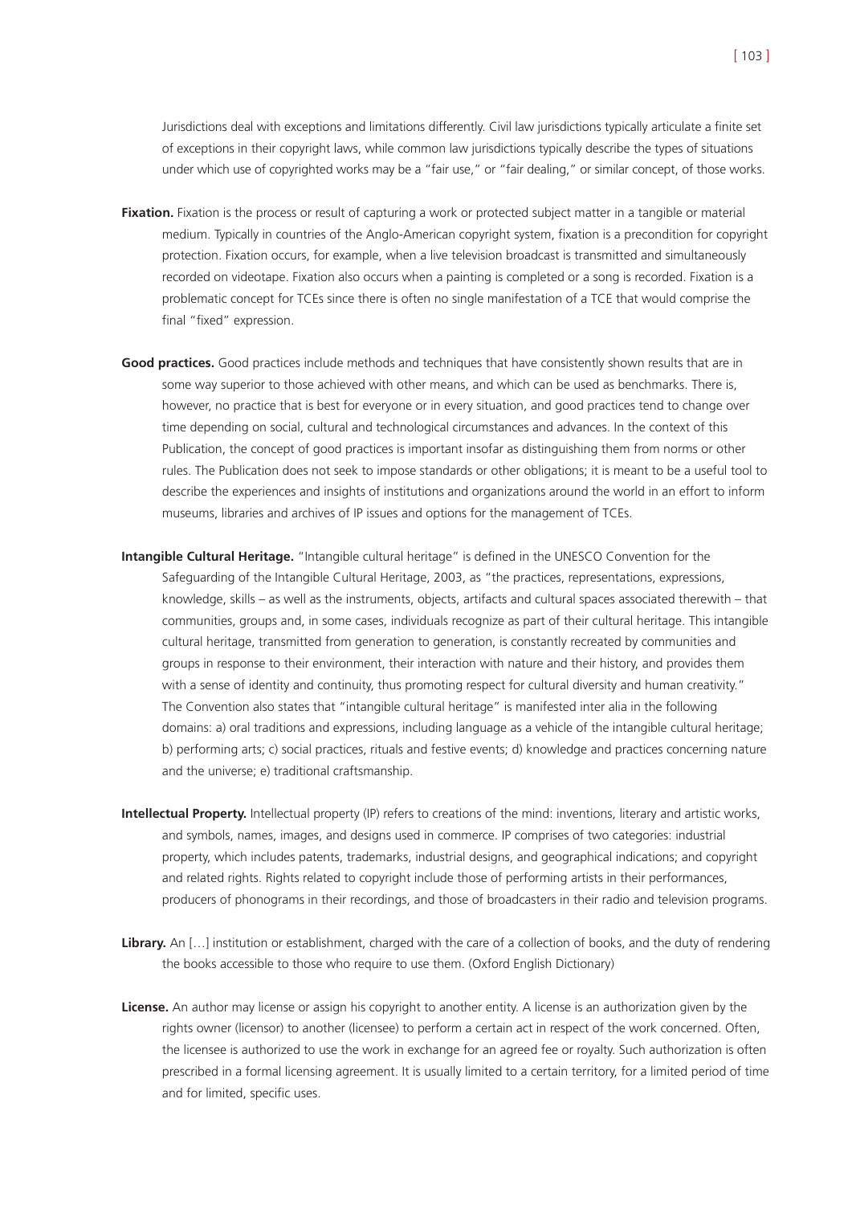Jurisdictions deal with exceptions and limitations differently. Civil law jurisdictions typically articulate a finite set of exceptions in their copyright laws, while common law jurisdictions typically describe the types of situations under which use of copyrighted works may be a "fair use," or "fair dealing," or similar concept, of those works.

**Fixation.** Fixation is the process or result of capturing a work or protected subject matter in a tangible or material medium. Typically in countries of the Anglo-American copyright system, fixation is a precondition for copyright protection. Fixation occurs, for example, when a live television broadcast is transmitted and simultaneously recorded on videotape. Fixation also occurs when a painting is completed or a song is recorded. Fixation is a problematic concept for TCEs since there is often no single manifestation of a TCE that would comprise the final "fixed" expression.

**Good practices.** Good practices include methods and techniques that have consistently shown results that are in some way superior to those achieved with other means, and which can be used as benchmarks. There is, however, no practice that is best for everyone or in every situation, and good practices tend to change over time depending on social, cultural and technological circumstances and advances. In the context of this Publication, the concept of good practices is important insofar as distinguishing them from norms or other rules. The Publication does not seek to impose standards or other obligations; it is meant to be a useful tool to describe the experiences and insights of institutions and organizations around the world in an effort to inform museums, libraries and archives of IP issues and options for the management of TCEs.

**Intangible Cultural Heritage.** "Intangible cultural heritage" is defined in the UNESCO Convention for the Safeguarding of the Intangible Cultural Heritage, 2003, as "the practices, representations, expressions, knowledge, skills – as well as the instruments, objects, artifacts and cultural spaces associated therewith – that communities, groups and, in some cases, individuals recognize as part of their cultural heritage. This intangible cultural heritage, transmitted from generation to generation, is constantly recreated by communities and groups in response to their environment, their interaction with nature and their history, and provides them with a sense of identity and continuity, thus promoting respect for cultural diversity and human creativity." The Convention also states that "intangible cultural heritage" is manifested inter alia in the following domains: a) oral traditions and expressions, including language as a vehicle of the intangible cultural heritage; b) performing arts; c) social practices, rituals and festive events; d) knowledge and practices concerning nature and the universe; e) traditional craftsmanship.

**Intellectual Property.** Intellectual property (IP) refers to creations of the mind: inventions, literary and artistic works, and symbols, names, images, and designs used in commerce. IP comprises of two categories: industrial property, which includes patents, trademarks, industrial designs, and geographical indications; and copyright and related rights. Rights related to copyright include those of performing artists in their performances, producers of phonograms in their recordings, and those of broadcasters in their radio and television programs.

**Library.** An […] institution or establishment, charged with the care of a collection of books, and the duty of rendering the books accessible to those who require to use them. (Oxford English Dictionary)

**License.** An author may license or assign his copyright to another entity. A license is an authorization given by the rights owner (licensor) to another (licensee) to perform a certain act in respect of the work concerned. Often, the licensee is authorized to use the work in exchange for an agreed fee or royalty. Such authorization is often prescribed in a formal licensing agreement. It is usually limited to a certain territory, for a limited period of time and for limited, specific uses.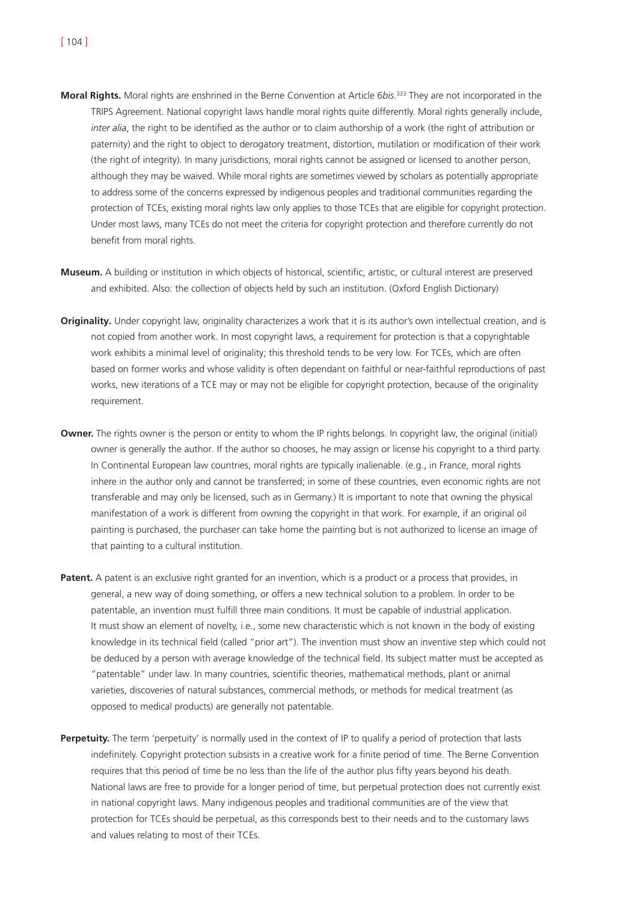**Moral Rights.** Moral rights are enshrined in the Berne Convention at Article 6*bis*.[333] They are not incorporated in the TRIPS Agreement. National copyright laws handle moral rights quite differently. Moral rights generally include, *inter alia*, the right to be identified as the author or to claim authorship of a work (the right of attribution or paternity) and the right to object to derogatory treatment, distortion, mutilation or modification of their work (the right of integrity). In many jurisdictions, moral rights cannot be assigned or licensed to another person, although they may be waived. While moral rights are sometimes viewed by scholars as potentially appropriate to address some of the concerns expressed by indigenous peoples and traditional communities regarding the protection of TCEs, existing moral rights law only applies to those TCEs that are eligible for copyright protection. Under most laws, many TCEs do not meet the criteria for copyright protection and therefore currently do not benefit from moral rights.

**Museum.** A building or institution in which objects of historical, scientific, artistic, or cultural interest are preserved and exhibited. Also: the collection of objects held by such an institution. (Oxford English Dictionary)

**Originality.** Under copyright law, originality characterizes a work that it is its author's own intellectual creation, and is not copied from another work. In most copyright laws, a requirement for protection is that a copyrightable work exhibits a minimal level of originality; this threshold tends to be very low. For TCEs, which are often based on former works and whose validity is often dependant on faithful or near-faithful reproductions of past works, new iterations of a TCE may or may not be eligible for copyright protection, because of the originality requirement.

**Owner.** The rights owner is the person or entity to whom the IP rights belongs. In copyright law, the original (initial) owner is generally the author. If the author so chooses, he may assign or license his copyright to a third party. In Continental European law countries, moral rights are typically inalienable. (e.g., in France, moral rights inhere in the author only and cannot be transferred; in some of these countries, even economic rights are not transferable and may only be licensed, such as in Germany.) It is important to note that owning the physical manifestation of a work is different from owning the copyright in that work. For example, if an original oil painting is purchased, the purchaser can take home the painting but is not authorized to license an image of that painting to a cultural institution.

**Patent.** A patent is an exclusive right granted for an invention, which is a product or a process that provides, in general, a new way of doing something, or offers a new technical solution to a problem. In order to be patentable, an invention must fulfill three main conditions. It must be capable of industrial application. It must show an element of novelty, i.e., some new characteristic which is not known in the body of existing knowledge in its technical field (called "prior art"). The invention must show an inventive step which could not be deduced by a person with average knowledge of the technical field. Its subject matter must be accepted as "patentable" under law. In many countries, scientific theories, mathematical methods, plant or animal varieties, discoveries of natural substances, commercial methods, or methods for medical treatment (as opposed to medical products) are generally not patentable.

**Perpetuity.** The term 'perpetuity' is normally used in the context of IP to qualify a period of protection that lasts indefinitely. Copyright protection subsists in a creative work for a finite period of time. The Berne Convention requires that this period of time be no less than the life of the author plus fifty years beyond his death. National laws are free to provide for a longer period of time, but perpetual protection does not currently exist in national copyright laws. Many indigenous peoples and traditional communities are of the view that protection for TCEs should be perpetual, as this corresponds best to their needs and to the customary laws and values relating to most of their TCEs.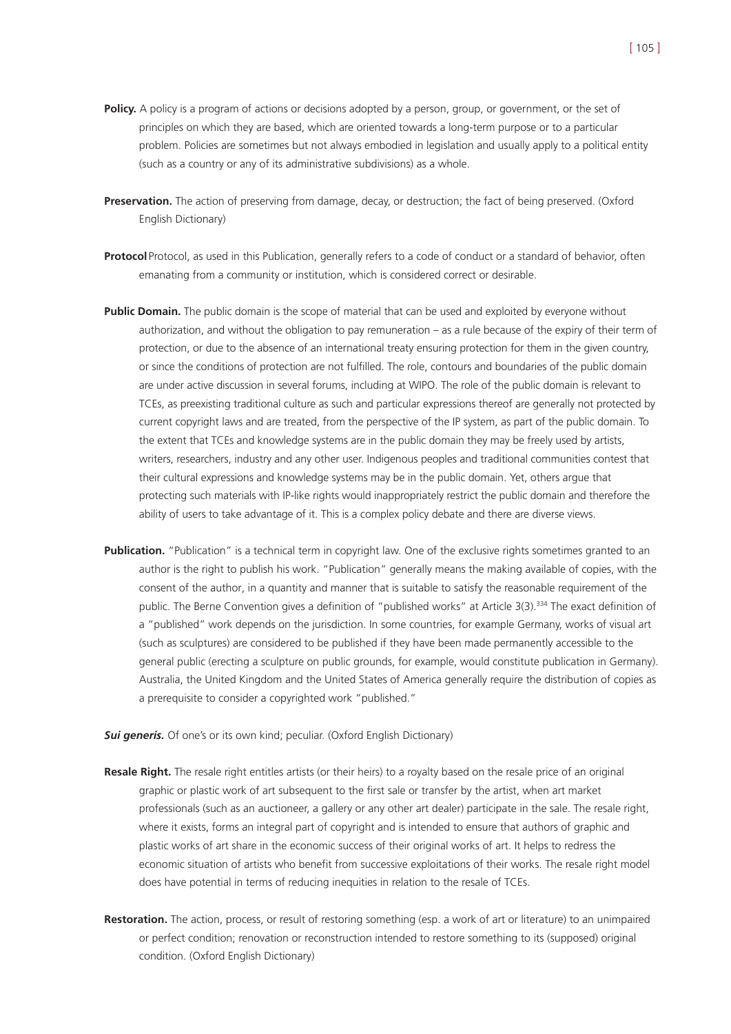**Policy.** A policy is a program of actions or decisions adopted by a person, group, or government, or the set of principles on which they are based, which are oriented towards a long-term purpose or to a particular problem. Policies are sometimes but not always embodied in legislation and usually apply to a political entity (such as a country or any of its administrative subdivisions) as a whole.

**Preservation.** The action of preserving from damage, decay, or destruction; the fact of being preserved. (Oxford English Dictionary)

**Protocol** Protocol, as used in this Publication, generally refers to a code of conduct or a standard of behavior, often emanating from a community or institution, which is considered correct or desirable.

**Public Domain.** The public domain is the scope of material that can be used and exploited by everyone without authorization, and without the obligation to pay remuneration – as a rule because of the expiry of their term of protection, or due to the absence of an international treaty ensuring protection for them in the given country, or since the conditions of protection are not fulfilled. The role, contours and boundaries of the public domain are under active discussion in several forums, including at WIPO. The role of the public domain is relevant to TCEs, as preexisting traditional culture as such and particular expressions thereof are generally not protected by current copyright laws and are treated, from the perspective of the IP system, as part of the public domain. To the extent that TCEs and knowledge systems are in the public domain they may be freely used by artists, writers, researchers, industry and any other user. Indigenous peoples and traditional communities contest that their cultural expressions and knowledge systems may be in the public domain. Yet, others argue that protecting such materials with IP-like rights would inappropriately restrict the public domain and therefore the ability of users to take advantage of it. This is a complex policy debate and there are diverse views.

**Publication.** "Publication" is a technical term in copyright law. One of the exclusive rights sometimes granted to an author is the right to publish his work. "Publication" generally means the making available of copies, with the consent of the author, in a quantity and manner that is suitable to satisfy the reasonable requirement of the public. The Berne Convention gives a definition of "published works" at Article 3(3).[334] The exact definition of a "published" work depends on the jurisdiction. In some countries, for example Germany, works of visual art (such as sculptures) are considered to be published if they have been made permanently accessible to the general public (erecting a sculpture on public grounds, for example, would constitute publication in Germany). Australia, the United Kingdom and the United States of America generally require the distribution of copies as a prerequisite to consider a copyrighted work "published."

***Sui generis.*** Of one's or its own kind; peculiar. (Oxford English Dictionary)

**Resale Right.** The resale right entitles artists (or their heirs) to a royalty based on the resale price of an original graphic or plastic work of art subsequent to the first sale or transfer by the artist, when art market professionals (such as an auctioneer, a gallery or any other art dealer) participate in the sale. The resale right, where it exists, forms an integral part of copyright and is intended to ensure that authors of graphic and plastic works of art share in the economic success of their original works of art. It helps to redress the economic situation of artists who benefit from successive exploitations of their works. The resale right model does have potential in terms of reducing inequities in relation to the resale of TCEs.

**Restoration.** The action, process, or result of restoring something (esp. a work of art or literature) to an unimpaired or perfect condition; renovation or reconstruction intended to restore something to its (supposed) original condition. (Oxford English Dictionary)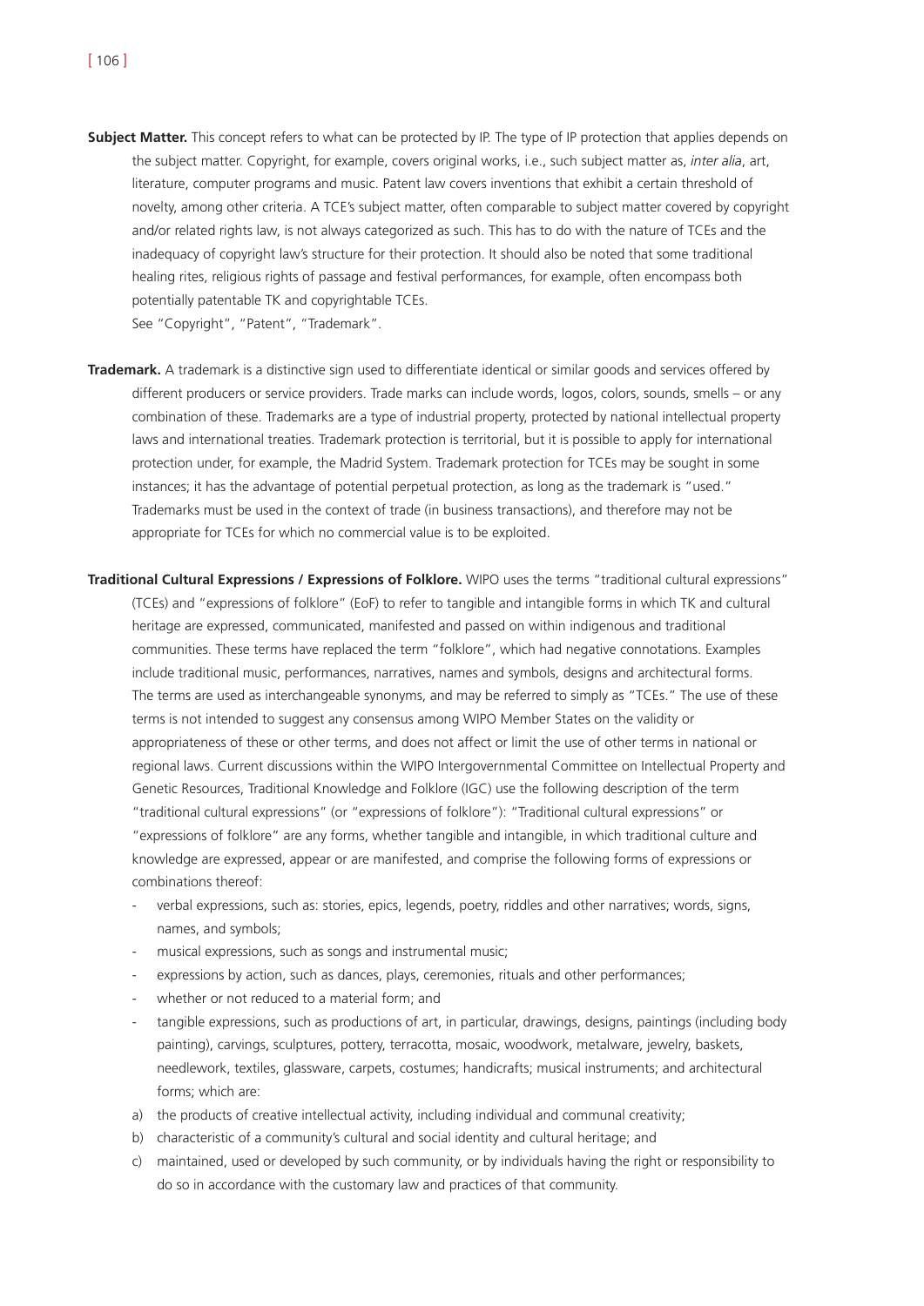**Subject Matter.** This concept refers to what can be protected by IP. The type of IP protection that applies depends on the subject matter. Copyright, for example, covers original works, i.e., such subject matter as, *inter alia*, art, literature, computer programs and music. Patent law covers inventions that exhibit a certain threshold of novelty, among other criteria. A TCE's subject matter, often comparable to subject matter covered by copyright and/or related rights law, is not always categorized as such. This has to do with the nature of TCEs and the inadequacy of copyright law's structure for their protection. It should also be noted that some traditional healing rites, religious rights of passage and festival performances, for example, often encompass both potentially patentable TK and copyrightable TCEs.
See "Copyright", "Patent", "Trademark".

**Trademark.** A trademark is a distinctive sign used to differentiate identical or similar goods and services offered by different producers or service providers. Trade marks can include words, logos, colors, sounds, smells – or any combination of these. Trademarks are a type of industrial property, protected by national intellectual property laws and international treaties. Trademark protection is territorial, but it is possible to apply for international protection under, for example, the Madrid System. Trademark protection for TCEs may be sought in some instances; it has the advantage of potential perpetual protection, as long as the trademark is "used." Trademarks must be used in the context of trade (in business transactions), and therefore may not be appropriate for TCEs for which no commercial value is to be exploited.

**Traditional Cultural Expressions / Expressions of Folklore.** WIPO uses the terms "traditional cultural expressions" (TCEs) and "expressions of folklore" (EoF) to refer to tangible and intangible forms in which TK and cultural heritage are expressed, communicated, manifested and passed on within indigenous and traditional communities. These terms have replaced the term "folklore", which had negative connotations. Examples include traditional music, performances, narratives, names and symbols, designs and architectural forms. The terms are used as interchangeable synonyms, and may be referred to simply as "TCEs." The use of these terms is not intended to suggest any consensus among WIPO Member States on the validity or appropriateness of these or other terms, and does not affect or limit the use of other terms in national or regional laws. Current discussions within the WIPO Intergovernmental Committee on Intellectual Property and Genetic Resources, Traditional Knowledge and Folklore (IGC) use the following description of the term "traditional cultural expressions" (or "expressions of folklore"): "Traditional cultural expressions" or "expressions of folklore" are any forms, whether tangible and intangible, in which traditional culture and knowledge are expressed, appear or are manifested, and comprise the following forms of expressions or combinations thereof:

- verbal expressions, such as: stories, epics, legends, poetry, riddles and other narratives; words, signs, names, and symbols;
- musical expressions, such as songs and instrumental music;
- expressions by action, such as dances, plays, ceremonies, rituals and other performances;
- whether or not reduced to a material form; and
- tangible expressions, such as productions of art, in particular, drawings, designs, paintings (including body painting), carvings, sculptures, pottery, terracotta, mosaic, woodwork, metalware, jewelry, baskets, needlework, textiles, glassware, carpets, costumes; handicrafts; musical instruments; and architectural forms; which are:

a) the products of creative intellectual activity, including individual and communal creativity;
b) characteristic of a community's cultural and social identity and cultural heritage; and
c) maintained, used or developed by such community, or by individuals having the right or responsibility to do so in accordance with the customary law and practices of that community.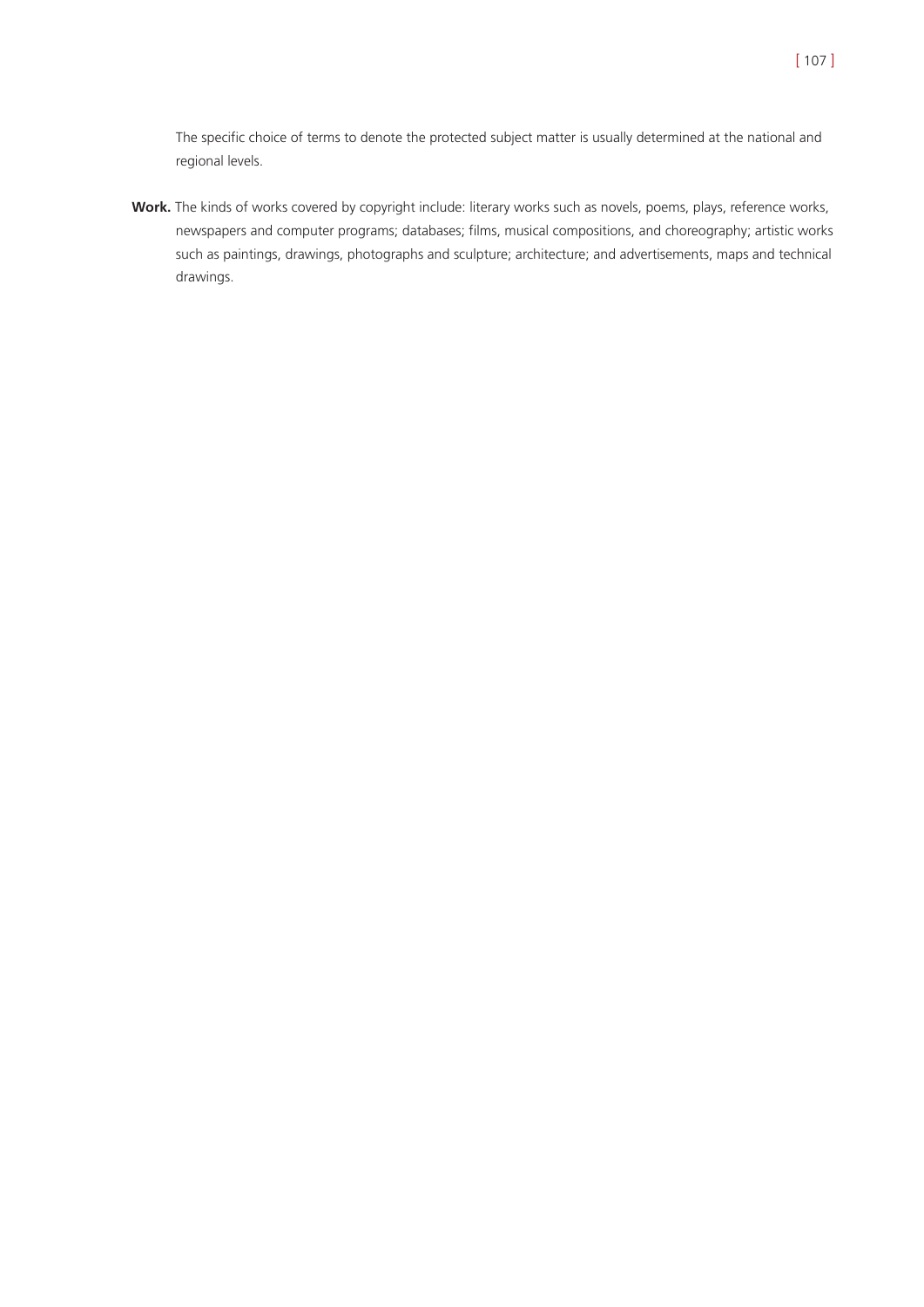The specific choice of terms to denote the protected subject matter is usually determined at the national and regional levels.

**Work.** The kinds of works covered by copyright include: literary works such as novels, poems, plays, reference works, newspapers and computer programs; databases; films, musical compositions, and choreography; artistic works such as paintings, drawings, photographs and sculpture; architecture; and advertisements, maps and technical drawings.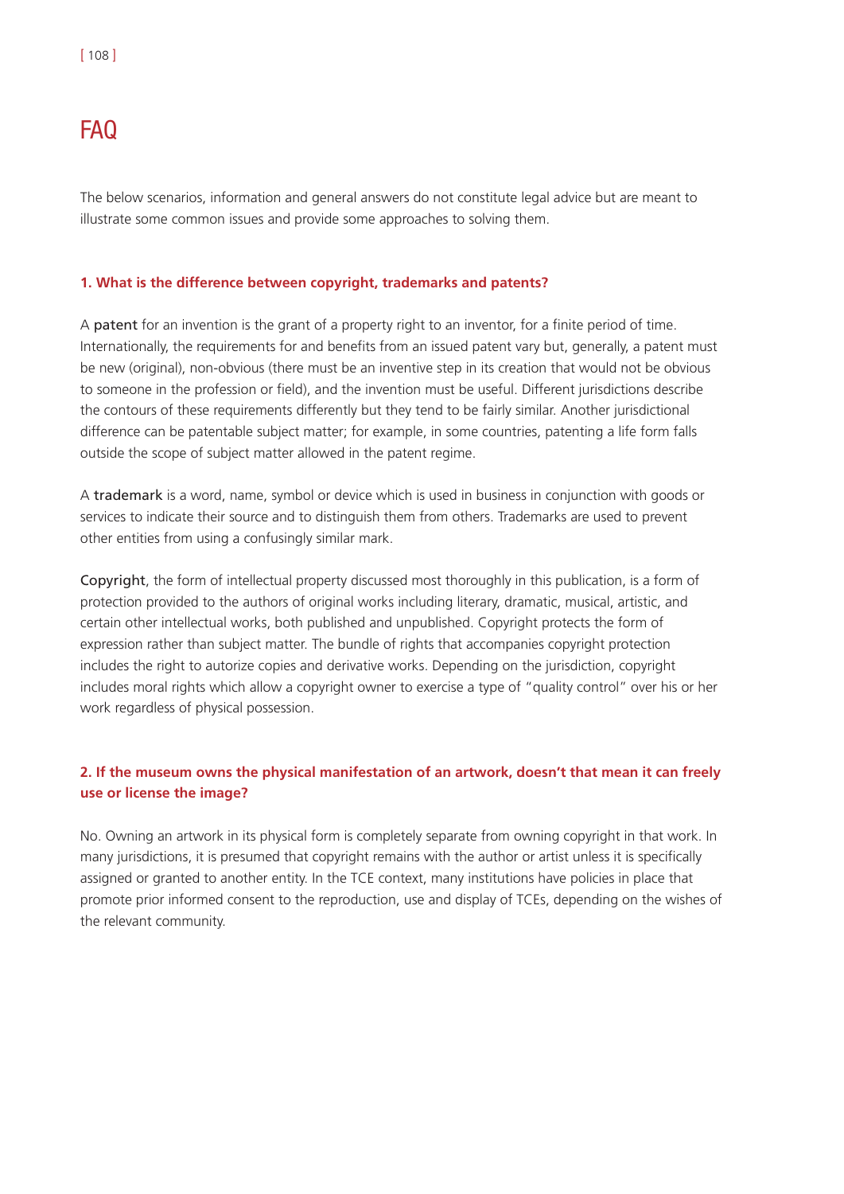# FAQ

The below scenarios, information and general answers do not constitute legal advice but are meant to illustrate some common issues and provide some approaches to solving them.

### 1. What is the difference between copyright, trademarks and patents?

A patent for an invention is the grant of a property right to an inventor, for a finite period of time. Internationally, the requirements for and benefits from an issued patent vary but, generally, a patent must be new (original), non-obvious (there must be an inventive step in its creation that would not be obvious to someone in the profession or field), and the invention must be useful. Different jurisdictions describe the contours of these requirements differently but they tend to be fairly similar. Another jurisdictional difference can be patentable subject matter; for example, in some countries, patenting a life form falls outside the scope of subject matter allowed in the patent regime.

A trademark is a word, name, symbol or device which is used in business in conjunction with goods or services to indicate their source and to distinguish them from others. Trademarks are used to prevent other entities from using a confusingly similar mark.

Copyright, the form of intellectual property discussed most thoroughly in this publication, is a form of protection provided to the authors of original works including literary, dramatic, musical, artistic, and certain other intellectual works, both published and unpublished. Copyright protects the form of expression rather than subject matter. The bundle of rights that accompanies copyright protection includes the right to autorize copies and derivative works. Depending on the jurisdiction, copyright includes moral rights which allow a copyright owner to exercise a type of "quality control" over his or her work regardless of physical possession.

### 2. If the museum owns the physical manifestation of an artwork, doesn't that mean it can freely use or license the image?

No. Owning an artwork in its physical form is completely separate from owning copyright in that work. In many jurisdictions, it is presumed that copyright remains with the author or artist unless it is specifically assigned or granted to another entity. In the TCE context, many institutions have policies in place that promote prior informed consent to the reproduction, use and display of TCEs, depending on the wishes of the relevant community.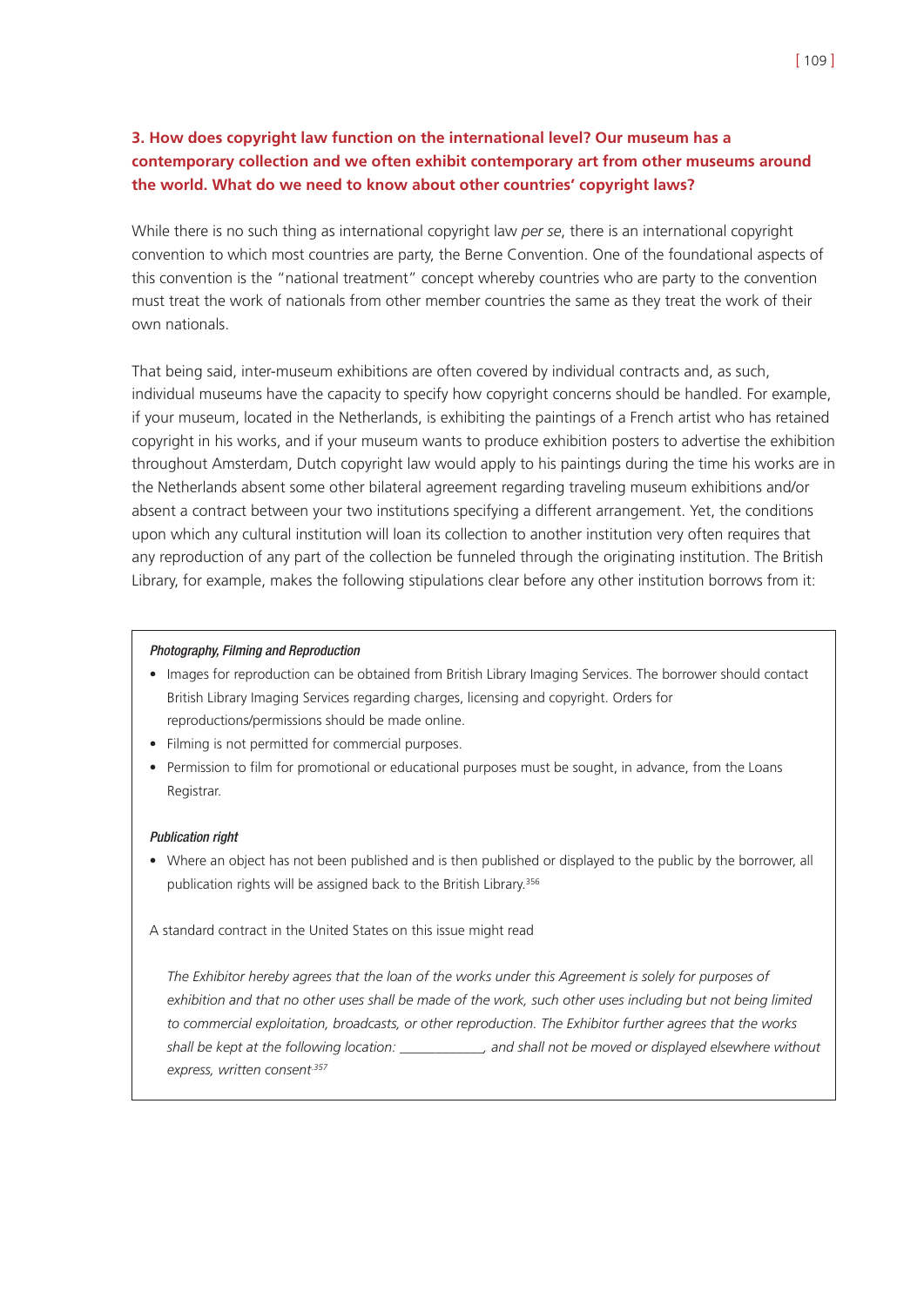### 3. How does copyright law function on the international level? Our museum has a contemporary collection and we often exhibit contemporary art from other museums around the world. What do we need to know about other countries' copyright laws?

While there is no such thing as international copyright law *per se*, there is an international copyright convention to which most countries are party, the Berne Convention. One of the foundational aspects of this convention is the "national treatment" concept whereby countries who are party to the convention must treat the work of nationals from other member countries the same as they treat the work of their own nationals.

That being said, inter-museum exhibitions are often covered by individual contracts and, as such, individual museums have the capacity to specify how copyright concerns should be handled. For example, if your museum, located in the Netherlands, is exhibiting the paintings of a French artist who has retained copyright in his works, and if your museum wants to produce exhibition posters to advertise the exhibition throughout Amsterdam, Dutch copyright law would apply to his paintings during the time his works are in the Netherlands absent some other bilateral agreement regarding traveling museum exhibitions and/or absent a contract between your two institutions specifying a different arrangement. Yet, the conditions upon which any cultural institution will loan its collection to another institution very often requires that any reproduction of any part of the collection be funneled through the originating institution. The British Library, for example, makes the following stipulations clear before any other institution borrows from it:

> ***Photography, Filming and Reproduction***
>
> - Images for reproduction can be obtained from British Library Imaging Services. The borrower should contact British Library Imaging Services regarding charges, licensing and copyright. Orders for reproductions/permissions should be made online.
> - Filming is not permitted for commercial purposes.
> - Permission to film for promotional or educational purposes must be sought, in advance, from the Loans Registrar.
>
> ***Publication right***
>
> - Where an object has not been published and is then published or displayed to the public by the borrower, all publication rights will be assigned back to the British Library.[356]
>
> A standard contract in the United States on this issue might read
>
> *The Exhibitor hereby agrees that the loan of the works under this Agreement is solely for purposes of exhibition and that no other uses shall be made of the work, such other uses including but not being limited to commercial exploitation, broadcasts, or other reproduction. The Exhibitor further agrees that the works shall be kept at the following location: ____________, and shall not be moved or displayed elsewhere without express, written consent*[357]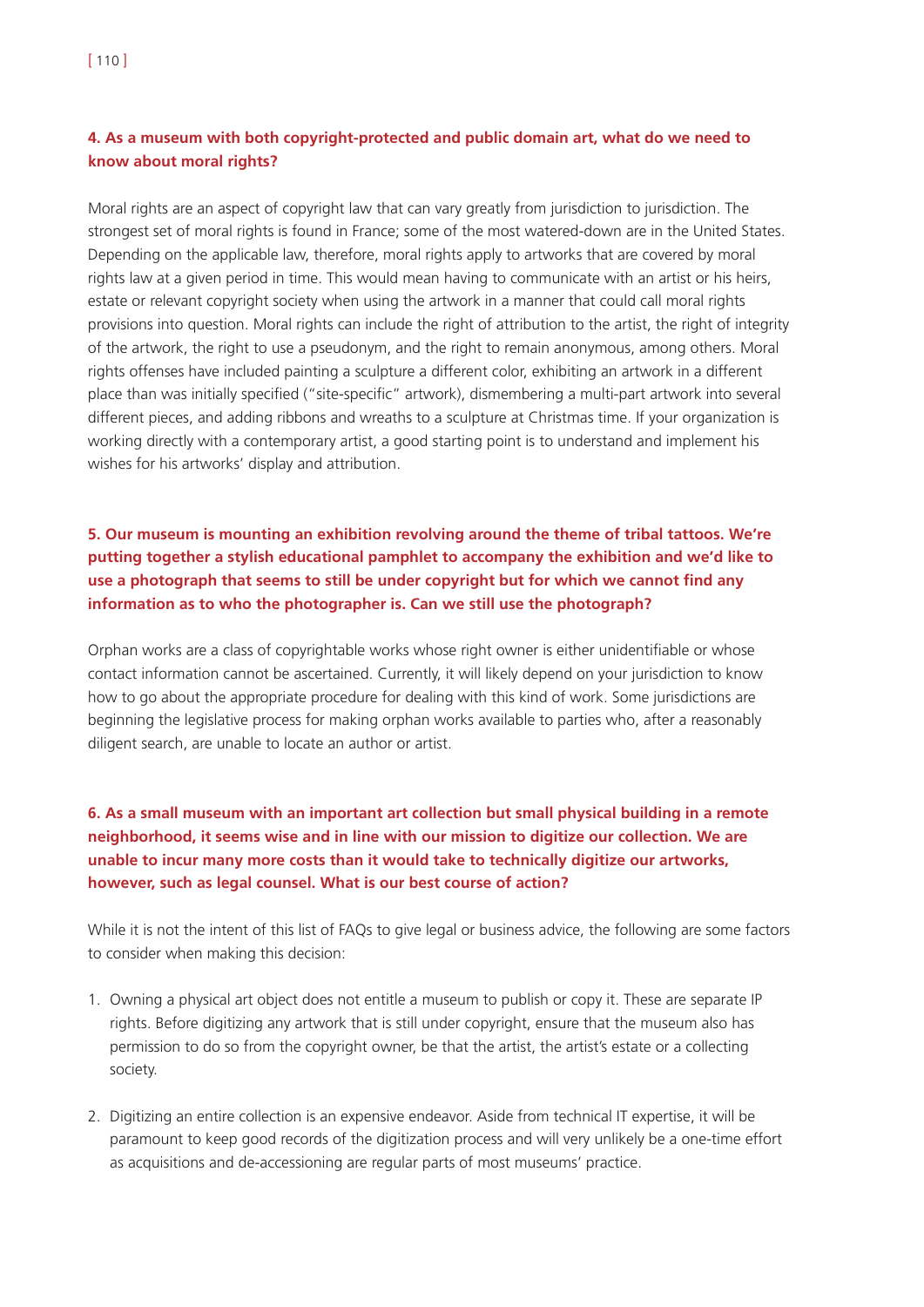### 4. As a museum with both copyright-protected and public domain art, what do we need to know about moral rights?

Moral rights are an aspect of copyright law that can vary greatly from jurisdiction to jurisdiction. The strongest set of moral rights is found in France; some of the most watered-down are in the United States. Depending on the applicable law, therefore, moral rights apply to artworks that are covered by moral rights law at a given period in time. This would mean having to communicate with an artist or his heirs, estate or relevant copyright society when using the artwork in a manner that could call moral rights provisions into question. Moral rights can include the right of attribution to the artist, the right of integrity of the artwork, the right to use a pseudonym, and the right to remain anonymous, among others. Moral rights offenses have included painting a sculpture a different color, exhibiting an artwork in a different place than was initially specified ("site-specific" artwork), dismembering a multi-part artwork into several different pieces, and adding ribbons and wreaths to a sculpture at Christmas time. If your organization is working directly with a contemporary artist, a good starting point is to understand and implement his wishes for his artworks' display and attribution.

### 5. Our museum is mounting an exhibition revolving around the theme of tribal tattoos. We're putting together a stylish educational pamphlet to accompany the exhibition and we'd like to use a photograph that seems to still be under copyright but for which we cannot find any information as to who the photographer is. Can we still use the photograph?

Orphan works are a class of copyrightable works whose right owner is either unidentifiable or whose contact information cannot be ascertained. Currently, it will likely depend on your jurisdiction to know how to go about the appropriate procedure for dealing with this kind of work. Some jurisdictions are beginning the legislative process for making orphan works available to parties who, after a reasonably diligent search, are unable to locate an author or artist.

### 6. As a small museum with an important art collection but small physical building in a remote neighborhood, it seems wise and in line with our mission to digitize our collection. We are unable to incur many more costs than it would take to technically digitize our artworks, however, such as legal counsel. What is our best course of action?

While it is not the intent of this list of FAQs to give legal or business advice, the following are some factors to consider when making this decision:

1. Owning a physical art object does not entitle a museum to publish or copy it. These are separate IP rights. Before digitizing any artwork that is still under copyright, ensure that the museum also has permission to do so from the copyright owner, be that the artist, the artist's estate or a collecting society.
2. Digitizing an entire collection is an expensive endeavor. Aside from technical IT expertise, it will be paramount to keep good records of the digitization process and will very unlikely be a one-time effort as acquisitions and de-accessioning are regular parts of most museums' practice.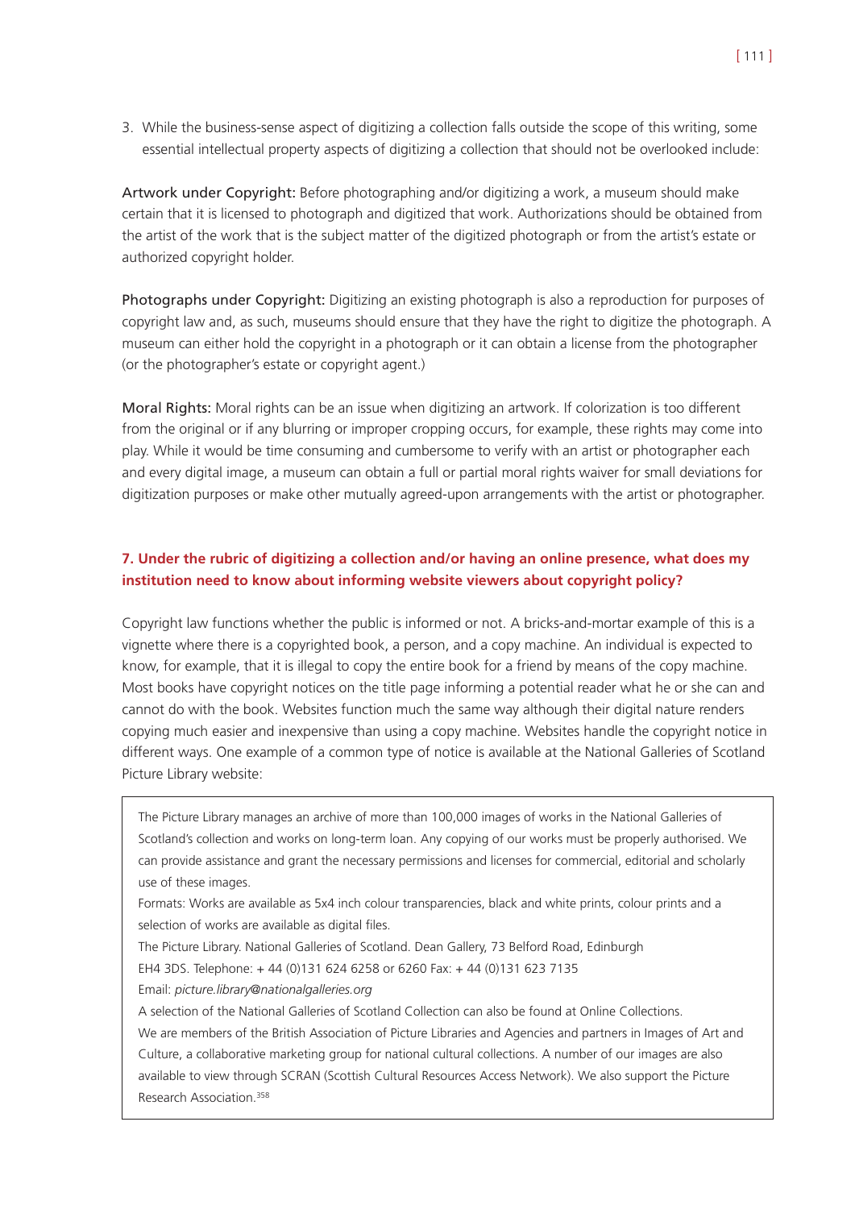3. While the business-sense aspect of digitizing a collection falls outside the scope of this writing, some essential intellectual property aspects of digitizing a collection that should not be overlooked include:

Artwork under Copyright: Before photographing and/or digitizing a work, a museum should make certain that it is licensed to photograph and digitized that work. Authorizations should be obtained from the artist of the work that is the subject matter of the digitized photograph or from the artist's estate or authorized copyright holder.

Photographs under Copyright: Digitizing an existing photograph is also a reproduction for purposes of copyright law and, as such, museums should ensure that they have the right to digitize the photograph. A museum can either hold the copyright in a photograph or it can obtain a license from the photographer (or the photographer's estate or copyright agent.)

Moral Rights: Moral rights can be an issue when digitizing an artwork. If colorization is too different from the original or if any blurring or improper cropping occurs, for example, these rights may come into play. While it would be time consuming and cumbersome to verify with an artist or photographer each and every digital image, a museum can obtain a full or partial moral rights waiver for small deviations for digitization purposes or make other mutually agreed-upon arrangements with the artist or photographer.

### 7. Under the rubric of digitizing a collection and/or having an online presence, what does my institution need to know about informing website viewers about copyright policy?

Copyright law functions whether the public is informed or not. A bricks-and-mortar example of this is a vignette where there is a copyrighted book, a person, and a copy machine. An individual is expected to know, for example, that it is illegal to copy the entire book for a friend by means of the copy machine. Most books have copyright notices on the title page informing a potential reader what he or she can and cannot do with the book. Websites function much the same way although their digital nature renders copying much easier and inexpensive than using a copy machine. Websites handle the copyright notice in different ways. One example of a common type of notice is available at the National Galleries of Scotland Picture Library website:

> The Picture Library manages an archive of more than 100,000 images of works in the National Galleries of Scotland's collection and works on long-term loan. Any copying of our works must be properly authorised. We can provide assistance and grant the necessary permissions and licenses for commercial, editorial and scholarly use of these images.
>
> Formats: Works are available as 5x4 inch colour transparencies, black and white prints, colour prints and a selection of works are available as digital files.
>
> The Picture Library. National Galleries of Scotland. Dean Gallery, 73 Belford Road, Edinburgh EH4 3DS. Telephone: + 44 (0)131 624 6258 or 6260 Fax: + 44 (0)131 623 7135
>
> Email: *picture.library@nationalgalleries.org*
>
> A selection of the National Galleries of Scotland Collection can also be found at Online Collections.
>
> We are members of the British Association of Picture Libraries and Agencies and partners in Images of Art and Culture, a collaborative marketing group for national cultural collections. A number of our images are also available to view through SCRAN (Scottish Cultural Resources Access Network). We also support the Picture Research Association.[358]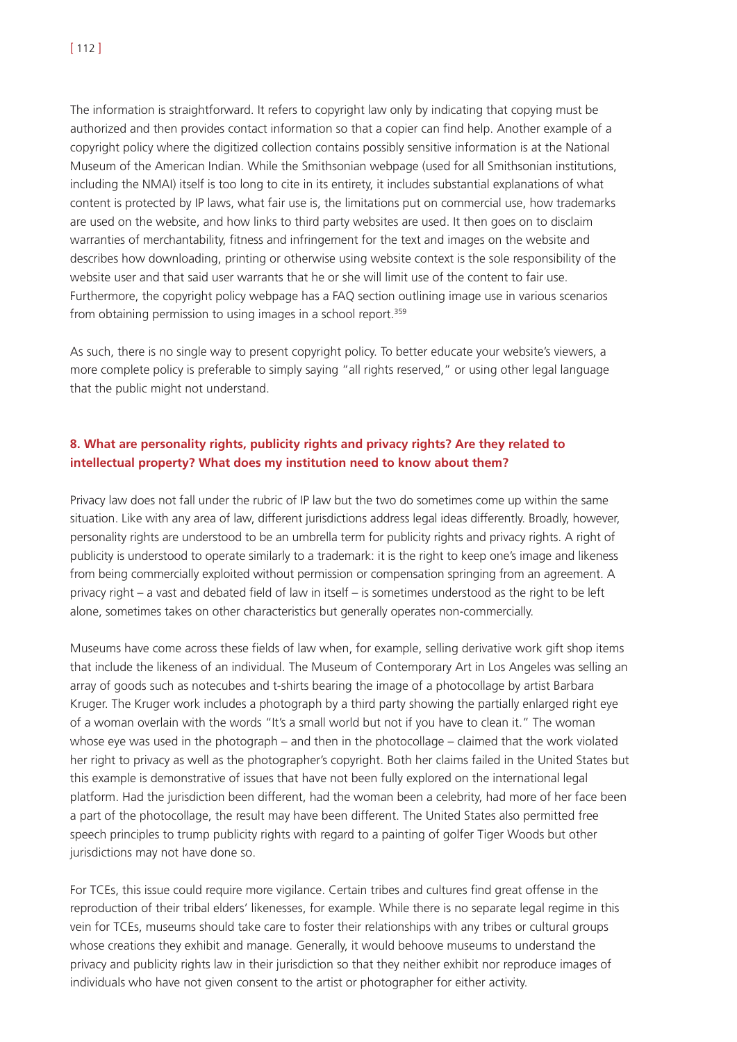The information is straightforward. It refers to copyright law only by indicating that copying must be authorized and then provides contact information so that a copier can find help. Another example of a copyright policy where the digitized collection contains possibly sensitive information is at the National Museum of the American Indian. While the Smithsonian webpage (used for all Smithsonian institutions, including the NMAI) itself is too long to cite in its entirety, it includes substantial explanations of what content is protected by IP laws, what fair use is, the limitations put on commercial use, how trademarks are used on the website, and how links to third party websites are used. It then goes on to disclaim warranties of merchantability, fitness and infringement for the text and images on the website and describes how downloading, printing or otherwise using website context is the sole responsibility of the website user and that said user warrants that he or she will limit use of the content to fair use. Furthermore, the copyright policy webpage has a FAQ section outlining image use in various scenarios from obtaining permission to using images in a school report.[359]

As such, there is no single way to present copyright policy. To better educate your website's viewers, a more complete policy is preferable to simply saying "all rights reserved," or using other legal language that the public might not understand.

### 8. What are personality rights, publicity rights and privacy rights? Are they related to intellectual property? What does my institution need to know about them?

Privacy law does not fall under the rubric of IP law but the two do sometimes come up within the same situation. Like with any area of law, different jurisdictions address legal ideas differently. Broadly, however, personality rights are understood to be an umbrella term for publicity rights and privacy rights. A right of publicity is understood to operate similarly to a trademark: it is the right to keep one's image and likeness from being commercially exploited without permission or compensation springing from an agreement. A privacy right – a vast and debated field of law in itself – is sometimes understood as the right to be left alone, sometimes takes on other characteristics but generally operates non-commercially.

Museums have come across these fields of law when, for example, selling derivative work gift shop items that include the likeness of an individual. The Museum of Contemporary Art in Los Angeles was selling an array of goods such as notecubes and t-shirts bearing the image of a photocollage by artist Barbara Kruger. The Kruger work includes a photograph by a third party showing the partially enlarged right eye of a woman overlain with the words "It's a small world but not if you have to clean it." The woman whose eye was used in the photograph – and then in the photocollage – claimed that the work violated her right to privacy as well as the photographer's copyright. Both her claims failed in the United States but this example is demonstrative of issues that have not been fully explored on the international legal platform. Had the jurisdiction been different, had the woman been a celebrity, had more of her face been a part of the photocollage, the result may have been different. The United States also permitted free speech principles to trump publicity rights with regard to a painting of golfer Tiger Woods but other jurisdictions may not have done so.

For TCEs, this issue could require more vigilance. Certain tribes and cultures find great offense in the reproduction of their tribal elders' likenesses, for example. While there is no separate legal regime in this vein for TCEs, museums should take care to foster their relationships with any tribes or cultural groups whose creations they exhibit and manage. Generally, it would behoove museums to understand the privacy and publicity rights law in their jurisdiction so that they neither exhibit nor reproduce images of individuals who have not given consent to the artist or photographer for either activity.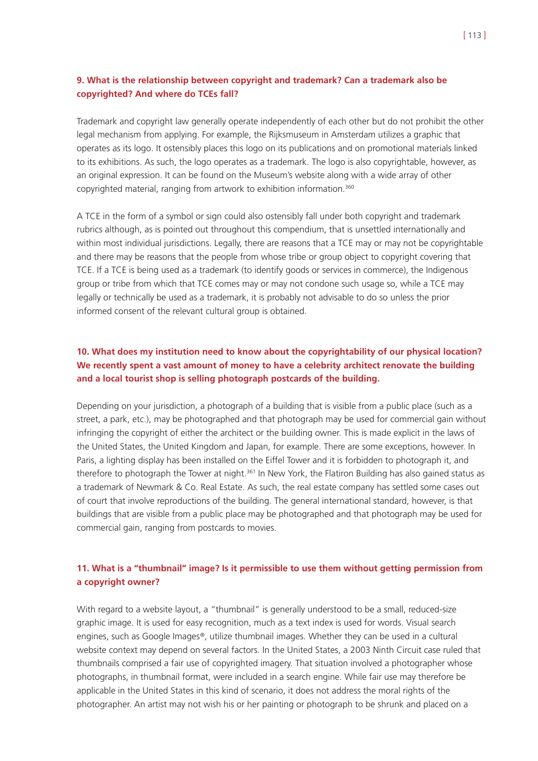### 9. What is the relationship between copyright and trademark? Can a trademark also be copyrighted? And where do TCEs fall?

Trademark and copyright law generally operate independently of each other but do not prohibit the other legal mechanism from applying. For example, the Rijksmuseum in Amsterdam utilizes a graphic that operates as its logo. It ostensibly places this logo on its publications and on promotional materials linked to its exhibitions. As such, the logo operates as a trademark. The logo is also copyrightable, however, as an original expression. It can be found on the Museum's website along with a wide array of other copyrighted material, ranging from artwork to exhibition information.[360]

A TCE in the form of a symbol or sign could also ostensibly fall under both copyright and trademark rubrics although, as is pointed out throughout this compendium, that is unsettled internationally and within most individual jurisdictions. Legally, there are reasons that a TCE may or may not be copyrightable and there may be reasons that the people from whose tribe or group object to copyright covering that TCE. If a TCE is being used as a trademark (to identify goods or services in commerce), the Indigenous group or tribe from which that TCE comes may or may not condone such usage so, while a TCE may legally or technically be used as a trademark, it is probably not advisable to do so unless the prior informed consent of the relevant cultural group is obtained.

### 10. What does my institution need to know about the copyrightability of our physical location? We recently spent a vast amount of money to have a celebrity architect renovate the building and a local tourist shop is selling photograph postcards of the building.

Depending on your jurisdiction, a photograph of a building that is visible from a public place (such as a street, a park, etc.), may be photographed and that photograph may be used for commercial gain without infringing the copyright of either the architect or the building owner. This is made explicit in the laws of the United States, the United Kingdom and Japan, for example. There are some exceptions, however. In Paris, a lighting display has been installed on the Eiffel Tower and it is forbidden to photograph it, and therefore to photograph the Tower at night.[361] In New York, the Flatiron Building has also gained status as a trademark of Newmark & Co. Real Estate. As such, the real estate company has settled some cases out of court that involve reproductions of the building. The general international standard, however, is that buildings that are visible from a public place may be photographed and that photograph may be used for commercial gain, ranging from postcards to movies.

### 11. What is a "thumbnail" image? Is it permissible to use them without getting permission from a copyright owner?

With regard to a website layout, a "thumbnail" is generally understood to be a small, reduced-size graphic image. It is used for easy recognition, much as a text index is used for words. Visual search engines, such as Google Images®, utilize thumbnail images. Whether they can be used in a cultural website context may depend on several factors. In the United States, a 2003 Ninth Circuit case ruled that thumbnails comprised a fair use of copyrighted imagery. That situation involved a photographer whose photographs, in thumbnail format, were included in a search engine. While fair use may therefore be applicable in the United States in this kind of scenario, it does not address the moral rights of the photographer. An artist may not wish his or her painting or photograph to be shrunk and placed on a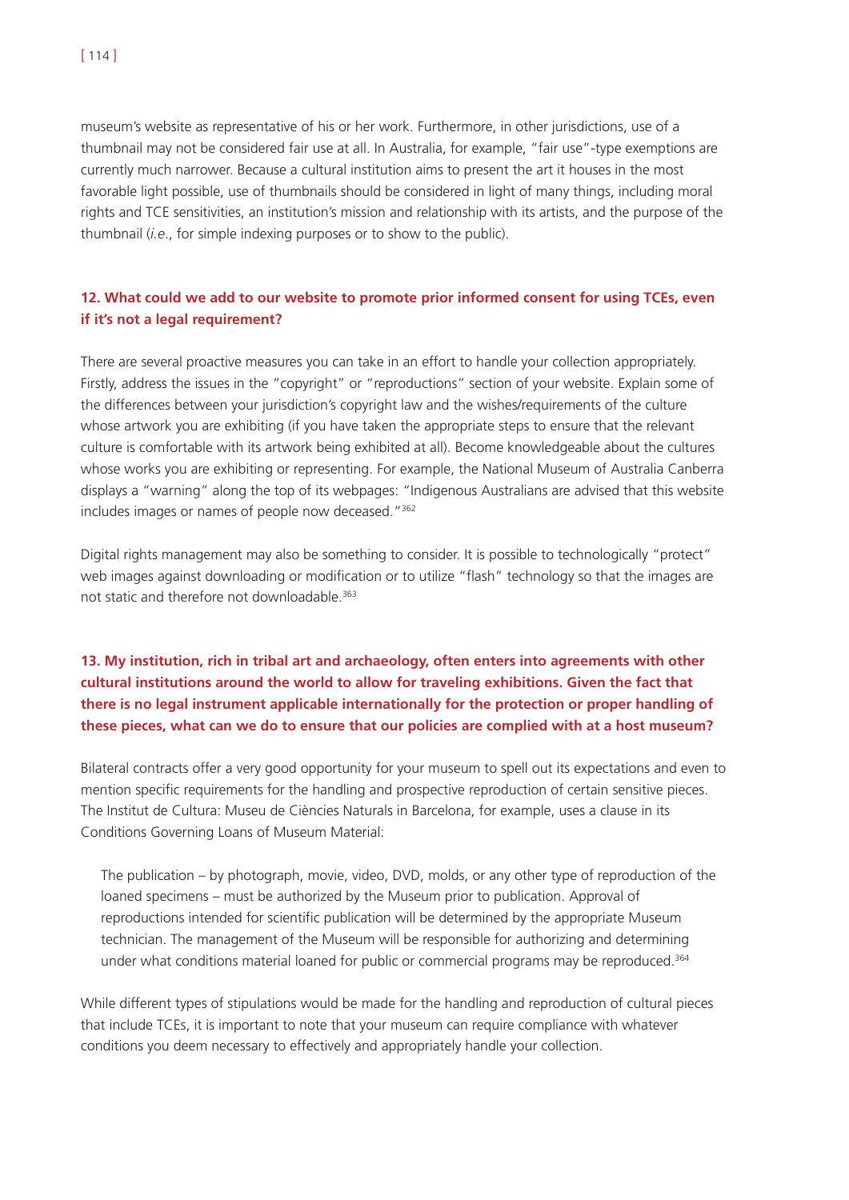museum's website as representative of his or her work. Furthermore, in other jurisdictions, use of a thumbnail may not be considered fair use at all. In Australia, for example, "fair use"-type exemptions are currently much narrower. Because a cultural institution aims to present the art it houses in the most favorable light possible, use of thumbnails should be considered in light of many things, including moral rights and TCE sensitivities, an institution's mission and relationship with its artists, and the purpose of the thumbnail (*i.e.*, for simple indexing purposes or to show to the public).

### 12. What could we add to our website to promote prior informed consent for using TCEs, even if it's not a legal requirement?

There are several proactive measures you can take in an effort to handle your collection appropriately. Firstly, address the issues in the "copyright" or "reproductions" section of your website. Explain some of the differences between your jurisdiction's copyright law and the wishes/requirements of the culture whose artwork you are exhibiting (if you have taken the appropriate steps to ensure that the relevant culture is comfortable with its artwork being exhibited at all). Become knowledgeable about the cultures whose works you are exhibiting or representing. For example, the National Museum of Australia Canberra displays a "warning" along the top of its webpages: "Indigenous Australians are advised that this website includes images or names of people now deceased."[362]

Digital rights management may also be something to consider. It is possible to technologically "protect" web images against downloading or modification or to utilize "flash" technology so that the images are not static and therefore not downloadable.[363]

### 13. My institution, rich in tribal art and archaeology, often enters into agreements with other cultural institutions around the world to allow for traveling exhibitions. Given the fact that there is no legal instrument applicable internationally for the protection or proper handling of these pieces, what can we do to ensure that our policies are complied with at a host museum?

Bilateral contracts offer a very good opportunity for your museum to spell out its expectations and even to mention specific requirements for the handling and prospective reproduction of certain sensitive pieces. The Institut de Cultura: Museu de Ciències Naturals in Barcelona, for example, uses a clause in its Conditions Governing Loans of Museum Material:

> The publication – by photograph, movie, video, DVD, molds, or any other type of reproduction of the loaned specimens – must be authorized by the Museum prior to publication. Approval of reproductions intended for scientific publication will be determined by the appropriate Museum technician. The management of the Museum will be responsible for authorizing and determining under what conditions material loaned for public or commercial programs may be reproduced.[364]

While different types of stipulations would be made for the handling and reproduction of cultural pieces that include TCEs, it is important to note that your museum can require compliance with whatever conditions you deem necessary to effectively and appropriately handle your collection.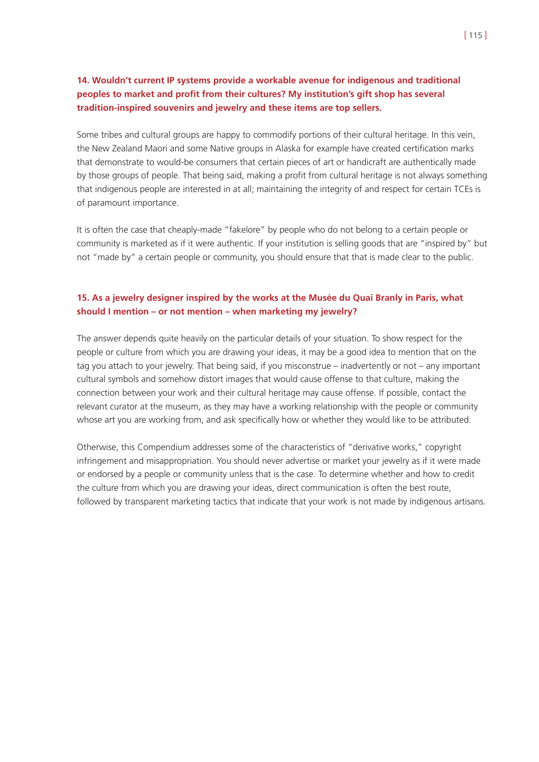### 14. Wouldn't current IP systems provide a workable avenue for indigenous and traditional peoples to market and profit from their cultures? My institution's gift shop has several tradition-inspired souvenirs and jewelry and these items are top sellers.

Some tribes and cultural groups are happy to commodify portions of their cultural heritage. In this vein, the New Zealand Maori and some Native groups in Alaska for example have created certification marks that demonstrate to would-be consumers that certain pieces of art or handicraft are authentically made by those groups of people. That being said, making a profit from cultural heritage is not always something that indigenous people are interested in at all; maintaining the integrity of and respect for certain TCEs is of paramount importance.

It is often the case that cheaply-made "fakelore" by people who do not belong to a certain people or community is marketed as if it were authentic. If your institution is selling goods that are "inspired by" but not "made by" a certain people or community, you should ensure that that is made clear to the public.

### 15. As a jewelry designer inspired by the works at the Musée du Quai Branly in Paris, what should I mention – or not mention – when marketing my jewelry?

The answer depends quite heavily on the particular details of your situation. To show respect for the people or culture from which you are drawing your ideas, it may be a good idea to mention that on the tag you attach to your jewelry. That being said, if you misconstrue – inadvertently or not – any important cultural symbols and somehow distort images that would cause offense to that culture, making the connection between your work and their cultural heritage may cause offense. If possible, contact the relevant curator at the museum, as they may have a working relationship with the people or community whose art you are working from, and ask specifically how or whether they would like to be attributed.

Otherwise, this Compendium addresses some of the characteristics of "derivative works," copyright infringement and misappropriation. You should never advertise or market your jewelry as if it were made or endorsed by a people or community unless that is the case. To determine whether and how to credit the culture from which you are drawing your ideas, direct communication is often the best route, followed by transparent marketing tactics that indicate that your work is not made by indigenous artisans.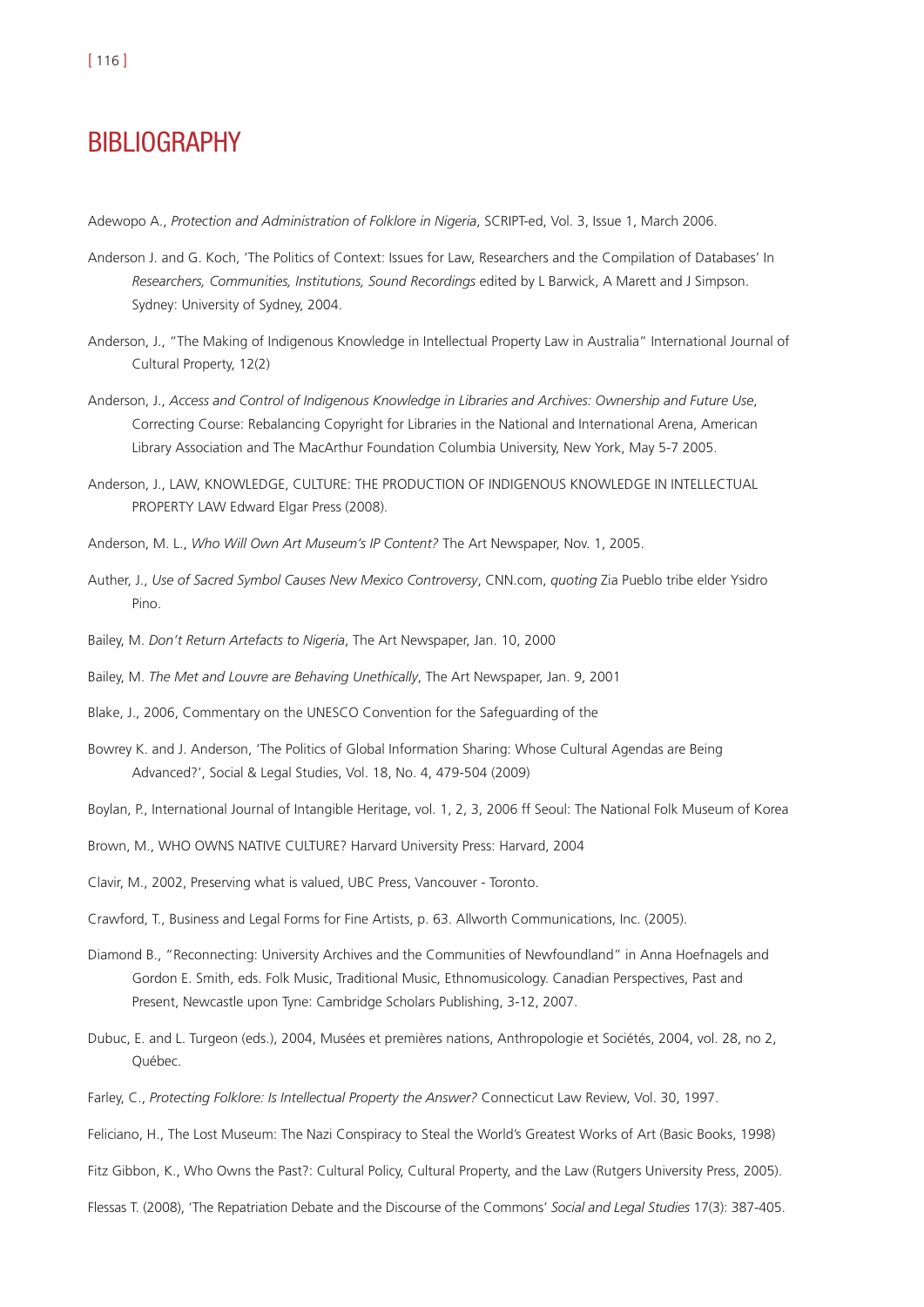# BIBLIOGRAPHY

Adewopo A., *Protection and Administration of Folklore in Nigeria*, SCRIPT-ed, Vol. 3, Issue 1, March 2006.

Anderson J. and G. Koch, 'The Politics of Context: Issues for Law, Researchers and the Compilation of Databases' In *Researchers, Communities, Institutions, Sound Recordings* edited by L Barwick, A Marett and J Simpson. Sydney: University of Sydney, 2004.

Anderson, J., "The Making of Indigenous Knowledge in Intellectual Property Law in Australia" International Journal of Cultural Property, 12(2)

Anderson, J., *Access and Control of Indigenous Knowledge in Libraries and Archives: Ownership and Future Use*, Correcting Course: Rebalancing Copyright for Libraries in the National and International Arena, American Library Association and The MacArthur Foundation Columbia University, New York, May 5-7 2005.

Anderson, J., LAW, KNOWLEDGE, CULTURE: THE PRODUCTION OF INDIGENOUS KNOWLEDGE IN INTELLECTUAL PROPERTY LAW Edward Elgar Press (2008).

Anderson, M. L., *Who Will Own Art Museum's IP Content?* The Art Newspaper, Nov. 1, 2005.

Auther, J., *Use of Sacred Symbol Causes New Mexico Controversy*, CNN.com, *quoting* Zia Pueblo tribe elder Ysidro Pino.

Bailey, M. *Don't Return Artefacts to Nigeria*, The Art Newspaper, Jan. 10, 2000

Bailey, M. *The Met and Louvre are Behaving Unethically*, The Art Newspaper, Jan. 9, 2001

Blake, J., 2006, Commentary on the UNESCO Convention for the Safeguarding of the

Bowrey K. and J. Anderson, 'The Politics of Global Information Sharing: Whose Cultural Agendas are Being Advanced?', Social & Legal Studies, Vol. 18, No. 4, 479-504 (2009)

Boylan, P., International Journal of Intangible Heritage, vol. 1, 2, 3, 2006 ff Seoul: The National Folk Museum of Korea

Brown, M., WHO OWNS NATIVE CULTURE? Harvard University Press: Harvard, 2004

Clavir, M., 2002, Preserving what is valued, UBC Press, Vancouver - Toronto.

Crawford, T., Business and Legal Forms for Fine Artists, p. 63. Allworth Communications, Inc. (2005).

Diamond B., "Reconnecting: University Archives and the Communities of Newfoundland" in Anna Hoefnagels and Gordon E. Smith, eds. Folk Music, Traditional Music, Ethnomusicology. Canadian Perspectives, Past and Present, Newcastle upon Tyne: Cambridge Scholars Publishing, 3-12, 2007.

Dubuc, E. and L. Turgeon (eds.), 2004, Musées et premières nations, Anthropologie et Sociétés, 2004, vol. 28, no 2, Québec.

Farley, C., *Protecting Folklore: Is Intellectual Property the Answer?* Connecticut Law Review, Vol. 30, 1997.

Feliciano, H., The Lost Museum: The Nazi Conspiracy to Steal the World's Greatest Works of Art (Basic Books, 1998)

Fitz Gibbon, K., Who Owns the Past?: Cultural Policy, Cultural Property, and the Law (Rutgers University Press, 2005).

Flessas T. (2008), 'The Repatriation Debate and the Discourse of the Commons' *Social and Legal Studies* 17(3): 387-405.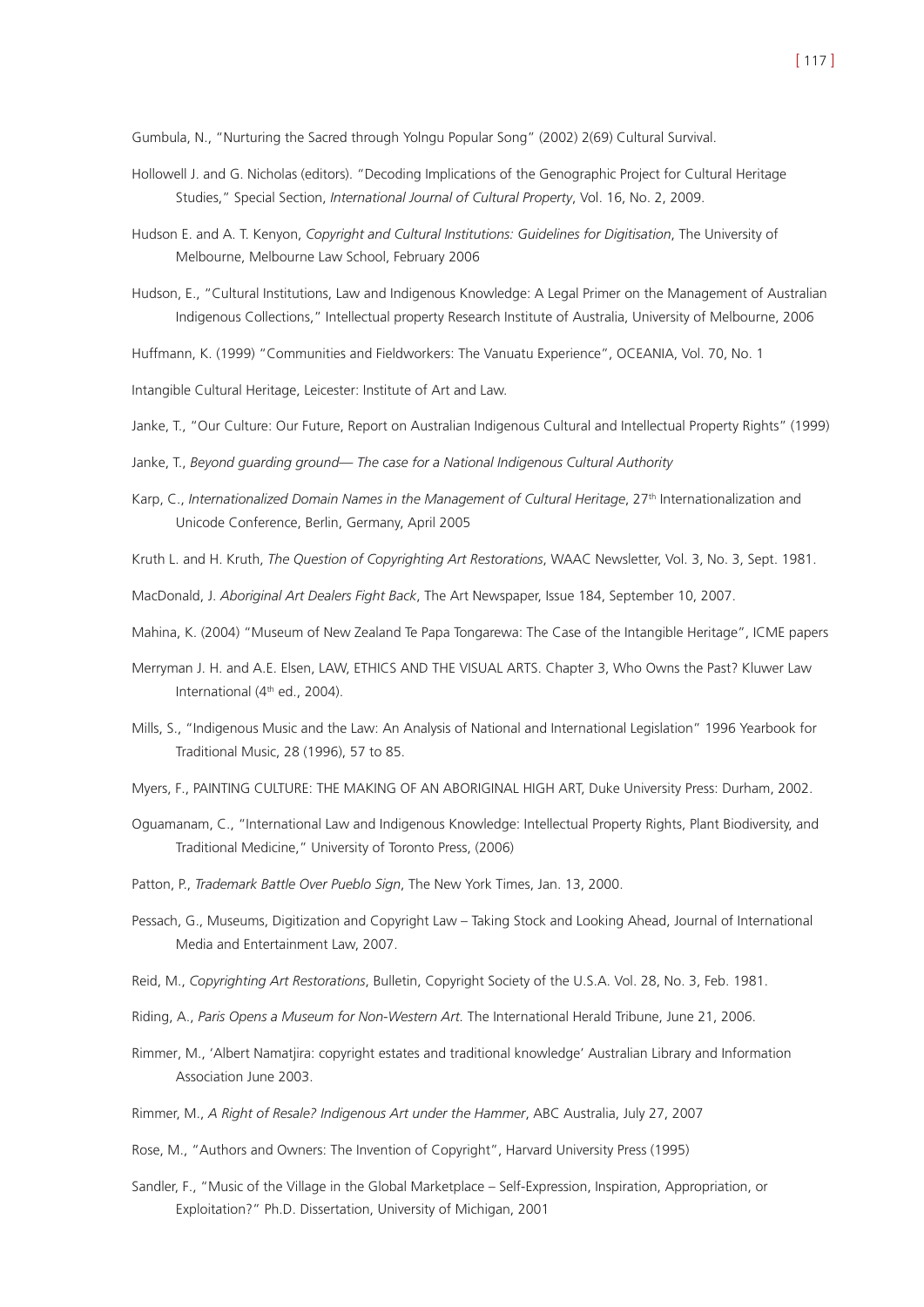Gumbula, N., "Nurturing the Sacred through Yolngu Popular Song" (2002) 2(69) Cultural Survival.

Hollowell J. and G. Nicholas (editors). "Decoding Implications of the Genographic Project for Cultural Heritage Studies," Special Section, *International Journal of Cultural Property*, Vol. 16, No. 2, 2009.

Hudson E. and A. T. Kenyon, *Copyright and Cultural Institutions: Guidelines for Digitisation*, The University of Melbourne, Melbourne Law School, February 2006

Hudson, E., "Cultural Institutions, Law and Indigenous Knowledge: A Legal Primer on the Management of Australian Indigenous Collections," Intellectual property Research Institute of Australia, University of Melbourne, 2006

Huffmann, K. (1999) "Communities and Fieldworkers: The Vanuatu Experience", OCEANIA, Vol. 70, No. 1

Intangible Cultural Heritage, Leicester: Institute of Art and Law.

Janke, T., "Our Culture: Our Future, Report on Australian Indigenous Cultural and Intellectual Property Rights" (1999)

Janke, T., *Beyond guarding ground— The case for a National Indigenous Cultural Authority*

Karp, C., *Internationalized Domain Names in the Management of Cultural Heritage*, 27th Internationalization and Unicode Conference, Berlin, Germany, April 2005

Kruth L. and H. Kruth, *The Question of Copyrighting Art Restorations*, WAAC Newsletter, Vol. 3, No. 3, Sept. 1981.

MacDonald, J. *Aboriginal Art Dealers Fight Back*, The Art Newspaper, Issue 184, September 10, 2007.

Mahina, K. (2004) "Museum of New Zealand Te Papa Tongarewa: The Case of the Intangible Heritage", ICME papers

Merryman J. H. and A.E. Elsen, LAW, ETHICS AND THE VISUAL ARTS. Chapter 3, Who Owns the Past? Kluwer Law International (4th ed., 2004).

Mills, S., "Indigenous Music and the Law: An Analysis of National and International Legislation" 1996 Yearbook for Traditional Music, 28 (1996), 57 to 85.

Myers, F., PAINTING CULTURE: THE MAKING OF AN ABORIGINAL HIGH ART, Duke University Press: Durham, 2002.

Oguamanam, C., "International Law and Indigenous Knowledge: Intellectual Property Rights, Plant Biodiversity, and Traditional Medicine," University of Toronto Press, (2006)

Patton, P., *Trademark Battle Over Pueblo Sign*, The New York Times, Jan. 13, 2000.

Pessach, G., Museums, Digitization and Copyright Law – Taking Stock and Looking Ahead, Journal of International Media and Entertainment Law, 2007.

Reid, M., *Copyrighting Art Restorations*, Bulletin, Copyright Society of the U.S.A. Vol. 28, No. 3, Feb. 1981.

Riding, A., *Paris Opens a Museum for Non-Western Art.* The International Herald Tribune, June 21, 2006.

Rimmer, M., 'Albert Namatjira: copyright estates and traditional knowledge' Australian Library and Information Association June 2003.

Rimmer, M., *A Right of Resale? Indigenous Art under the Hammer*, ABC Australia, July 27, 2007

Rose, M., "Authors and Owners: The Invention of Copyright", Harvard University Press (1995)

Sandler, F., "Music of the Village in the Global Marketplace – Self-Expression, Inspiration, Appropriation, or Exploitation?" Ph.D. Dissertation, University of Michigan, 2001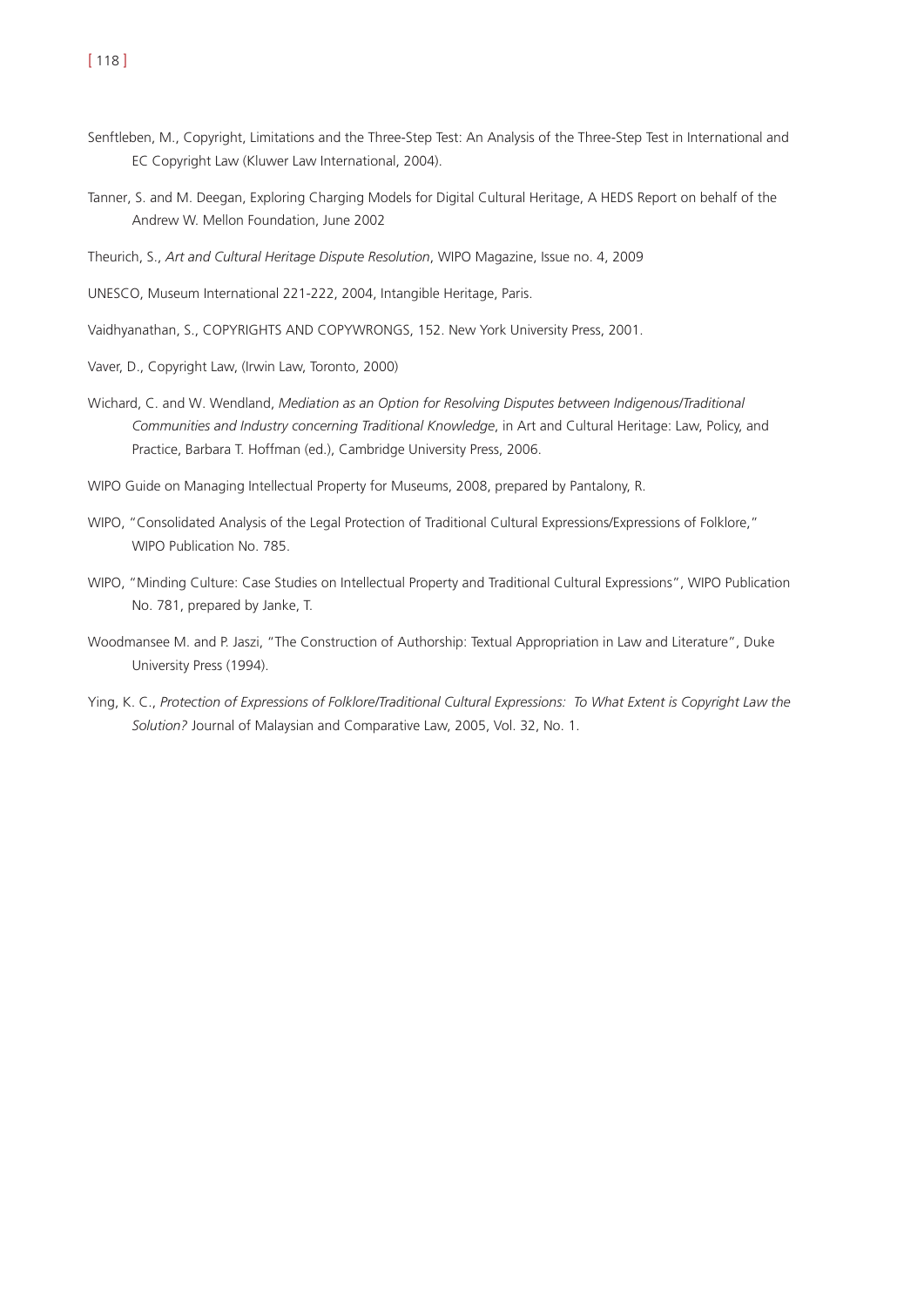Senftleben, M., Copyright, Limitations and the Three-Step Test: An Analysis of the Three-Step Test in International and EC Copyright Law (Kluwer Law International, 2004).

Tanner, S. and M. Deegan, Exploring Charging Models for Digital Cultural Heritage, A HEDS Report on behalf of the Andrew W. Mellon Foundation, June 2002

Theurich, S., *Art and Cultural Heritage Dispute Resolution*, WIPO Magazine, Issue no. 4, 2009

UNESCO, Museum International 221-222, 2004, Intangible Heritage, Paris.

Vaidhyanathan, S., COPYRIGHTS AND COPYWRONGS, 152. New York University Press, 2001.

Vaver, D., Copyright Law, (Irwin Law, Toronto, 2000)

Wichard, C. and W. Wendland, *Mediation as an Option for Resolving Disputes between Indigenous/Traditional Communities and Industry concerning Traditional Knowledge*, in Art and Cultural Heritage: Law, Policy, and Practice, Barbara T. Hoffman (ed.), Cambridge University Press, 2006.

WIPO Guide on Managing Intellectual Property for Museums, 2008, prepared by Pantalony, R.

WIPO, "Consolidated Analysis of the Legal Protection of Traditional Cultural Expressions/Expressions of Folklore," WIPO Publication No. 785.

WIPO, "Minding Culture: Case Studies on Intellectual Property and Traditional Cultural Expressions", WIPO Publication No. 781, prepared by Janke, T.

Woodmansee M. and P. Jaszi, "The Construction of Authorship: Textual Appropriation in Law and Literature", Duke University Press (1994).

Ying, K. C., *Protection of Expressions of Folklore/Traditional Cultural Expressions: To What Extent is Copyright Law the Solution?* Journal of Malaysian and Comparative Law, 2005, Vol. 32, No. 1.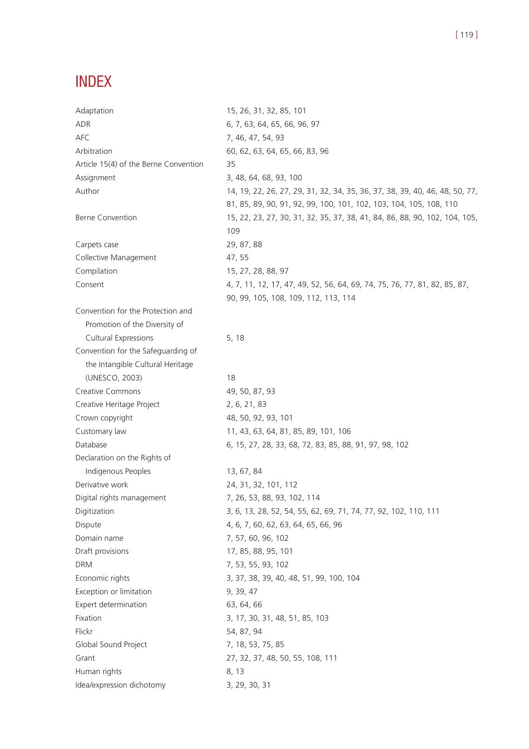# INDEX

| | |
|---|---|
| Adaptation | 15, 26, 31, 32, 85, 101 |
| ADR | 6, 7, 63, 64, 65, 66, 96, 97 |
| AFC | 7, 46, 47, 54, 93 |
| Arbitration | 60, 62, 63, 64, 65, 66, 83, 96 |
| Article 15(4) of the Berne Convention | 35 |
| Assignment | 3, 48, 64, 68, 93, 100 |
| Author | 14, 19, 22, 26, 27, 29, 31, 32, 34, 35, 36, 37, 38, 39, 40, 46, 48, 50, 77, 81, 85, 89, 90, 91, 92, 99, 100, 101, 102, 103, 104, 105, 108, 110 |
| Berne Convention | 15, 22, 23, 27, 30, 31, 32, 35, 37, 38, 41, 84, 86, 88, 90, 102, 104, 105, 109 |
| Carpets case | 29, 87, 88 |
| Collective Management | 47, 55 |
| Compilation | 15, 27, 28, 88, 97 |
| Consent | 4, 7, 11, 12, 17, 47, 49, 52, 56, 64, 69, 74, 75, 76, 77, 81, 82, 85, 87, 90, 99, 105, 108, 109, 112, 113, 114 |
| Convention for the Protection and Promotion of the Diversity of Cultural Expressions | 5, 18 |
| Convention for the Safeguarding of the Intangible Cultural Heritage (UNESCO, 2003) | 18 |
| Creative Commons | 49, 50, 87, 93 |
| Creative Heritage Project | 2, 6, 21, 83 |
| Crown copyright | 48, 50, 92, 93, 101 |
| Customary law | 11, 43, 63, 64, 81, 85, 89, 101, 106 |
| Database | 6, 15, 27, 28, 33, 68, 72, 83, 85, 88, 91, 97, 98, 102 |
| Declaration on the Rights of Indigenous Peoples | 13, 67, 84 |
| Derivative work | 24, 31, 32, 101, 112 |
| Digital rights management | 7, 26, 53, 88, 93, 102, 114 |
| Digitization | 3, 6, 13, 28, 52, 54, 55, 62, 69, 71, 74, 77, 92, 102, 110, 111 |
| Dispute | 4, 6, 7, 60, 62, 63, 64, 65, 66, 96 |
| Domain name | 7, 57, 60, 96, 102 |
| Draft provisions | 17, 85, 88, 95, 101 |
| DRM | 7, 53, 55, 93, 102 |
| Economic rights | 3, 37, 38, 39, 40, 48, 51, 99, 100, 104 |
| Exception or limitation | 9, 39, 47 |
| Expert determination | 63, 64, 66 |
| Fixation | 3, 17, 30, 31, 48, 51, 85, 103 |
| Flickr | 54, 87, 94 |
| Global Sound Project | 7, 18, 53, 75, 85 |
| Grant | 27, 32, 37, 48, 50, 55, 108, 111 |
| Human rights | 8, 13 |
| Idea/expression dichotomy | 3, 29, 30, 31 |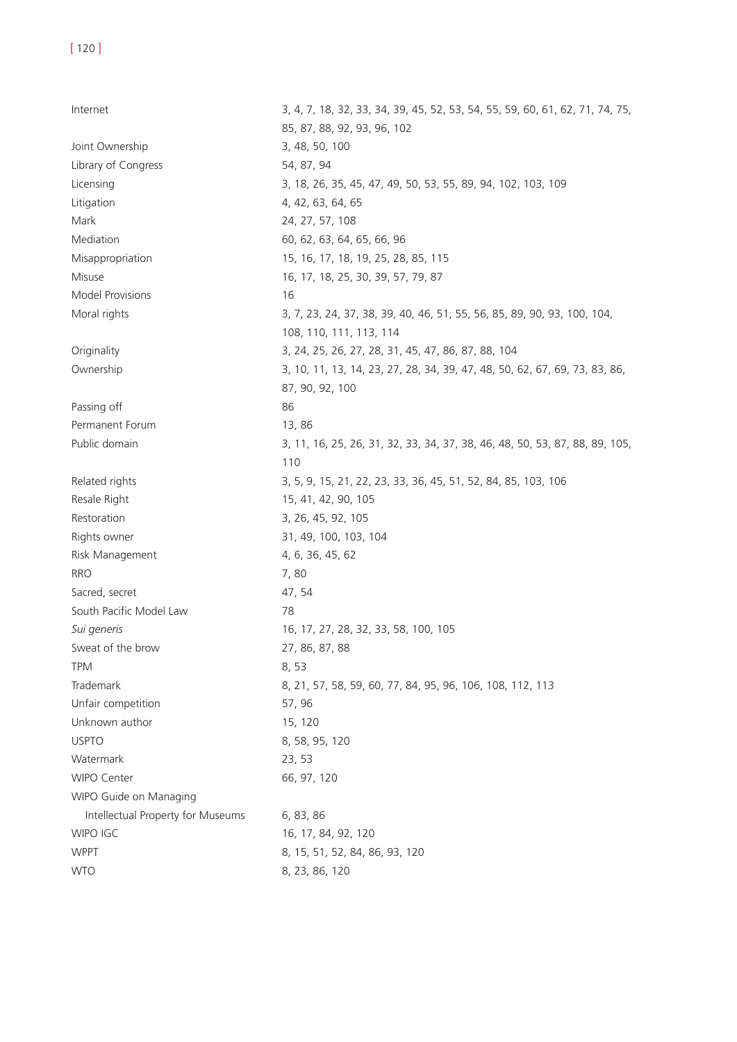| | |
|---|---|
| Internet | 3, 4, 7, 18, 32, 33, 34, 39, 45, 52, 53, 54, 55, 59, 60, 61, 62, 71, 74, 75, 85, 87, 88, 92, 93, 96, 102 |
| Joint Ownership | 3, 48, 50, 100 |
| Library of Congress | 54, 87, 94 |
| Licensing | 3, 18, 26, 35, 45, 47, 49, 50, 53, 55, 89, 94, 102, 103, 109 |
| Litigation | 4, 42, 63, 64, 65 |
| Mark | 24, 27, 57, 108 |
| Mediation | 60, 62, 63, 64, 65, 66, 96 |
| Misappropriation | 15, 16, 17, 18, 19, 25, 28, 85, 115 |
| Misuse | 16, 17, 18, 25, 30, 39, 57, 79, 87 |
| Model Provisions | 16 |
| Moral rights | 3, 7, 23, 24, 37, 38, 39, 40, 46, 51, 55, 56, 85, 89, 90, 93, 100, 104, 108, 110, 111, 113, 114 |
| Originality | 3, 24, 25, 26, 27, 28, 31, 45, 47, 86, 87, 88, 104 |
| Ownership | 3, 10, 11, 13, 14, 23, 27, 28, 34, 39, 47, 48, 50, 62, 67, 69, 73, 83, 86, 87, 90, 92, 100 |
| Passing off | 86 |
| Permanent Forum | 13, 86 |
| Public domain | 3, 11, 16, 25, 26, 31, 32, 33, 34, 37, 38, 46, 48, 50, 53, 87, 88, 89, 105, 110 |
| Related rights | 3, 5, 9, 15, 21, 22, 23, 33, 36, 45, 51, 52, 84, 85, 103, 106 |
| Resale Right | 15, 41, 42, 90, 105 |
| Restoration | 3, 26, 45, 92, 105 |
| Rights owner | 31, 49, 100, 103, 104 |
| Risk Management | 4, 6, 36, 45, 62 |
| RRO | 7, 80 |
| Sacred, secret | 47, 54 |
| South Pacific Model Law | 78 |
| *Sui generis* | 16, 17, 27, 28, 32, 33, 58, 100, 105 |
| Sweat of the brow | 27, 86, 87, 88 |
| TPM | 8, 53 |
| Trademark | 8, 21, 57, 58, 59, 60, 77, 84, 95, 96, 106, 108, 112, 113 |
| Unfair competition | 57, 96 |
| Unknown author | 15, 120 |
| USPTO | 8, 58, 95, 120 |
| Watermark | 23, 53 |
| WIPO Center | 66, 97, 120 |
| WIPO Guide on Managing Intellectual Property for Museums | 6, 83, 86 |
| WIPO IGC | 16, 17, 84, 92, 120 |
| WPPT | 8, 15, 51, 52, 84, 86, 93, 120 |
| WTO | 8, 23, 86, 120 |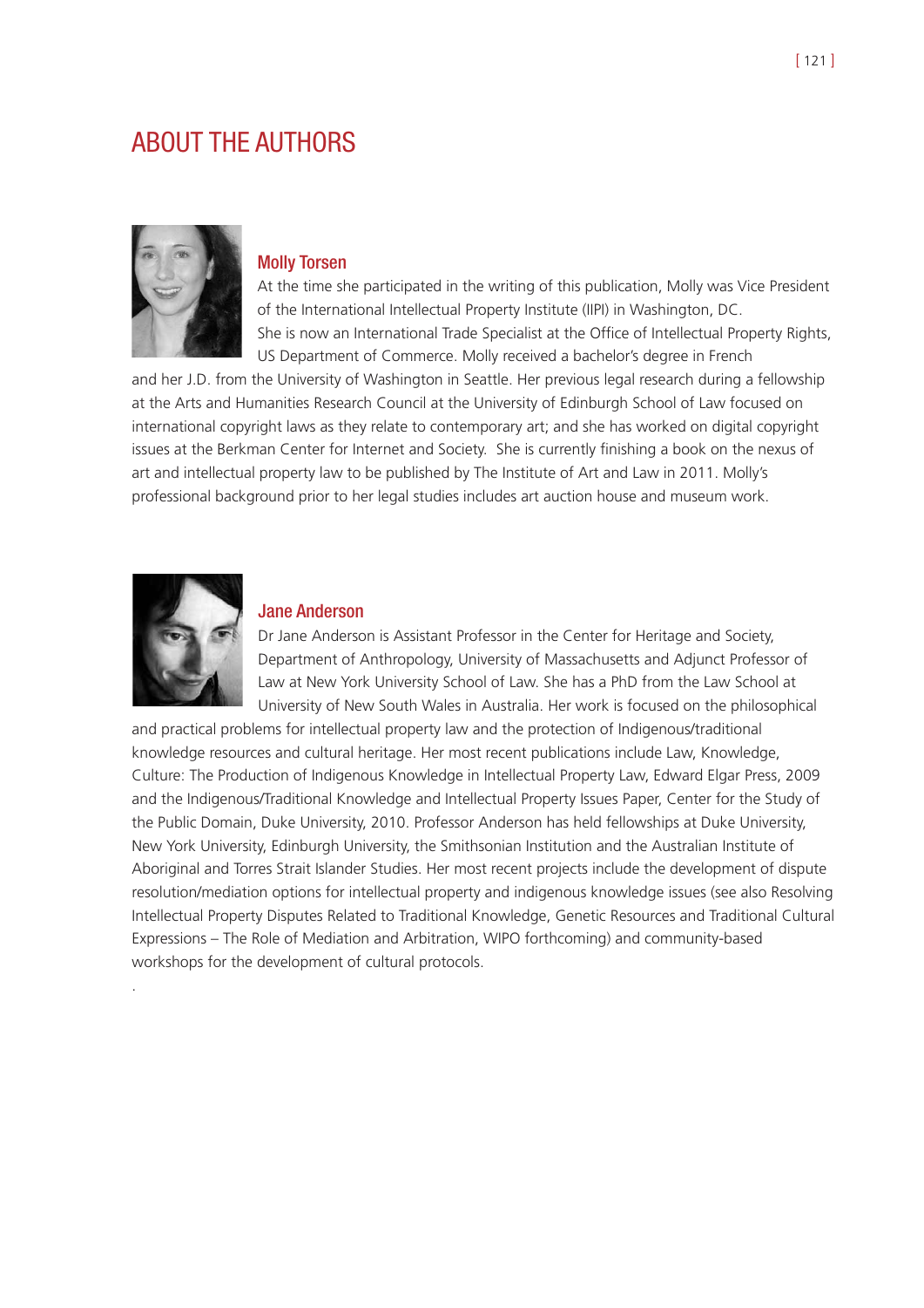# ABOUT THE AUTHORS

## Molly Torsen

At the time she participated in the writing of this publication, Molly was Vice President of the International Intellectual Property Institute (IIPI) in Washington, DC. She is now an International Trade Specialist at the Office of Intellectual Property Rights, US Department of Commerce. Molly received a bachelor's degree in French and her J.D. from the University of Washington in Seattle. Her previous legal research during a fellowship at the Arts and Humanities Research Council at the University of Edinburgh School of Law focused on international copyright laws as they relate to contemporary art; and she has worked on digital copyright issues at the Berkman Center for Internet and Society. She is currently finishing a book on the nexus of art and intellectual property law to be published by The Institute of Art and Law in 2011. Molly's professional background prior to her legal studies includes art auction house and museum work.

## Jane Anderson

Dr Jane Anderson is Assistant Professor in the Center for Heritage and Society, Department of Anthropology, University of Massachusetts and Adjunct Professor of Law at New York University School of Law. She has a PhD from the Law School at University of New South Wales in Australia. Her work is focused on the philosophical and practical problems for intellectual property law and the protection of Indigenous/traditional knowledge resources and cultural heritage. Her most recent publications include Law, Knowledge, Culture: The Production of Indigenous Knowledge in Intellectual Property Law, Edward Elgar Press, 2009 and the Indigenous/Traditional Knowledge and Intellectual Property Issues Paper, Center for the Study of the Public Domain, Duke University, 2010. Professor Anderson has held fellowships at Duke University, New York University, Edinburgh University, the Smithsonian Institution and the Australian Institute of Aboriginal and Torres Strait Islander Studies. Her most recent projects include the development of dispute resolution/mediation options for intellectual property and indigenous knowledge issues (see also Resolving Intellectual Property Disputes Related to Traditional Knowledge, Genetic Resources and Traditional Cultural Expressions – The Role of Mediation and Arbitration, WIPO forthcoming) and community-based workshops for the development of cultural protocols.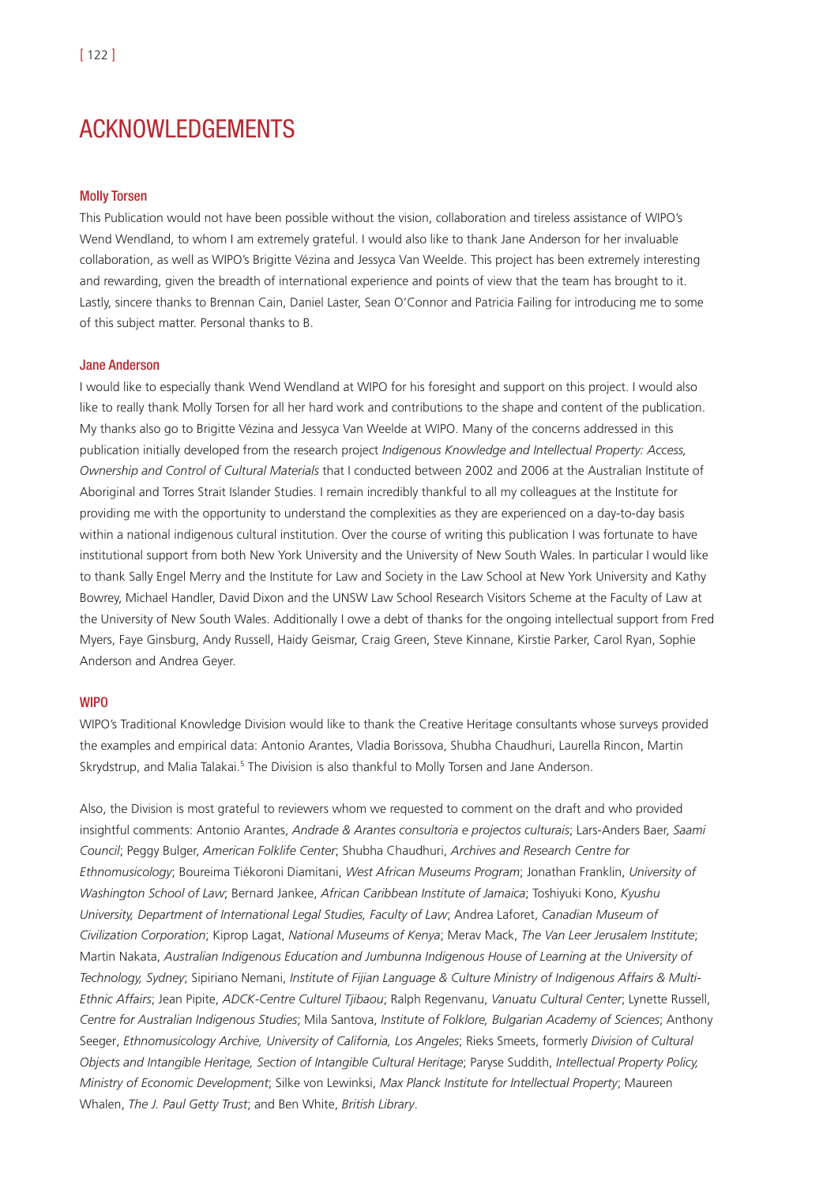# ACKNOWLEDGEMENTS

## Molly Torsen

This Publication would not have been possible without the vision, collaboration and tireless assistance of WIPO's Wend Wendland, to whom I am extremely grateful. I would also like to thank Jane Anderson for her invaluable collaboration, as well as WIPO's Brigitte Vézina and Jessyca Van Weelde. This project has been extremely interesting and rewarding, given the breadth of international experience and points of view that the team has brought to it. Lastly, sincere thanks to Brennan Cain, Daniel Laster, Sean O'Connor and Patricia Failing for introducing me to some of this subject matter. Personal thanks to B.

## Jane Anderson

I would like to especially thank Wend Wendland at WIPO for his foresight and support on this project. I would also like to really thank Molly Torsen for all her hard work and contributions to the shape and content of the publication. My thanks also go to Brigitte Vézina and Jessyca Van Weelde at WIPO. Many of the concerns addressed in this publication initially developed from the research project *Indigenous Knowledge and Intellectual Property: Access, Ownership and Control of Cultural Materials* that I conducted between 2002 and 2006 at the Australian Institute of Aboriginal and Torres Strait Islander Studies. I remain incredibly thankful to all my colleagues at the Institute for providing me with the opportunity to understand the complexities as they are experienced on a day-to-day basis within a national indigenous cultural institution. Over the course of writing this publication I was fortunate to have institutional support from both New York University and the University of New South Wales. In particular I would like to thank Sally Engel Merry and the Institute for Law and Society in the Law School at New York University and Kathy Bowrey, Michael Handler, David Dixon and the UNSW Law School Research Visitors Scheme at the Faculty of Law at the University of New South Wales. Additionally I owe a debt of thanks for the ongoing intellectual support from Fred Myers, Faye Ginsburg, Andy Russell, Haidy Geismar, Craig Green, Steve Kinnane, Kirstie Parker, Carol Ryan, Sophie Anderson and Andrea Geyer.

## WIPO

WIPO's Traditional Knowledge Division would like to thank the Creative Heritage consultants whose surveys provided the examples and empirical data: Antonio Arantes, Vladia Borissova, Shubha Chaudhuri, Laurella Rincon, Martin Skrydstrup, and Malia Talakai.[5] The Division is also thankful to Molly Torsen and Jane Anderson.

Also, the Division is most grateful to reviewers whom we requested to comment on the draft and who provided insightful comments: Antonio Arantes, *Andrade & Arantes consultoria e projectos culturais*; Lars-Anders Baer, *Saami Council*; Peggy Bulger, *American Folklife Center*; Shubha Chaudhuri, *Archives and Research Centre for Ethnomusicology*; Boureima Tiékoroni Diamitani, *West African Museums Program*; Jonathan Franklin, *University of Washington School of Law*; Bernard Jankee, *African Caribbean Institute of Jamaica*; Toshiyuki Kono, *Kyushu University, Department of International Legal Studies, Faculty of Law*; Andrea Laforet, *Canadian Museum of Civilization Corporation*; Kiprop Lagat, *National Museums of Kenya*; Merav Mack, *The Van Leer Jerusalem Institute*; Martin Nakata, *Australian Indigenous Education and Jumbunna Indigenous House of Learning at the University of Technology, Sydney*; Sipiriano Nemani, *Institute of Fijian Language & Culture Ministry of Indigenous Affairs & Multi-Ethnic Affairs*; Jean Pipite, *ADCK-Centre Culturel Tjibaou*; Ralph Regenvanu, *Vanuatu Cultural Center*; Lynette Russell, *Centre for Australian Indigenous Studies*; Mila Santova, *Institute of Folklore, Bulgarian Academy of Sciences*; Anthony Seeger, *Ethnomusicology Archive, University of California, Los Angeles*; Rieks Smeets, formerly *Division of Cultural Objects and Intangible Heritage, Section of Intangible Cultural Heritage*; Paryse Suddith, *Intellectual Property Policy, Ministry of Economic Development*; Silke von Lewinksi, *Max Planck Institute for Intellectual Property*; Maureen Whalen, *The J. Paul Getty Trust*; and Ben White, *British Library*.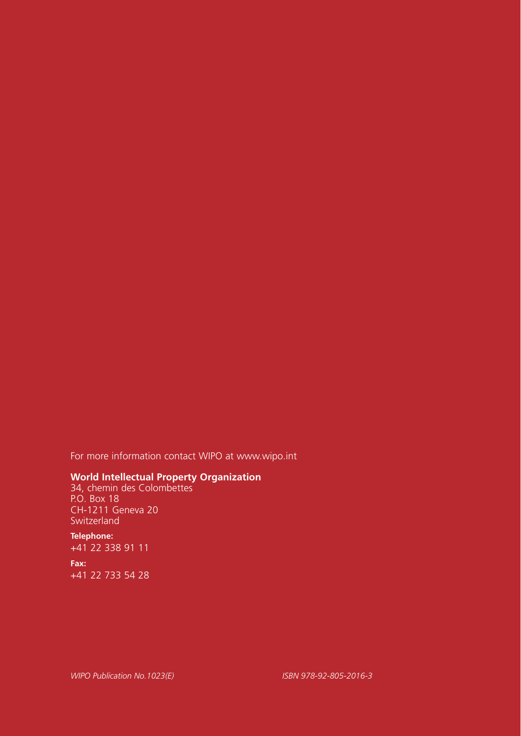For more information contact WIPO at www.wipo.int

**World Intellectual Property Organization**
34, chemin des Colombettes
P.O. Box 18
CH-1211 Geneva 20
Switzerland

**Telephone:**
+41 22 338 91 11

**Fax:**
+41 22 733 54 28

*WIPO Publication No.1023(E)*

*ISBN 978-92-805-2016-3*